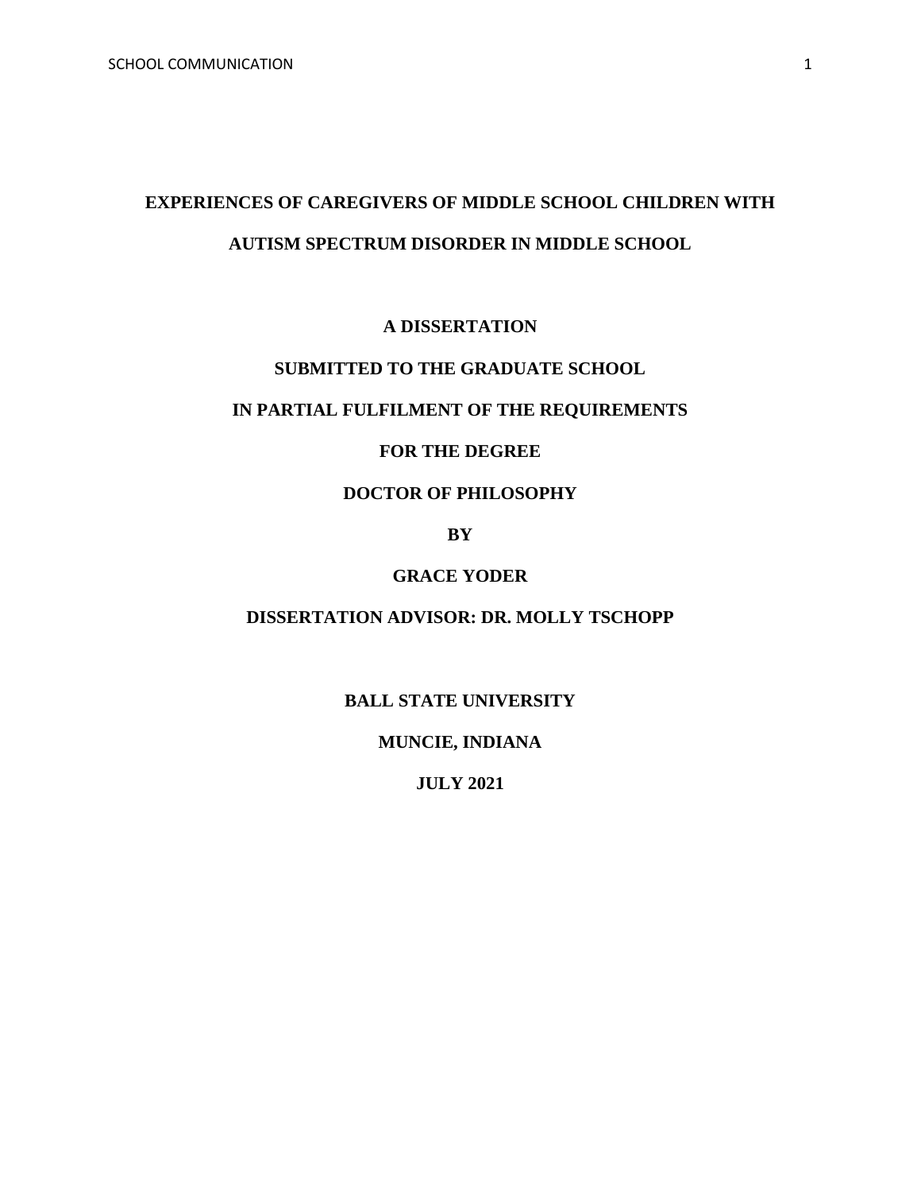# EXPERIENCES OF CAREGIVERS OF MIDDLE SCHOOL CHILDREN WITH AUTISM SPECTRUM DISORDER IN MIDDLE SCHOOL

**A DISSERTATION**

**SUBMITTED TO THE GRADUATE SCHOOL**

**IN PARTIAL FULFILMENT OF THE REQUIREMENTS**

**FOR THE DEGREE**

**DOCTOR OF PHILOSOPHY**

**BY**

**GRACE YODER**

**DISSERTATION ADVISOR: DR. MOLLY TSCHOPP**

**BALL STATE UNIVERSITY**

**MUNCIE, INDIANA**

**JULY 2021**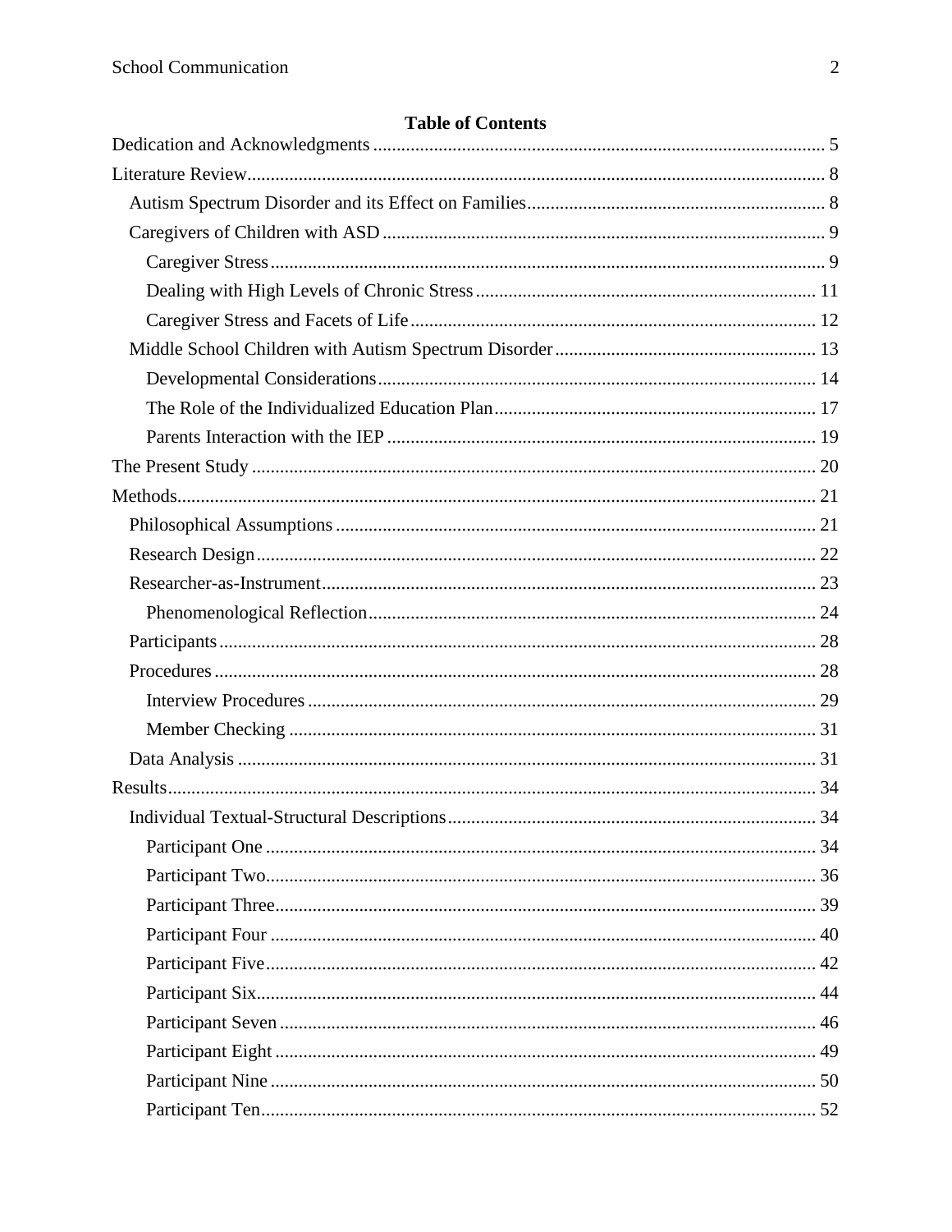**Table of Contents**

Dedication and Acknowledgments ........................................................................................ 5

Literature Review........................................................................................................... 8

- Autism Spectrum Disorder and its Effect on Families.............................................................. 8
- Caregivers of Children with ASD ............................................................................................ 9
  - Caregiver Stress.................................................................................................................. 9
  - Dealing with High Levels of Chronic Stress ........................................................................ 11
  - Caregiver Stress and Facets of Life ..................................................................................... 12
- Middle School Children with Autism Spectrum Disorder ....................................................... 13
  - Developmental Considerations............................................................................................ 14
  - The Role of the Individualized Education Plan.................................................................... 17
  - Parents Interaction with the IEP .......................................................................................... 19

The Present Study ......................................................................................................... 20

Methods......................................................................................................................... 21

- Philosophical Assumptions ..................................................................................................... 21
- Research Design...................................................................................................................... 22
- Researcher-as-Instrument........................................................................................................ 23
  - Phenomenological Reflection.............................................................................................. 24
- Participants.............................................................................................................................. 28
- Procedures ............................................................................................................................... 28
  - Interview Procedures ........................................................................................................... 29
  - Member Checking ............................................................................................................... 31
- Data Analysis .......................................................................................................................... 31

Results........................................................................................................................... 34

- Individual Textual-Structural Descriptions.............................................................................. 34
  - Participant One .................................................................................................................... 34
  - Participant Two.................................................................................................................... 36
  - Participant Three.................................................................................................................. 39
  - Participant Four ................................................................................................................... 40
  - Participant Five.................................................................................................................... 42
  - Participant Six...................................................................................................................... 44
  - Participant Seven ................................................................................................................. 46
  - Participant Eight .................................................................................................................. 49
  - Participant Nine ................................................................................................................... 50
  - Participant Ten..................................................................................................................... 52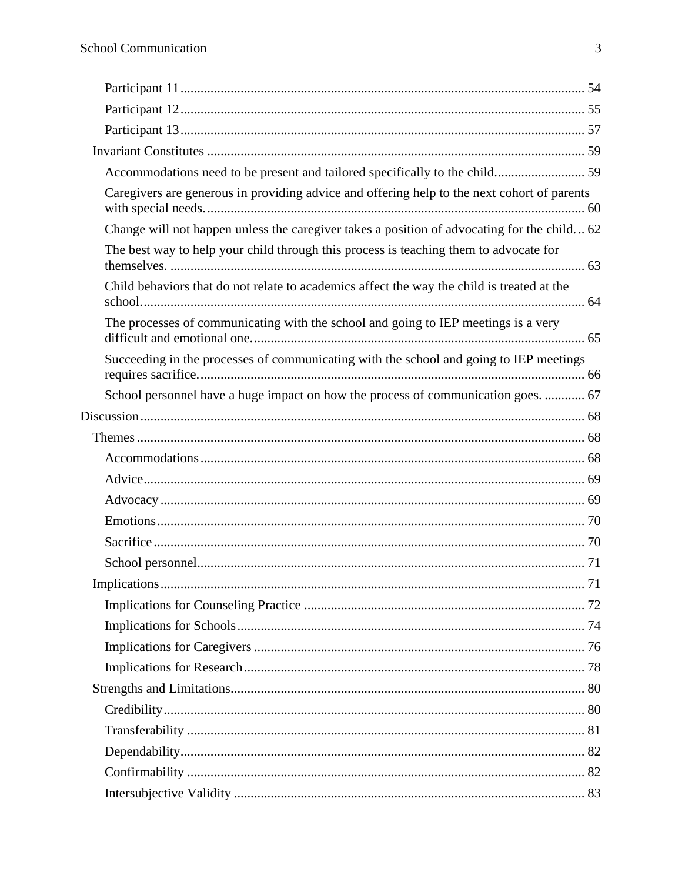Participant 11 ........................................................................................................ 54

Participant 12 ........................................................................................................ 55

Participant 13 ........................................................................................................ 57

Invariant Constitutes ................................................................................................ 59

Accommodations need to be present and tailored specifically to the child. .......................... 59

Caregivers are generous in providing advice and offering help to the next cohort of parents with special needs. ................................................................................................ 60

Change will not happen unless the caregiver takes a position of advocating for the child. .. 62

The best way to help your child through this process is teaching them to advocate for themselves. ........................................................................................................... 63

Child behaviors that do not relate to academics affect the way the child is treated at the school. .................................................................................................................. 64

The processes of communicating with the school and going to IEP meetings is a very difficult and emotional one. .................................................................................. 65

Succeeding in the processes of communicating with the school and going to IEP meetings requires sacrifice. .................................................................................................. 66

School personnel have a huge impact on how the process of communication goes. ............ 67

Discussion .................................................................................................................... 68

Themes ..................................................................................................................... 68

Accommodations .................................................................................................. 68

Advice .................................................................................................................. 69

Advocacy ............................................................................................................. 69

Emotions .............................................................................................................. 70

Sacrifice ............................................................................................................... 70

School personnel .................................................................................................. 71

Implications ............................................................................................................. 71

Implications for Counseling Practice ................................................................... 72

Implications for Schools ...................................................................................... 74

Implications for Caregivers .................................................................................. 76

Implications for Research ..................................................................................... 78

Strengths and Limitations ......................................................................................... 80

Credibility ............................................................................................................. 80

Transferability ...................................................................................................... 81

Dependability ........................................................................................................ 82

Confirmability ...................................................................................................... 82

Intersubjective Validity ........................................................................................ 83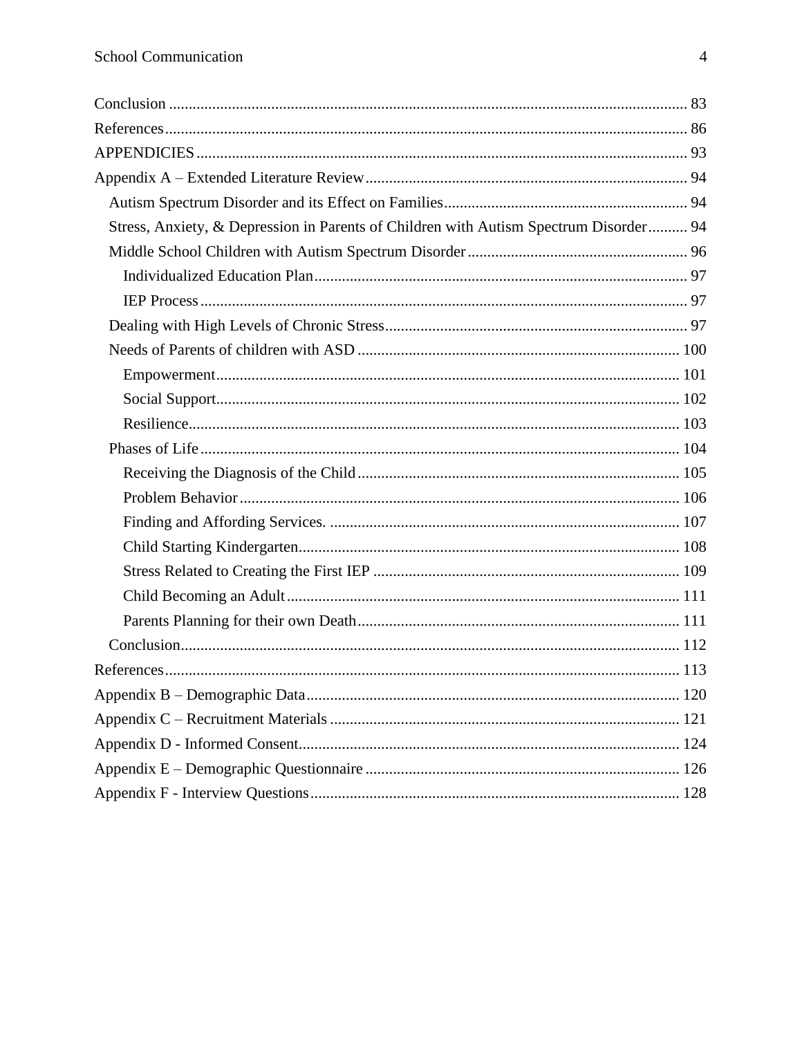Conclusion .................................................................................................................. 83

References.................................................................................................................. 86

APPENDICIES .......................................................................................................... 93

Appendix A – Extended Literature Review................................................................ 94

Autism Spectrum Disorder and its Effect on Families............................................. 94

Stress, Anxiety, & Depression in Parents of Children with Autism Spectrum Disorder.......... 94

Middle School Children with Autism Spectrum Disorder....................................... 96

Individualized Education Plan............................................................................. 97

IEP Process .......................................................................................................... 97

Dealing with High Levels of Chronic Stress............................................................ 97

Needs of Parents of children with ASD ................................................................. 100

Empowerment.................................................................................................... 101

Social Support.................................................................................................... 102

Resilience........................................................................................................... 103

Phases of Life ......................................................................................................... 104

Receiving the Diagnosis of the Child ................................................................. 105

Problem Behavior ............................................................................................... 106

Finding and Affording Services. ........................................................................ 107

Child Starting Kindergarten................................................................................ 108

Stress Related to Creating the First IEP ............................................................. 109

Child Becoming an Adult ................................................................................... 111

Parents Planning for their own Death................................................................. 111

Conclusion.............................................................................................................. 112

References................................................................................................................. 113

Appendix B – Demographic Data............................................................................. 120

Appendix C – Recruitment Materials ....................................................................... 121

Appendix D - Informed Consent............................................................................... 124

Appendix E – Demographic Questionnaire ............................................................... 126

Appendix F - Interview Questions............................................................................ 128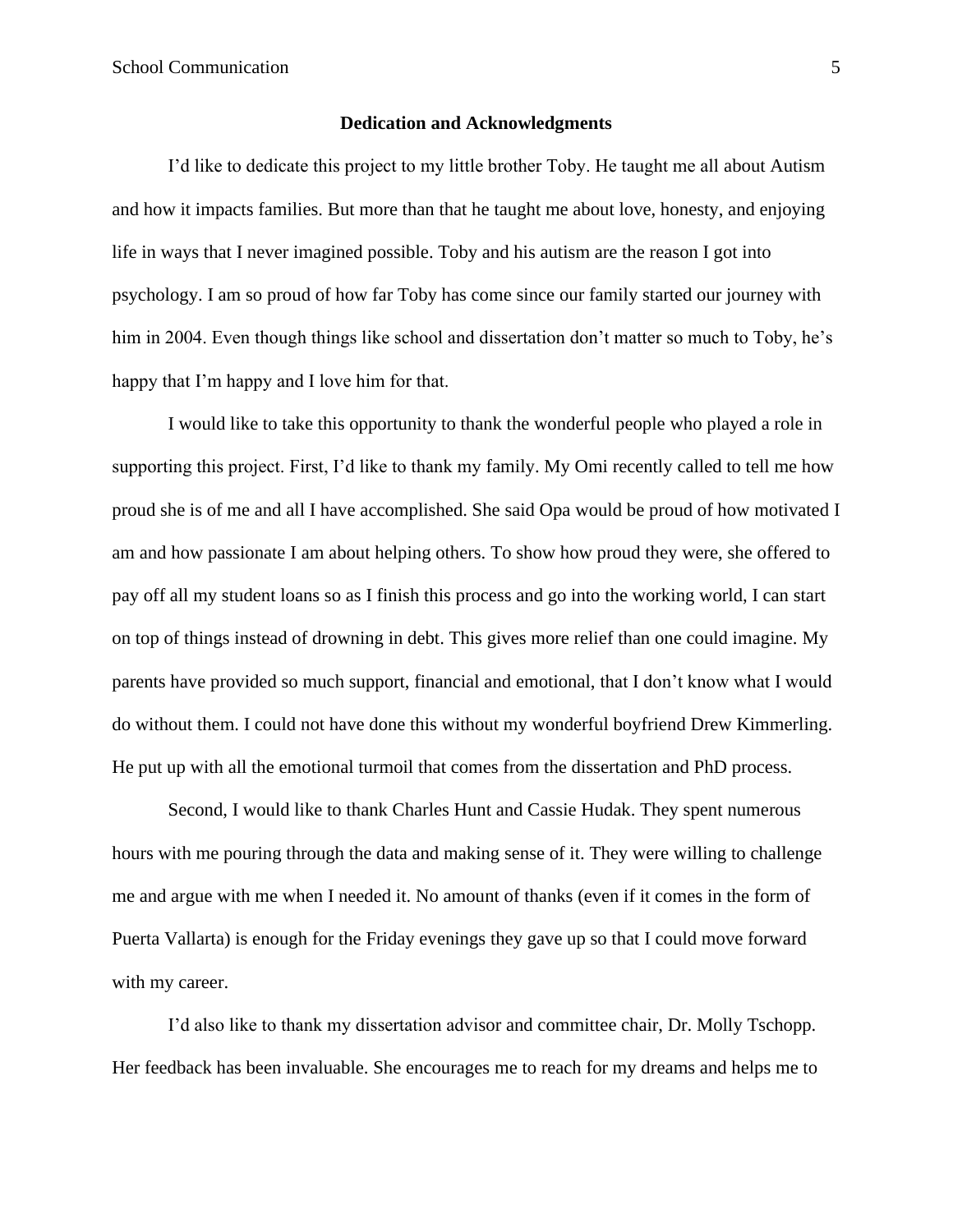**Dedication and Acknowledgments**

I'd like to dedicate this project to my little brother Toby. He taught me all about Autism and how it impacts families. But more than that he taught me about love, honesty, and enjoying life in ways that I never imagined possible. Toby and his autism are the reason I got into psychology. I am so proud of how far Toby has come since our family started our journey with him in 2004. Even though things like school and dissertation don't matter so much to Toby, he's happy that I'm happy and I love him for that.

I would like to take this opportunity to thank the wonderful people who played a role in supporting this project. First, I'd like to thank my family. My Omi recently called to tell me how proud she is of me and all I have accomplished. She said Opa would be proud of how motivated I am and how passionate I am about helping others. To show how proud they were, she offered to pay off all my student loans so as I finish this process and go into the working world, I can start on top of things instead of drowning in debt. This gives more relief than one could imagine. My parents have provided so much support, financial and emotional, that I don't know what I would do without them. I could not have done this without my wonderful boyfriend Drew Kimmerling. He put up with all the emotional turmoil that comes from the dissertation and PhD process.

Second, I would like to thank Charles Hunt and Cassie Hudak. They spent numerous hours with me pouring through the data and making sense of it. They were willing to challenge me and argue with me when I needed it. No amount of thanks (even if it comes in the form of Puerta Vallarta) is enough for the Friday evenings they gave up so that I could move forward with my career.

I'd also like to thank my dissertation advisor and committee chair, Dr. Molly Tschopp. Her feedback has been invaluable. She encourages me to reach for my dreams and helps me to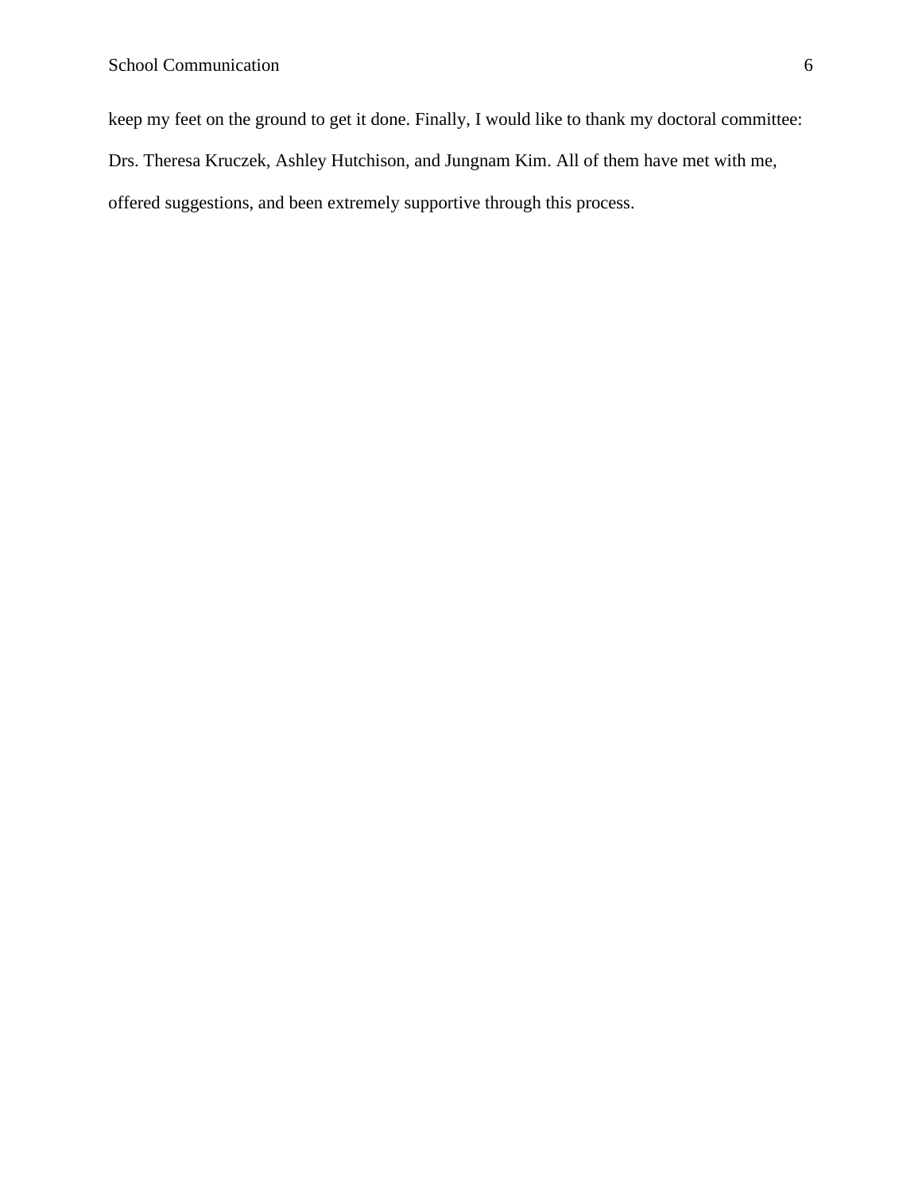keep my feet on the ground to get it done. Finally, I would like to thank my doctoral committee: Drs. Theresa Kruczek, Ashley Hutchison, and Jungnam Kim. All of them have met with me, offered suggestions, and been extremely supportive through this process.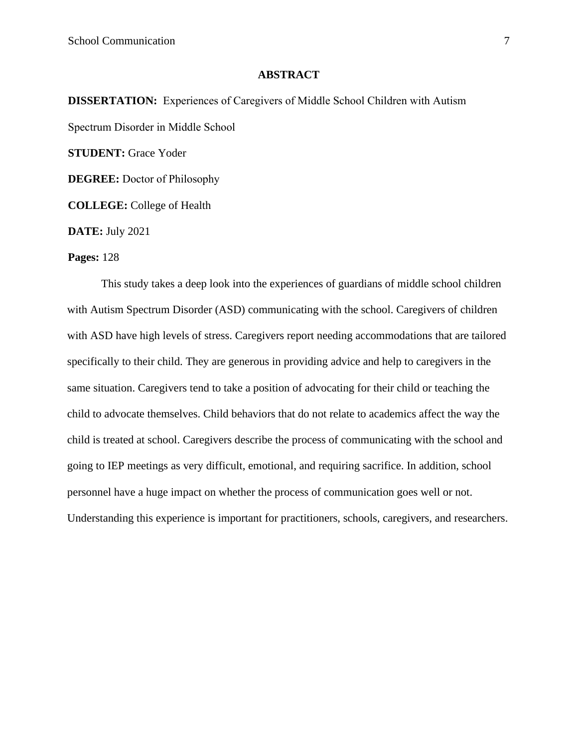# ABSTRACT

**DISSERTATION:** Experiences of Caregivers of Middle School Children with Autism Spectrum Disorder in Middle School

**STUDENT:** Grace Yoder

**DEGREE:** Doctor of Philosophy

**COLLEGE:** College of Health

**DATE:** July 2021

**Pages:** 128

This study takes a deep look into the experiences of guardians of middle school children with Autism Spectrum Disorder (ASD) communicating with the school. Caregivers of children with ASD have high levels of stress. Caregivers report needing accommodations that are tailored specifically to their child. They are generous in providing advice and help to caregivers in the same situation. Caregivers tend to take a position of advocating for their child or teaching the child to advocate themselves. Child behaviors that do not relate to academics affect the way the child is treated at school. Caregivers describe the process of communicating with the school and going to IEP meetings as very difficult, emotional, and requiring sacrifice. In addition, school personnel have a huge impact on whether the process of communication goes well or not. Understanding this experience is important for practitioners, schools, caregivers, and researchers.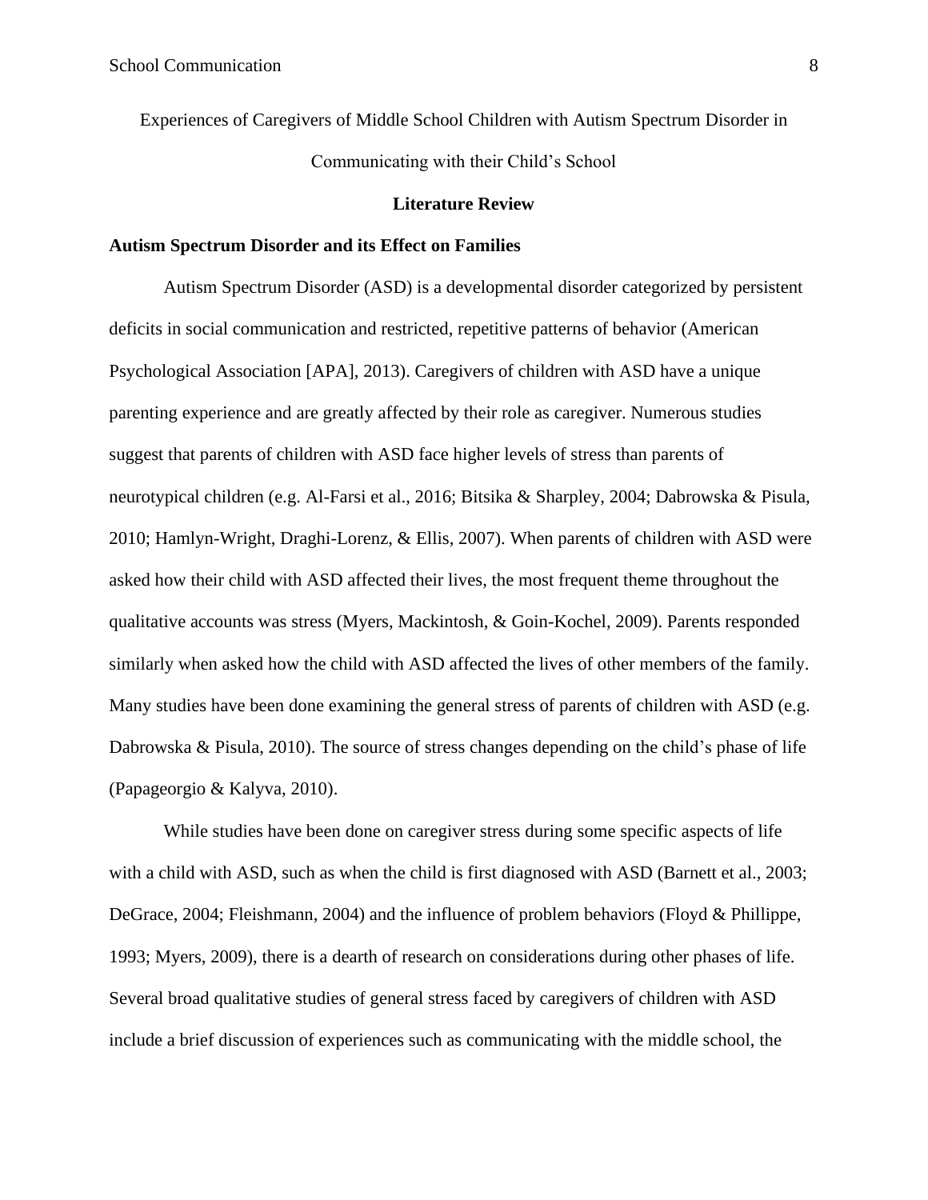Experiences of Caregivers of Middle School Children with Autism Spectrum Disorder in Communicating with their Child's School

## Literature Review

### Autism Spectrum Disorder and its Effect on Families

Autism Spectrum Disorder (ASD) is a developmental disorder categorized by persistent deficits in social communication and restricted, repetitive patterns of behavior (American Psychological Association [APA], 2013). Caregivers of children with ASD have a unique parenting experience and are greatly affected by their role as caregiver. Numerous studies suggest that parents of children with ASD face higher levels of stress than parents of neurotypical children (e.g. Al-Farsi et al., 2016; Bitsika & Sharpley, 2004; Dabrowska & Pisula, 2010; Hamlyn-Wright, Draghi-Lorenz, & Ellis, 2007). When parents of children with ASD were asked how their child with ASD affected their lives, the most frequent theme throughout the qualitative accounts was stress (Myers, Mackintosh, & Goin-Kochel, 2009). Parents responded similarly when asked how the child with ASD affected the lives of other members of the family. Many studies have been done examining the general stress of parents of children with ASD (e.g. Dabrowska & Pisula, 2010). The source of stress changes depending on the child's phase of life (Papageorgio & Kalyva, 2010).

While studies have been done on caregiver stress during some specific aspects of life with a child with ASD, such as when the child is first diagnosed with ASD (Barnett et al., 2003; DeGrace, 2004; Fleishmann, 2004) and the influence of problem behaviors (Floyd & Phillippe, 1993; Myers, 2009), there is a dearth of research on considerations during other phases of life. Several broad qualitative studies of general stress faced by caregivers of children with ASD include a brief discussion of experiences such as communicating with the middle school, the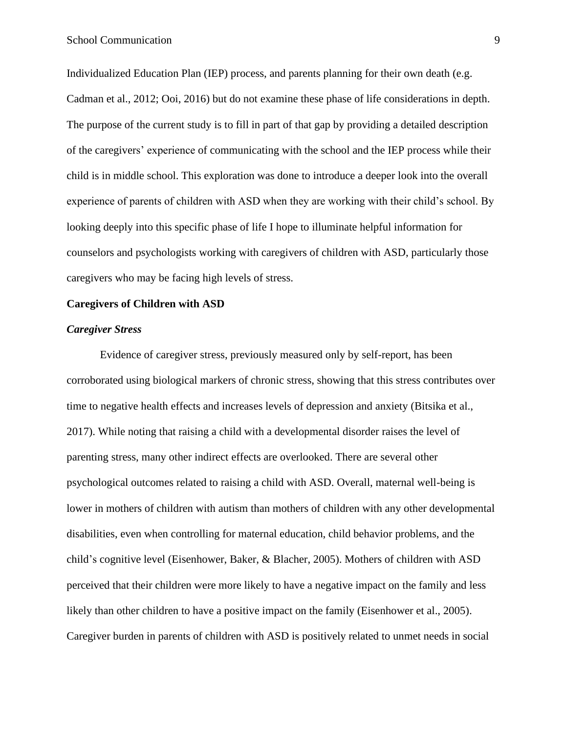Individualized Education Plan (IEP) process, and parents planning for their own death (e.g. Cadman et al., 2012; Ooi, 2016) but do not examine these phase of life considerations in depth. The purpose of the current study is to fill in part of that gap by providing a detailed description of the caregivers' experience of communicating with the school and the IEP process while their child is in middle school. This exploration was done to introduce a deeper look into the overall experience of parents of children with ASD when they are working with their child's school. By looking deeply into this specific phase of life I hope to illuminate helpful information for counselors and psychologists working with caregivers of children with ASD, particularly those caregivers who may be facing high levels of stress.

## Caregivers of Children with ASD

### *Caregiver Stress*

Evidence of caregiver stress, previously measured only by self-report, has been corroborated using biological markers of chronic stress, showing that this stress contributes over time to negative health effects and increases levels of depression and anxiety (Bitsika et al., 2017). While noting that raising a child with a developmental disorder raises the level of parenting stress, many other indirect effects are overlooked. There are several other psychological outcomes related to raising a child with ASD. Overall, maternal well-being is lower in mothers of children with autism than mothers of children with any other developmental disabilities, even when controlling for maternal education, child behavior problems, and the child's cognitive level (Eisenhower, Baker, & Blacher, 2005). Mothers of children with ASD perceived that their children were more likely to have a negative impact on the family and less likely than other children to have a positive impact on the family (Eisenhower et al., 2005). Caregiver burden in parents of children with ASD is positively related to unmet needs in social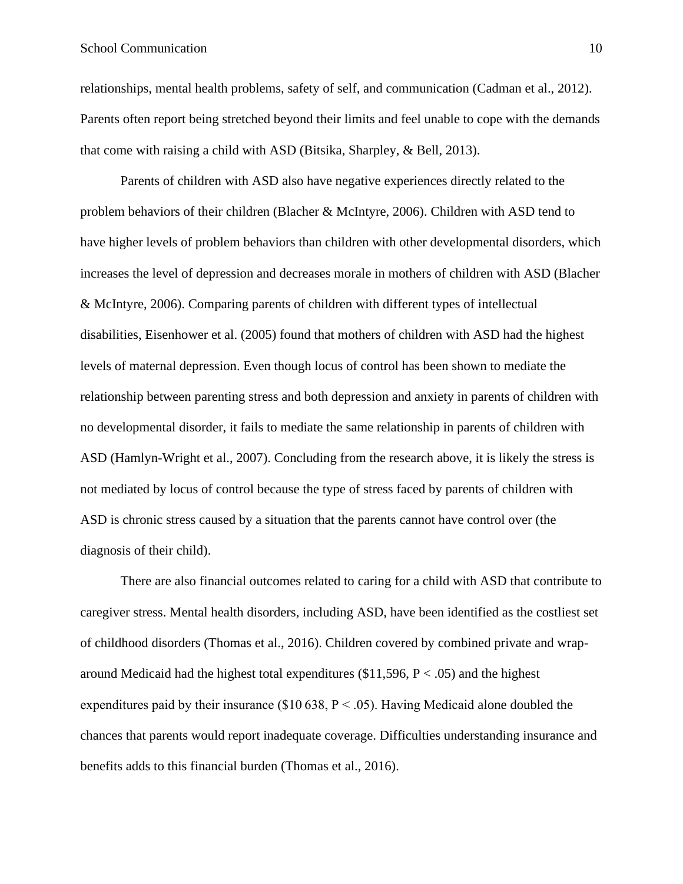relationships, mental health problems, safety of self, and communication (Cadman et al., 2012). Parents often report being stretched beyond their limits and feel unable to cope with the demands that come with raising a child with ASD (Bitsika, Sharpley, & Bell, 2013).

Parents of children with ASD also have negative experiences directly related to the problem behaviors of their children (Blacher & McIntyre, 2006). Children with ASD tend to have higher levels of problem behaviors than children with other developmental disorders, which increases the level of depression and decreases morale in mothers of children with ASD (Blacher & McIntyre, 2006). Comparing parents of children with different types of intellectual disabilities, Eisenhower et al. (2005) found that mothers of children with ASD had the highest levels of maternal depression. Even though locus of control has been shown to mediate the relationship between parenting stress and both depression and anxiety in parents of children with no developmental disorder, it fails to mediate the same relationship in parents of children with ASD (Hamlyn-Wright et al., 2007). Concluding from the research above, it is likely the stress is not mediated by locus of control because the type of stress faced by parents of children with ASD is chronic stress caused by a situation that the parents cannot have control over (the diagnosis of their child).

There are also financial outcomes related to caring for a child with ASD that contribute to caregiver stress. Mental health disorders, including ASD, have been identified as the costliest set of childhood disorders (Thomas et al., 2016). Children covered by combined private and wrap-around Medicaid had the highest total expenditures (\$11,596, $P < .05$) and the highest expenditures paid by their insurance (\$10 638, $P < .05$). Having Medicaid alone doubled the chances that parents would report inadequate coverage. Difficulties understanding insurance and benefits adds to this financial burden (Thomas et al., 2016).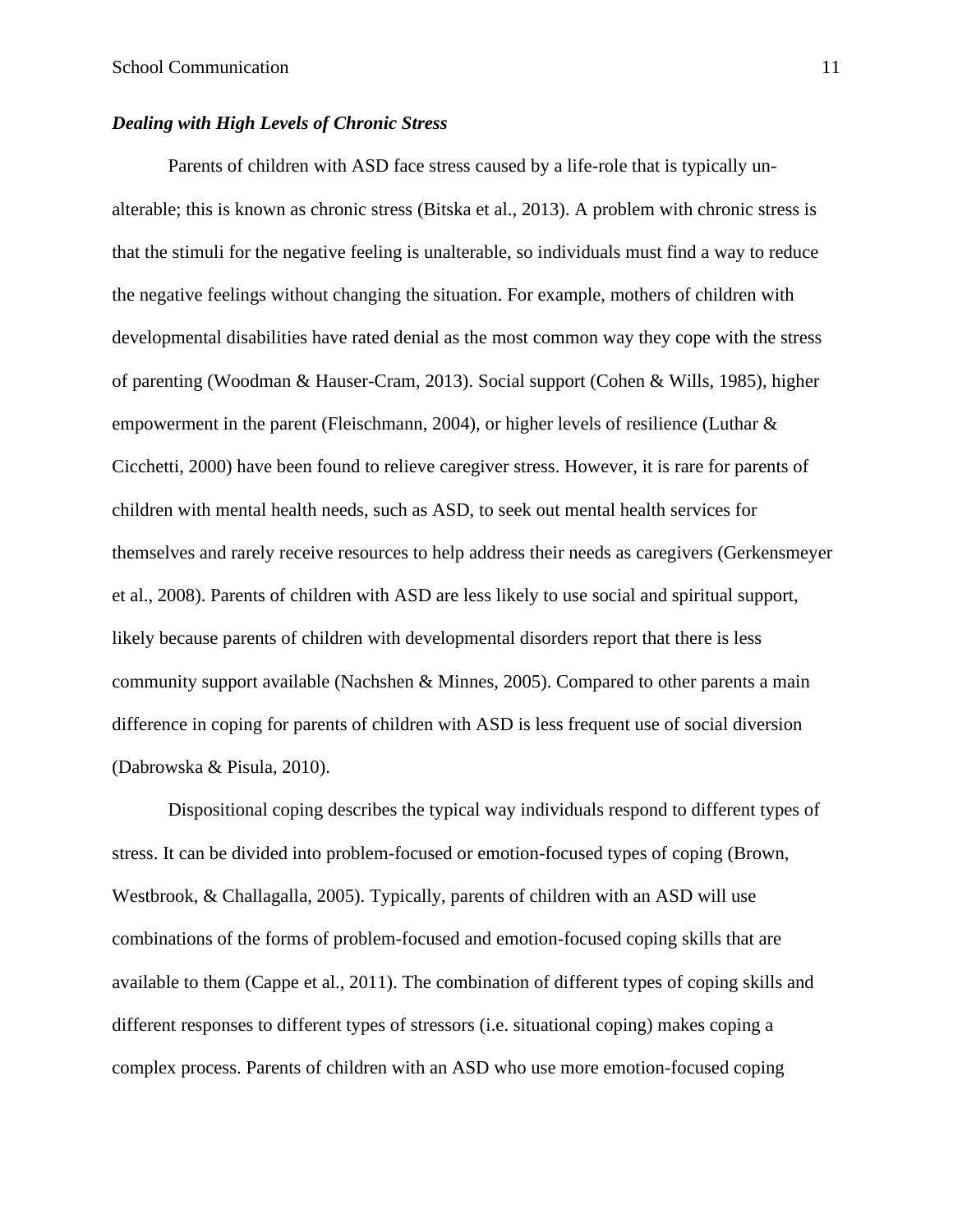***Dealing with High Levels of Chronic Stress***

Parents of children with ASD face stress caused by a life-role that is typically un-alterable; this is known as chronic stress (Bitska et al., 2013). A problem with chronic stress is that the stimuli for the negative feeling is unalterable, so individuals must find a way to reduce the negative feelings without changing the situation. For example, mothers of children with developmental disabilities have rated denial as the most common way they cope with the stress of parenting (Woodman & Hauser-Cram, 2013). Social support (Cohen & Wills, 1985), higher empowerment in the parent (Fleischmann, 2004), or higher levels of resilience (Luthar & Cicchetti, 2000) have been found to relieve caregiver stress. However, it is rare for parents of children with mental health needs, such as ASD, to seek out mental health services for themselves and rarely receive resources to help address their needs as caregivers (Gerkensmeyer et al., 2008). Parents of children with ASD are less likely to use social and spiritual support, likely because parents of children with developmental disorders report that there is less community support available (Nachshen & Minnes, 2005). Compared to other parents a main difference in coping for parents of children with ASD is less frequent use of social diversion (Dabrowska & Pisula, 2010).

Dispositional coping describes the typical way individuals respond to different types of stress. It can be divided into problem-focused or emotion-focused types of coping (Brown, Westbrook, & Challagalla, 2005). Typically, parents of children with an ASD will use combinations of the forms of problem-focused and emotion-focused coping skills that are available to them (Cappe et al., 2011). The combination of different types of coping skills and different responses to different types of stressors (i.e. situational coping) makes coping a complex process. Parents of children with an ASD who use more emotion-focused coping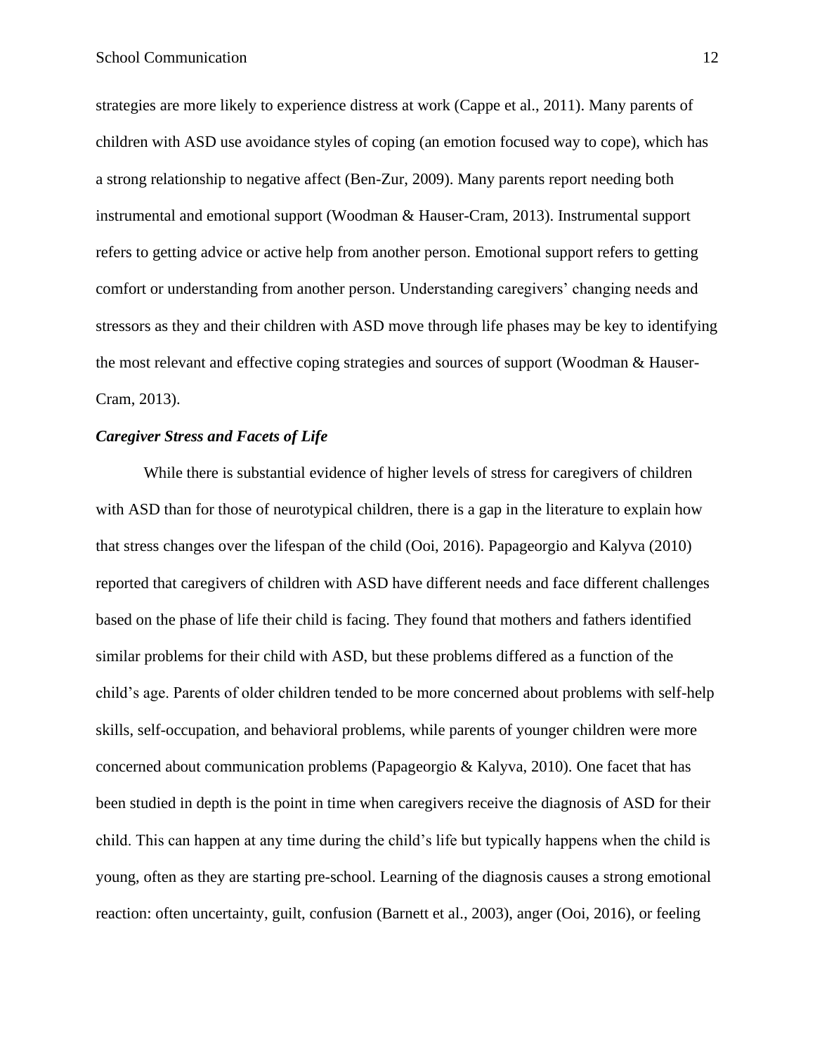strategies are more likely to experience distress at work (Cappe et al., 2011). Many parents of children with ASD use avoidance styles of coping (an emotion focused way to cope), which has a strong relationship to negative affect (Ben-Zur, 2009). Many parents report needing both instrumental and emotional support (Woodman & Hauser-Cram, 2013). Instrumental support refers to getting advice or active help from another person. Emotional support refers to getting comfort or understanding from another person. Understanding caregivers' changing needs and stressors as they and their children with ASD move through life phases may be key to identifying the most relevant and effective coping strategies and sources of support (Woodman & Hauser-Cram, 2013).

### ***Caregiver Stress and Facets of Life***

While there is substantial evidence of higher levels of stress for caregivers of children with ASD than for those of neurotypical children, there is a gap in the literature to explain how that stress changes over the lifespan of the child (Ooi, 2016). Papageorgio and Kalyva (2010) reported that caregivers of children with ASD have different needs and face different challenges based on the phase of life their child is facing. They found that mothers and fathers identified similar problems for their child with ASD, but these problems differed as a function of the child's age. Parents of older children tended to be more concerned about problems with self-help skills, self-occupation, and behavioral problems, while parents of younger children were more concerned about communication problems (Papageorgio & Kalyva, 2010). One facet that has been studied in depth is the point in time when caregivers receive the diagnosis of ASD for their child. This can happen at any time during the child's life but typically happens when the child is young, often as they are starting pre-school. Learning of the diagnosis causes a strong emotional reaction: often uncertainty, guilt, confusion (Barnett et al., 2003), anger (Ooi, 2016), or feeling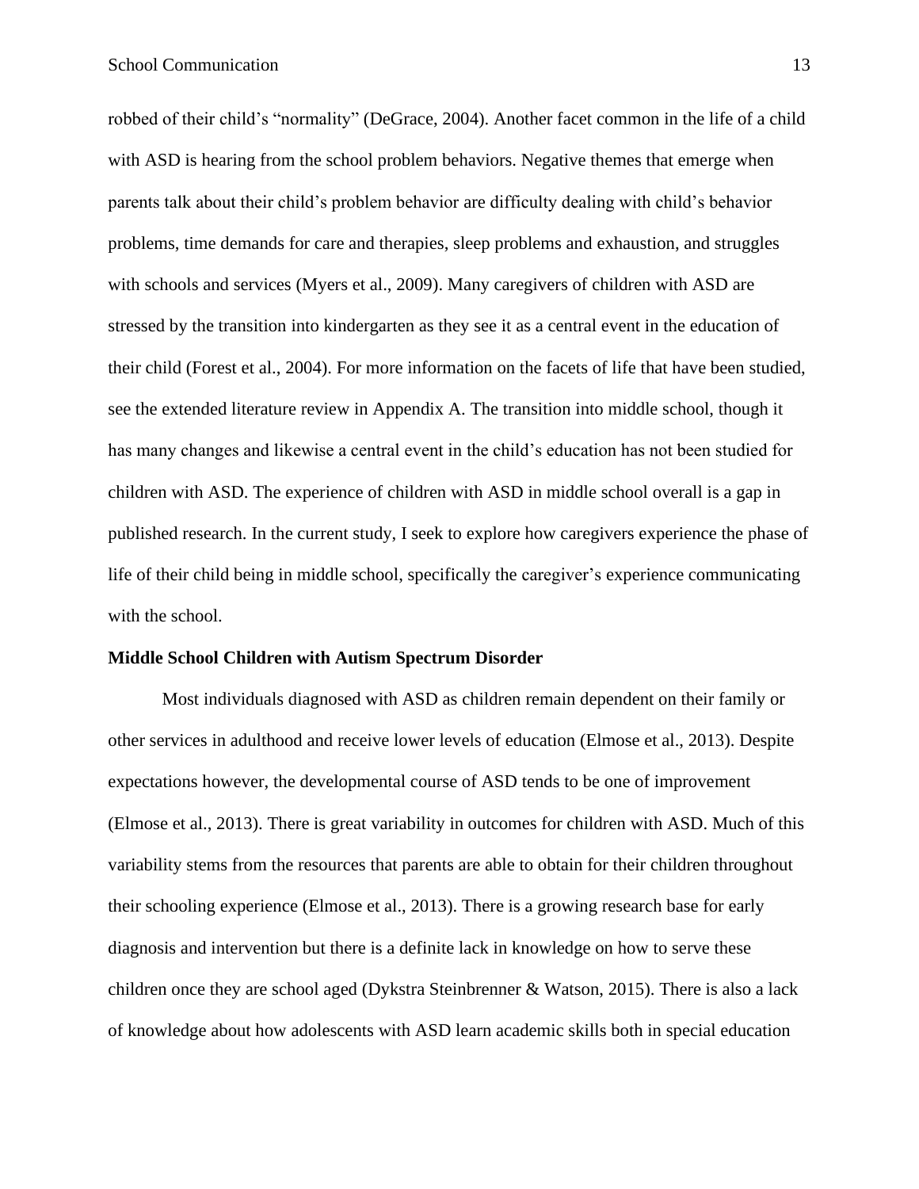robbed of their child's "normality" (DeGrace, 2004). Another facet common in the life of a child with ASD is hearing from the school problem behaviors. Negative themes that emerge when parents talk about their child's problem behavior are difficulty dealing with child's behavior problems, time demands for care and therapies, sleep problems and exhaustion, and struggles with schools and services (Myers et al., 2009). Many caregivers of children with ASD are stressed by the transition into kindergarten as they see it as a central event in the education of their child (Forest et al., 2004). For more information on the facets of life that have been studied, see the extended literature review in Appendix A. The transition into middle school, though it has many changes and likewise a central event in the child's education has not been studied for children with ASD. The experience of children with ASD in middle school overall is a gap in published research. In the current study, I seek to explore how caregivers experience the phase of life of their child being in middle school, specifically the caregiver's experience communicating with the school.

## Middle School Children with Autism Spectrum Disorder

Most individuals diagnosed with ASD as children remain dependent on their family or other services in adulthood and receive lower levels of education (Elmose et al., 2013). Despite expectations however, the developmental course of ASD tends to be one of improvement (Elmose et al., 2013). There is great variability in outcomes for children with ASD. Much of this variability stems from the resources that parents are able to obtain for their children throughout their schooling experience (Elmose et al., 2013). There is a growing research base for early diagnosis and intervention but there is a definite lack in knowledge on how to serve these children once they are school aged (Dykstra Steinbrenner & Watson, 2015). There is also a lack of knowledge about how adolescents with ASD learn academic skills both in special education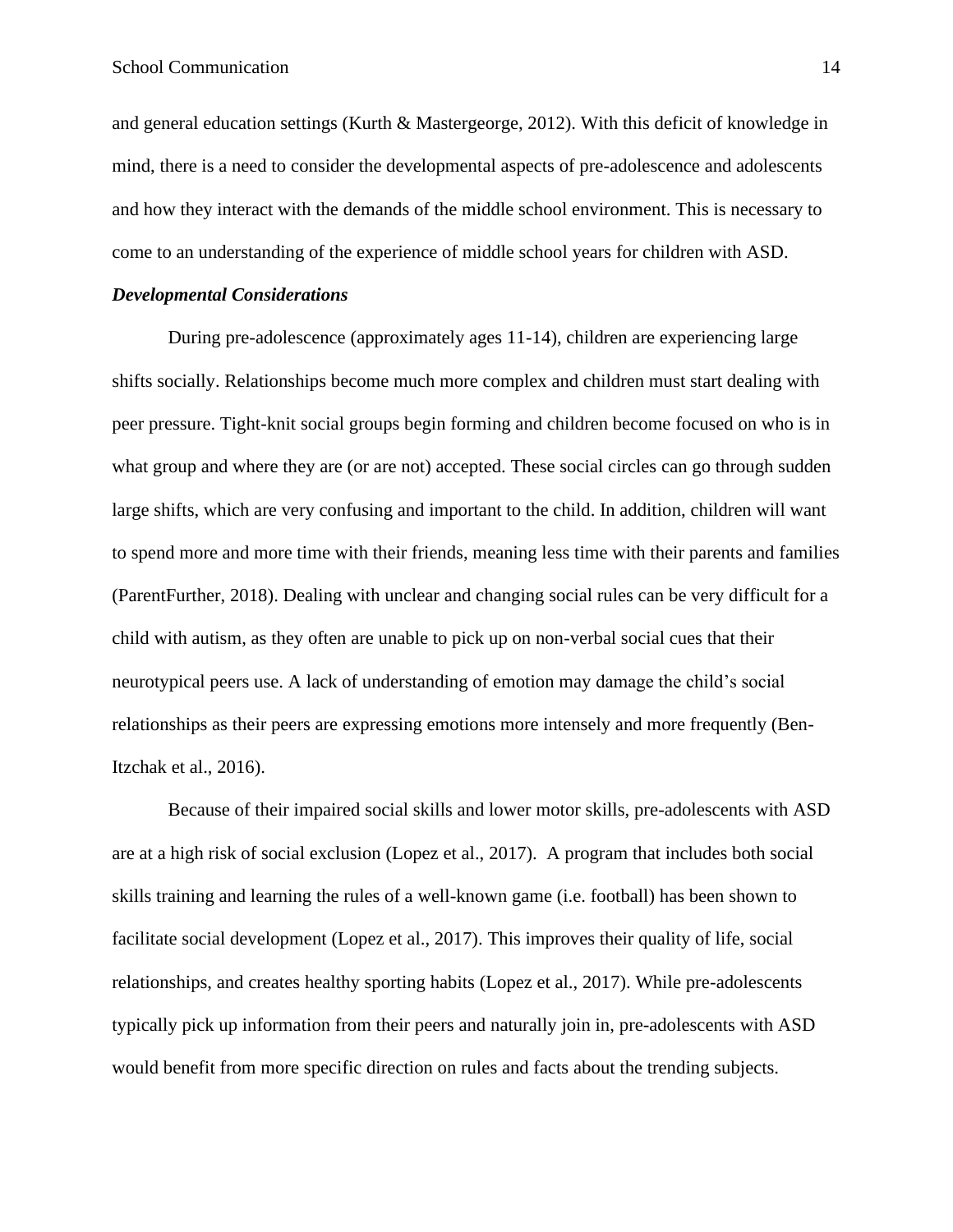and general education settings (Kurth & Mastergeorge, 2012). With this deficit of knowledge in mind, there is a need to consider the developmental aspects of pre-adolescence and adolescents and how they interact with the demands of the middle school environment. This is necessary to come to an understanding of the experience of middle school years for children with ASD.

### ***Developmental Considerations***

During pre-adolescence (approximately ages 11-14), children are experiencing large shifts socially. Relationships become much more complex and children must start dealing with peer pressure. Tight-knit social groups begin forming and children become focused on who is in what group and where they are (or are not) accepted. These social circles can go through sudden large shifts, which are very confusing and important to the child. In addition, children will want to spend more and more time with their friends, meaning less time with their parents and families (ParentFurther, 2018). Dealing with unclear and changing social rules can be very difficult for a child with autism, as they often are unable to pick up on non-verbal social cues that their neurotypical peers use. A lack of understanding of emotion may damage the child's social relationships as their peers are expressing emotions more intensely and more frequently (Ben-Itzchak et al., 2016).

Because of their impaired social skills and lower motor skills, pre-adolescents with ASD are at a high risk of social exclusion (Lopez et al., 2017). A program that includes both social skills training and learning the rules of a well-known game (i.e. football) has been shown to facilitate social development (Lopez et al., 2017). This improves their quality of life, social relationships, and creates healthy sporting habits (Lopez et al., 2017). While pre-adolescents typically pick up information from their peers and naturally join in, pre-adolescents with ASD would benefit from more specific direction on rules and facts about the trending subjects.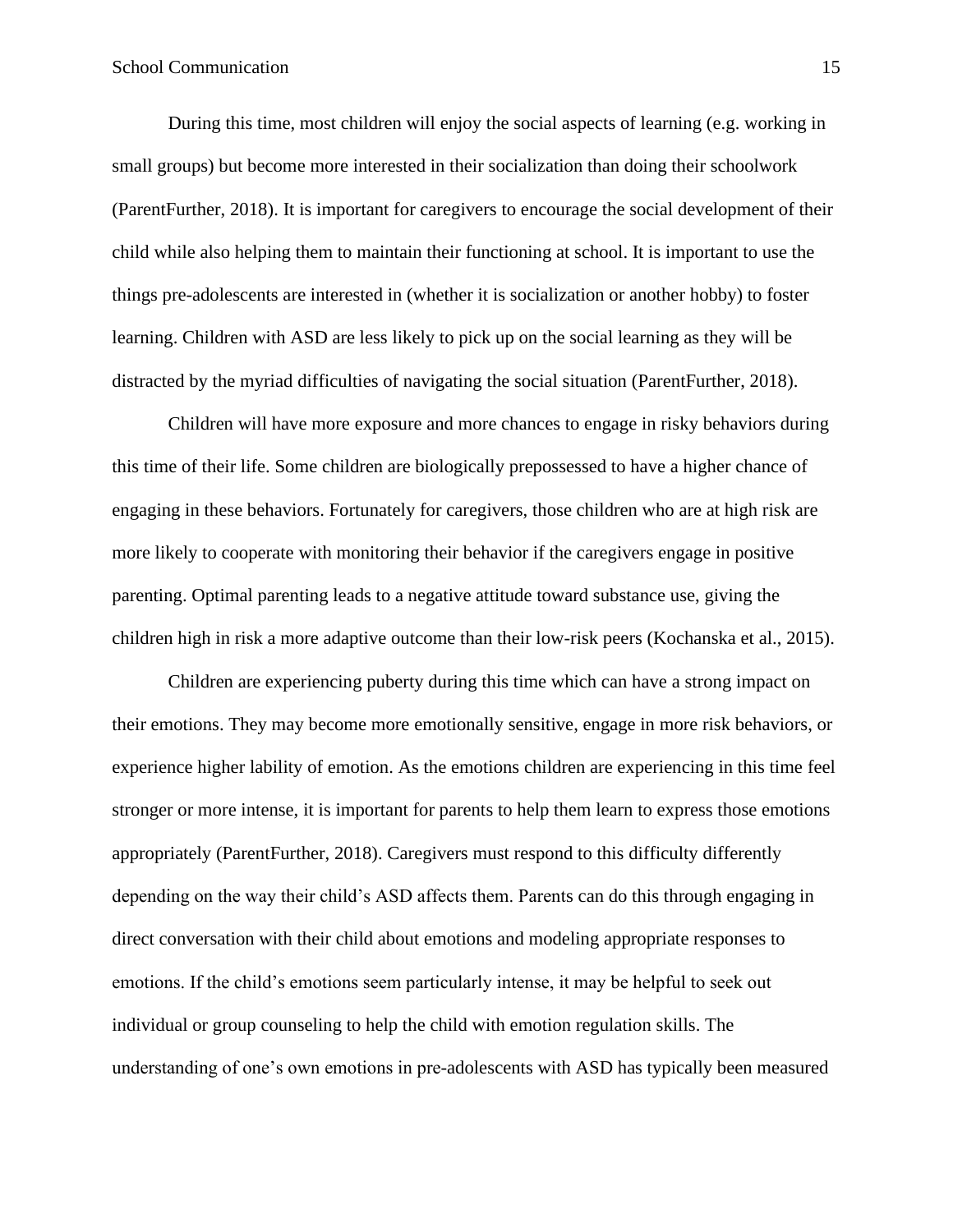During this time, most children will enjoy the social aspects of learning (e.g. working in small groups) but become more interested in their socialization than doing their schoolwork (ParentFurther, 2018). It is important for caregivers to encourage the social development of their child while also helping them to maintain their functioning at school. It is important to use the things pre-adolescents are interested in (whether it is socialization or another hobby) to foster learning. Children with ASD are less likely to pick up on the social learning as they will be distracted by the myriad difficulties of navigating the social situation (ParentFurther, 2018).

Children will have more exposure and more chances to engage in risky behaviors during this time of their life. Some children are biologically prepossessed to have a higher chance of engaging in these behaviors. Fortunately for caregivers, those children who are at high risk are more likely to cooperate with monitoring their behavior if the caregivers engage in positive parenting. Optimal parenting leads to a negative attitude toward substance use, giving the children high in risk a more adaptive outcome than their low-risk peers (Kochanska et al., 2015).

Children are experiencing puberty during this time which can have a strong impact on their emotions. They may become more emotionally sensitive, engage in more risk behaviors, or experience higher lability of emotion. As the emotions children are experiencing in this time feel stronger or more intense, it is important for parents to help them learn to express those emotions appropriately (ParentFurther, 2018). Caregivers must respond to this difficulty differently depending on the way their child's ASD affects them. Parents can do this through engaging in direct conversation with their child about emotions and modeling appropriate responses to emotions. If the child's emotions seem particularly intense, it may be helpful to seek out individual or group counseling to help the child with emotion regulation skills. The understanding of one's own emotions in pre-adolescents with ASD has typically been measured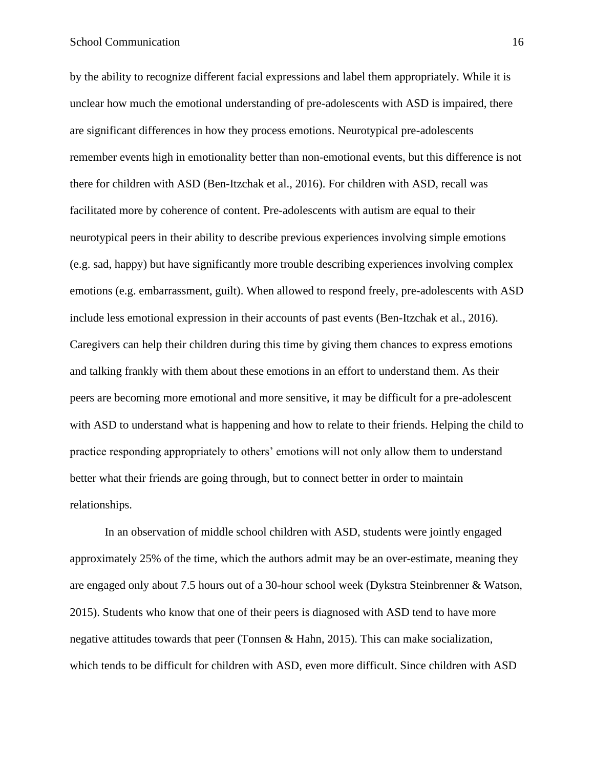by the ability to recognize different facial expressions and label them appropriately. While it is unclear how much the emotional understanding of pre-adolescents with ASD is impaired, there are significant differences in how they process emotions. Neurotypical pre-adolescents remember events high in emotionality better than non-emotional events, but this difference is not there for children with ASD (Ben-Itzchak et al., 2016). For children with ASD, recall was facilitated more by coherence of content. Pre-adolescents with autism are equal to their neurotypical peers in their ability to describe previous experiences involving simple emotions (e.g. sad, happy) but have significantly more trouble describing experiences involving complex emotions (e.g. embarrassment, guilt). When allowed to respond freely, pre-adolescents with ASD include less emotional expression in their accounts of past events (Ben-Itzchak et al., 2016). Caregivers can help their children during this time by giving them chances to express emotions and talking frankly with them about these emotions in an effort to understand them. As their peers are becoming more emotional and more sensitive, it may be difficult for a pre-adolescent with ASD to understand what is happening and how to relate to their friends. Helping the child to practice responding appropriately to others' emotions will not only allow them to understand better what their friends are going through, but to connect better in order to maintain relationships.

In an observation of middle school children with ASD, students were jointly engaged approximately 25% of the time, which the authors admit may be an over-estimate, meaning they are engaged only about 7.5 hours out of a 30-hour school week (Dykstra Steinbrenner & Watson, 2015). Students who know that one of their peers is diagnosed with ASD tend to have more negative attitudes towards that peer (Tonnsen & Hahn, 2015). This can make socialization, which tends to be difficult for children with ASD, even more difficult. Since children with ASD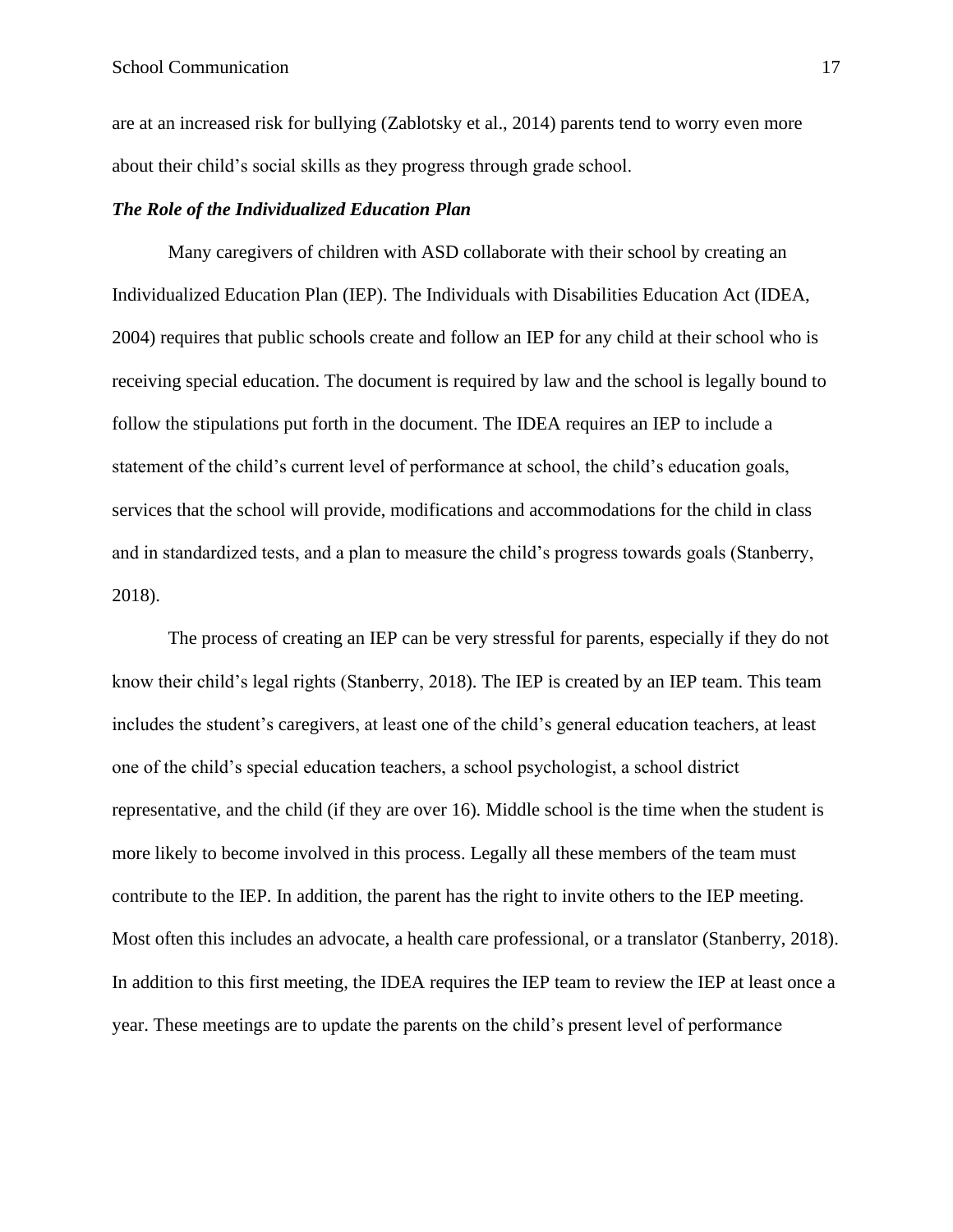are at an increased risk for bullying (Zablotsky et al., 2014) parents tend to worry even more about their child's social skills as they progress through grade school.

### ***The Role of the Individualized Education Plan***

Many caregivers of children with ASD collaborate with their school by creating an Individualized Education Plan (IEP). The Individuals with Disabilities Education Act (IDEA, 2004) requires that public schools create and follow an IEP for any child at their school who is receiving special education. The document is required by law and the school is legally bound to follow the stipulations put forth in the document. The IDEA requires an IEP to include a statement of the child's current level of performance at school, the child's education goals, services that the school will provide, modifications and accommodations for the child in class and in standardized tests, and a plan to measure the child's progress towards goals (Stanberry, 2018).

The process of creating an IEP can be very stressful for parents, especially if they do not know their child's legal rights (Stanberry, 2018). The IEP is created by an IEP team. This team includes the student's caregivers, at least one of the child's general education teachers, at least one of the child's special education teachers, a school psychologist, a school district representative, and the child (if they are over 16). Middle school is the time when the student is more likely to become involved in this process. Legally all these members of the team must contribute to the IEP. In addition, the parent has the right to invite others to the IEP meeting. Most often this includes an advocate, a health care professional, or a translator (Stanberry, 2018). In addition to this first meeting, the IDEA requires the IEP team to review the IEP at least once a year. These meetings are to update the parents on the child's present level of performance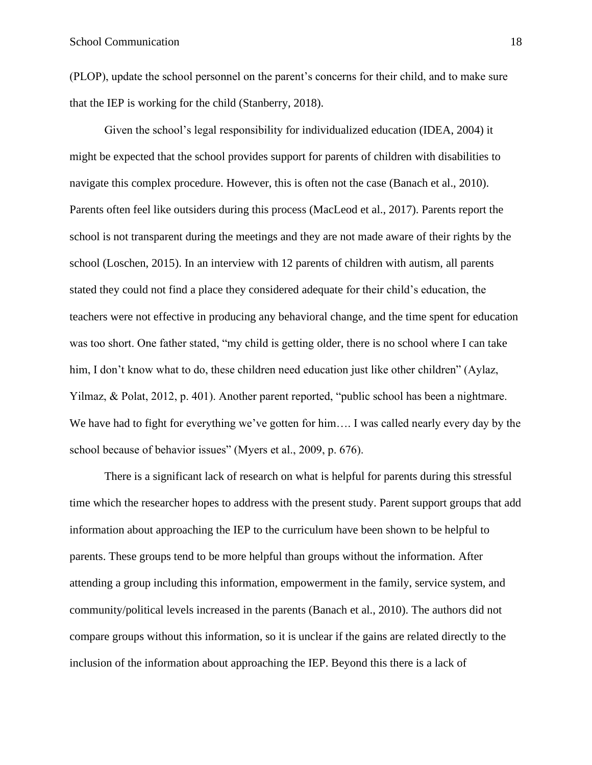(PLOP), update the school personnel on the parent's concerns for their child, and to make sure that the IEP is working for the child (Stanberry, 2018).

Given the school's legal responsibility for individualized education (IDEA, 2004) it might be expected that the school provides support for parents of children with disabilities to navigate this complex procedure. However, this is often not the case (Banach et al., 2010). Parents often feel like outsiders during this process (MacLeod et al., 2017). Parents report the school is not transparent during the meetings and they are not made aware of their rights by the school (Loschen, 2015). In an interview with 12 parents of children with autism, all parents stated they could not find a place they considered adequate for their child's education, the teachers were not effective in producing any behavioral change, and the time spent for education was too short. One father stated, "my child is getting older, there is no school where I can take him, I don't know what to do, these children need education just like other children" (Aylaz, Yilmaz, & Polat, 2012, p. 401). Another parent reported, "public school has been a nightmare. We have had to fight for everything we've gotten for him…. I was called nearly every day by the school because of behavior issues" (Myers et al., 2009, p. 676).

There is a significant lack of research on what is helpful for parents during this stressful time which the researcher hopes to address with the present study. Parent support groups that add information about approaching the IEP to the curriculum have been shown to be helpful to parents. These groups tend to be more helpful than groups without the information. After attending a group including this information, empowerment in the family, service system, and community/political levels increased in the parents (Banach et al., 2010). The authors did not compare groups without this information, so it is unclear if the gains are related directly to the inclusion of the information about approaching the IEP. Beyond this there is a lack of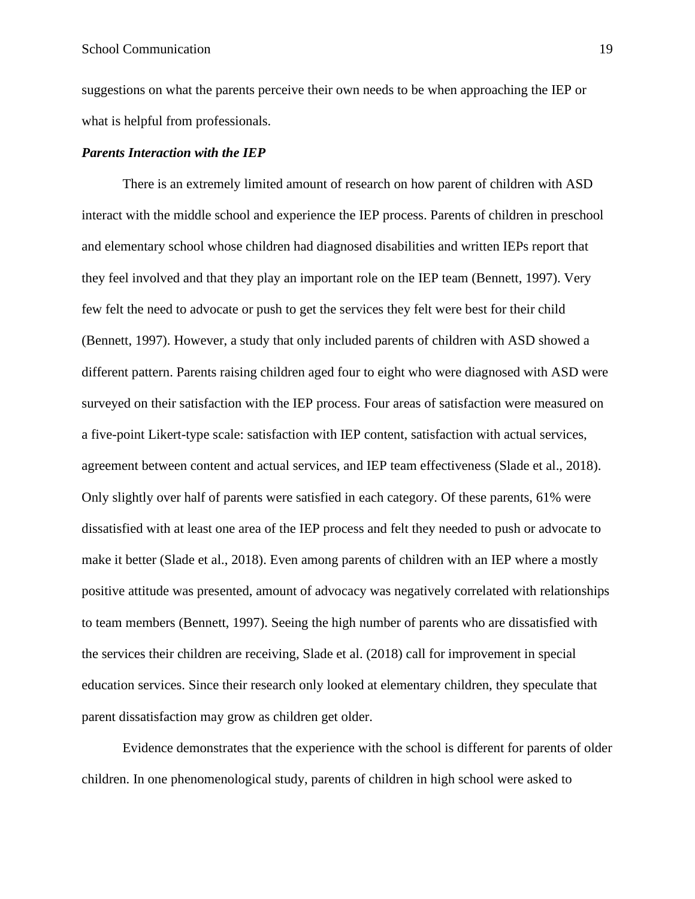suggestions on what the parents perceive their own needs to be when approaching the IEP or what is helpful from professionals.

***Parents Interaction with the IEP***

There is an extremely limited amount of research on how parent of children with ASD interact with the middle school and experience the IEP process. Parents of children in preschool and elementary school whose children had diagnosed disabilities and written IEPs report that they feel involved and that they play an important role on the IEP team (Bennett, 1997). Very few felt the need to advocate or push to get the services they felt were best for their child (Bennett, 1997). However, a study that only included parents of children with ASD showed a different pattern. Parents raising children aged four to eight who were diagnosed with ASD were surveyed on their satisfaction with the IEP process. Four areas of satisfaction were measured on a five-point Likert-type scale: satisfaction with IEP content, satisfaction with actual services, agreement between content and actual services, and IEP team effectiveness (Slade et al., 2018). Only slightly over half of parents were satisfied in each category. Of these parents, 61% were dissatisfied with at least one area of the IEP process and felt they needed to push or advocate to make it better (Slade et al., 2018). Even among parents of children with an IEP where a mostly positive attitude was presented, amount of advocacy was negatively correlated with relationships to team members (Bennett, 1997). Seeing the high number of parents who are dissatisfied with the services their children are receiving, Slade et al. (2018) call for improvement in special education services. Since their research only looked at elementary children, they speculate that parent dissatisfaction may grow as children get older.

Evidence demonstrates that the experience with the school is different for parents of older children. In one phenomenological study, parents of children in high school were asked to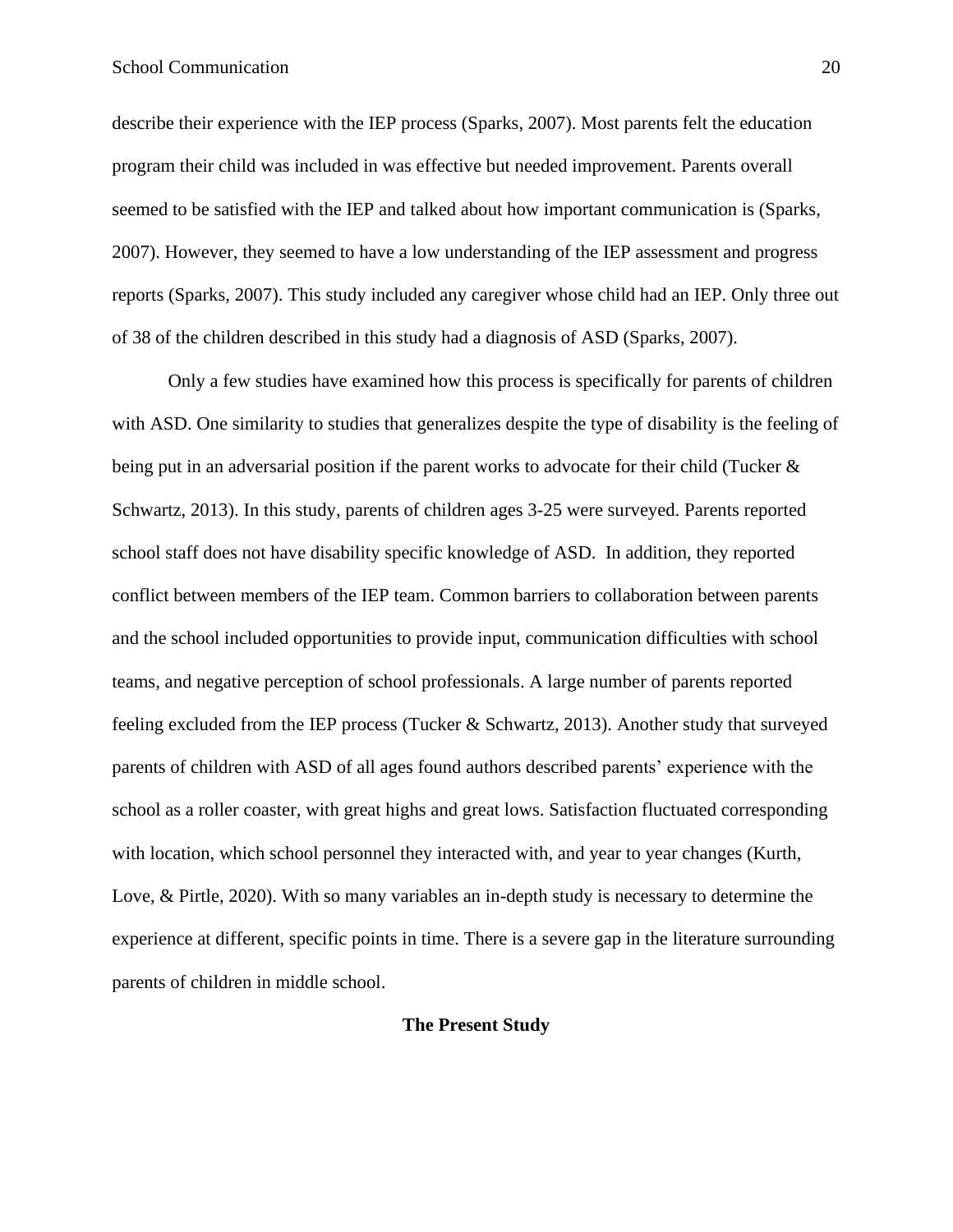describe their experience with the IEP process (Sparks, 2007). Most parents felt the education program their child was included in was effective but needed improvement. Parents overall seemed to be satisfied with the IEP and talked about how important communication is (Sparks, 2007). However, they seemed to have a low understanding of the IEP assessment and progress reports (Sparks, 2007). This study included any caregiver whose child had an IEP. Only three out of 38 of the children described in this study had a diagnosis of ASD (Sparks, 2007).

Only a few studies have examined how this process is specifically for parents of children with ASD. One similarity to studies that generalizes despite the type of disability is the feeling of being put in an adversarial position if the parent works to advocate for their child (Tucker & Schwartz, 2013). In this study, parents of children ages 3-25 were surveyed. Parents reported school staff does not have disability specific knowledge of ASD. In addition, they reported conflict between members of the IEP team. Common barriers to collaboration between parents and the school included opportunities to provide input, communication difficulties with school teams, and negative perception of school professionals. A large number of parents reported feeling excluded from the IEP process (Tucker & Schwartz, 2013). Another study that surveyed parents of children with ASD of all ages found authors described parents' experience with the school as a roller coaster, with great highs and great lows. Satisfaction fluctuated corresponding with location, which school personnel they interacted with, and year to year changes (Kurth, Love, & Pirtle, 2020). With so many variables an in-depth study is necessary to determine the experience at different, specific points in time. There is a severe gap in the literature surrounding parents of children in middle school.

## The Present Study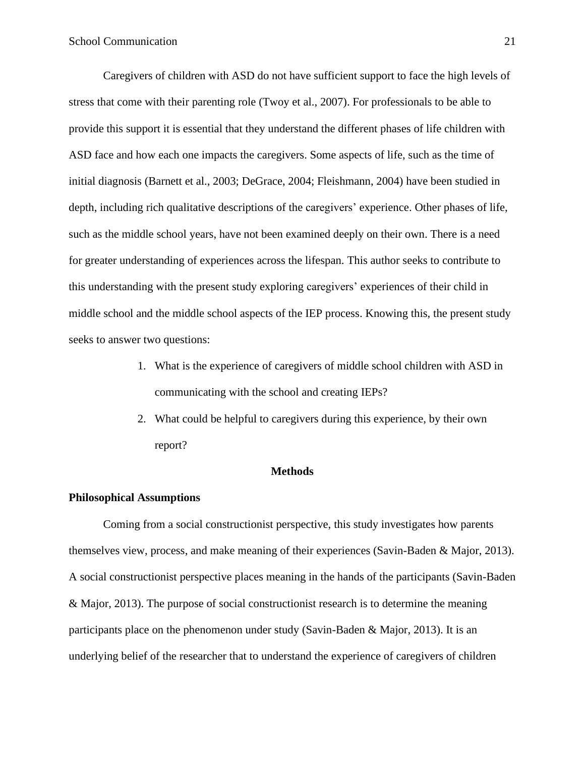Caregivers of children with ASD do not have sufficient support to face the high levels of stress that come with their parenting role (Twoy et al., 2007). For professionals to be able to provide this support it is essential that they understand the different phases of life children with ASD face and how each one impacts the caregivers. Some aspects of life, such as the time of initial diagnosis (Barnett et al., 2003; DeGrace, 2004; Fleishmann, 2004) have been studied in depth, including rich qualitative descriptions of the caregivers' experience. Other phases of life, such as the middle school years, have not been examined deeply on their own. There is a need for greater understanding of experiences across the lifespan. This author seeks to contribute to this understanding with the present study exploring caregivers' experiences of their child in middle school and the middle school aspects of the IEP process. Knowing this, the present study seeks to answer two questions:

1. What is the experience of caregivers of middle school children with ASD in communicating with the school and creating IEPs?
2. What could be helpful to caregivers during this experience, by their own report?

## Methods

### Philosophical Assumptions

Coming from a social constructionist perspective, this study investigates how parents themselves view, process, and make meaning of their experiences (Savin-Baden & Major, 2013). A social constructionist perspective places meaning in the hands of the participants (Savin-Baden & Major, 2013). The purpose of social constructionist research is to determine the meaning participants place on the phenomenon under study (Savin-Baden & Major, 2013). It is an underlying belief of the researcher that to understand the experience of caregivers of children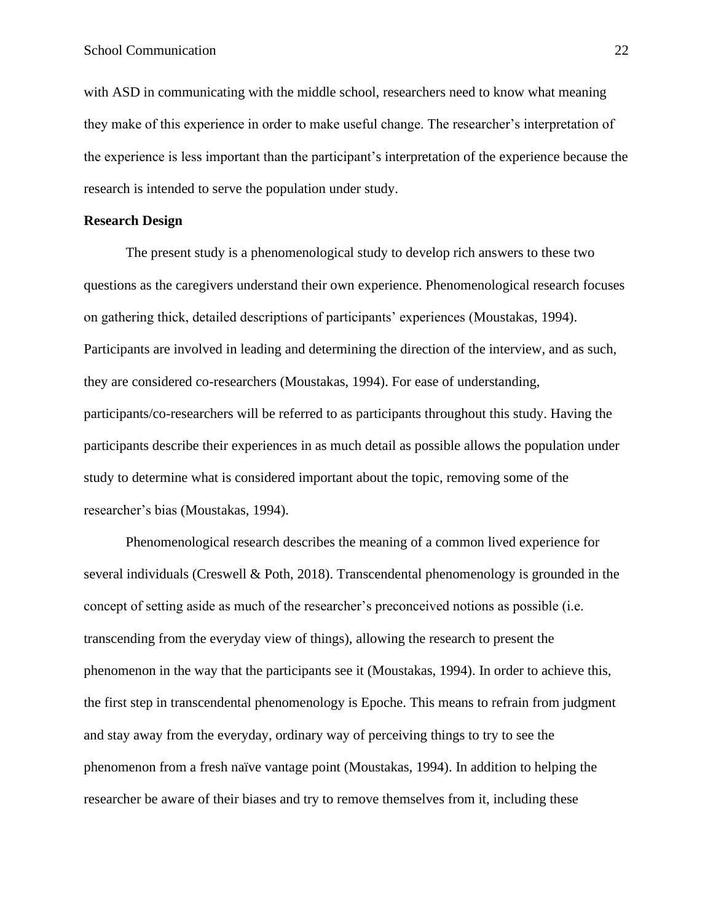with ASD in communicating with the middle school, researchers need to know what meaning they make of this experience in order to make useful change. The researcher's interpretation of the experience is less important than the participant's interpretation of the experience because the research is intended to serve the population under study.

**Research Design**

The present study is a phenomenological study to develop rich answers to these two questions as the caregivers understand their own experience. Phenomenological research focuses on gathering thick, detailed descriptions of participants' experiences (Moustakas, 1994). Participants are involved in leading and determining the direction of the interview, and as such, they are considered co-researchers (Moustakas, 1994). For ease of understanding, participants/co-researchers will be referred to as participants throughout this study. Having the participants describe their experiences in as much detail as possible allows the population under study to determine what is considered important about the topic, removing some of the researcher's bias (Moustakas, 1994).

Phenomenological research describes the meaning of a common lived experience for several individuals (Creswell & Poth, 2018). Transcendental phenomenology is grounded in the concept of setting aside as much of the researcher's preconceived notions as possible (i.e. transcending from the everyday view of things), allowing the research to present the phenomenon in the way that the participants see it (Moustakas, 1994). In order to achieve this, the first step in transcendental phenomenology is Epoche. This means to refrain from judgment and stay away from the everyday, ordinary way of perceiving things to try to see the phenomenon from a fresh naïve vantage point (Moustakas, 1994). In addition to helping the researcher be aware of their biases and try to remove themselves from it, including these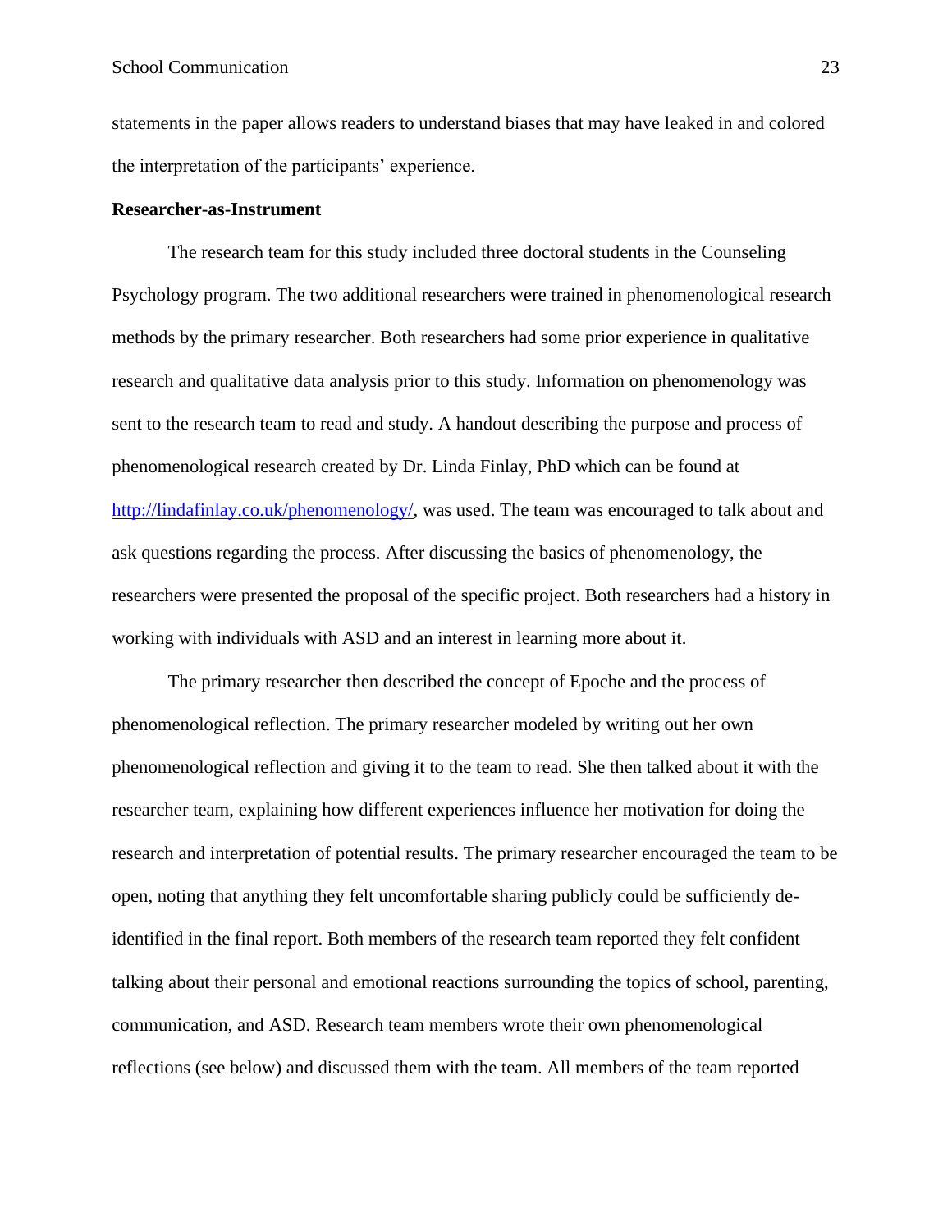statements in the paper allows readers to understand biases that may have leaked in and colored the interpretation of the participants' experience.

**Researcher-as-Instrument**

The research team for this study included three doctoral students in the Counseling Psychology program. The two additional researchers were trained in phenomenological research methods by the primary researcher. Both researchers had some prior experience in qualitative research and qualitative data analysis prior to this study. Information on phenomenology was sent to the research team to read and study. A handout describing the purpose and process of phenomenological research created by Dr. Linda Finlay, PhD which can be found at [http://lindafinlay.co.uk/phenomenology/](http://lindafinlay.co.uk/phenomenology/), was used. The team was encouraged to talk about and ask questions regarding the process. After discussing the basics of phenomenology, the researchers were presented the proposal of the specific project. Both researchers had a history in working with individuals with ASD and an interest in learning more about it.

The primary researcher then described the concept of Epoche and the process of phenomenological reflection. The primary researcher modeled by writing out her own phenomenological reflection and giving it to the team to read. She then talked about it with the researcher team, explaining how different experiences influence her motivation for doing the research and interpretation of potential results. The primary researcher encouraged the team to be open, noting that anything they felt uncomfortable sharing publicly could be sufficiently de-identified in the final report. Both members of the research team reported they felt confident talking about their personal and emotional reactions surrounding the topics of school, parenting, communication, and ASD. Research team members wrote their own phenomenological reflections (see below) and discussed them with the team. All members of the team reported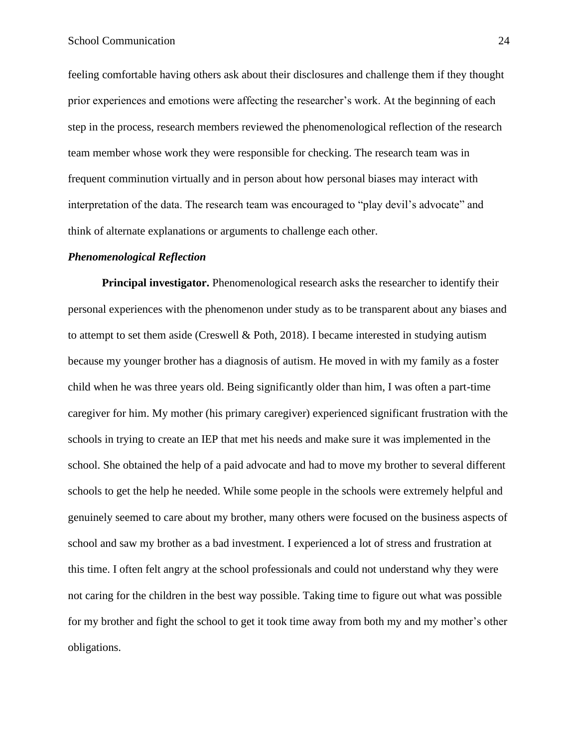feeling comfortable having others ask about their disclosures and challenge them if they thought prior experiences and emotions were affecting the researcher's work. At the beginning of each step in the process, research members reviewed the phenomenological reflection of the research team member whose work they were responsible for checking. The research team was in frequent comminution virtually and in person about how personal biases may interact with interpretation of the data. The research team was encouraged to "play devil's advocate" and think of alternate explanations or arguments to challenge each other.

### *Phenomenological Reflection*

**Principal investigator.** Phenomenological research asks the researcher to identify their personal experiences with the phenomenon under study as to be transparent about any biases and to attempt to set them aside (Creswell & Poth, 2018). I became interested in studying autism because my younger brother has a diagnosis of autism. He moved in with my family as a foster child when he was three years old. Being significantly older than him, I was often a part-time caregiver for him. My mother (his primary caregiver) experienced significant frustration with the schools in trying to create an IEP that met his needs and make sure it was implemented in the school. She obtained the help of a paid advocate and had to move my brother to several different schools to get the help he needed. While some people in the schools were extremely helpful and genuinely seemed to care about my brother, many others were focused on the business aspects of school and saw my brother as a bad investment. I experienced a lot of stress and frustration at this time. I often felt angry at the school professionals and could not understand why they were not caring for the children in the best way possible. Taking time to figure out what was possible for my brother and fight the school to get it took time away from both my and my mother's other obligations.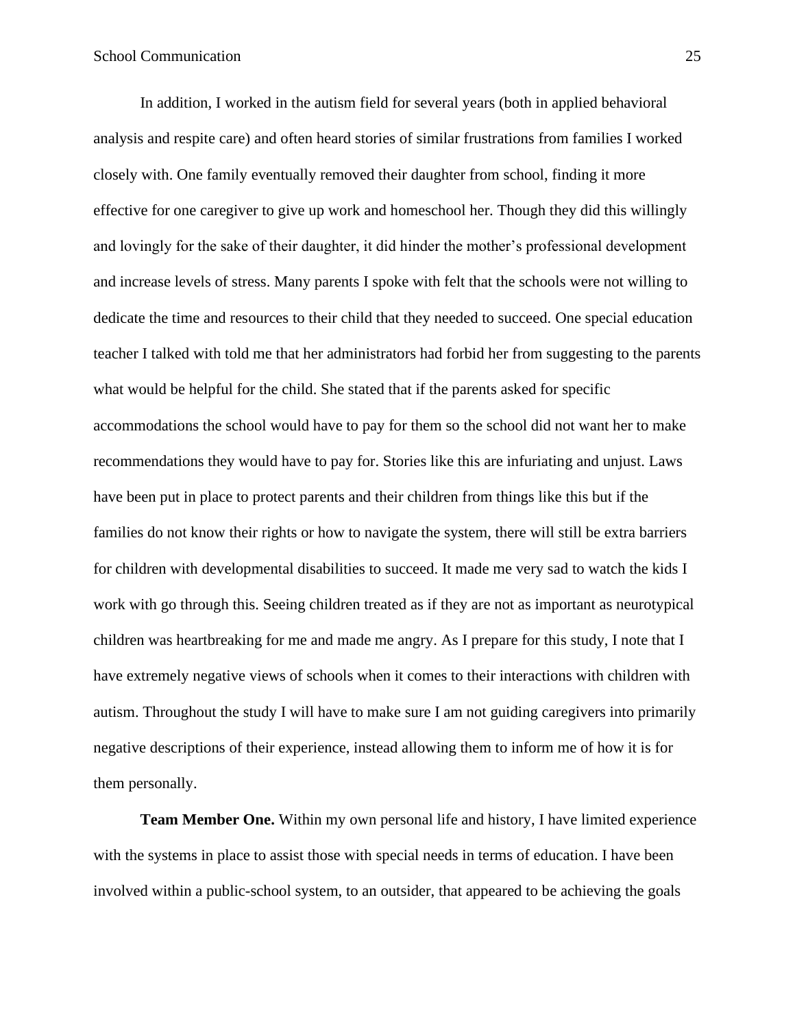In addition, I worked in the autism field for several years (both in applied behavioral analysis and respite care) and often heard stories of similar frustrations from families I worked closely with. One family eventually removed their daughter from school, finding it more effective for one caregiver to give up work and homeschool her. Though they did this willingly and lovingly for the sake of their daughter, it did hinder the mother's professional development and increase levels of stress. Many parents I spoke with felt that the schools were not willing to dedicate the time and resources to their child that they needed to succeed. One special education teacher I talked with told me that her administrators had forbid her from suggesting to the parents what would be helpful for the child. She stated that if the parents asked for specific accommodations the school would have to pay for them so the school did not want her to make recommendations they would have to pay for. Stories like this are infuriating and unjust. Laws have been put in place to protect parents and their children from things like this but if the families do not know their rights or how to navigate the system, there will still be extra barriers for children with developmental disabilities to succeed. It made me very sad to watch the kids I work with go through this. Seeing children treated as if they are not as important as neurotypical children was heartbreaking for me and made me angry. As I prepare for this study, I note that I have extremely negative views of schools when it comes to their interactions with children with autism. Throughout the study I will have to make sure I am not guiding caregivers into primarily negative descriptions of their experience, instead allowing them to inform me of how it is for them personally.

**Team Member One.** Within my own personal life and history, I have limited experience with the systems in place to assist those with special needs in terms of education. I have been involved within a public-school system, to an outsider, that appeared to be achieving the goals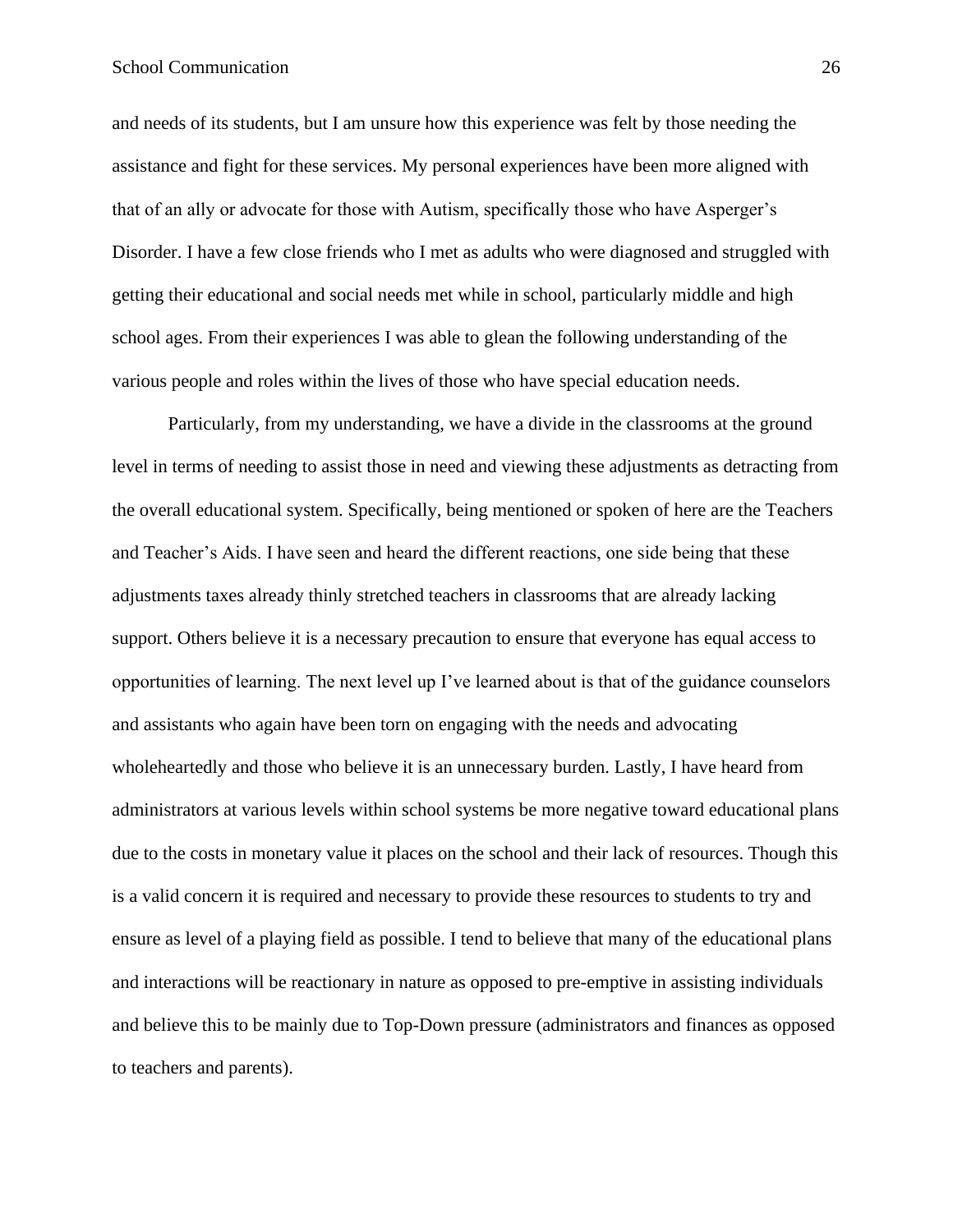and needs of its students, but I am unsure how this experience was felt by those needing the assistance and fight for these services. My personal experiences have been more aligned with that of an ally or advocate for those with Autism, specifically those who have Asperger's Disorder. I have a few close friends who I met as adults who were diagnosed and struggled with getting their educational and social needs met while in school, particularly middle and high school ages. From their experiences I was able to glean the following understanding of the various people and roles within the lives of those who have special education needs.

Particularly, from my understanding, we have a divide in the classrooms at the ground level in terms of needing to assist those in need and viewing these adjustments as detracting from the overall educational system. Specifically, being mentioned or spoken of here are the Teachers and Teacher's Aids. I have seen and heard the different reactions, one side being that these adjustments taxes already thinly stretched teachers in classrooms that are already lacking support. Others believe it is a necessary precaution to ensure that everyone has equal access to opportunities of learning. The next level up I've learned about is that of the guidance counselors and assistants who again have been torn on engaging with the needs and advocating wholeheartedly and those who believe it is an unnecessary burden. Lastly, I have heard from administrators at various levels within school systems be more negative toward educational plans due to the costs in monetary value it places on the school and their lack of resources. Though this is a valid concern it is required and necessary to provide these resources to students to try and ensure as level of a playing field as possible. I tend to believe that many of the educational plans and interactions will be reactionary in nature as opposed to pre-emptive in assisting individuals and believe this to be mainly due to Top-Down pressure (administrators and finances as opposed to teachers and parents).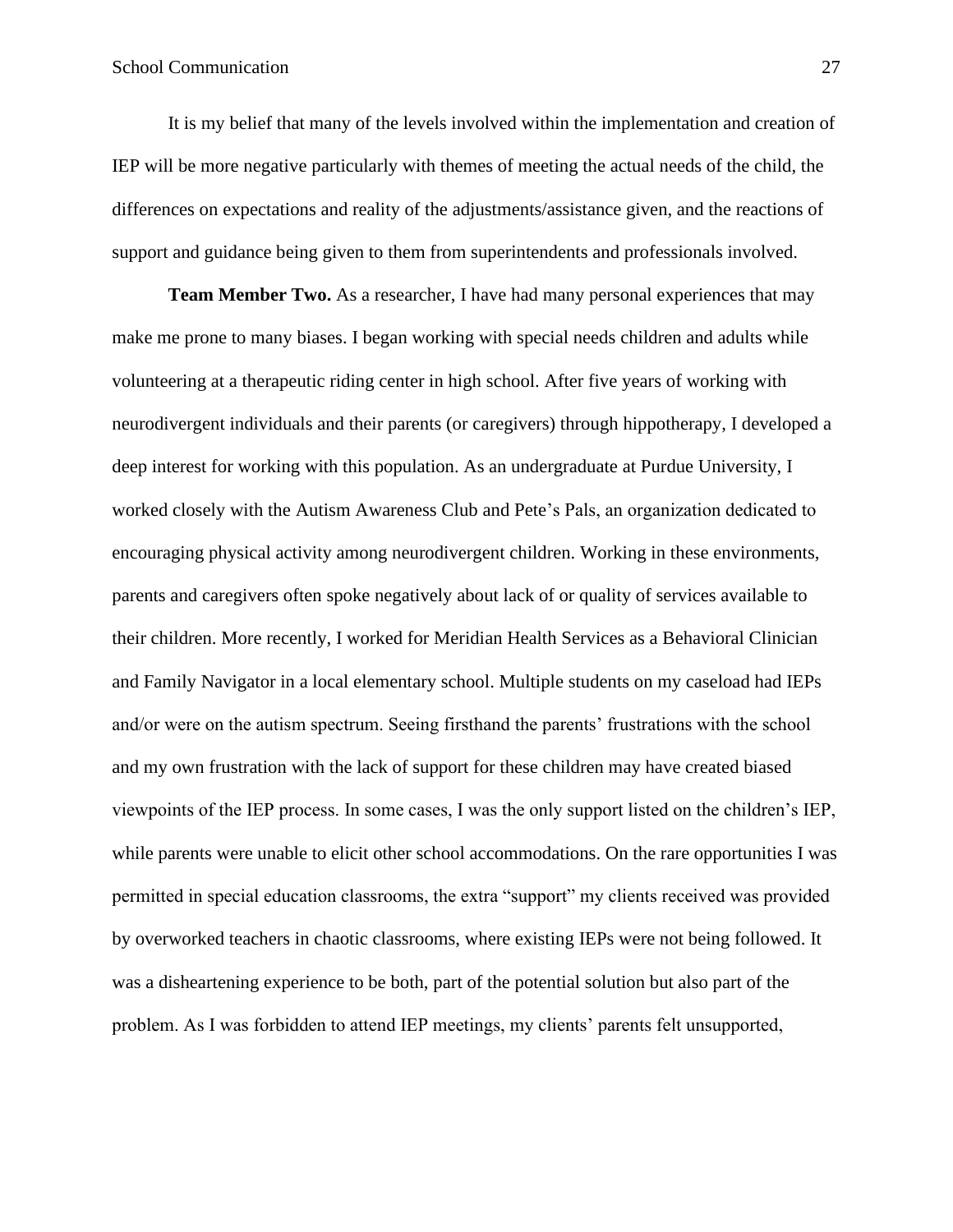It is my belief that many of the levels involved within the implementation and creation of IEP will be more negative particularly with themes of meeting the actual needs of the child, the differences on expectations and reality of the adjustments/assistance given, and the reactions of support and guidance being given to them from superintendents and professionals involved.

**Team Member Two.** As a researcher, I have had many personal experiences that may make me prone to many biases. I began working with special needs children and adults while volunteering at a therapeutic riding center in high school. After five years of working with neurodivergent individuals and their parents (or caregivers) through hippotherapy, I developed a deep interest for working with this population. As an undergraduate at Purdue University, I worked closely with the Autism Awareness Club and Pete's Pals, an organization dedicated to encouraging physical activity among neurodivergent children. Working in these environments, parents and caregivers often spoke negatively about lack of or quality of services available to their children. More recently, I worked for Meridian Health Services as a Behavioral Clinician and Family Navigator in a local elementary school. Multiple students on my caseload had IEPs and/or were on the autism spectrum. Seeing firsthand the parents' frustrations with the school and my own frustration with the lack of support for these children may have created biased viewpoints of the IEP process. In some cases, I was the only support listed on the children's IEP, while parents were unable to elicit other school accommodations. On the rare opportunities I was permitted in special education classrooms, the extra "support" my clients received was provided by overworked teachers in chaotic classrooms, where existing IEPs were not being followed. It was a disheartening experience to be both, part of the potential solution but also part of the problem. As I was forbidden to attend IEP meetings, my clients' parents felt unsupported,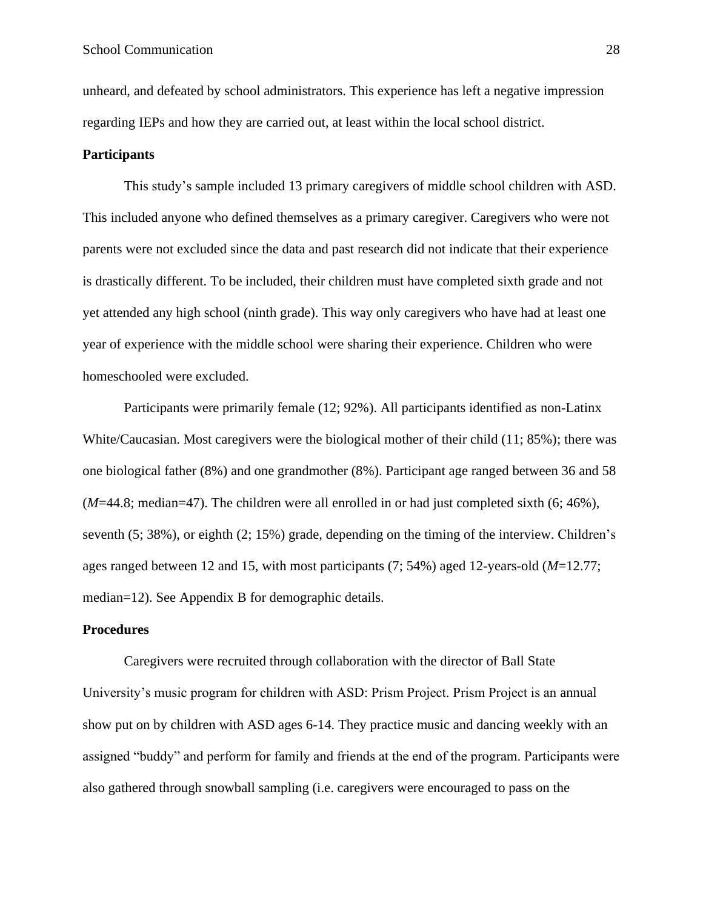unheard, and defeated by school administrators. This experience has left a negative impression regarding IEPs and how they are carried out, at least within the local school district.

**Participants**

This study's sample included 13 primary caregivers of middle school children with ASD. This included anyone who defined themselves as a primary caregiver. Caregivers who were not parents were not excluded since the data and past research did not indicate that their experience is drastically different. To be included, their children must have completed sixth grade and not yet attended any high school (ninth grade). This way only caregivers who have had at least one year of experience with the middle school were sharing their experience. Children who were homeschooled were excluded.

Participants were primarily female (12; 92%). All participants identified as non-Latinx White/Caucasian. Most caregivers were the biological mother of their child (11; 85%); there was one biological father (8%) and one grandmother (8%). Participant age ranged between 36 and 58 (*M*=44.8; median=47). The children were all enrolled in or had just completed sixth (6; 46%), seventh (5; 38%), or eighth (2; 15%) grade, depending on the timing of the interview. Children's ages ranged between 12 and 15, with most participants (7; 54%) aged 12-years-old (*M*=12.77; median=12). See Appendix B for demographic details.

**Procedures**

Caregivers were recruited through collaboration with the director of Ball State University's music program for children with ASD: Prism Project. Prism Project is an annual show put on by children with ASD ages 6-14. They practice music and dancing weekly with an assigned "buddy" and perform for family and friends at the end of the program. Participants were also gathered through snowball sampling (i.e. caregivers were encouraged to pass on the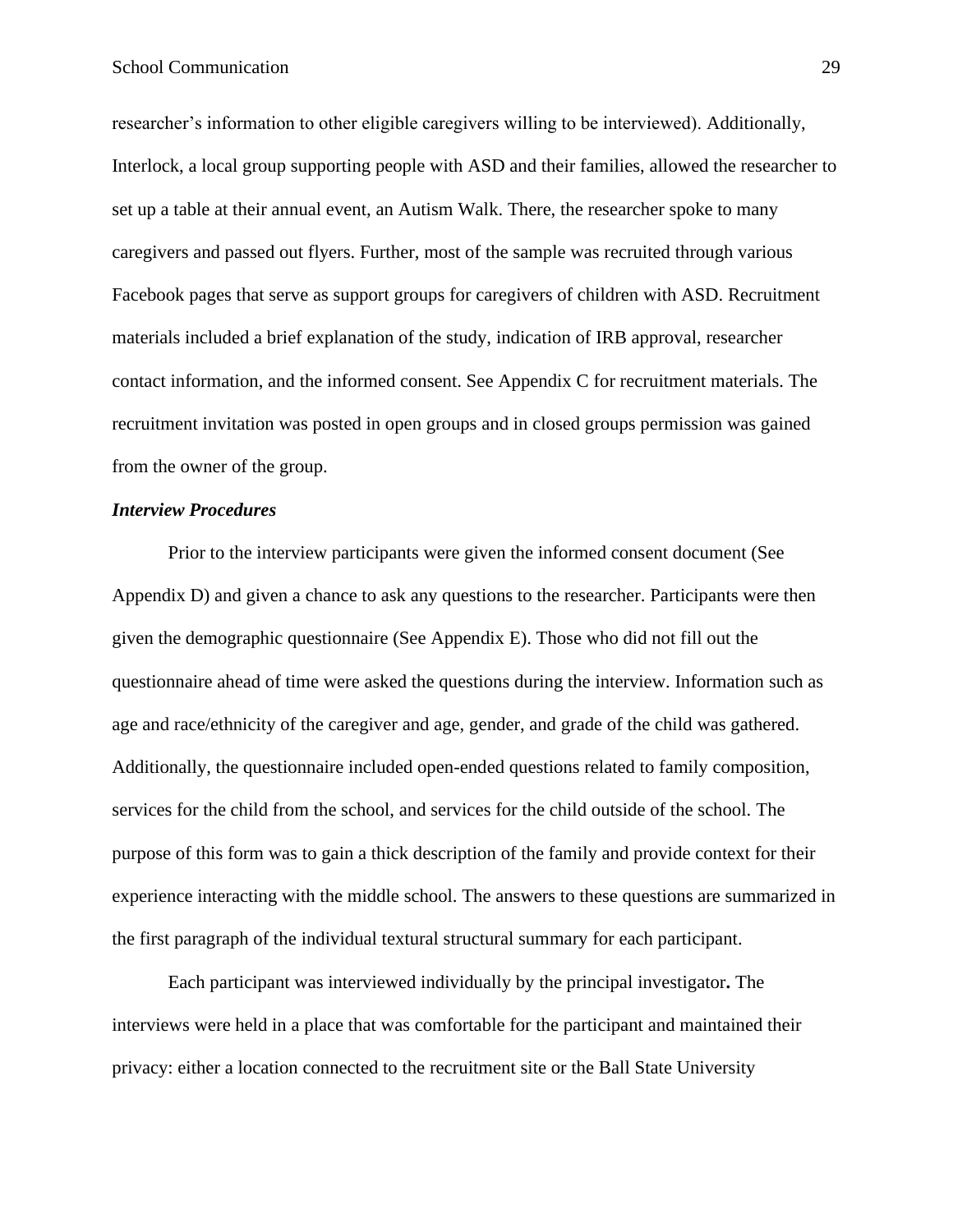researcher's information to other eligible caregivers willing to be interviewed). Additionally, Interlock, a local group supporting people with ASD and their families, allowed the researcher to set up a table at their annual event, an Autism Walk. There, the researcher spoke to many caregivers and passed out flyers. Further, most of the sample was recruited through various Facebook pages that serve as support groups for caregivers of children with ASD. Recruitment materials included a brief explanation of the study, indication of IRB approval, researcher contact information, and the informed consent. See Appendix C for recruitment materials. The recruitment invitation was posted in open groups and in closed groups permission was gained from the owner of the group.

### *Interview Procedures*

Prior to the interview participants were given the informed consent document (See Appendix D) and given a chance to ask any questions to the researcher. Participants were then given the demographic questionnaire (See Appendix E). Those who did not fill out the questionnaire ahead of time were asked the questions during the interview. Information such as age and race/ethnicity of the caregiver and age, gender, and grade of the child was gathered. Additionally, the questionnaire included open-ended questions related to family composition, services for the child from the school, and services for the child outside of the school. The purpose of this form was to gain a thick description of the family and provide context for their experience interacting with the middle school. The answers to these questions are summarized in the first paragraph of the individual textural structural summary for each participant.

Each participant was interviewed individually by the principal investigator**.** The interviews were held in a place that was comfortable for the participant and maintained their privacy: either a location connected to the recruitment site or the Ball State University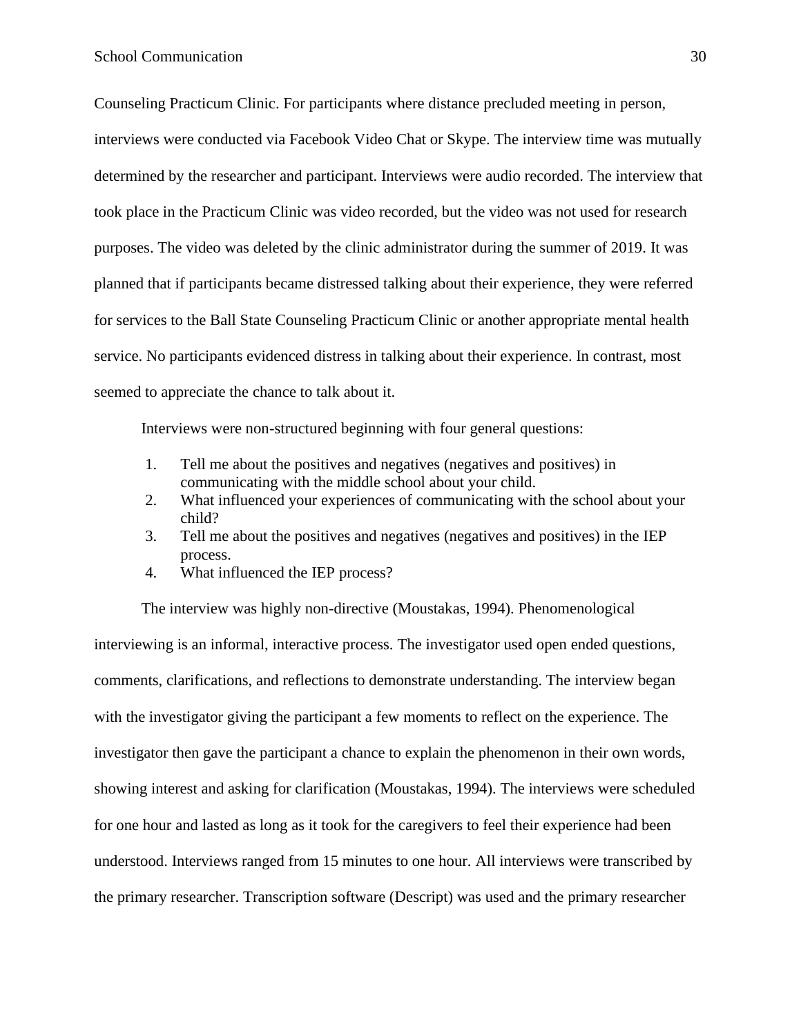Counseling Practicum Clinic. For participants where distance precluded meeting in person, interviews were conducted via Facebook Video Chat or Skype. The interview time was mutually determined by the researcher and participant. Interviews were audio recorded. The interview that took place in the Practicum Clinic was video recorded, but the video was not used for research purposes. The video was deleted by the clinic administrator during the summer of 2019. It was planned that if participants became distressed talking about their experience, they were referred for services to the Ball State Counseling Practicum Clinic or another appropriate mental health service. No participants evidenced distress in talking about their experience. In contrast, most seemed to appreciate the chance to talk about it.

Interviews were non-structured beginning with four general questions:

1. Tell me about the positives and negatives (negatives and positives) in communicating with the middle school about your child.
2. What influenced your experiences of communicating with the school about your child?
3. Tell me about the positives and negatives (negatives and positives) in the IEP process.
4. What influenced the IEP process?

The interview was highly non-directive (Moustakas, 1994). Phenomenological interviewing is an informal, interactive process. The investigator used open ended questions, comments, clarifications, and reflections to demonstrate understanding. The interview began with the investigator giving the participant a few moments to reflect on the experience. The investigator then gave the participant a chance to explain the phenomenon in their own words, showing interest and asking for clarification (Moustakas, 1994). The interviews were scheduled for one hour and lasted as long as it took for the caregivers to feel their experience had been understood. Interviews ranged from 15 minutes to one hour. All interviews were transcribed by the primary researcher. Transcription software (Descript) was used and the primary researcher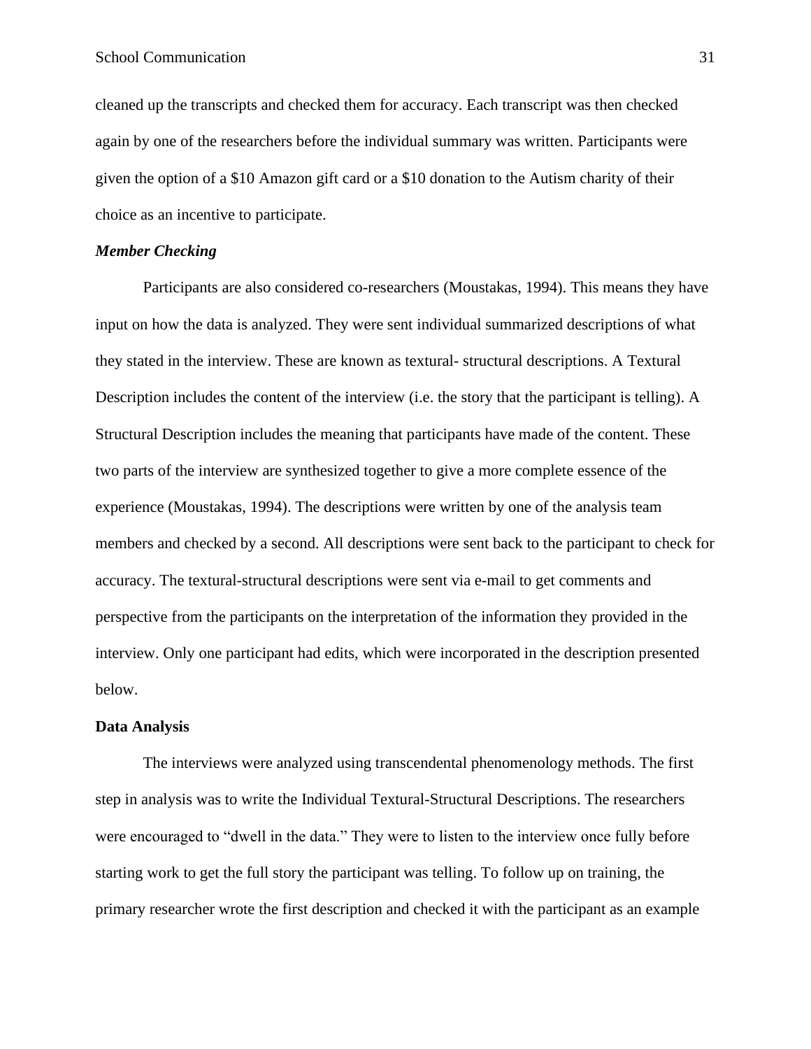cleaned up the transcripts and checked them for accuracy. Each transcript was then checked again by one of the researchers before the individual summary was written. Participants were given the option of a $10 Amazon gift card or a $10 donation to the Autism charity of their choice as an incentive to participate.

### *Member Checking*

Participants are also considered co-researchers (Moustakas, 1994). This means they have input on how the data is analyzed. They were sent individual summarized descriptions of what they stated in the interview. These are known as textural- structural descriptions. A Textural Description includes the content of the interview (i.e. the story that the participant is telling). A Structural Description includes the meaning that participants have made of the content. These two parts of the interview are synthesized together to give a more complete essence of the experience (Moustakas, 1994). The descriptions were written by one of the analysis team members and checked by a second. All descriptions were sent back to the participant to check for accuracy. The textural-structural descriptions were sent via e-mail to get comments and perspective from the participants on the interpretation of the information they provided in the interview. Only one participant had edits, which were incorporated in the description presented below.

## Data Analysis

The interviews were analyzed using transcendental phenomenology methods. The first step in analysis was to write the Individual Textural-Structural Descriptions. The researchers were encouraged to "dwell in the data." They were to listen to the interview once fully before starting work to get the full story the participant was telling. To follow up on training, the primary researcher wrote the first description and checked it with the participant as an example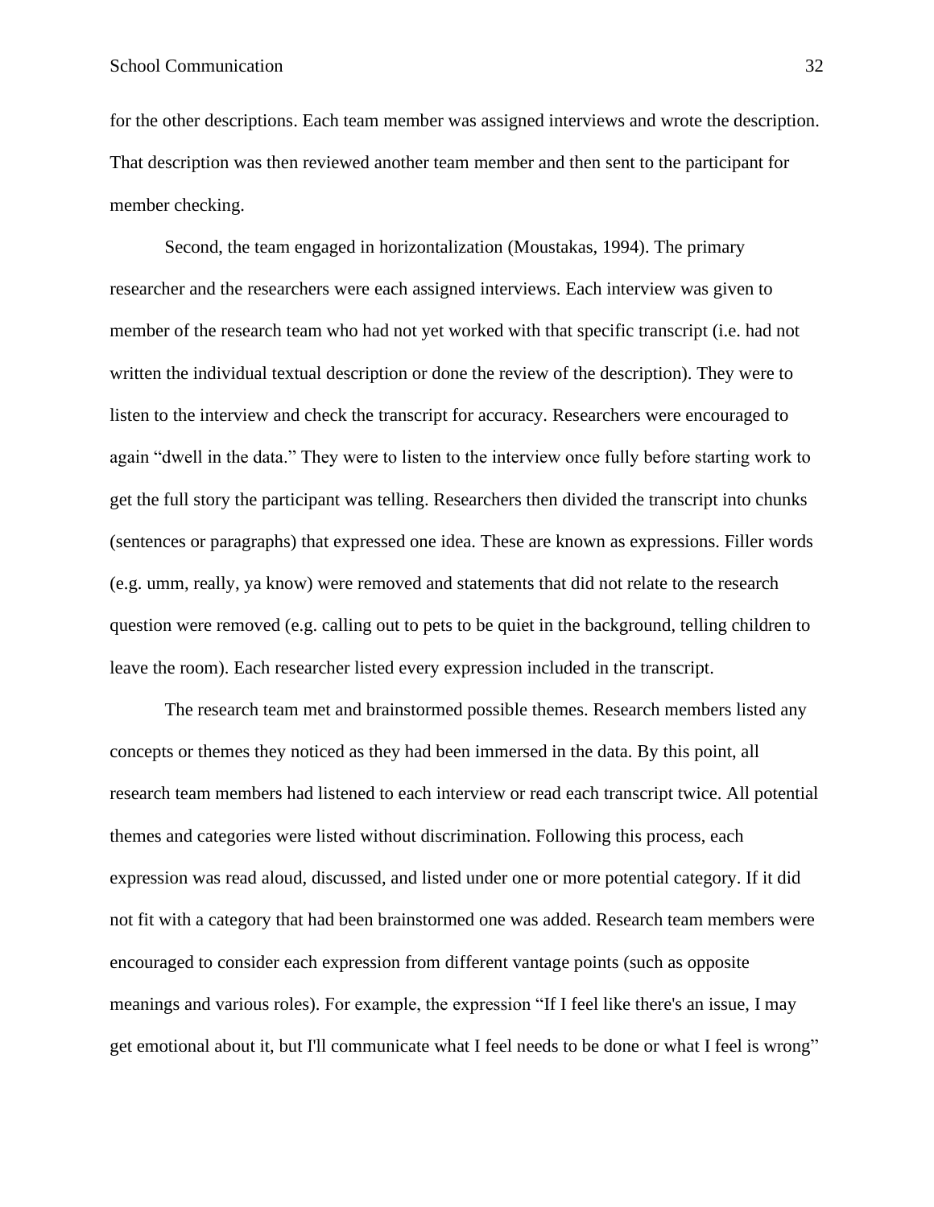for the other descriptions. Each team member was assigned interviews and wrote the description. That description was then reviewed another team member and then sent to the participant for member checking.

Second, the team engaged in horizontalization (Moustakas, 1994). The primary researcher and the researchers were each assigned interviews. Each interview was given to member of the research team who had not yet worked with that specific transcript (i.e. had not written the individual textual description or done the review of the description). They were to listen to the interview and check the transcript for accuracy. Researchers were encouraged to again "dwell in the data." They were to listen to the interview once fully before starting work to get the full story the participant was telling. Researchers then divided the transcript into chunks (sentences or paragraphs) that expressed one idea. These are known as expressions. Filler words (e.g. umm, really, ya know) were removed and statements that did not relate to the research question were removed (e.g. calling out to pets to be quiet in the background, telling children to leave the room). Each researcher listed every expression included in the transcript.

The research team met and brainstormed possible themes. Research members listed any concepts or themes they noticed as they had been immersed in the data. By this point, all research team members had listened to each interview or read each transcript twice. All potential themes and categories were listed without discrimination. Following this process, each expression was read aloud, discussed, and listed under one or more potential category. If it did not fit with a category that had been brainstormed one was added. Research team members were encouraged to consider each expression from different vantage points (such as opposite meanings and various roles). For example, the expression "If I feel like there's an issue, I may get emotional about it, but I'll communicate what I feel needs to be done or what I feel is wrong"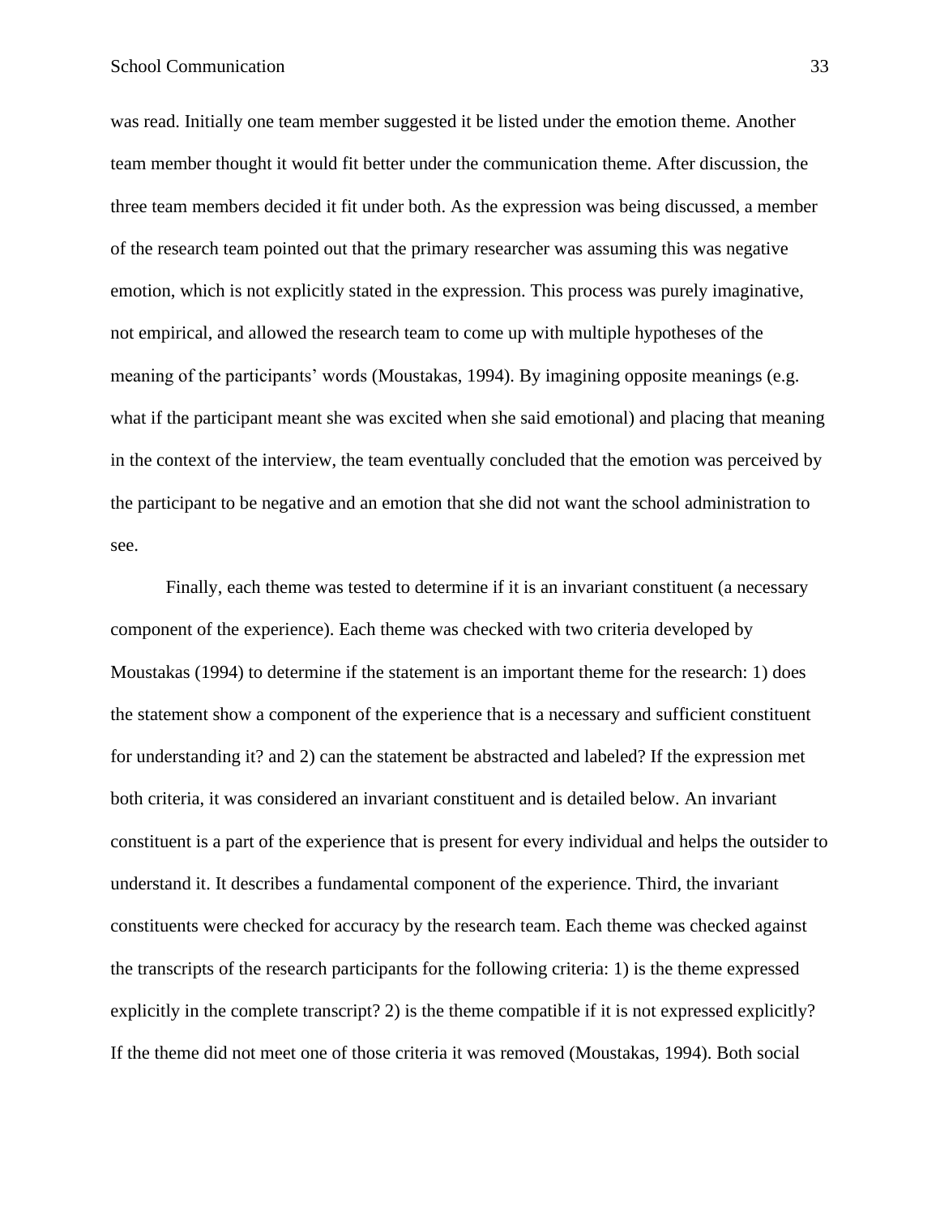was read. Initially one team member suggested it be listed under the emotion theme. Another team member thought it would fit better under the communication theme. After discussion, the three team members decided it fit under both. As the expression was being discussed, a member of the research team pointed out that the primary researcher was assuming this was negative emotion, which is not explicitly stated in the expression. This process was purely imaginative, not empirical, and allowed the research team to come up with multiple hypotheses of the meaning of the participants' words (Moustakas, 1994). By imagining opposite meanings (e.g. what if the participant meant she was excited when she said emotional) and placing that meaning in the context of the interview, the team eventually concluded that the emotion was perceived by the participant to be negative and an emotion that she did not want the school administration to see.

Finally, each theme was tested to determine if it is an invariant constituent (a necessary component of the experience). Each theme was checked with two criteria developed by Moustakas (1994) to determine if the statement is an important theme for the research: 1) does the statement show a component of the experience that is a necessary and sufficient constituent for understanding it? and 2) can the statement be abstracted and labeled? If the expression met both criteria, it was considered an invariant constituent and is detailed below. An invariant constituent is a part of the experience that is present for every individual and helps the outsider to understand it. It describes a fundamental component of the experience. Third, the invariant constituents were checked for accuracy by the research team. Each theme was checked against the transcripts of the research participants for the following criteria: 1) is the theme expressed explicitly in the complete transcript? 2) is the theme compatible if it is not expressed explicitly? If the theme did not meet one of those criteria it was removed (Moustakas, 1994). Both social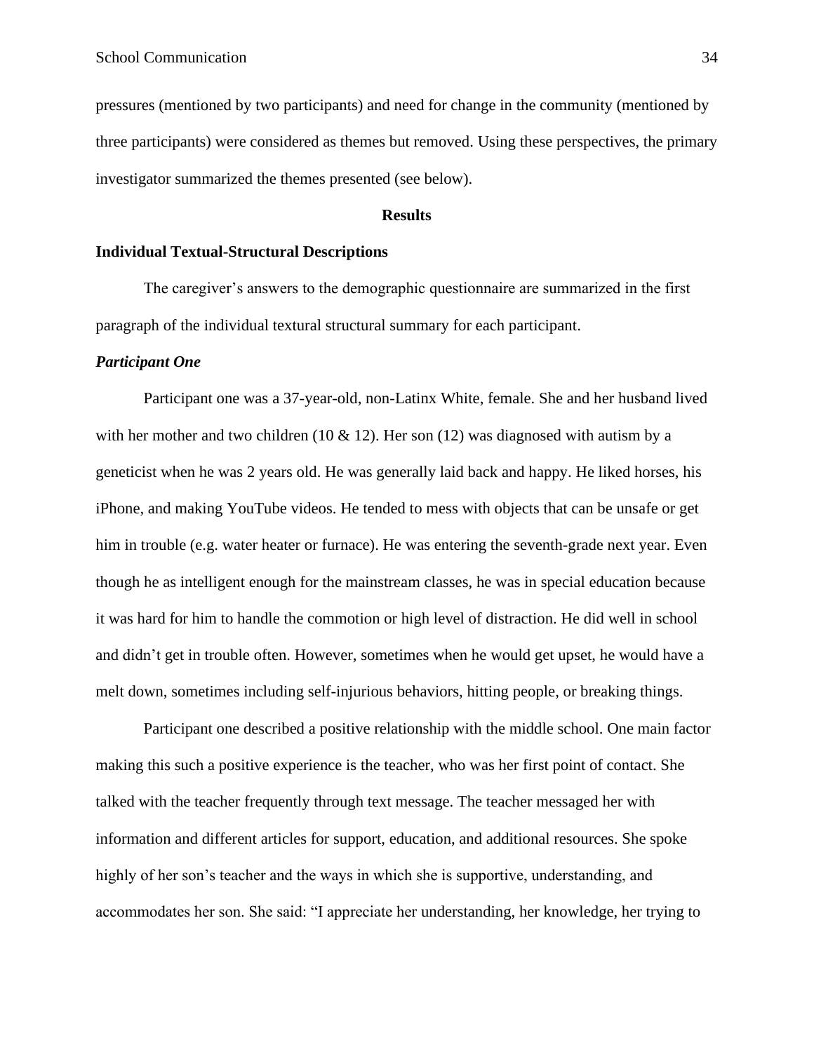pressures (mentioned by two participants) and need for change in the community (mentioned by three participants) were considered as themes but removed. Using these perspectives, the primary investigator summarized the themes presented (see below).

## Results

### Individual Textual-Structural Descriptions

The caregiver's answers to the demographic questionnaire are summarized in the first paragraph of the individual textural structural summary for each participant.

#### *Participant One*

Participant one was a 37-year-old, non-Latinx White, female. She and her husband lived with her mother and two children (10 & 12). Her son (12) was diagnosed with autism by a geneticist when he was 2 years old. He was generally laid back and happy. He liked horses, his iPhone, and making YouTube videos. He tended to mess with objects that can be unsafe or get him in trouble (e.g. water heater or furnace). He was entering the seventh-grade next year. Even though he as intelligent enough for the mainstream classes, he was in special education because it was hard for him to handle the commotion or high level of distraction. He did well in school and didn't get in trouble often. However, sometimes when he would get upset, he would have a melt down, sometimes including self-injurious behaviors, hitting people, or breaking things.

Participant one described a positive relationship with the middle school. One main factor making this such a positive experience is the teacher, who was her first point of contact. She talked with the teacher frequently through text message. The teacher messaged her with information and different articles for support, education, and additional resources. She spoke highly of her son's teacher and the ways in which she is supportive, understanding, and accommodates her son. She said: "I appreciate her understanding, her knowledge, her trying to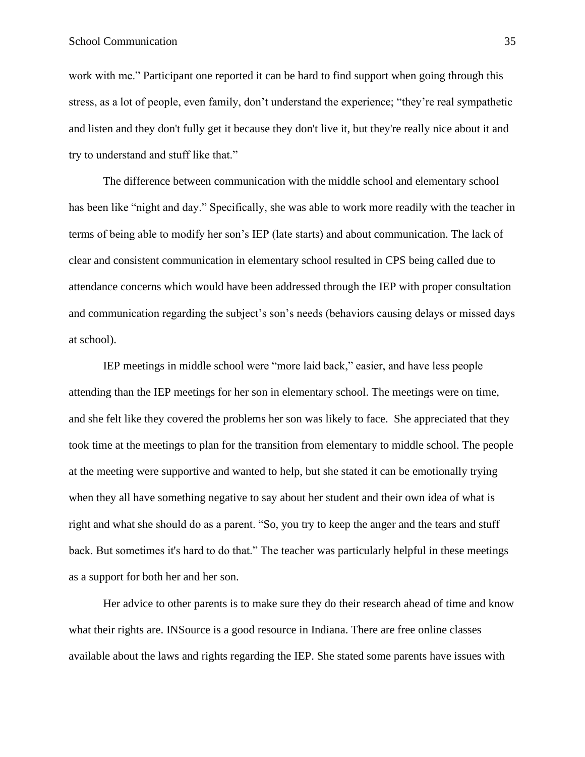work with me." Participant one reported it can be hard to find support when going through this stress, as a lot of people, even family, don't understand the experience; "they're real sympathetic and listen and they don't fully get it because they don't live it, but they're really nice about it and try to understand and stuff like that."

The difference between communication with the middle school and elementary school has been like "night and day." Specifically, she was able to work more readily with the teacher in terms of being able to modify her son's IEP (late starts) and about communication. The lack of clear and consistent communication in elementary school resulted in CPS being called due to attendance concerns which would have been addressed through the IEP with proper consultation and communication regarding the subject's son's needs (behaviors causing delays or missed days at school).

IEP meetings in middle school were "more laid back," easier, and have less people attending than the IEP meetings for her son in elementary school. The meetings were on time, and she felt like they covered the problems her son was likely to face. She appreciated that they took time at the meetings to plan for the transition from elementary to middle school. The people at the meeting were supportive and wanted to help, but she stated it can be emotionally trying when they all have something negative to say about her student and their own idea of what is right and what she should do as a parent. "So, you try to keep the anger and the tears and stuff back. But sometimes it's hard to do that." The teacher was particularly helpful in these meetings as a support for both her and her son.

Her advice to other parents is to make sure they do their research ahead of time and know what their rights are. INSource is a good resource in Indiana. There are free online classes available about the laws and rights regarding the IEP. She stated some parents have issues with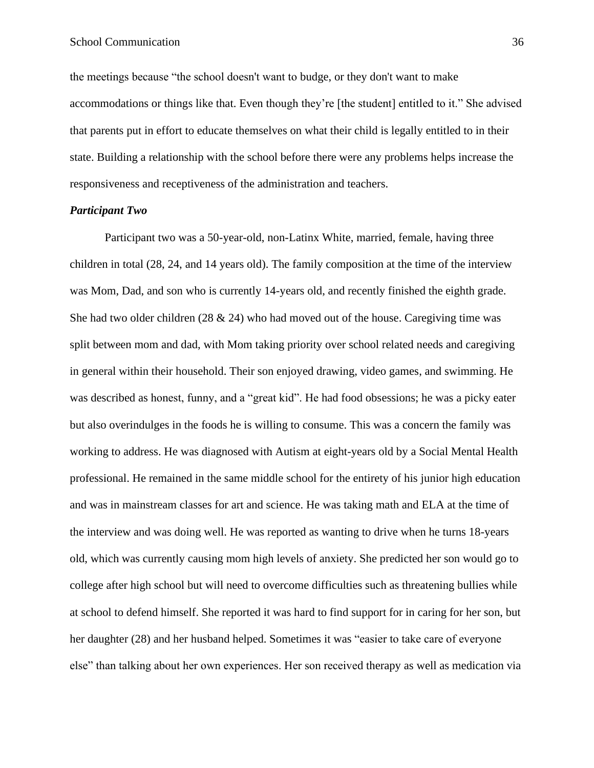the meetings because "the school doesn't want to budge, or they don't want to make accommodations or things like that. Even though they're [the student] entitled to it." She advised that parents put in effort to educate themselves on what their child is legally entitled to in their state. Building a relationship with the school before there were any problems helps increase the responsiveness and receptiveness of the administration and teachers.

### ***Participant Two***

Participant two was a 50-year-old, non-Latinx White, married, female, having three children in total (28, 24, and 14 years old). The family composition at the time of the interview was Mom, Dad, and son who is currently 14-years old, and recently finished the eighth grade. She had two older children (28 & 24) who had moved out of the house. Caregiving time was split between mom and dad, with Mom taking priority over school related needs and caregiving in general within their household. Their son enjoyed drawing, video games, and swimming. He was described as honest, funny, and a "great kid". He had food obsessions; he was a picky eater but also overindulges in the foods he is willing to consume. This was a concern the family was working to address. He was diagnosed with Autism at eight-years old by a Social Mental Health professional. He remained in the same middle school for the entirety of his junior high education and was in mainstream classes for art and science. He was taking math and ELA at the time of the interview and was doing well. He was reported as wanting to drive when he turns 18-years old, which was currently causing mom high levels of anxiety. She predicted her son would go to college after high school but will need to overcome difficulties such as threatening bullies while at school to defend himself. She reported it was hard to find support for in caring for her son, but her daughter (28) and her husband helped. Sometimes it was "easier to take care of everyone else" than talking about her own experiences. Her son received therapy as well as medication via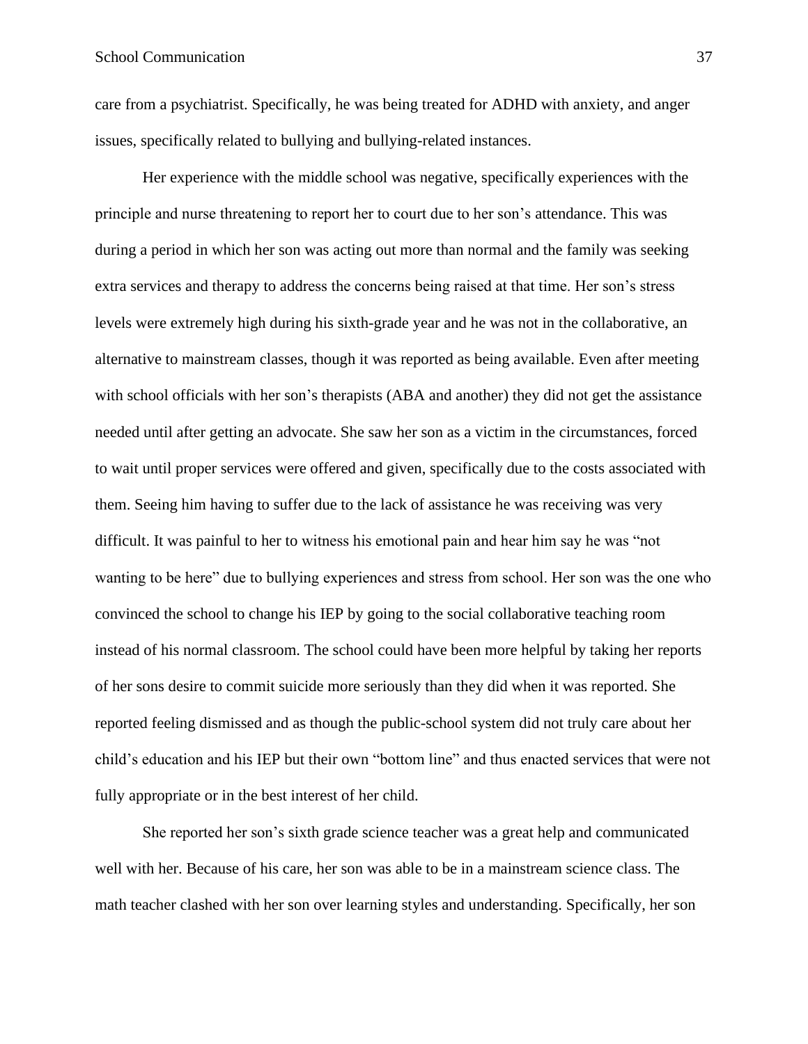care from a psychiatrist. Specifically, he was being treated for ADHD with anxiety, and anger issues, specifically related to bullying and bullying-related instances.

Her experience with the middle school was negative, specifically experiences with the principle and nurse threatening to report her to court due to her son's attendance. This was during a period in which her son was acting out more than normal and the family was seeking extra services and therapy to address the concerns being raised at that time. Her son's stress levels were extremely high during his sixth-grade year and he was not in the collaborative, an alternative to mainstream classes, though it was reported as being available. Even after meeting with school officials with her son's therapists (ABA and another) they did not get the assistance needed until after getting an advocate. She saw her son as a victim in the circumstances, forced to wait until proper services were offered and given, specifically due to the costs associated with them. Seeing him having to suffer due to the lack of assistance he was receiving was very difficult. It was painful to her to witness his emotional pain and hear him say he was "not wanting to be here" due to bullying experiences and stress from school. Her son was the one who convinced the school to change his IEP by going to the social collaborative teaching room instead of his normal classroom. The school could have been more helpful by taking her reports of her sons desire to commit suicide more seriously than they did when it was reported. She reported feeling dismissed and as though the public-school system did not truly care about her child's education and his IEP but their own "bottom line" and thus enacted services that were not fully appropriate or in the best interest of her child.

She reported her son's sixth grade science teacher was a great help and communicated well with her. Because of his care, her son was able to be in a mainstream science class. The math teacher clashed with her son over learning styles and understanding. Specifically, her son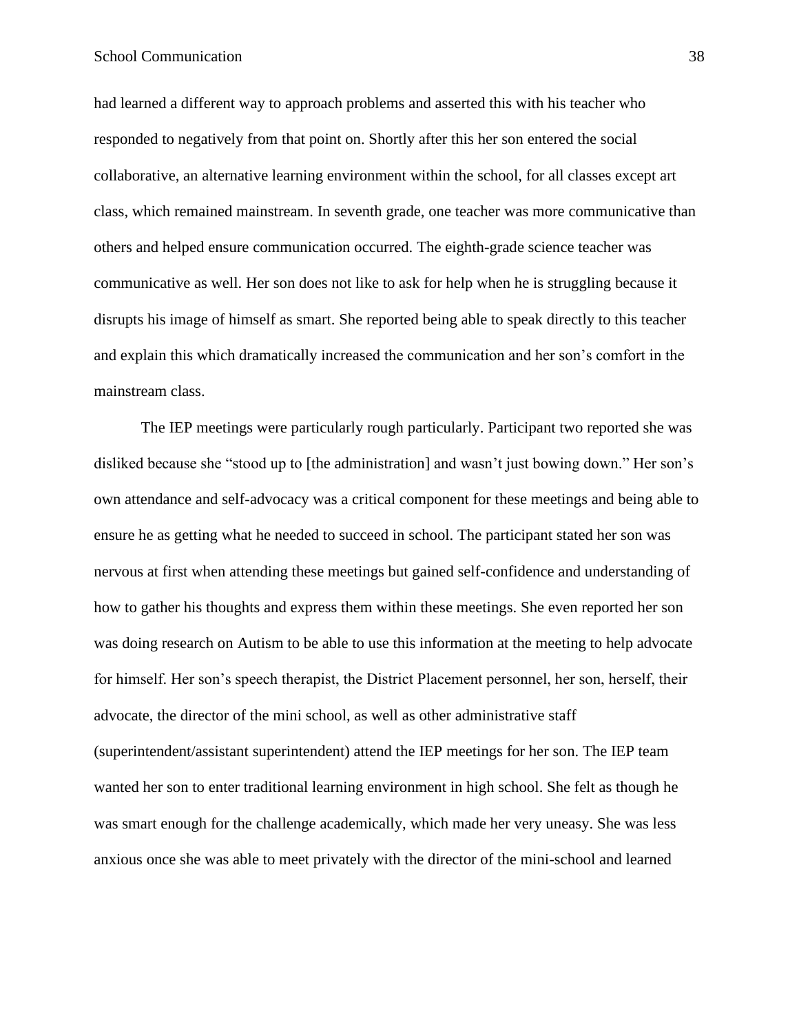had learned a different way to approach problems and asserted this with his teacher who responded to negatively from that point on. Shortly after this her son entered the social collaborative, an alternative learning environment within the school, for all classes except art class, which remained mainstream. In seventh grade, one teacher was more communicative than others and helped ensure communication occurred. The eighth-grade science teacher was communicative as well. Her son does not like to ask for help when he is struggling because it disrupts his image of himself as smart. She reported being able to speak directly to this teacher and explain this which dramatically increased the communication and her son's comfort in the mainstream class.

The IEP meetings were particularly rough particularly. Participant two reported she was disliked because she "stood up to [the administration] and wasn't just bowing down." Her son's own attendance and self-advocacy was a critical component for these meetings and being able to ensure he as getting what he needed to succeed in school. The participant stated her son was nervous at first when attending these meetings but gained self-confidence and understanding of how to gather his thoughts and express them within these meetings. She even reported her son was doing research on Autism to be able to use this information at the meeting to help advocate for himself. Her son's speech therapist, the District Placement personnel, her son, herself, their advocate, the director of the mini school, as well as other administrative staff (superintendent/assistant superintendent) attend the IEP meetings for her son. The IEP team wanted her son to enter traditional learning environment in high school. She felt as though he was smart enough for the challenge academically, which made her very uneasy. She was less anxious once she was able to meet privately with the director of the mini-school and learned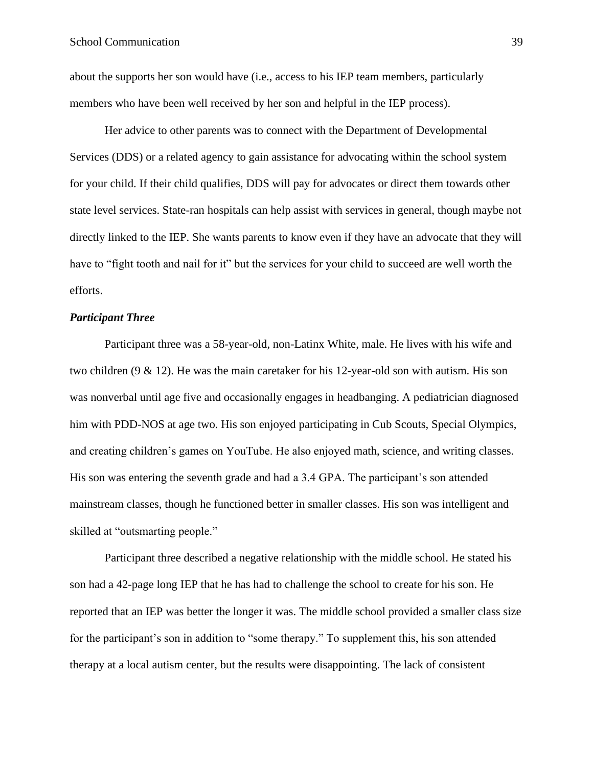about the supports her son would have (i.e., access to his IEP team members, particularly members who have been well received by her son and helpful in the IEP process).

Her advice to other parents was to connect with the Department of Developmental Services (DDS) or a related agency to gain assistance for advocating within the school system for your child. If their child qualifies, DDS will pay for advocates or direct them towards other state level services. State-ran hospitals can help assist with services in general, though maybe not directly linked to the IEP. She wants parents to know even if they have an advocate that they will have to "fight tooth and nail for it" but the services for your child to succeed are well worth the efforts.

### ***Participant Three***

Participant three was a 58-year-old, non-Latinx White, male. He lives with his wife and two children (9 & 12). He was the main caretaker for his 12-year-old son with autism. His son was nonverbal until age five and occasionally engages in headbanging. A pediatrician diagnosed him with PDD-NOS at age two. His son enjoyed participating in Cub Scouts, Special Olympics, and creating children's games on YouTube. He also enjoyed math, science, and writing classes. His son was entering the seventh grade and had a 3.4 GPA. The participant's son attended mainstream classes, though he functioned better in smaller classes. His son was intelligent and skilled at "outsmarting people."

Participant three described a negative relationship with the middle school. He stated his son had a 42-page long IEP that he has had to challenge the school to create for his son. He reported that an IEP was better the longer it was. The middle school provided a smaller class size for the participant's son in addition to "some therapy." To supplement this, his son attended therapy at a local autism center, but the results were disappointing. The lack of consistent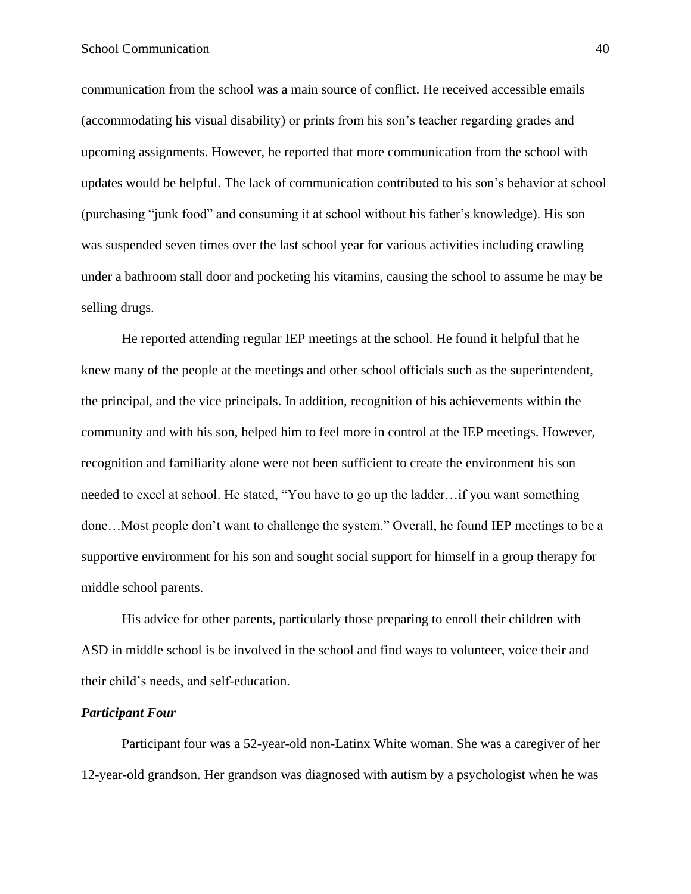communication from the school was a main source of conflict. He received accessible emails (accommodating his visual disability) or prints from his son's teacher regarding grades and upcoming assignments. However, he reported that more communication from the school with updates would be helpful. The lack of communication contributed to his son's behavior at school (purchasing "junk food" and consuming it at school without his father's knowledge). His son was suspended seven times over the last school year for various activities including crawling under a bathroom stall door and pocketing his vitamins, causing the school to assume he may be selling drugs.

He reported attending regular IEP meetings at the school. He found it helpful that he knew many of the people at the meetings and other school officials such as the superintendent, the principal, and the vice principals. In addition, recognition of his achievements within the community and with his son, helped him to feel more in control at the IEP meetings. However, recognition and familiarity alone were not been sufficient to create the environment his son needed to excel at school. He stated, "You have to go up the ladder…if you want something done…Most people don't want to challenge the system." Overall, he found IEP meetings to be a supportive environment for his son and sought social support for himself in a group therapy for middle school parents.

His advice for other parents, particularly those preparing to enroll their children with ASD in middle school is be involved in the school and find ways to volunteer, voice their and their child's needs, and self-education.

### *Participant Four*

Participant four was a 52-year-old non-Latinx White woman. She was a caregiver of her 12-year-old grandson. Her grandson was diagnosed with autism by a psychologist when he was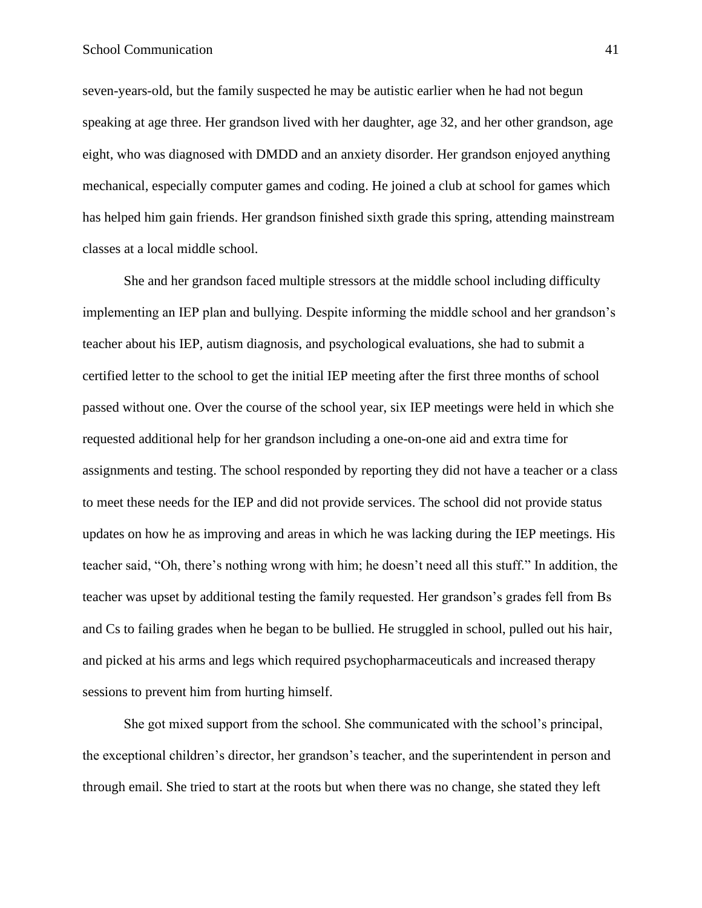seven-years-old, but the family suspected he may be autistic earlier when he had not begun speaking at age three. Her grandson lived with her daughter, age 32, and her other grandson, age eight, who was diagnosed with DMDD and an anxiety disorder. Her grandson enjoyed anything mechanical, especially computer games and coding. He joined a club at school for games which has helped him gain friends. Her grandson finished sixth grade this spring, attending mainstream classes at a local middle school.

She and her grandson faced multiple stressors at the middle school including difficulty implementing an IEP plan and bullying. Despite informing the middle school and her grandson's teacher about his IEP, autism diagnosis, and psychological evaluations, she had to submit a certified letter to the school to get the initial IEP meeting after the first three months of school passed without one. Over the course of the school year, six IEP meetings were held in which she requested additional help for her grandson including a one-on-one aid and extra time for assignments and testing. The school responded by reporting they did not have a teacher or a class to meet these needs for the IEP and did not provide services. The school did not provide status updates on how he as improving and areas in which he was lacking during the IEP meetings. His teacher said, "Oh, there's nothing wrong with him; he doesn't need all this stuff." In addition, the teacher was upset by additional testing the family requested. Her grandson's grades fell from Bs and Cs to failing grades when he began to be bullied. He struggled in school, pulled out his hair, and picked at his arms and legs which required psychopharmaceuticals and increased therapy sessions to prevent him from hurting himself.

She got mixed support from the school. She communicated with the school's principal, the exceptional children's director, her grandson's teacher, and the superintendent in person and through email. She tried to start at the roots but when there was no change, she stated they left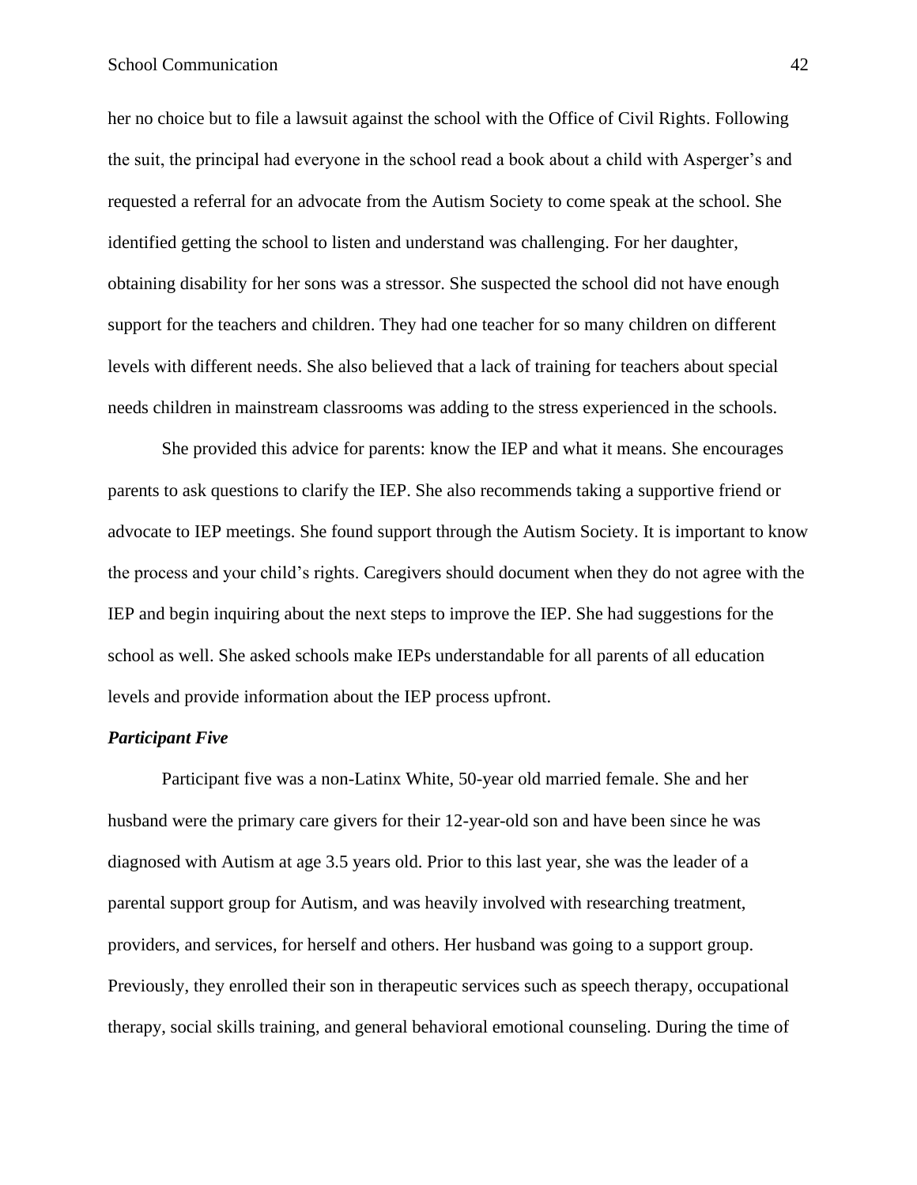her no choice but to file a lawsuit against the school with the Office of Civil Rights. Following the suit, the principal had everyone in the school read a book about a child with Asperger's and requested a referral for an advocate from the Autism Society to come speak at the school. She identified getting the school to listen and understand was challenging. For her daughter, obtaining disability for her sons was a stressor. She suspected the school did not have enough support for the teachers and children. They had one teacher for so many children on different levels with different needs. She also believed that a lack of training for teachers about special needs children in mainstream classrooms was adding to the stress experienced in the schools.

She provided this advice for parents: know the IEP and what it means. She encourages parents to ask questions to clarify the IEP. She also recommends taking a supportive friend or advocate to IEP meetings. She found support through the Autism Society. It is important to know the process and your child's rights. Caregivers should document when they do not agree with the IEP and begin inquiring about the next steps to improve the IEP. She had suggestions for the school as well. She asked schools make IEPs understandable for all parents of all education levels and provide information about the IEP process upfront.

***Participant Five***

Participant five was a non-Latinx White, 50-year old married female. She and her husband were the primary care givers for their 12-year-old son and have been since he was diagnosed with Autism at age 3.5 years old. Prior to this last year, she was the leader of a parental support group for Autism, and was heavily involved with researching treatment, providers, and services, for herself and others. Her husband was going to a support group. Previously, they enrolled their son in therapeutic services such as speech therapy, occupational therapy, social skills training, and general behavioral emotional counseling. During the time of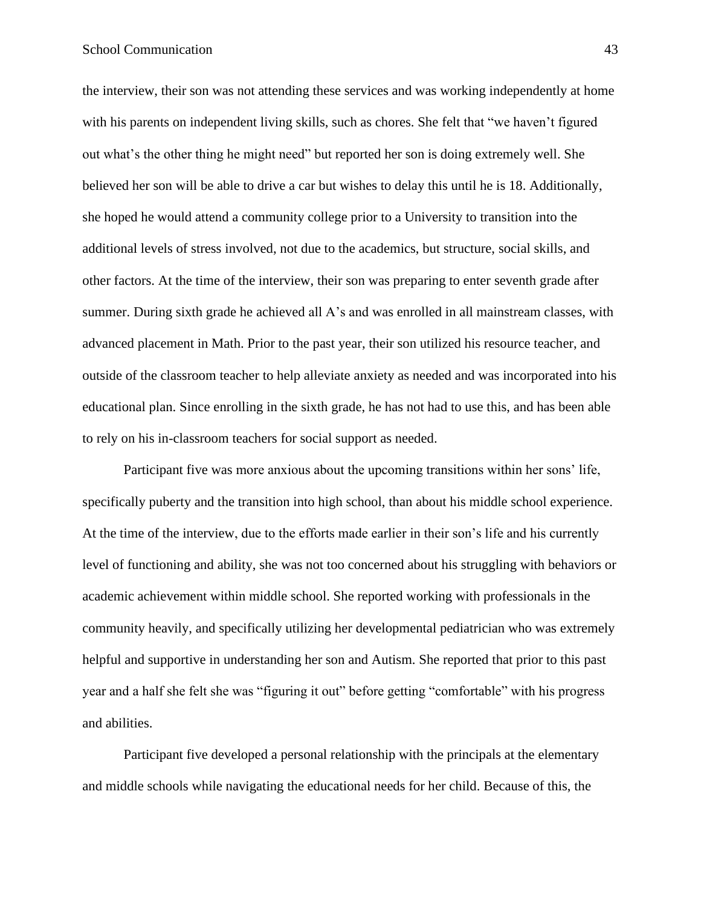the interview, their son was not attending these services and was working independently at home with his parents on independent living skills, such as chores. She felt that "we haven't figured out what's the other thing he might need" but reported her son is doing extremely well. She believed her son will be able to drive a car but wishes to delay this until he is 18. Additionally, she hoped he would attend a community college prior to a University to transition into the additional levels of stress involved, not due to the academics, but structure, social skills, and other factors. At the time of the interview, their son was preparing to enter seventh grade after summer. During sixth grade he achieved all A's and was enrolled in all mainstream classes, with advanced placement in Math. Prior to the past year, their son utilized his resource teacher, and outside of the classroom teacher to help alleviate anxiety as needed and was incorporated into his educational plan. Since enrolling in the sixth grade, he has not had to use this, and has been able to rely on his in-classroom teachers for social support as needed.

Participant five was more anxious about the upcoming transitions within her sons' life, specifically puberty and the transition into high school, than about his middle school experience. At the time of the interview, due to the efforts made earlier in their son's life and his currently level of functioning and ability, she was not too concerned about his struggling with behaviors or academic achievement within middle school. She reported working with professionals in the community heavily, and specifically utilizing her developmental pediatrician who was extremely helpful and supportive in understanding her son and Autism. She reported that prior to this past year and a half she felt she was "figuring it out" before getting "comfortable" with his progress and abilities.

Participant five developed a personal relationship with the principals at the elementary and middle schools while navigating the educational needs for her child. Because of this, the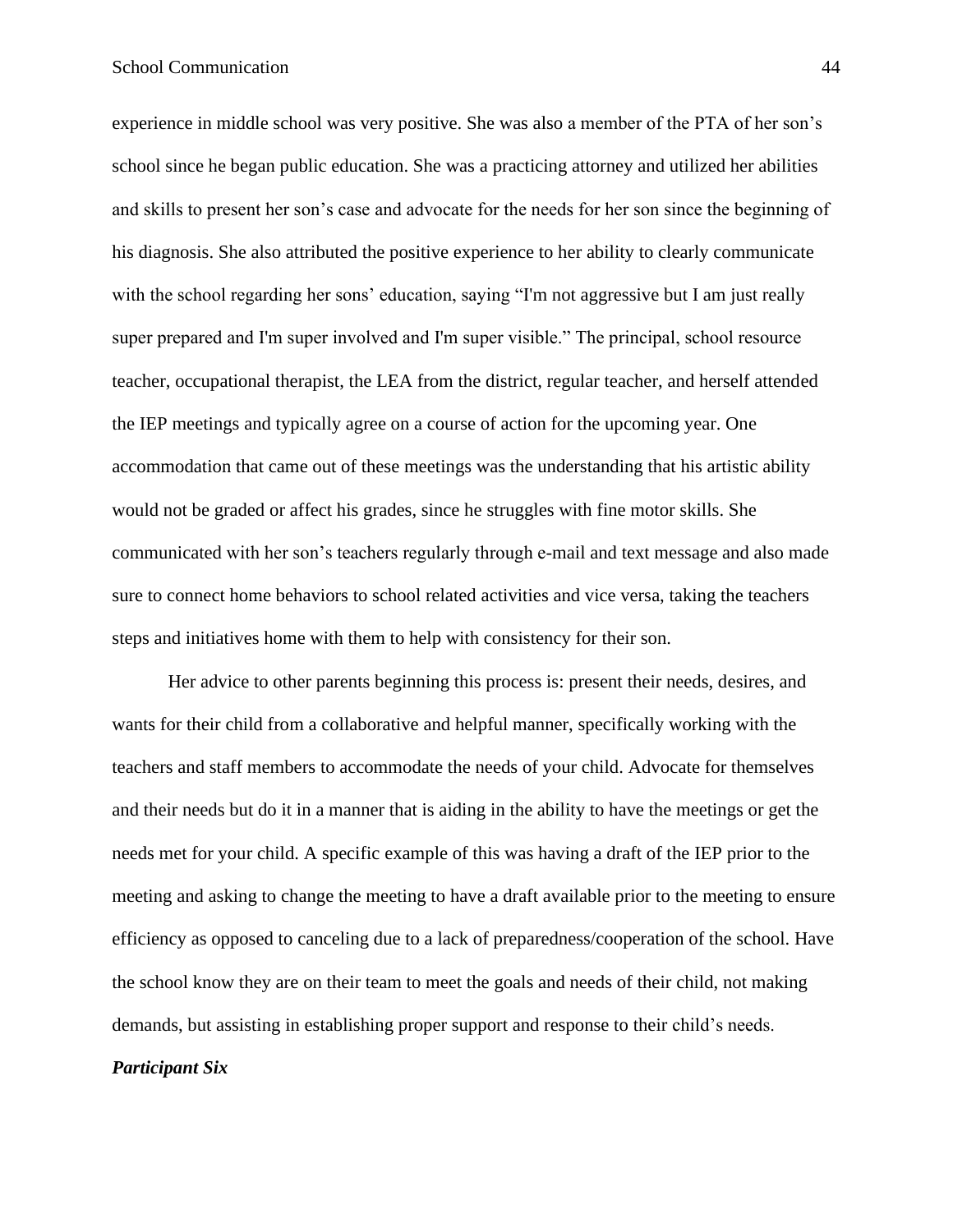experience in middle school was very positive. She was also a member of the PTA of her son's school since he began public education. She was a practicing attorney and utilized her abilities and skills to present her son's case and advocate for the needs for her son since the beginning of his diagnosis. She also attributed the positive experience to her ability to clearly communicate with the school regarding her sons' education, saying "I'm not aggressive but I am just really super prepared and I'm super involved and I'm super visible." The principal, school resource teacher, occupational therapist, the LEA from the district, regular teacher, and herself attended the IEP meetings and typically agree on a course of action for the upcoming year. One accommodation that came out of these meetings was the understanding that his artistic ability would not be graded or affect his grades, since he struggles with fine motor skills. She communicated with her son's teachers regularly through e-mail and text message and also made sure to connect home behaviors to school related activities and vice versa, taking the teachers steps and initiatives home with them to help with consistency for their son.

Her advice to other parents beginning this process is: present their needs, desires, and wants for their child from a collaborative and helpful manner, specifically working with the teachers and staff members to accommodate the needs of your child. Advocate for themselves and their needs but do it in a manner that is aiding in the ability to have the meetings or get the needs met for your child. A specific example of this was having a draft of the IEP prior to the meeting and asking to change the meeting to have a draft available prior to the meeting to ensure efficiency as opposed to canceling due to a lack of preparedness/cooperation of the school. Have the school know they are on their team to meet the goals and needs of their child, not making demands, but assisting in establishing proper support and response to their child's needs.

***Participant Six***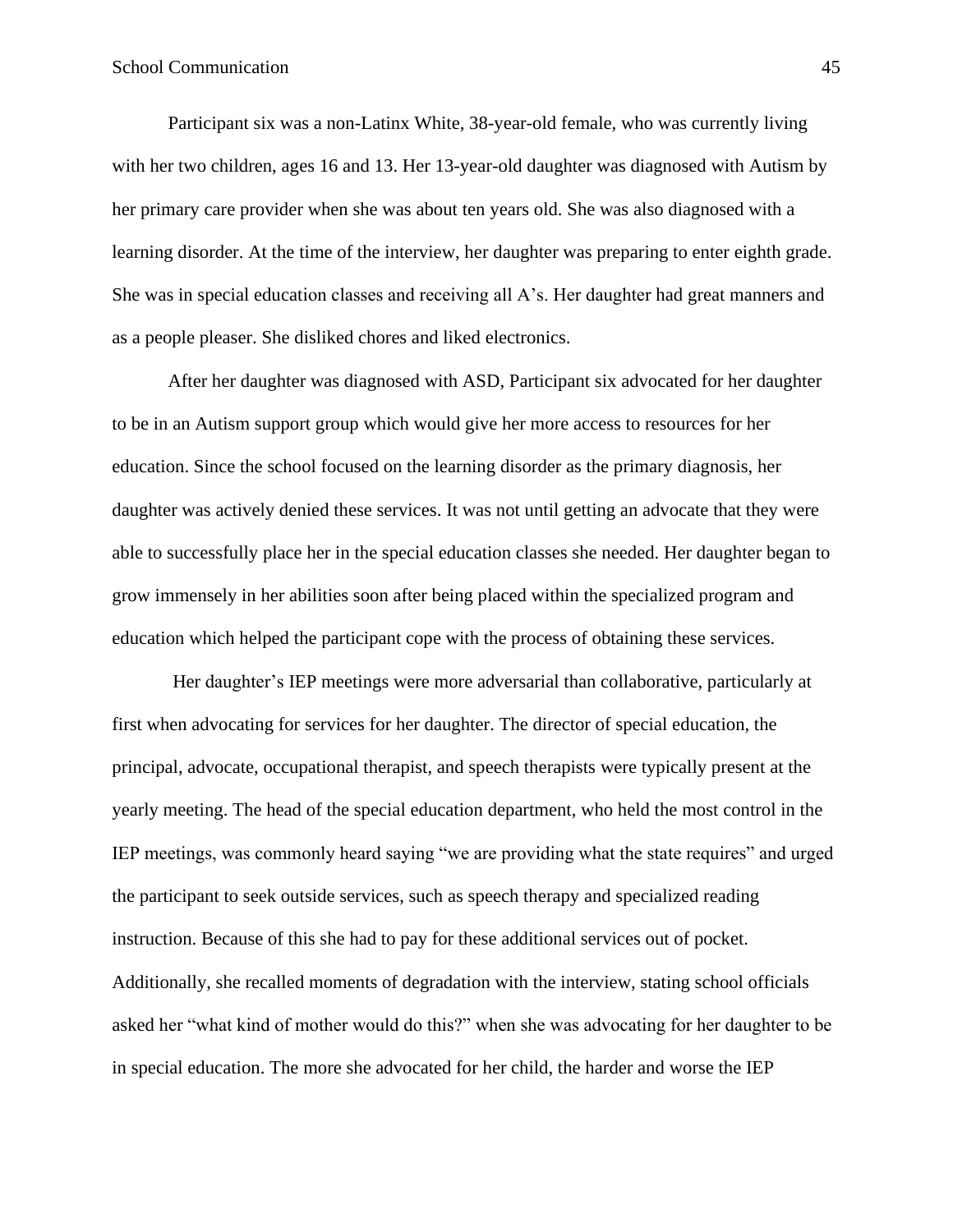Participant six was a non-Latinx White, 38-year-old female, who was currently living with her two children, ages 16 and 13. Her 13-year-old daughter was diagnosed with Autism by her primary care provider when she was about ten years old. She was also diagnosed with a learning disorder. At the time of the interview, her daughter was preparing to enter eighth grade. She was in special education classes and receiving all A's. Her daughter had great manners and as a people pleaser. She disliked chores and liked electronics.

After her daughter was diagnosed with ASD, Participant six advocated for her daughter to be in an Autism support group which would give her more access to resources for her education. Since the school focused on the learning disorder as the primary diagnosis, her daughter was actively denied these services. It was not until getting an advocate that they were able to successfully place her in the special education classes she needed. Her daughter began to grow immensely in her abilities soon after being placed within the specialized program and education which helped the participant cope with the process of obtaining these services.

Her daughter's IEP meetings were more adversarial than collaborative, particularly at first when advocating for services for her daughter. The director of special education, the principal, advocate, occupational therapist, and speech therapists were typically present at the yearly meeting. The head of the special education department, who held the most control in the IEP meetings, was commonly heard saying "we are providing what the state requires" and urged the participant to seek outside services, such as speech therapy and specialized reading instruction. Because of this she had to pay for these additional services out of pocket. Additionally, she recalled moments of degradation with the interview, stating school officials asked her "what kind of mother would do this?" when she was advocating for her daughter to be in special education. The more she advocated for her child, the harder and worse the IEP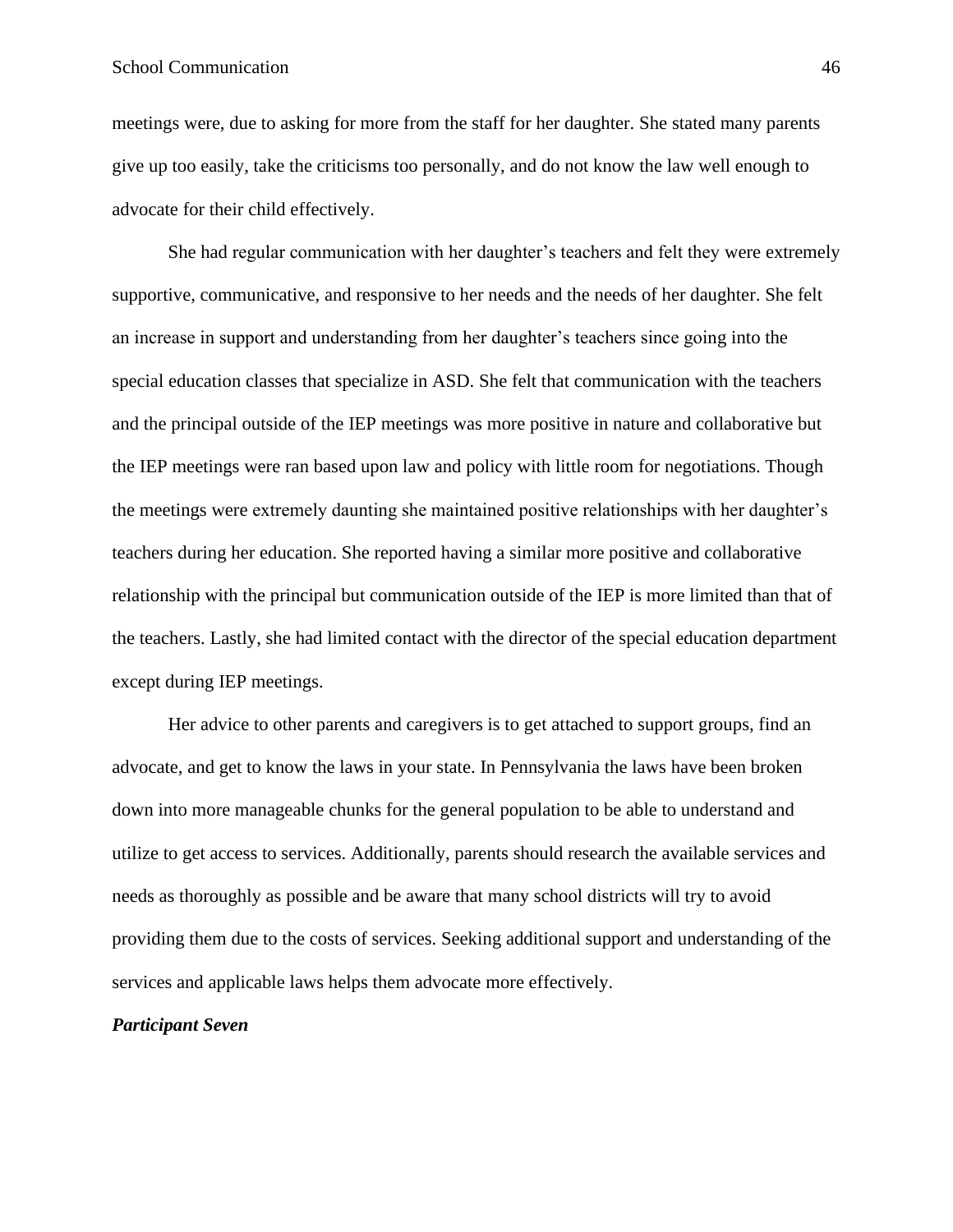meetings were, due to asking for more from the staff for her daughter. She stated many parents give up too easily, take the criticisms too personally, and do not know the law well enough to advocate for their child effectively.

She had regular communication with her daughter's teachers and felt they were extremely supportive, communicative, and responsive to her needs and the needs of her daughter. She felt an increase in support and understanding from her daughter's teachers since going into the special education classes that specialize in ASD. She felt that communication with the teachers and the principal outside of the IEP meetings was more positive in nature and collaborative but the IEP meetings were ran based upon law and policy with little room for negotiations. Though the meetings were extremely daunting she maintained positive relationships with her daughter's teachers during her education. She reported having a similar more positive and collaborative relationship with the principal but communication outside of the IEP is more limited than that of the teachers. Lastly, she had limited contact with the director of the special education department except during IEP meetings.

Her advice to other parents and caregivers is to get attached to support groups, find an advocate, and get to know the laws in your state. In Pennsylvania the laws have been broken down into more manageable chunks for the general population to be able to understand and utilize to get access to services. Additionally, parents should research the available services and needs as thoroughly as possible and be aware that many school districts will try to avoid providing them due to the costs of services. Seeking additional support and understanding of the services and applicable laws helps them advocate more effectively.

***Participant Seven***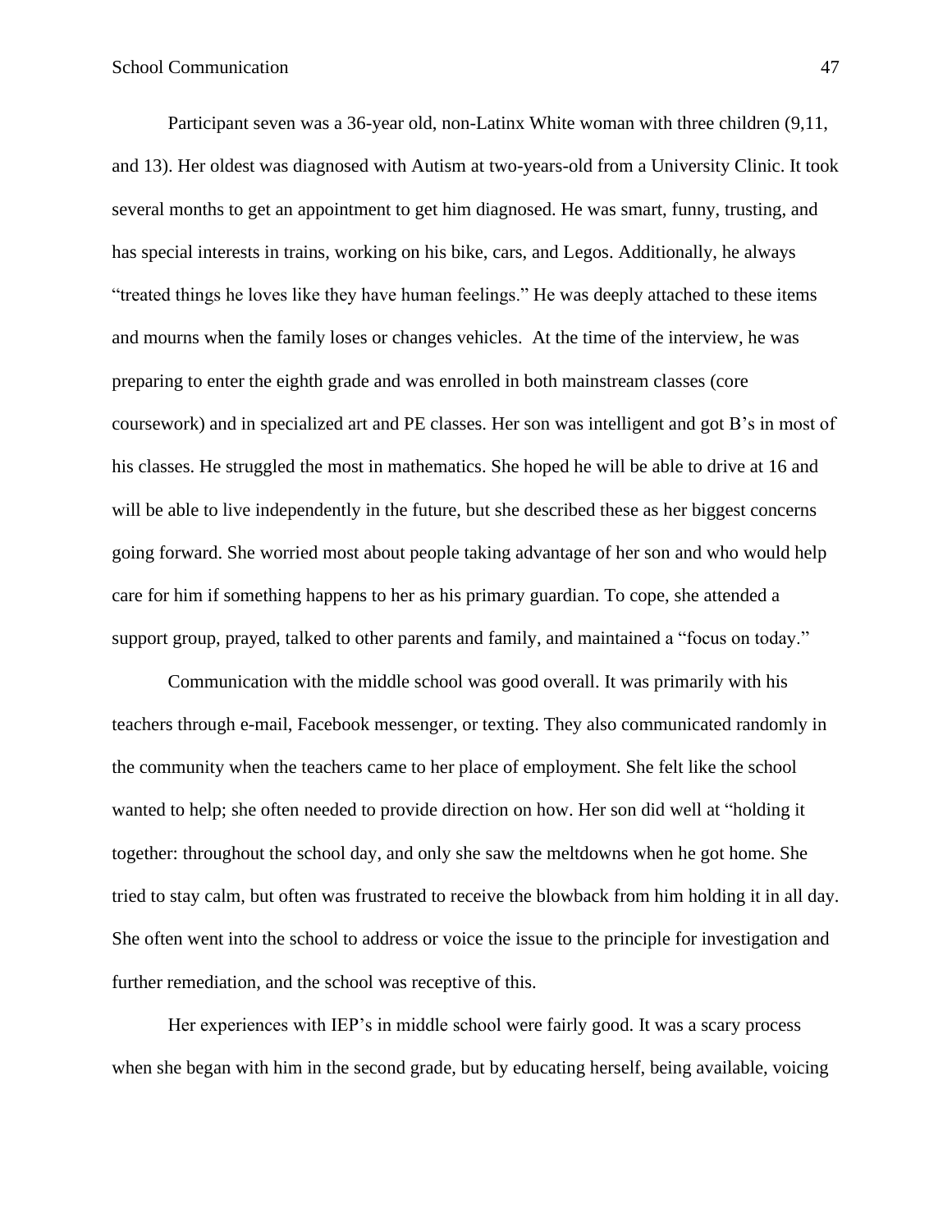Participant seven was a 36-year old, non-Latinx White woman with three children (9,11, and 13). Her oldest was diagnosed with Autism at two-years-old from a University Clinic. It took several months to get an appointment to get him diagnosed. He was smart, funny, trusting, and has special interests in trains, working on his bike, cars, and Legos. Additionally, he always "treated things he loves like they have human feelings." He was deeply attached to these items and mourns when the family loses or changes vehicles. At the time of the interview, he was preparing to enter the eighth grade and was enrolled in both mainstream classes (core coursework) and in specialized art and PE classes. Her son was intelligent and got B's in most of his classes. He struggled the most in mathematics. She hoped he will be able to drive at 16 and will be able to live independently in the future, but she described these as her biggest concerns going forward. She worried most about people taking advantage of her son and who would help care for him if something happens to her as his primary guardian. To cope, she attended a support group, prayed, talked to other parents and family, and maintained a "focus on today."

Communication with the middle school was good overall. It was primarily with his teachers through e-mail, Facebook messenger, or texting. They also communicated randomly in the community when the teachers came to her place of employment. She felt like the school wanted to help; she often needed to provide direction on how. Her son did well at "holding it together: throughout the school day, and only she saw the meltdowns when he got home. She tried to stay calm, but often was frustrated to receive the blowback from him holding it in all day. She often went into the school to address or voice the issue to the principle for investigation and further remediation, and the school was receptive of this.

Her experiences with IEP's in middle school were fairly good. It was a scary process when she began with him in the second grade, but by educating herself, being available, voicing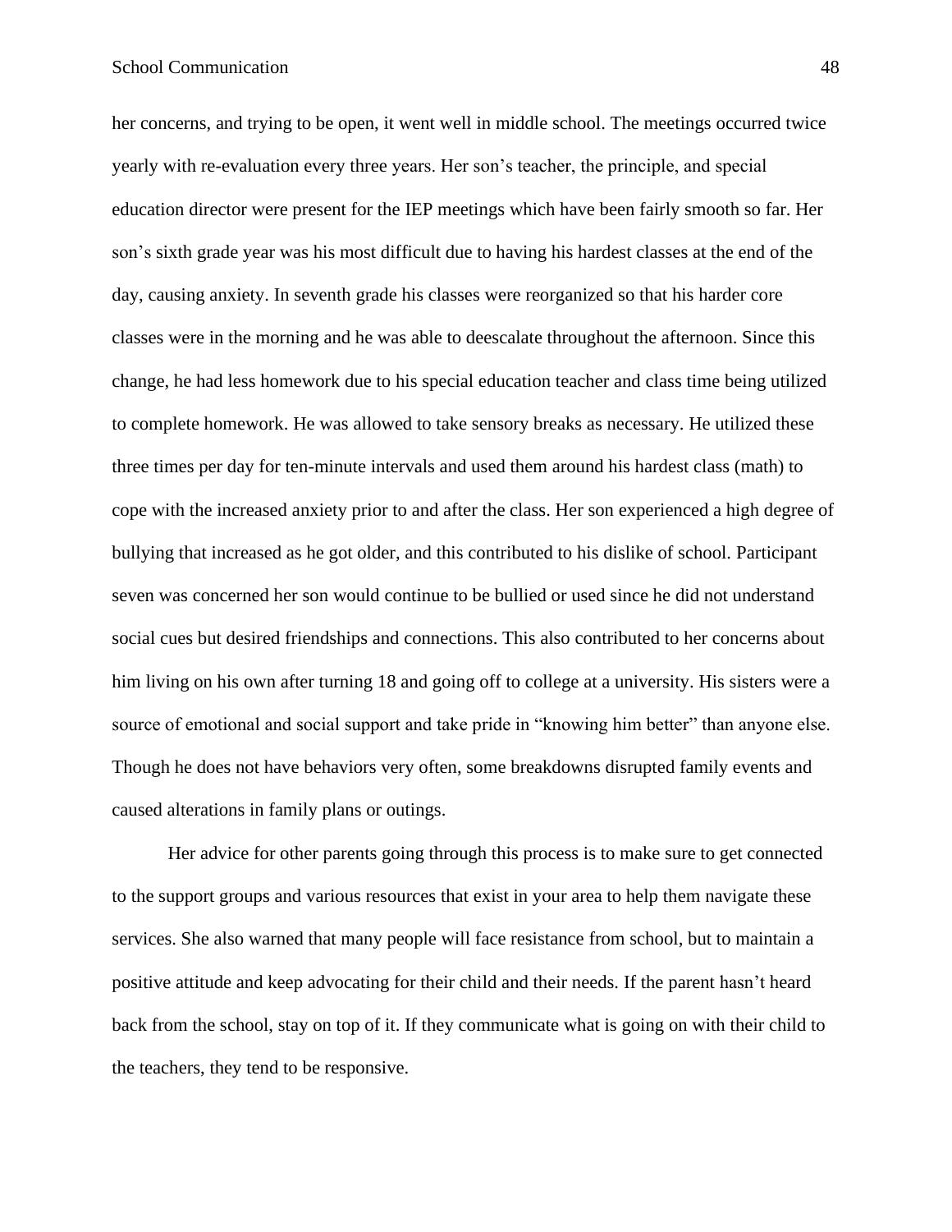her concerns, and trying to be open, it went well in middle school. The meetings occurred twice yearly with re-evaluation every three years. Her son's teacher, the principle, and special education director were present for the IEP meetings which have been fairly smooth so far. Her son's sixth grade year was his most difficult due to having his hardest classes at the end of the day, causing anxiety. In seventh grade his classes were reorganized so that his harder core classes were in the morning and he was able to deescalate throughout the afternoon. Since this change, he had less homework due to his special education teacher and class time being utilized to complete homework. He was allowed to take sensory breaks as necessary. He utilized these three times per day for ten-minute intervals and used them around his hardest class (math) to cope with the increased anxiety prior to and after the class. Her son experienced a high degree of bullying that increased as he got older, and this contributed to his dislike of school. Participant seven was concerned her son would continue to be bullied or used since he did not understand social cues but desired friendships and connections. This also contributed to her concerns about him living on his own after turning 18 and going off to college at a university. His sisters were a source of emotional and social support and take pride in "knowing him better" than anyone else. Though he does not have behaviors very often, some breakdowns disrupted family events and caused alterations in family plans or outings.

Her advice for other parents going through this process is to make sure to get connected to the support groups and various resources that exist in your area to help them navigate these services. She also warned that many people will face resistance from school, but to maintain a positive attitude and keep advocating for their child and their needs. If the parent hasn't heard back from the school, stay on top of it. If they communicate what is going on with their child to the teachers, they tend to be responsive.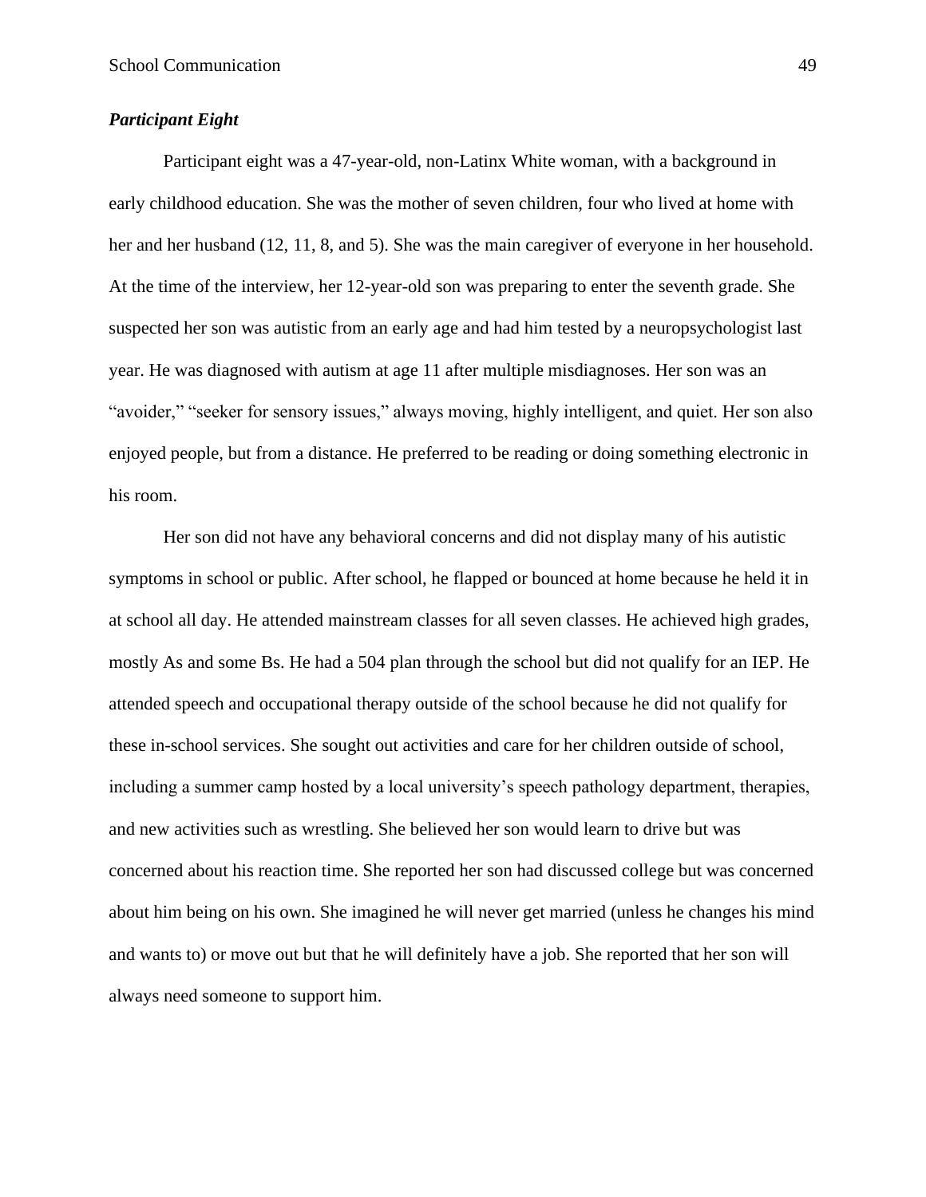### ***Participant Eight***

Participant eight was a 47-year-old, non-Latinx White woman, with a background in early childhood education. She was the mother of seven children, four who lived at home with her and her husband (12, 11, 8, and 5). She was the main caregiver of everyone in her household. At the time of the interview, her 12-year-old son was preparing to enter the seventh grade. She suspected her son was autistic from an early age and had him tested by a neuropsychologist last year. He was diagnosed with autism at age 11 after multiple misdiagnoses. Her son was an "avoider," "seeker for sensory issues," always moving, highly intelligent, and quiet. Her son also enjoyed people, but from a distance. He preferred to be reading or doing something electronic in his room.

Her son did not have any behavioral concerns and did not display many of his autistic symptoms in school or public. After school, he flapped or bounced at home because he held it in at school all day. He attended mainstream classes for all seven classes. He achieved high grades, mostly As and some Bs. He had a 504 plan through the school but did not qualify for an IEP. He attended speech and occupational therapy outside of the school because he did not qualify for these in-school services. She sought out activities and care for her children outside of school, including a summer camp hosted by a local university's speech pathology department, therapies, and new activities such as wrestling. She believed her son would learn to drive but was concerned about his reaction time. She reported her son had discussed college but was concerned about him being on his own. She imagined he will never get married (unless he changes his mind and wants to) or move out but that he will definitely have a job. She reported that her son will always need someone to support him.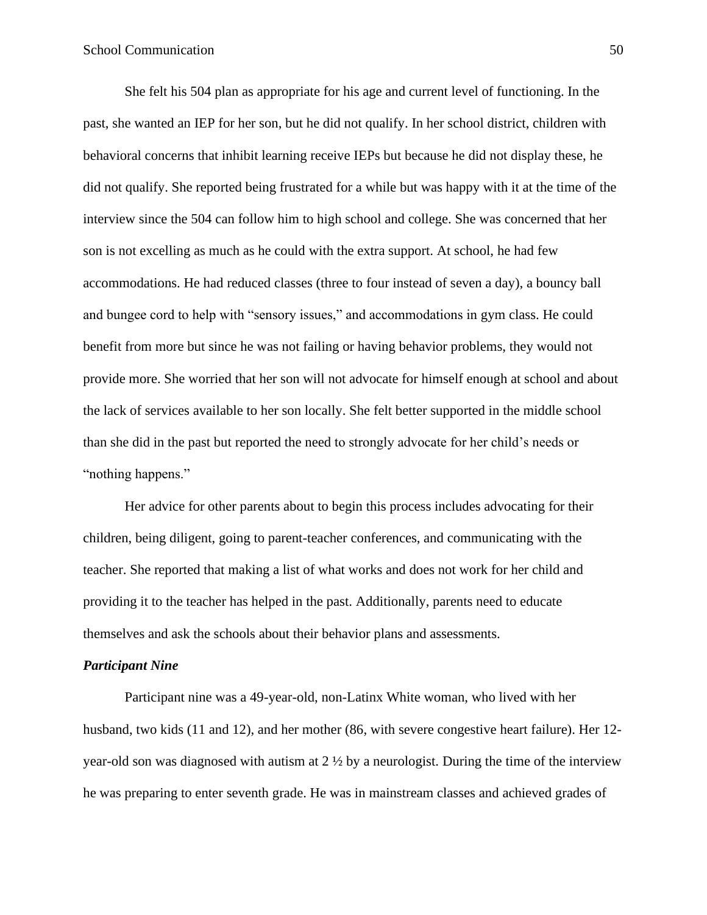She felt his 504 plan as appropriate for his age and current level of functioning. In the past, she wanted an IEP for her son, but he did not qualify. In her school district, children with behavioral concerns that inhibit learning receive IEPs but because he did not display these, he did not qualify. She reported being frustrated for a while but was happy with it at the time of the interview since the 504 can follow him to high school and college. She was concerned that her son is not excelling as much as he could with the extra support. At school, he had few accommodations. He had reduced classes (three to four instead of seven a day), a bouncy ball and bungee cord to help with "sensory issues," and accommodations in gym class. He could benefit from more but since he was not failing or having behavior problems, they would not provide more. She worried that her son will not advocate for himself enough at school and about the lack of services available to her son locally. She felt better supported in the middle school than she did in the past but reported the need to strongly advocate for her child's needs or "nothing happens."

Her advice for other parents about to begin this process includes advocating for their children, being diligent, going to parent-teacher conferences, and communicating with the teacher. She reported that making a list of what works and does not work for her child and providing it to the teacher has helped in the past. Additionally, parents need to educate themselves and ask the schools about their behavior plans and assessments.

***Participant Nine***

Participant nine was a 49-year-old, non-Latinx White woman, who lived with her husband, two kids (11 and 12), and her mother (86, with severe congestive heart failure). Her 12-year-old son was diagnosed with autism at 2 ½ by a neurologist. During the time of the interview he was preparing to enter seventh grade. He was in mainstream classes and achieved grades of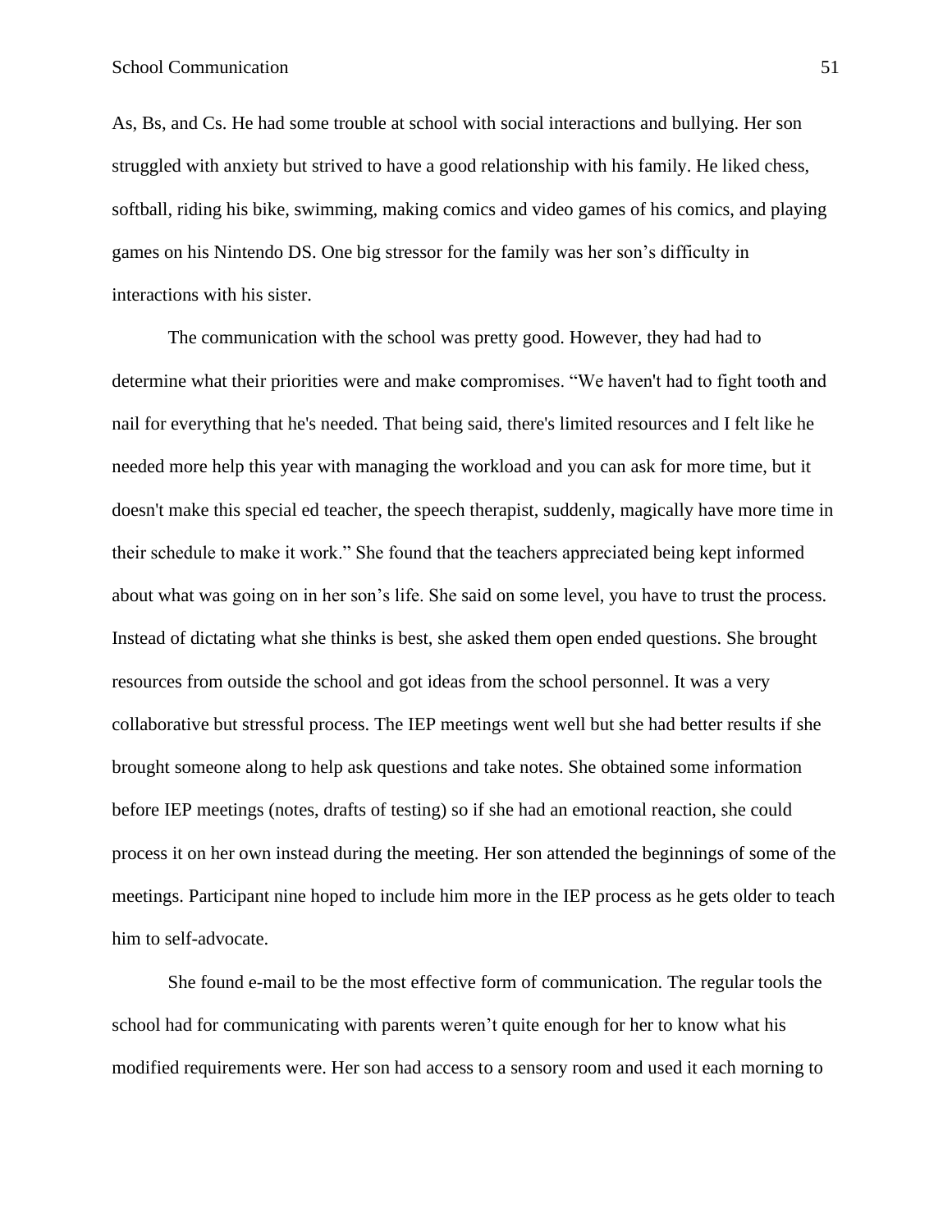As, Bs, and Cs. He had some trouble at school with social interactions and bullying. Her son struggled with anxiety but strived to have a good relationship with his family. He liked chess, softball, riding his bike, swimming, making comics and video games of his comics, and playing games on his Nintendo DS. One big stressor for the family was her son's difficulty in interactions with his sister.

The communication with the school was pretty good. However, they had had to determine what their priorities were and make compromises. "We haven't had to fight tooth and nail for everything that he's needed. That being said, there's limited resources and I felt like he needed more help this year with managing the workload and you can ask for more time, but it doesn't make this special ed teacher, the speech therapist, suddenly, magically have more time in their schedule to make it work." She found that the teachers appreciated being kept informed about what was going on in her son's life. She said on some level, you have to trust the process. Instead of dictating what she thinks is best, she asked them open ended questions. She brought resources from outside the school and got ideas from the school personnel. It was a very collaborative but stressful process. The IEP meetings went well but she had better results if she brought someone along to help ask questions and take notes. She obtained some information before IEP meetings (notes, drafts of testing) so if she had an emotional reaction, she could process it on her own instead during the meeting. Her son attended the beginnings of some of the meetings. Participant nine hoped to include him more in the IEP process as he gets older to teach him to self-advocate.

She found e-mail to be the most effective form of communication. The regular tools the school had for communicating with parents weren't quite enough for her to know what his modified requirements were. Her son had access to a sensory room and used it each morning to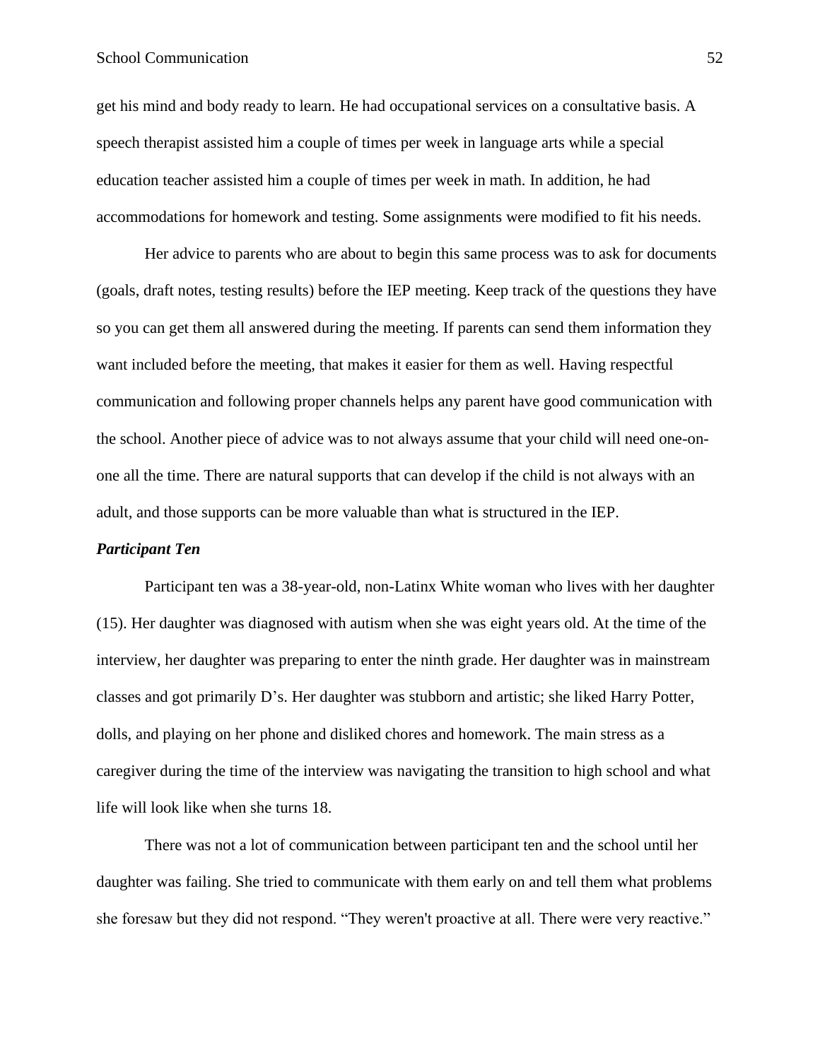get his mind and body ready to learn. He had occupational services on a consultative basis. A speech therapist assisted him a couple of times per week in language arts while a special education teacher assisted him a couple of times per week in math. In addition, he had accommodations for homework and testing. Some assignments were modified to fit his needs.

Her advice to parents who are about to begin this same process was to ask for documents (goals, draft notes, testing results) before the IEP meeting. Keep track of the questions they have so you can get them all answered during the meeting. If parents can send them information they want included before the meeting, that makes it easier for them as well. Having respectful communication and following proper channels helps any parent have good communication with the school. Another piece of advice was to not always assume that your child will need one-on-one all the time. There are natural supports that can develop if the child is not always with an adult, and those supports can be more valuable than what is structured in the IEP.

### *Participant Ten*

Participant ten was a 38-year-old, non-Latinx White woman who lives with her daughter (15). Her daughter was diagnosed with autism when she was eight years old. At the time of the interview, her daughter was preparing to enter the ninth grade. Her daughter was in mainstream classes and got primarily D's. Her daughter was stubborn and artistic; she liked Harry Potter, dolls, and playing on her phone and disliked chores and homework. The main stress as a caregiver during the time of the interview was navigating the transition to high school and what life will look like when she turns 18.

There was not a lot of communication between participant ten and the school until her daughter was failing. She tried to communicate with them early on and tell them what problems she foresaw but they did not respond. "They weren't proactive at all. There were very reactive."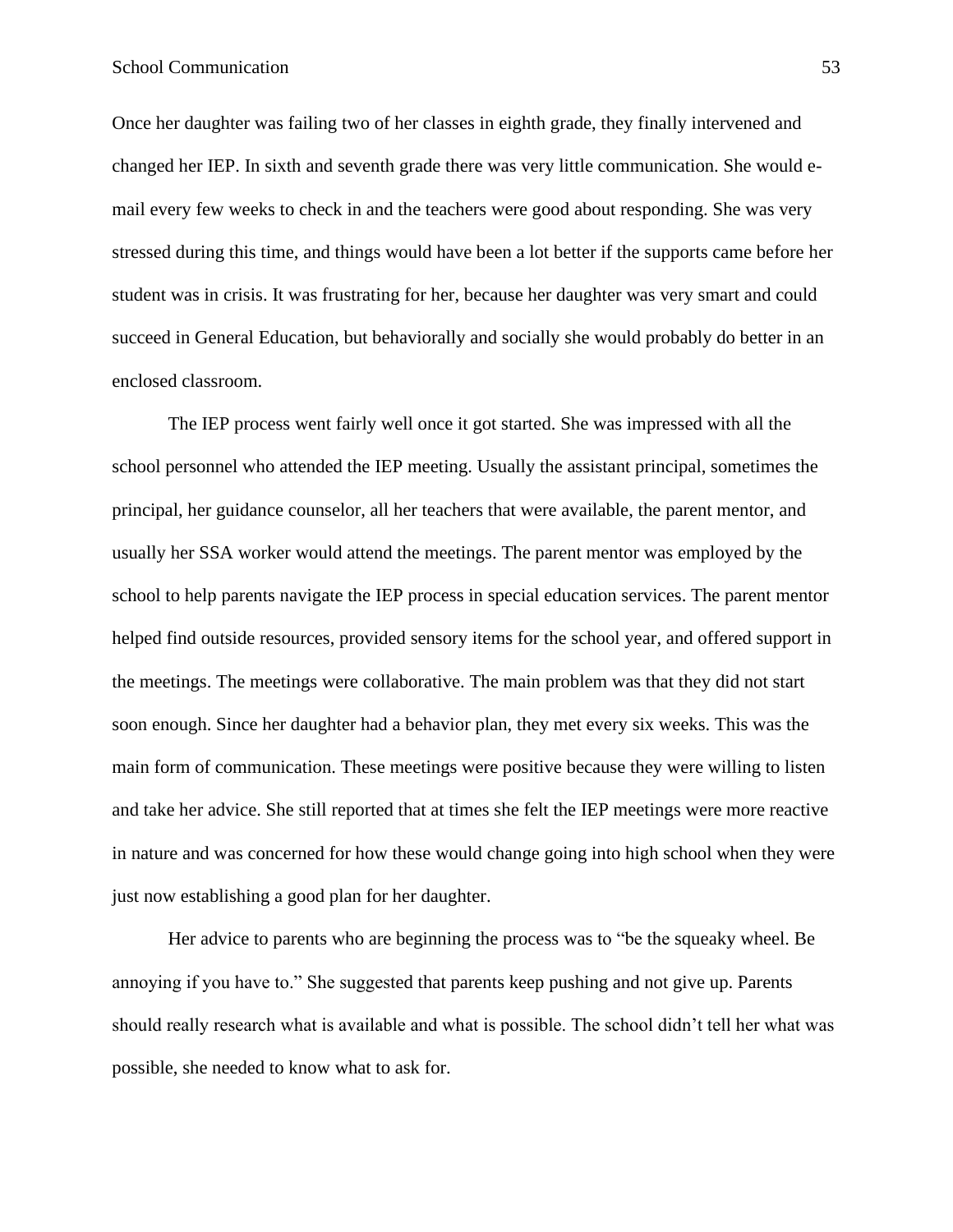Once her daughter was failing two of her classes in eighth grade, they finally intervened and changed her IEP. In sixth and seventh grade there was very little communication. She would e-mail every few weeks to check in and the teachers were good about responding. She was very stressed during this time, and things would have been a lot better if the supports came before her student was in crisis. It was frustrating for her, because her daughter was very smart and could succeed in General Education, but behaviorally and socially she would probably do better in an enclosed classroom.

The IEP process went fairly well once it got started. She was impressed with all the school personnel who attended the IEP meeting. Usually the assistant principal, sometimes the principal, her guidance counselor, all her teachers that were available, the parent mentor, and usually her SSA worker would attend the meetings. The parent mentor was employed by the school to help parents navigate the IEP process in special education services. The parent mentor helped find outside resources, provided sensory items for the school year, and offered support in the meetings. The meetings were collaborative. The main problem was that they did not start soon enough. Since her daughter had a behavior plan, they met every six weeks. This was the main form of communication. These meetings were positive because they were willing to listen and take her advice. She still reported that at times she felt the IEP meetings were more reactive in nature and was concerned for how these would change going into high school when they were just now establishing a good plan for her daughter.

Her advice to parents who are beginning the process was to "be the squeaky wheel. Be annoying if you have to." She suggested that parents keep pushing and not give up. Parents should really research what is available and what is possible. The school didn't tell her what was possible, she needed to know what to ask for.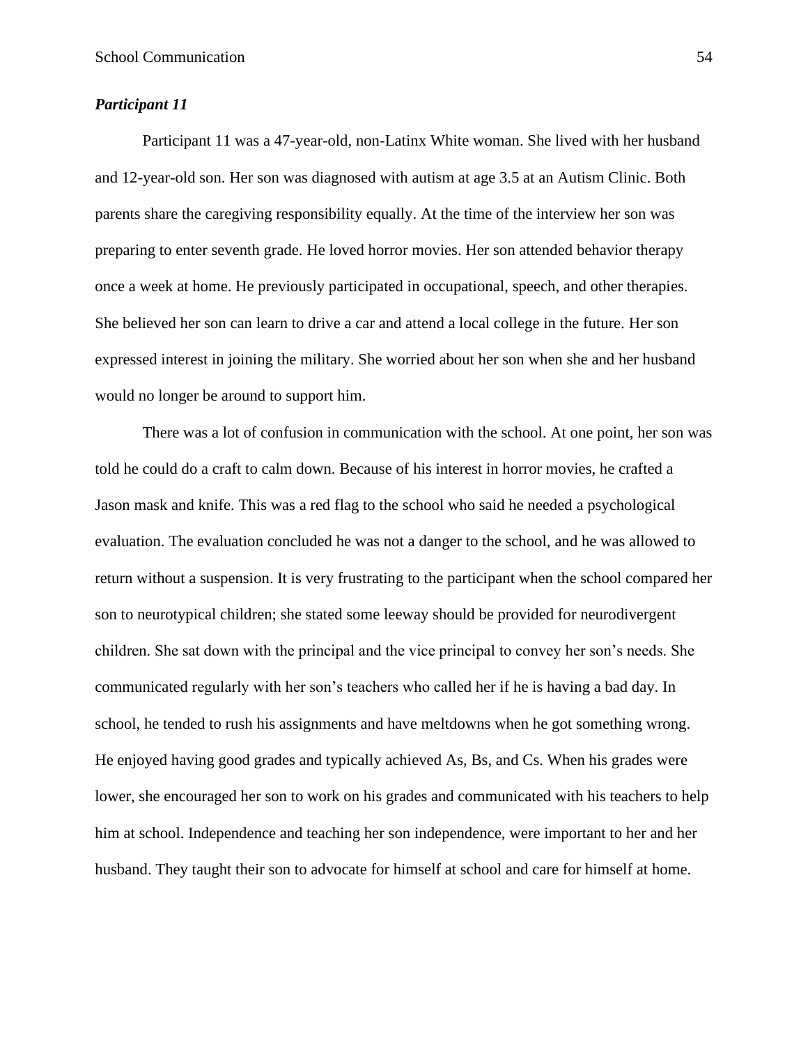***Participant 11***

Participant 11 was a 47-year-old, non-Latinx White woman. She lived with her husband and 12-year-old son. Her son was diagnosed with autism at age 3.5 at an Autism Clinic. Both parents share the caregiving responsibility equally. At the time of the interview her son was preparing to enter seventh grade. He loved horror movies. Her son attended behavior therapy once a week at home. He previously participated in occupational, speech, and other therapies. She believed her son can learn to drive a car and attend a local college in the future. Her son expressed interest in joining the military. She worried about her son when she and her husband would no longer be around to support him.

There was a lot of confusion in communication with the school. At one point, her son was told he could do a craft to calm down. Because of his interest in horror movies, he crafted a Jason mask and knife. This was a red flag to the school who said he needed a psychological evaluation. The evaluation concluded he was not a danger to the school, and he was allowed to return without a suspension. It is very frustrating to the participant when the school compared her son to neurotypical children; she stated some leeway should be provided for neurodivergent children. She sat down with the principal and the vice principal to convey her son's needs. She communicated regularly with her son's teachers who called her if he is having a bad day. In school, he tended to rush his assignments and have meltdowns when he got something wrong. He enjoyed having good grades and typically achieved As, Bs, and Cs. When his grades were lower, she encouraged her son to work on his grades and communicated with his teachers to help him at school. Independence and teaching her son independence, were important to her and her husband. They taught their son to advocate for himself at school and care for himself at home.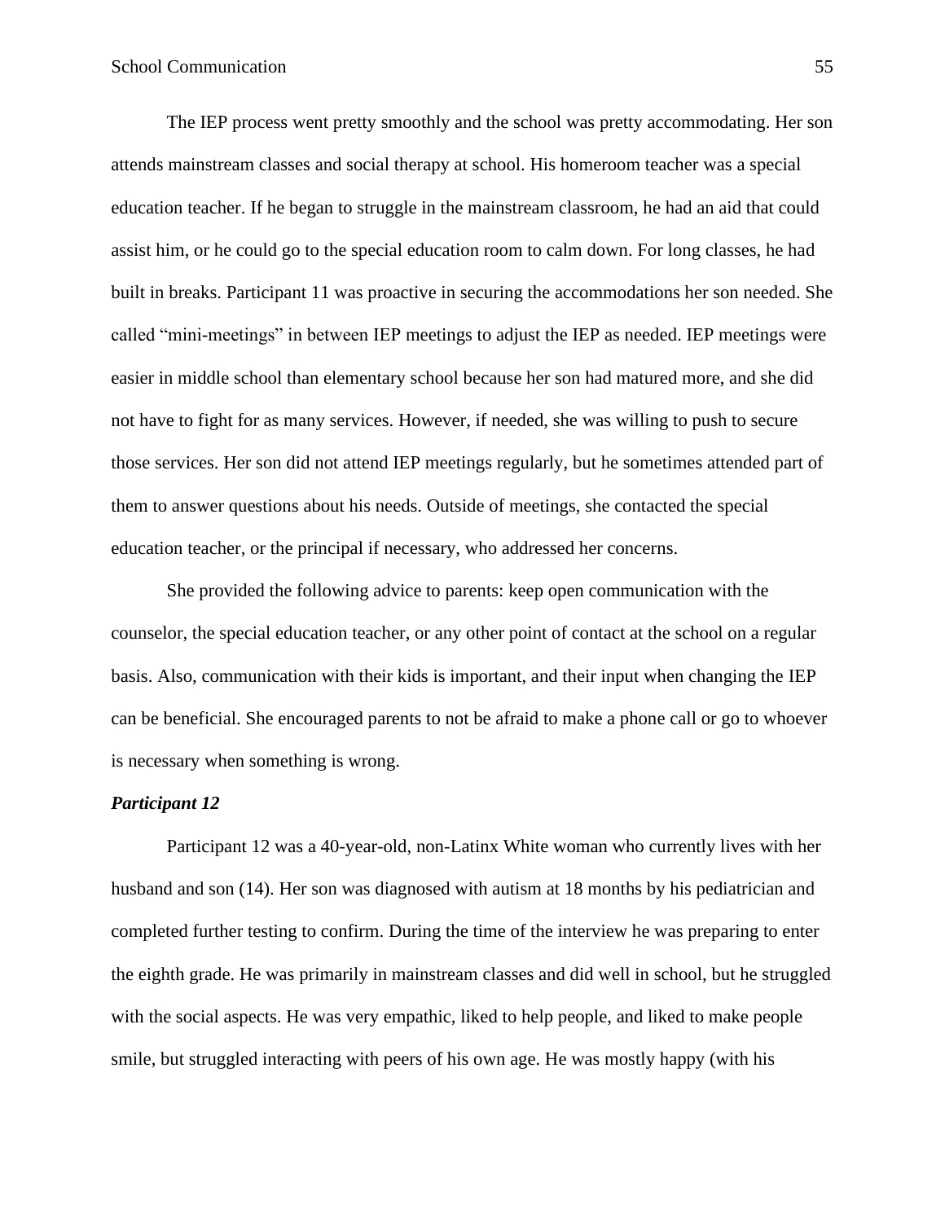The IEP process went pretty smoothly and the school was pretty accommodating. Her son attends mainstream classes and social therapy at school. His homeroom teacher was a special education teacher. If he began to struggle in the mainstream classroom, he had an aid that could assist him, or he could go to the special education room to calm down. For long classes, he had built in breaks. Participant 11 was proactive in securing the accommodations her son needed. She called "mini-meetings" in between IEP meetings to adjust the IEP as needed. IEP meetings were easier in middle school than elementary school because her son had matured more, and she did not have to fight for as many services. However, if needed, she was willing to push to secure those services. Her son did not attend IEP meetings regularly, but he sometimes attended part of them to answer questions about his needs. Outside of meetings, she contacted the special education teacher, or the principal if necessary, who addressed her concerns.

She provided the following advice to parents: keep open communication with the counselor, the special education teacher, or any other point of contact at the school on a regular basis. Also, communication with their kids is important, and their input when changing the IEP can be beneficial. She encouraged parents to not be afraid to make a phone call or go to whoever is necessary when something is wrong.

### *Participant 12*

Participant 12 was a 40-year-old, non-Latinx White woman who currently lives with her husband and son (14). Her son was diagnosed with autism at 18 months by his pediatrician and completed further testing to confirm. During the time of the interview he was preparing to enter the eighth grade. He was primarily in mainstream classes and did well in school, but he struggled with the social aspects. He was very empathic, liked to help people, and liked to make people smile, but struggled interacting with peers of his own age. He was mostly happy (with his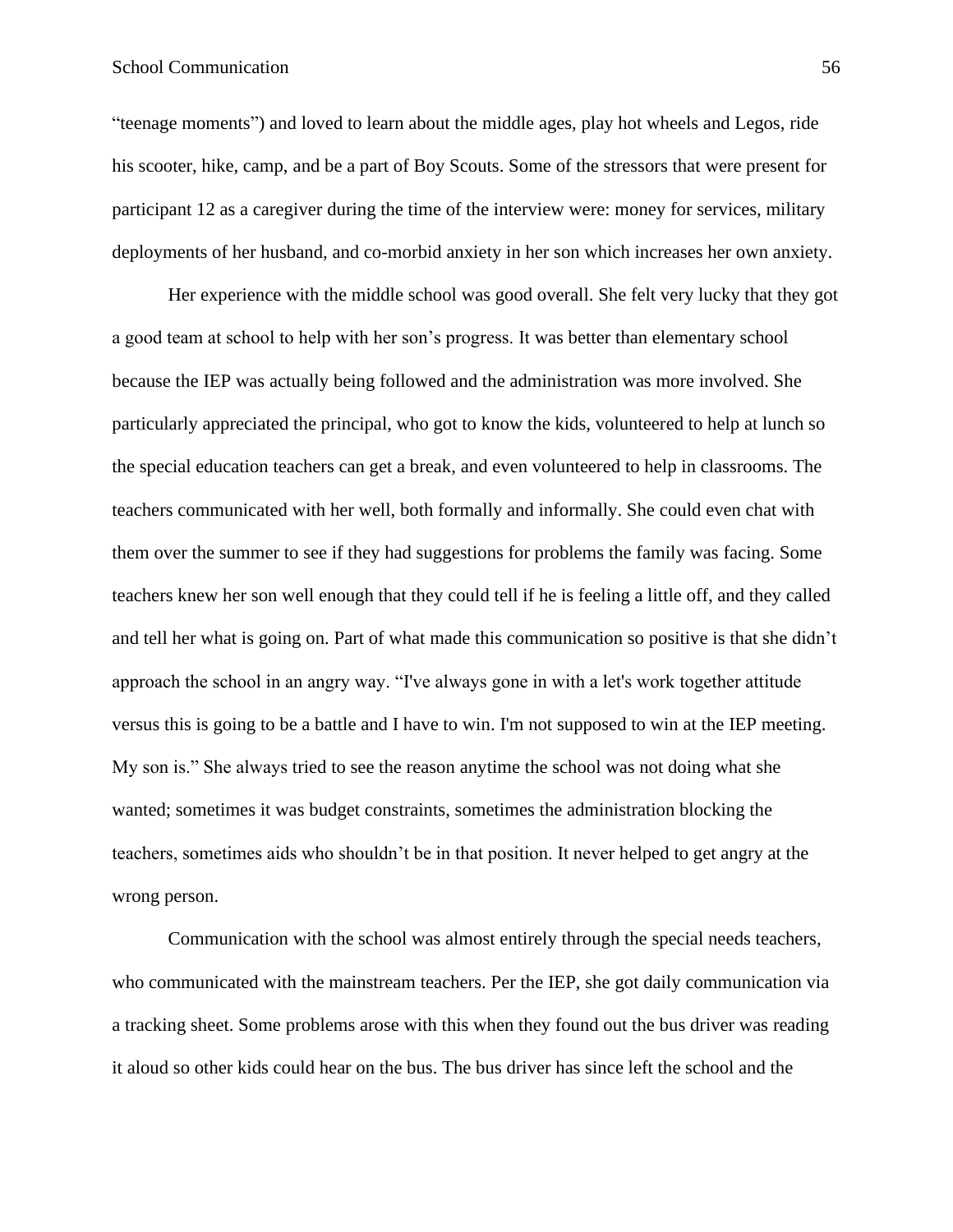"teenage moments") and loved to learn about the middle ages, play hot wheels and Legos, ride his scooter, hike, camp, and be a part of Boy Scouts. Some of the stressors that were present for participant 12 as a caregiver during the time of the interview were: money for services, military deployments of her husband, and co-morbid anxiety in her son which increases her own anxiety.

Her experience with the middle school was good overall. She felt very lucky that they got a good team at school to help with her son's progress. It was better than elementary school because the IEP was actually being followed and the administration was more involved. She particularly appreciated the principal, who got to know the kids, volunteered to help at lunch so the special education teachers can get a break, and even volunteered to help in classrooms. The teachers communicated with her well, both formally and informally. She could even chat with them over the summer to see if they had suggestions for problems the family was facing. Some teachers knew her son well enough that they could tell if he is feeling a little off, and they called and tell her what is going on. Part of what made this communication so positive is that she didn't approach the school in an angry way. "I've always gone in with a let's work together attitude versus this is going to be a battle and I have to win. I'm not supposed to win at the IEP meeting. My son is." She always tried to see the reason anytime the school was not doing what she wanted; sometimes it was budget constraints, sometimes the administration blocking the teachers, sometimes aids who shouldn't be in that position. It never helped to get angry at the wrong person.

Communication with the school was almost entirely through the special needs teachers, who communicated with the mainstream teachers. Per the IEP, she got daily communication via a tracking sheet. Some problems arose with this when they found out the bus driver was reading it aloud so other kids could hear on the bus. The bus driver has since left the school and the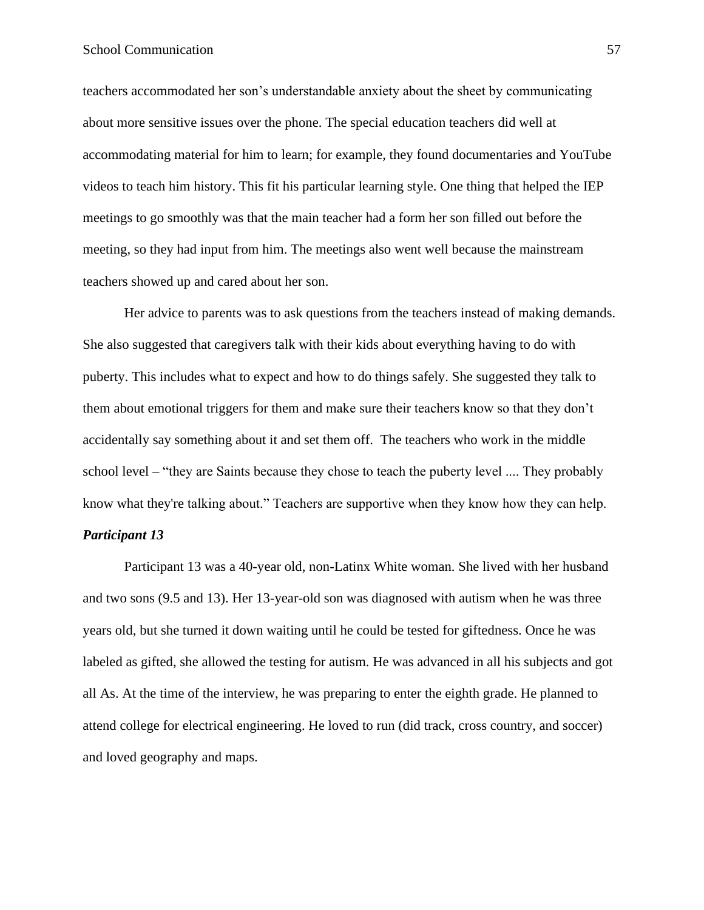teachers accommodated her son's understandable anxiety about the sheet by communicating about more sensitive issues over the phone. The special education teachers did well at accommodating material for him to learn; for example, they found documentaries and YouTube videos to teach him history. This fit his particular learning style. One thing that helped the IEP meetings to go smoothly was that the main teacher had a form her son filled out before the meeting, so they had input from him. The meetings also went well because the mainstream teachers showed up and cared about her son.

Her advice to parents was to ask questions from the teachers instead of making demands. She also suggested that caregivers talk with their kids about everything having to do with puberty. This includes what to expect and how to do things safely. She suggested they talk to them about emotional triggers for them and make sure their teachers know so that they don't accidentally say something about it and set them off.  The teachers who work in the middle school level – "they are Saints because they chose to teach the puberty level .... They probably know what they're talking about." Teachers are supportive when they know how they can help.

### ***Participant 13***

Participant 13 was a 40-year old, non-Latinx White woman. She lived with her husband and two sons (9.5 and 13). Her 13-year-old son was diagnosed with autism when he was three years old, but she turned it down waiting until he could be tested for giftedness. Once he was labeled as gifted, she allowed the testing for autism. He was advanced in all his subjects and got all As. At the time of the interview, he was preparing to enter the eighth grade. He planned to attend college for electrical engineering. He loved to run (did track, cross country, and soccer) and loved geography and maps.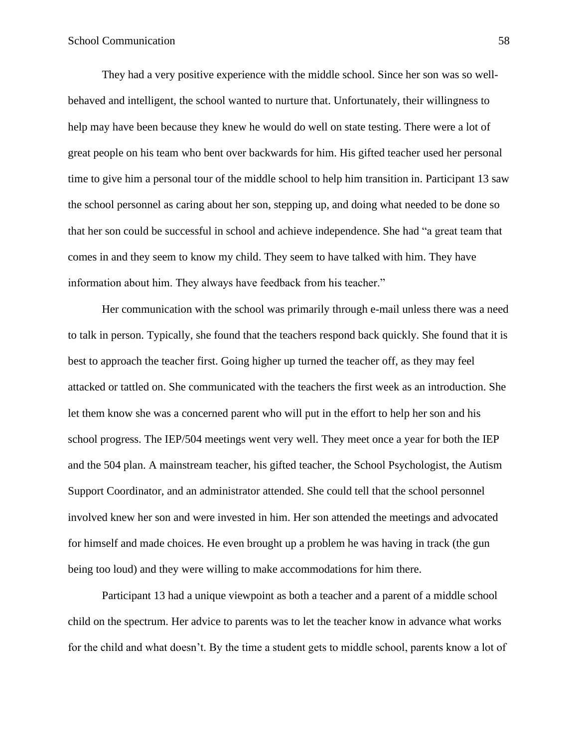They had a very positive experience with the middle school. Since her son was so well-behaved and intelligent, the school wanted to nurture that. Unfortunately, their willingness to help may have been because they knew he would do well on state testing. There were a lot of great people on his team who bent over backwards for him. His gifted teacher used her personal time to give him a personal tour of the middle school to help him transition in. Participant 13 saw the school personnel as caring about her son, stepping up, and doing what needed to be done so that her son could be successful in school and achieve independence. She had "a great team that comes in and they seem to know my child. They seem to have talked with him. They have information about him. They always have feedback from his teacher."

Her communication with the school was primarily through e-mail unless there was a need to talk in person. Typically, she found that the teachers respond back quickly. She found that it is best to approach the teacher first. Going higher up turned the teacher off, as they may feel attacked or tattled on. She communicated with the teachers the first week as an introduction. She let them know she was a concerned parent who will put in the effort to help her son and his school progress. The IEP/504 meetings went very well. They meet once a year for both the IEP and the 504 plan. A mainstream teacher, his gifted teacher, the School Psychologist, the Autism Support Coordinator, and an administrator attended. She could tell that the school personnel involved knew her son and were invested in him. Her son attended the meetings and advocated for himself and made choices. He even brought up a problem he was having in track (the gun being too loud) and they were willing to make accommodations for him there.

Participant 13 had a unique viewpoint as both a teacher and a parent of a middle school child on the spectrum. Her advice to parents was to let the teacher know in advance what works for the child and what doesn't. By the time a student gets to middle school, parents know a lot of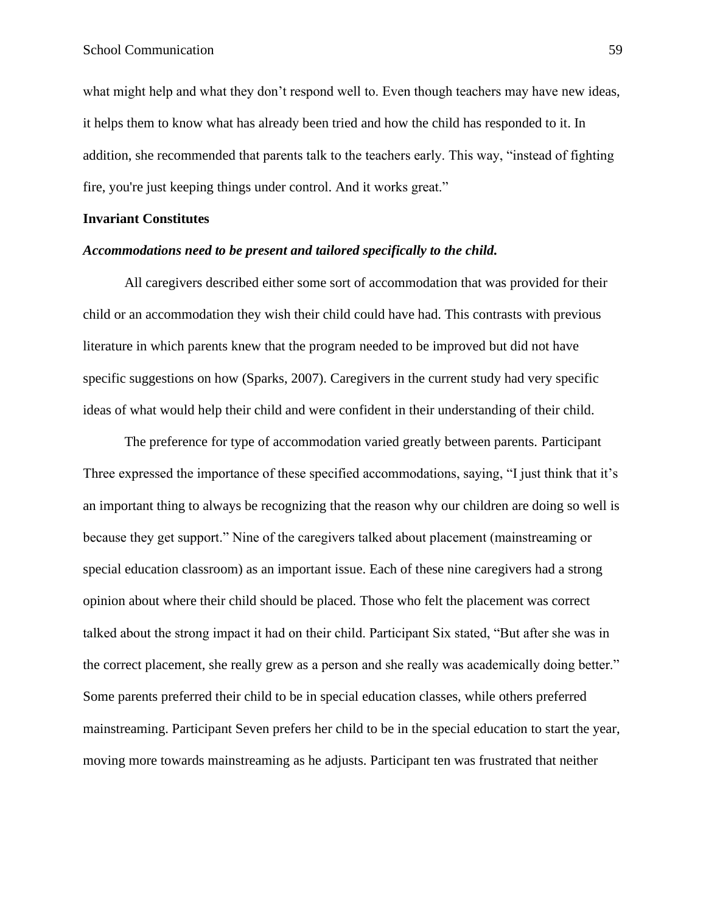what might help and what they don't respond well to. Even though teachers may have new ideas, it helps them to know what has already been tried and how the child has responded to it. In addition, she recommended that parents talk to the teachers early. This way, "instead of fighting fire, you're just keeping things under control. And it works great."

### Invariant Constitutes

#### ***Accommodations need to be present and tailored specifically to the child.***

All caregivers described either some sort of accommodation that was provided for their child or an accommodation they wish their child could have had. This contrasts with previous literature in which parents knew that the program needed to be improved but did not have specific suggestions on how (Sparks, 2007). Caregivers in the current study had very specific ideas of what would help their child and were confident in their understanding of their child.

The preference for type of accommodation varied greatly between parents. Participant Three expressed the importance of these specified accommodations, saying, "I just think that it's an important thing to always be recognizing that the reason why our children are doing so well is because they get support." Nine of the caregivers talked about placement (mainstreaming or special education classroom) as an important issue. Each of these nine caregivers had a strong opinion about where their child should be placed. Those who felt the placement was correct talked about the strong impact it had on their child. Participant Six stated, "But after she was in the correct placement, she really grew as a person and she really was academically doing better." Some parents preferred their child to be in special education classes, while others preferred mainstreaming. Participant Seven prefers her child to be in the special education to start the year, moving more towards mainstreaming as he adjusts. Participant ten was frustrated that neither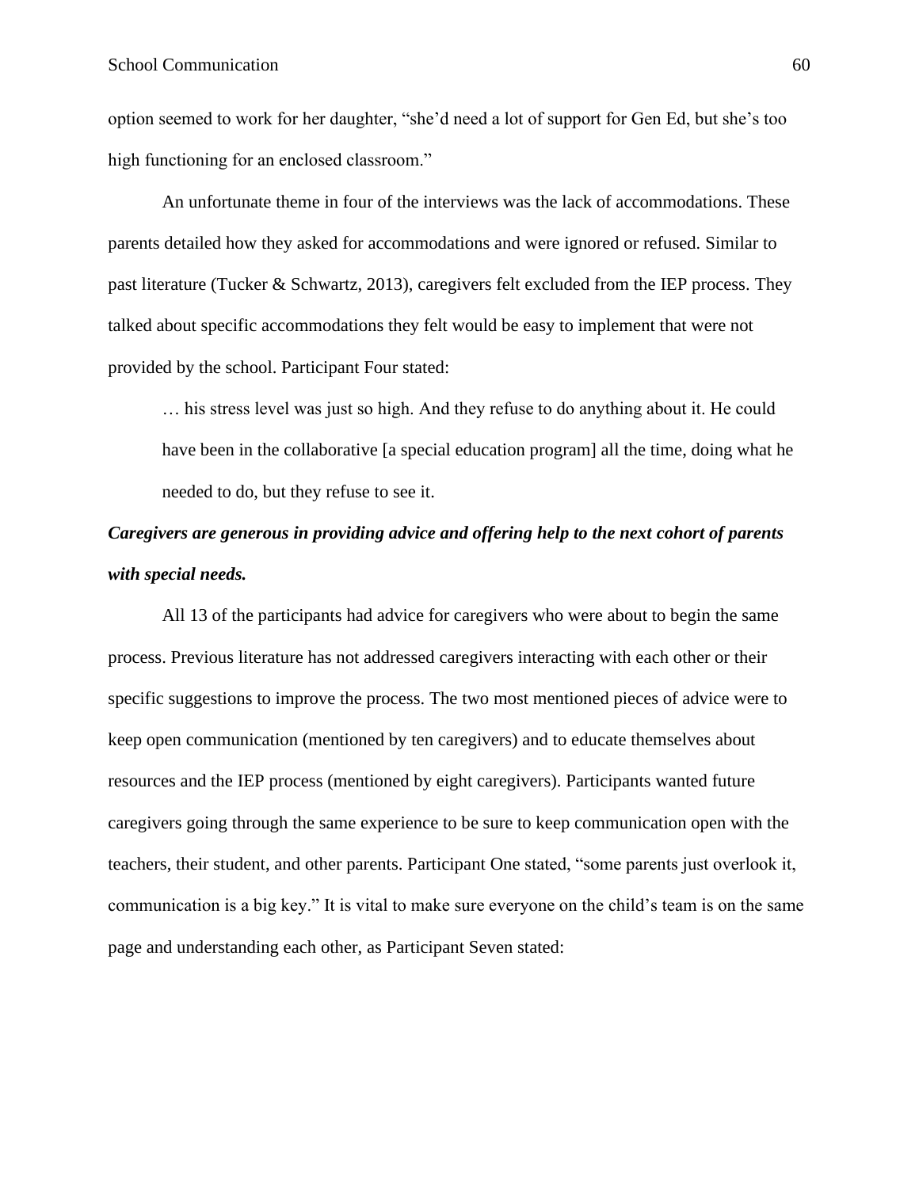option seemed to work for her daughter, "she'd need a lot of support for Gen Ed, but she's too high functioning for an enclosed classroom."

An unfortunate theme in four of the interviews was the lack of accommodations. These parents detailed how they asked for accommodations and were ignored or refused. Similar to past literature (Tucker & Schwartz, 2013), caregivers felt excluded from the IEP process. They talked about specific accommodations they felt would be easy to implement that were not provided by the school. Participant Four stated:

> … his stress level was just so high. And they refuse to do anything about it. He could have been in the collaborative [a special education program] all the time, doing what he needed to do, but they refuse to see it.

***Caregivers are generous in providing advice and offering help to the next cohort of parents with special needs.***

All 13 of the participants had advice for caregivers who were about to begin the same process. Previous literature has not addressed caregivers interacting with each other or their specific suggestions to improve the process. The two most mentioned pieces of advice were to keep open communication (mentioned by ten caregivers) and to educate themselves about resources and the IEP process (mentioned by eight caregivers). Participants wanted future caregivers going through the same experience to be sure to keep communication open with the teachers, their student, and other parents. Participant One stated, "some parents just overlook it, communication is a big key." It is vital to make sure everyone on the child's team is on the same page and understanding each other, as Participant Seven stated: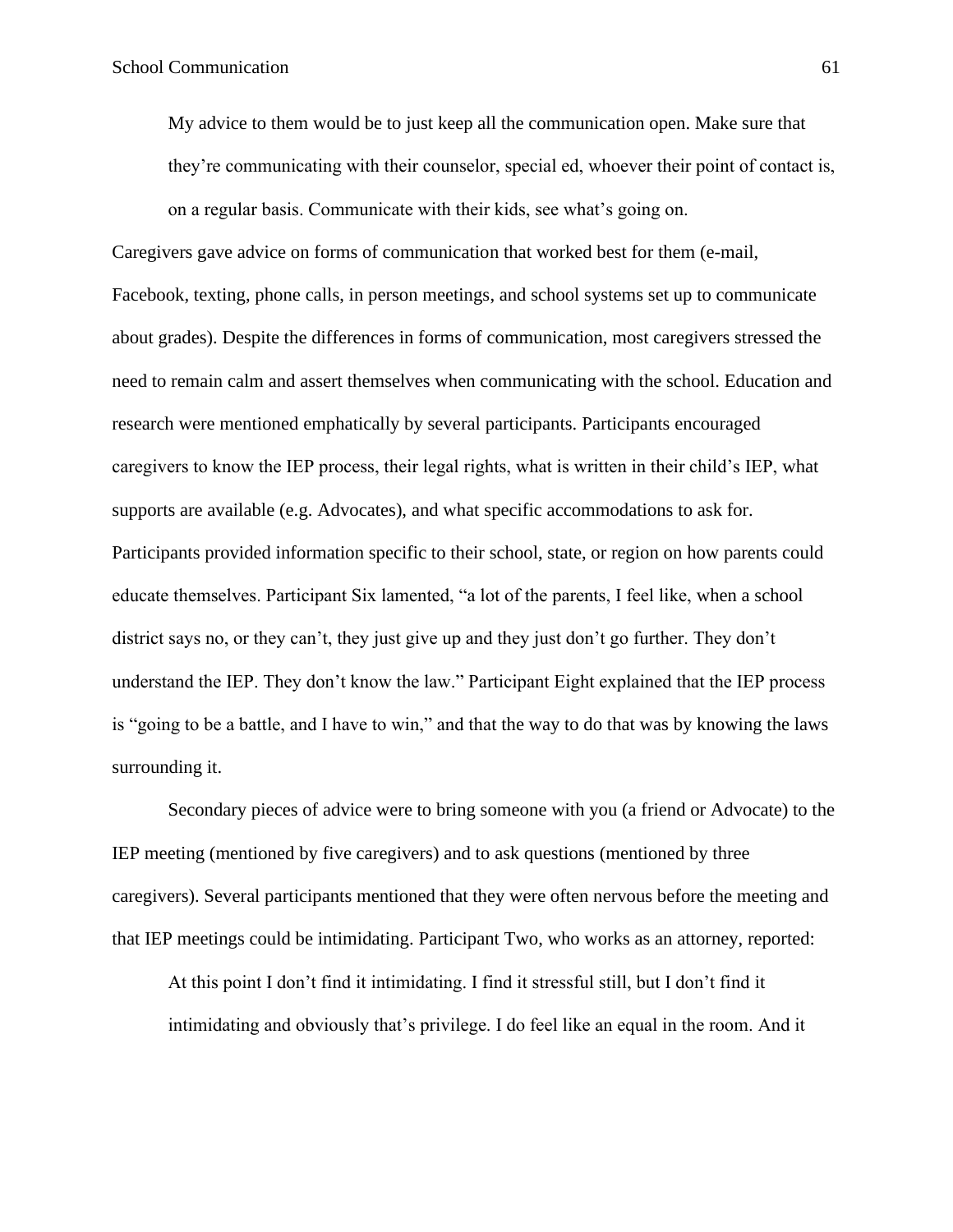> My advice to them would be to just keep all the communication open. Make sure that they're communicating with their counselor, special ed, whoever their point of contact is, on a regular basis. Communicate with their kids, see what's going on.

Caregivers gave advice on forms of communication that worked best for them (e-mail, Facebook, texting, phone calls, in person meetings, and school systems set up to communicate about grades). Despite the differences in forms of communication, most caregivers stressed the need to remain calm and assert themselves when communicating with the school. Education and research were mentioned emphatically by several participants. Participants encouraged caregivers to know the IEP process, their legal rights, what is written in their child's IEP, what supports are available (e.g. Advocates), and what specific accommodations to ask for. Participants provided information specific to their school, state, or region on how parents could educate themselves. Participant Six lamented, "a lot of the parents, I feel like, when a school district says no, or they can't, they just give up and they just don't go further. They don't understand the IEP. They don't know the law." Participant Eight explained that the IEP process is "going to be a battle, and I have to win," and that the way to do that was by knowing the laws surrounding it.

Secondary pieces of advice were to bring someone with you (a friend or Advocate) to the IEP meeting (mentioned by five caregivers) and to ask questions (mentioned by three caregivers). Several participants mentioned that they were often nervous before the meeting and that IEP meetings could be intimidating. Participant Two, who works as an attorney, reported:

> At this point I don't find it intimidating. I find it stressful still, but I don't find it intimidating and obviously that's privilege. I do feel like an equal in the room. And it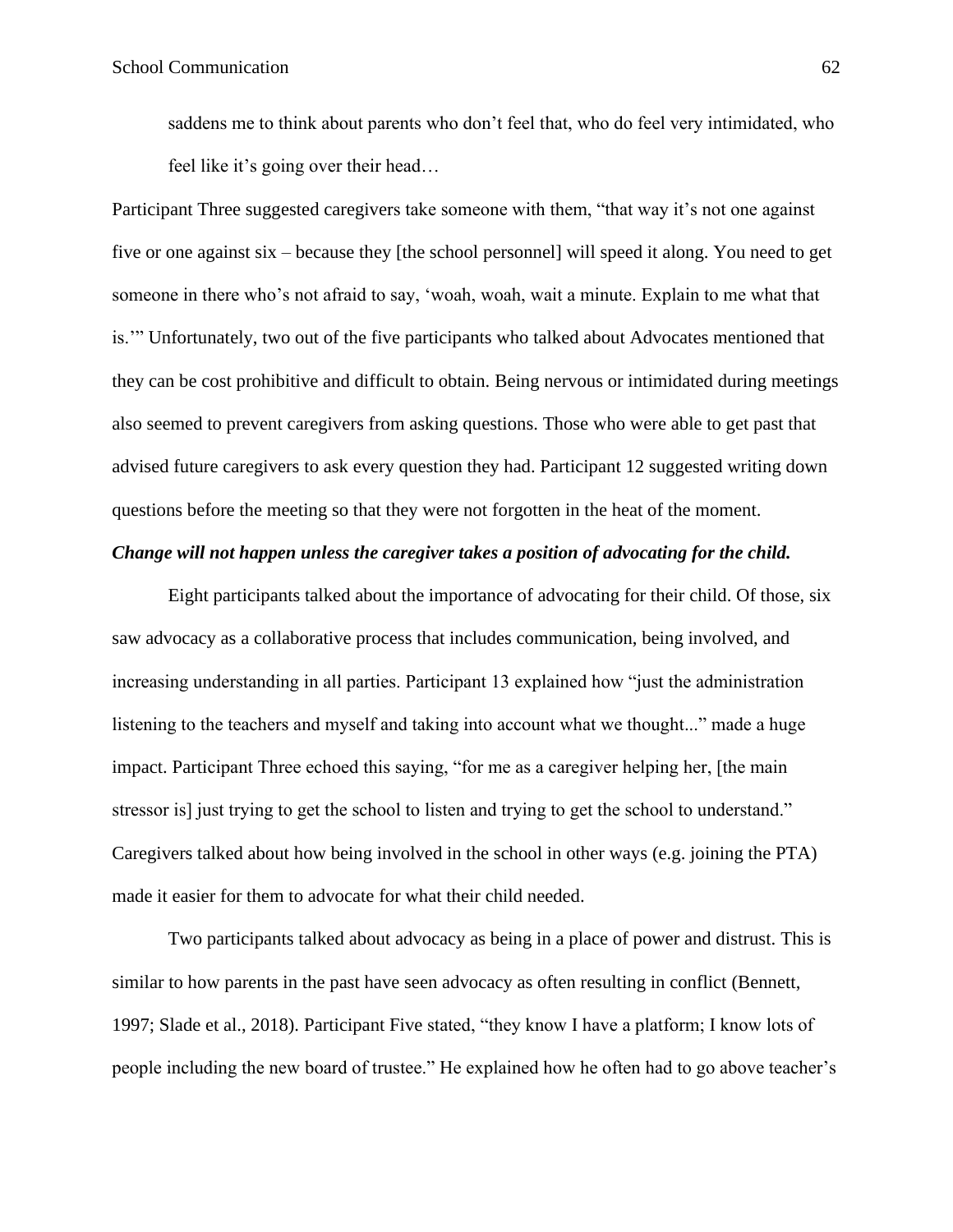> saddens me to think about parents who don't feel that, who do feel very intimidated, who feel like it's going over their head…

Participant Three suggested caregivers take someone with them, "that way it's not one against five or one against six – because they [the school personnel] will speed it along. You need to get someone in there who's not afraid to say, 'woah, woah, wait a minute. Explain to me what that is.'" Unfortunately, two out of the five participants who talked about Advocates mentioned that they can be cost prohibitive and difficult to obtain. Being nervous or intimidated during meetings also seemed to prevent caregivers from asking questions. Those who were able to get past that advised future caregivers to ask every question they had. Participant 12 suggested writing down questions before the meeting so that they were not forgotten in the heat of the moment.

***Change will not happen unless the caregiver takes a position of advocating for the child.***

Eight participants talked about the importance of advocating for their child. Of those, six saw advocacy as a collaborative process that includes communication, being involved, and increasing understanding in all parties. Participant 13 explained how "just the administration listening to the teachers and myself and taking into account what we thought..." made a huge impact. Participant Three echoed this saying, "for me as a caregiver helping her, [the main stressor is] just trying to get the school to listen and trying to get the school to understand." Caregivers talked about how being involved in the school in other ways (e.g. joining the PTA) made it easier for them to advocate for what their child needed.

Two participants talked about advocacy as being in a place of power and distrust. This is similar to how parents in the past have seen advocacy as often resulting in conflict (Bennett, 1997; Slade et al., 2018). Participant Five stated, "they know I have a platform; I know lots of people including the new board of trustee." He explained how he often had to go above teacher's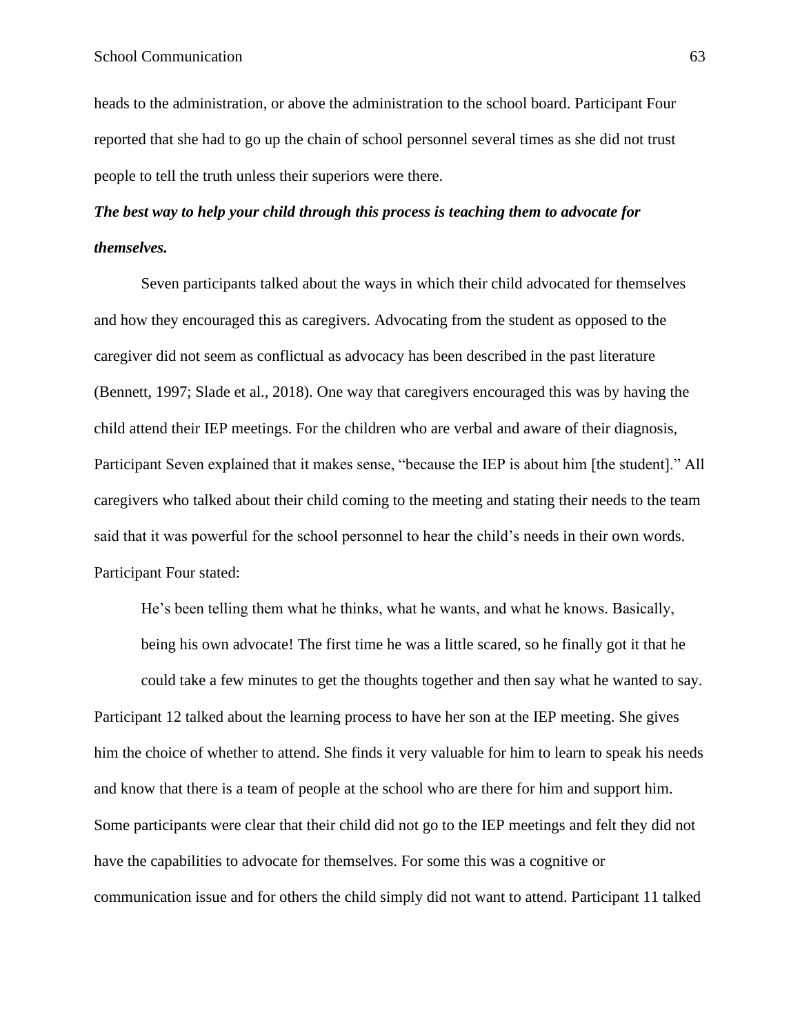heads to the administration, or above the administration to the school board. Participant Four reported that she had to go up the chain of school personnel several times as she did not trust people to tell the truth unless their superiors were there.

***The best way to help your child through this process is teaching them to advocate for themselves.***

Seven participants talked about the ways in which their child advocated for themselves and how they encouraged this as caregivers. Advocating from the student as opposed to the caregiver did not seem as conflictual as advocacy has been described in the past literature (Bennett, 1997; Slade et al., 2018). One way that caregivers encouraged this was by having the child attend their IEP meetings. For the children who are verbal and aware of their diagnosis, Participant Seven explained that it makes sense, "because the IEP is about him [the student]." All caregivers who talked about their child coming to the meeting and stating their needs to the team said that it was powerful for the school personnel to hear the child's needs in their own words. Participant Four stated:

> He's been telling them what he thinks, what he wants, and what he knows. Basically, being his own advocate! The first time he was a little scared, so he finally got it that he could take a few minutes to get the thoughts together and then say what he wanted to say.

Participant 12 talked about the learning process to have her son at the IEP meeting. She gives him the choice of whether to attend. She finds it very valuable for him to learn to speak his needs and know that there is a team of people at the school who are there for him and support him. Some participants were clear that their child did not go to the IEP meetings and felt they did not have the capabilities to advocate for themselves. For some this was a cognitive or communication issue and for others the child simply did not want to attend. Participant 11 talked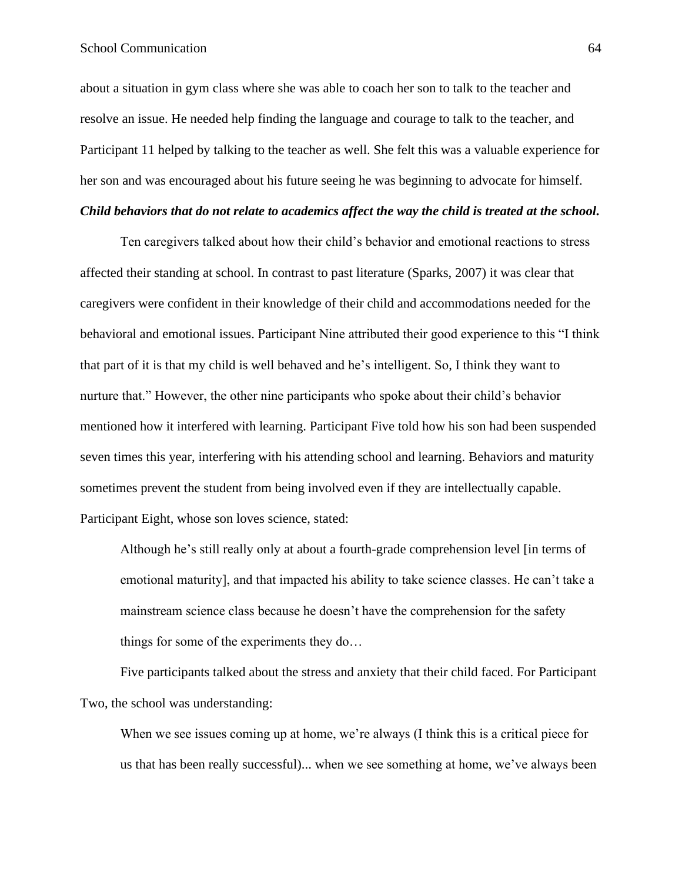about a situation in gym class where she was able to coach her son to talk to the teacher and resolve an issue. He needed help finding the language and courage to talk to the teacher, and Participant 11 helped by talking to the teacher as well. She felt this was a valuable experience for her son and was encouraged about his future seeing he was beginning to advocate for himself.

***Child behaviors that do not relate to academics affect the way the child is treated at the school.***

Ten caregivers talked about how their child's behavior and emotional reactions to stress affected their standing at school. In contrast to past literature (Sparks, 2007) it was clear that caregivers were confident in their knowledge of their child and accommodations needed for the behavioral and emotional issues. Participant Nine attributed their good experience to this "I think that part of it is that my child is well behaved and he's intelligent. So, I think they want to nurture that." However, the other nine participants who spoke about their child's behavior mentioned how it interfered with learning. Participant Five told how his son had been suspended seven times this year, interfering with his attending school and learning. Behaviors and maturity sometimes prevent the student from being involved even if they are intellectually capable. Participant Eight, whose son loves science, stated:

> Although he's still really only at about a fourth-grade comprehension level [in terms of emotional maturity], and that impacted his ability to take science classes. He can't take a mainstream science class because he doesn't have the comprehension for the safety things for some of the experiments they do…

Five participants talked about the stress and anxiety that their child faced. For Participant Two, the school was understanding:

> When we see issues coming up at home, we're always (I think this is a critical piece for us that has been really successful)... when we see something at home, we've always been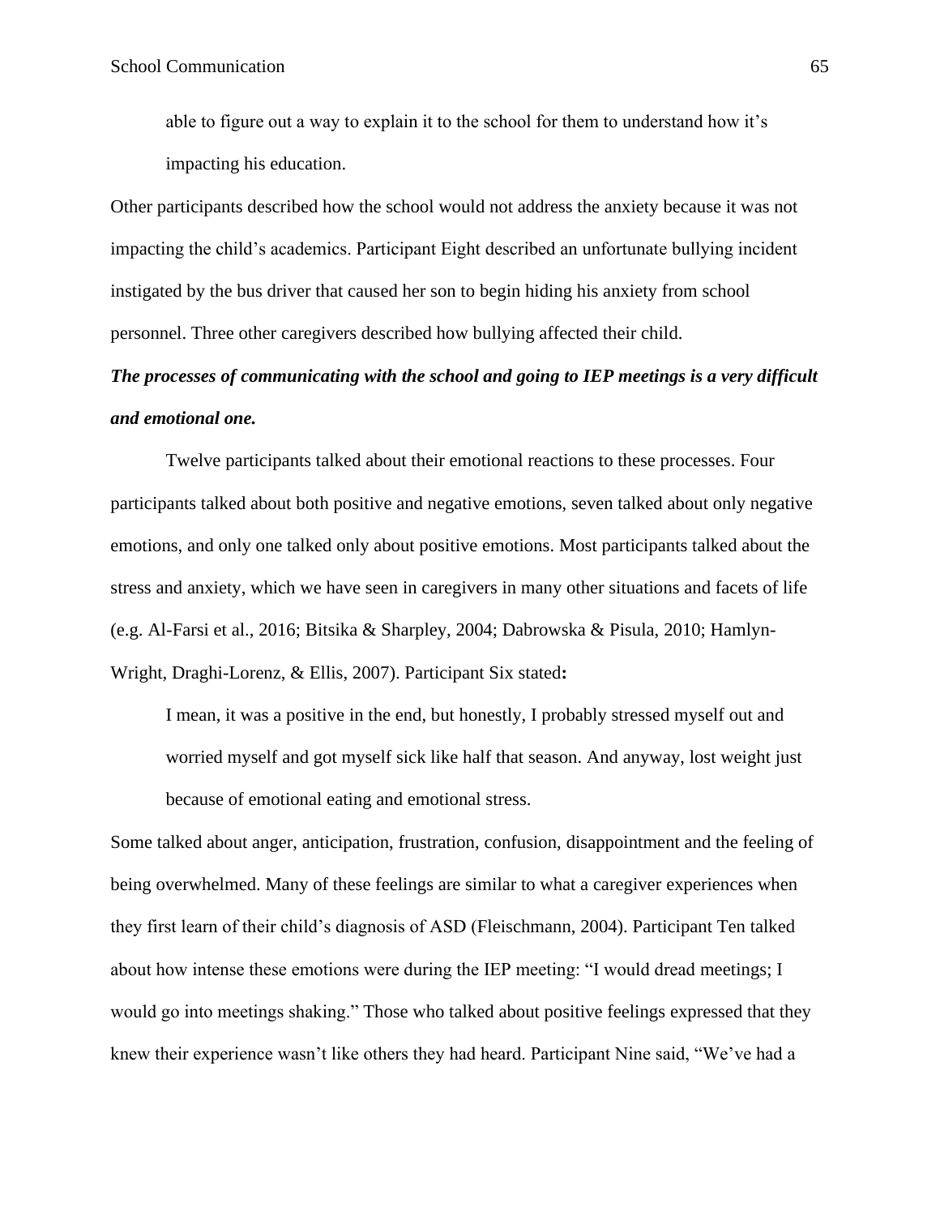> able to figure out a way to explain it to the school for them to understand how it's impacting his education.

Other participants described how the school would not address the anxiety because it was not impacting the child's academics. Participant Eight described an unfortunate bullying incident instigated by the bus driver that caused her son to begin hiding his anxiety from school personnel. Three other caregivers described how bullying affected their child.

***The processes of communicating with the school and going to IEP meetings is a very difficult and emotional one.***

Twelve participants talked about their emotional reactions to these processes. Four participants talked about both positive and negative emotions, seven talked about only negative emotions, and only one talked only about positive emotions. Most participants talked about the stress and anxiety, which we have seen in caregivers in many other situations and facets of life (e.g. Al-Farsi et al., 2016; Bitsika & Sharpley, 2004; Dabrowska & Pisula, 2010; Hamlyn-Wright, Draghi-Lorenz, & Ellis, 2007). Participant Six stated**:**

> I mean, it was a positive in the end, but honestly, I probably stressed myself out and worried myself and got myself sick like half that season. And anyway, lost weight just because of emotional eating and emotional stress.

Some talked about anger, anticipation, frustration, confusion, disappointment and the feeling of being overwhelmed. Many of these feelings are similar to what a caregiver experiences when they first learn of their child's diagnosis of ASD (Fleischmann, 2004). Participant Ten talked about how intense these emotions were during the IEP meeting: "I would dread meetings; I would go into meetings shaking." Those who talked about positive feelings expressed that they knew their experience wasn't like others they had heard. Participant Nine said, "We've had a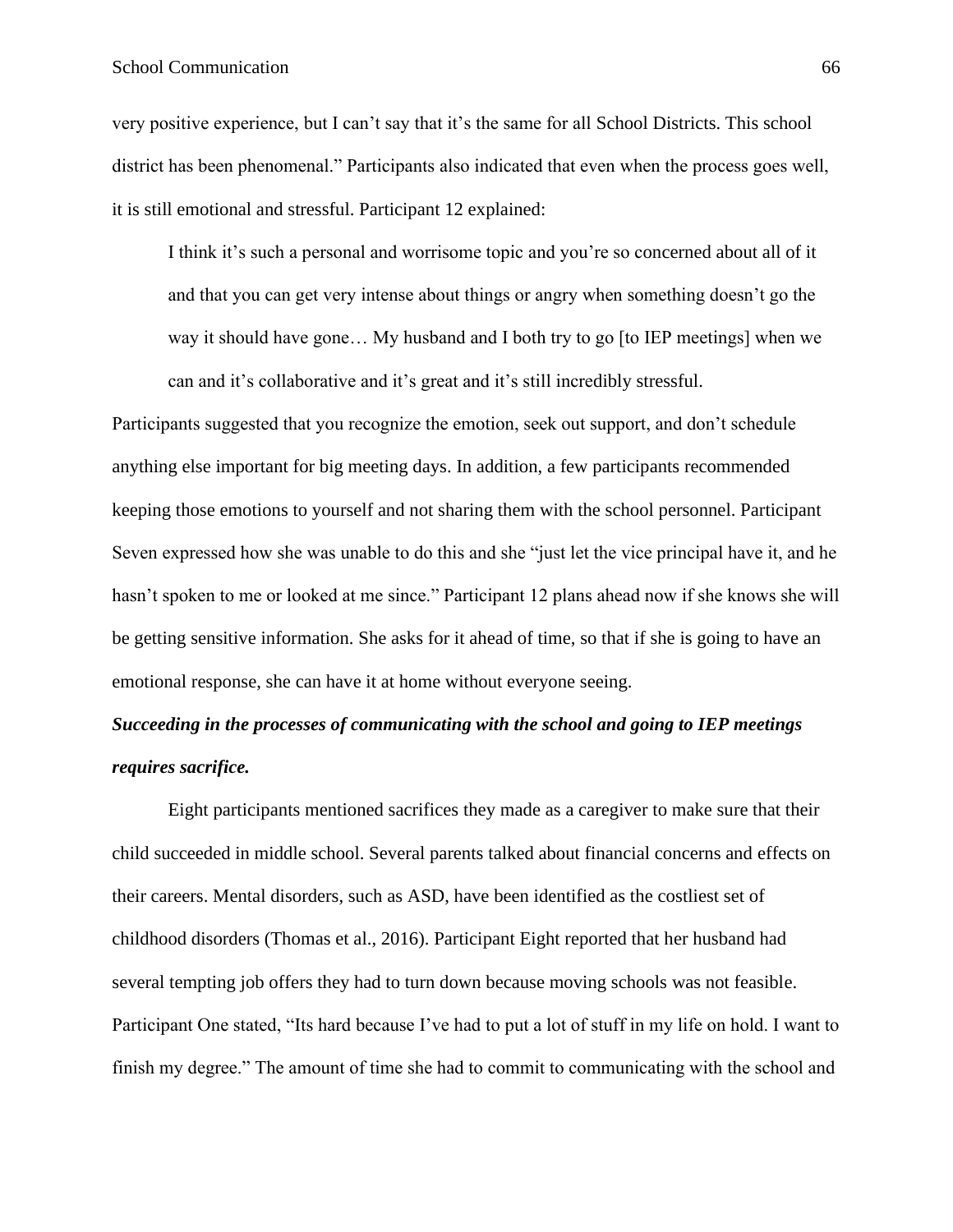very positive experience, but I can't say that it's the same for all School Districts. This school district has been phenomenal." Participants also indicated that even when the process goes well, it is still emotional and stressful. Participant 12 explained:

> I think it's such a personal and worrisome topic and you're so concerned about all of it and that you can get very intense about things or angry when something doesn't go the way it should have gone… My husband and I both try to go [to IEP meetings] when we can and it's collaborative and it's great and it's still incredibly stressful.

Participants suggested that you recognize the emotion, seek out support, and don't schedule anything else important for big meeting days. In addition, a few participants recommended keeping those emotions to yourself and not sharing them with the school personnel. Participant Seven expressed how she was unable to do this and she "just let the vice principal have it, and he hasn't spoken to me or looked at me since." Participant 12 plans ahead now if she knows she will be getting sensitive information. She asks for it ahead of time, so that if she is going to have an emotional response, she can have it at home without everyone seeing.

***Succeeding in the processes of communicating with the school and going to IEP meetings requires sacrifice.***

Eight participants mentioned sacrifices they made as a caregiver to make sure that their child succeeded in middle school. Several parents talked about financial concerns and effects on their careers. Mental disorders, such as ASD, have been identified as the costliest set of childhood disorders (Thomas et al., 2016). Participant Eight reported that her husband had several tempting job offers they had to turn down because moving schools was not feasible. Participant One stated, "Its hard because I've had to put a lot of stuff in my life on hold. I want to finish my degree." The amount of time she had to commit to communicating with the school and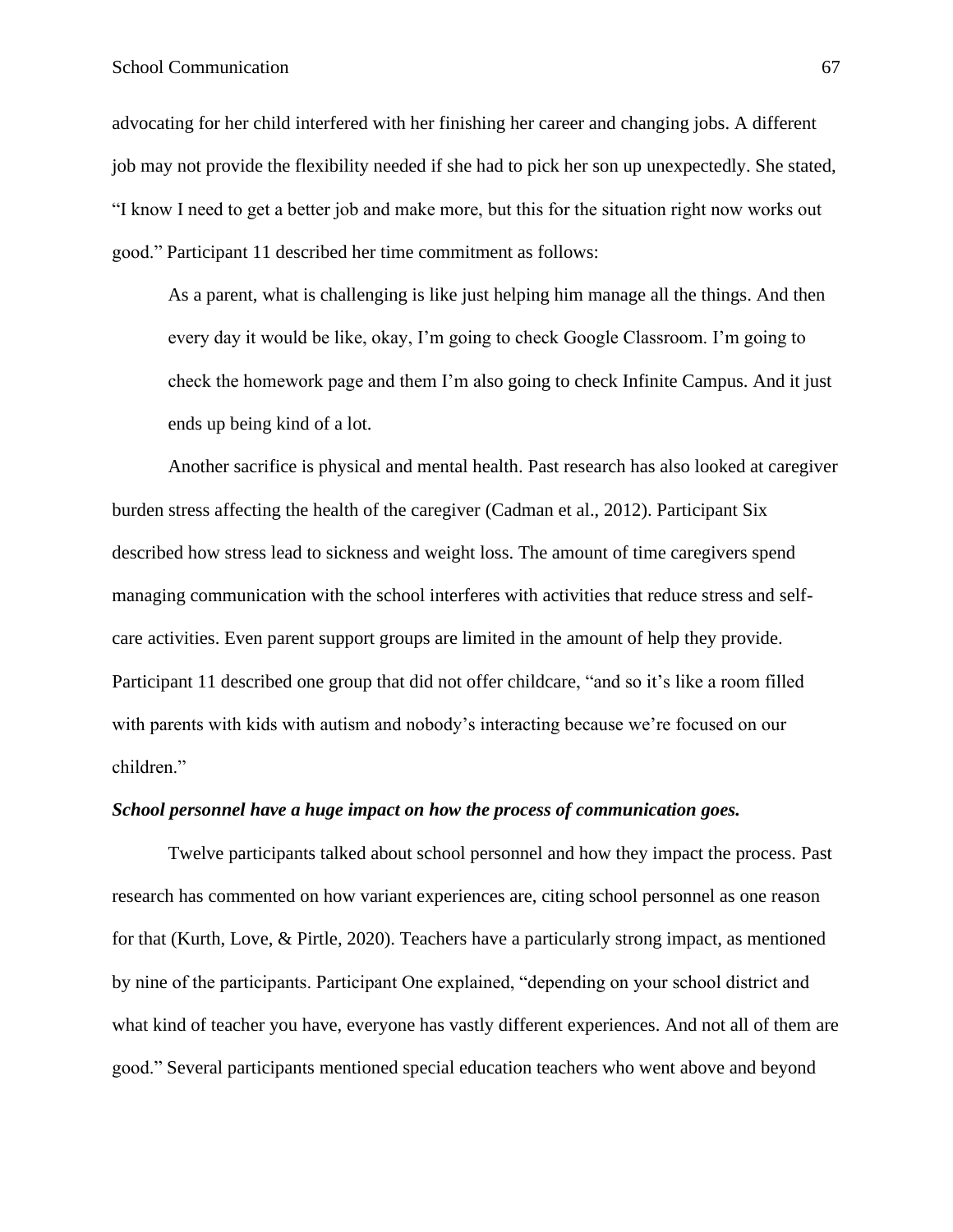advocating for her child interfered with her finishing her career and changing jobs. A different job may not provide the flexibility needed if she had to pick her son up unexpectedly. She stated, "I know I need to get a better job and make more, but this for the situation right now works out good." Participant 11 described her time commitment as follows:

> As a parent, what is challenging is like just helping him manage all the things. And then every day it would be like, okay, I'm going to check Google Classroom. I'm going to check the homework page and them I'm also going to check Infinite Campus. And it just ends up being kind of a lot.

Another sacrifice is physical and mental health. Past research has also looked at caregiver burden stress affecting the health of the caregiver (Cadman et al., 2012). Participant Six described how stress lead to sickness and weight loss. The amount of time caregivers spend managing communication with the school interferes with activities that reduce stress and self-care activities. Even parent support groups are limited in the amount of help they provide. Participant 11 described one group that did not offer childcare, "and so it's like a room filled with parents with kids with autism and nobody's interacting because we're focused on our children."

***School personnel have a huge impact on how the process of communication goes.***

Twelve participants talked about school personnel and how they impact the process. Past research has commented on how variant experiences are, citing school personnel as one reason for that (Kurth, Love, & Pirtle, 2020). Teachers have a particularly strong impact, as mentioned by nine of the participants. Participant One explained, "depending on your school district and what kind of teacher you have, everyone has vastly different experiences. And not all of them are good." Several participants mentioned special education teachers who went above and beyond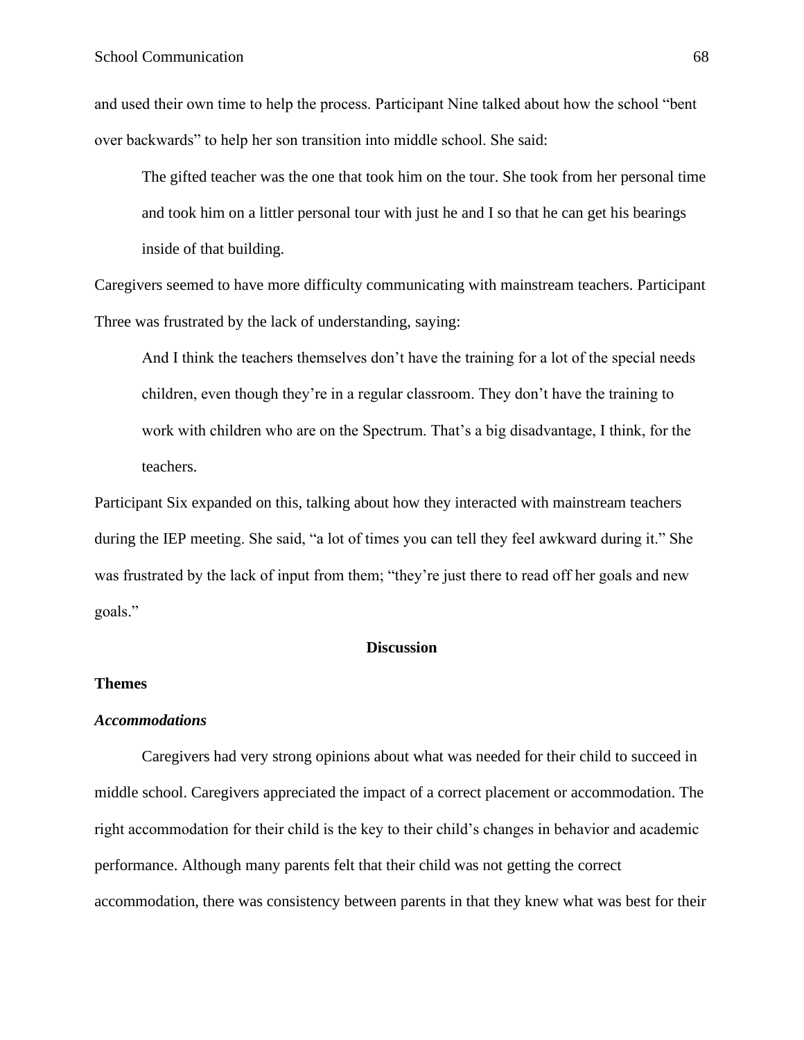and used their own time to help the process. Participant Nine talked about how the school "bent over backwards" to help her son transition into middle school. She said:

> The gifted teacher was the one that took him on the tour. She took from her personal time and took him on a littler personal tour with just he and I so that he can get his bearings inside of that building.

Caregivers seemed to have more difficulty communicating with mainstream teachers. Participant Three was frustrated by the lack of understanding, saying:

> And I think the teachers themselves don't have the training for a lot of the special needs children, even though they're in a regular classroom. They don't have the training to work with children who are on the Spectrum. That's a big disadvantage, I think, for the teachers.

Participant Six expanded on this, talking about how they interacted with mainstream teachers during the IEP meeting. She said, "a lot of times you can tell they feel awkward during it." She was frustrated by the lack of input from them; "they're just there to read off her goals and new goals."

# Discussion

## Themes

### *Accommodations*

Caregivers had very strong opinions about what was needed for their child to succeed in middle school. Caregivers appreciated the impact of a correct placement or accommodation. The right accommodation for their child is the key to their child's changes in behavior and academic performance. Although many parents felt that their child was not getting the correct accommodation, there was consistency between parents in that they knew what was best for their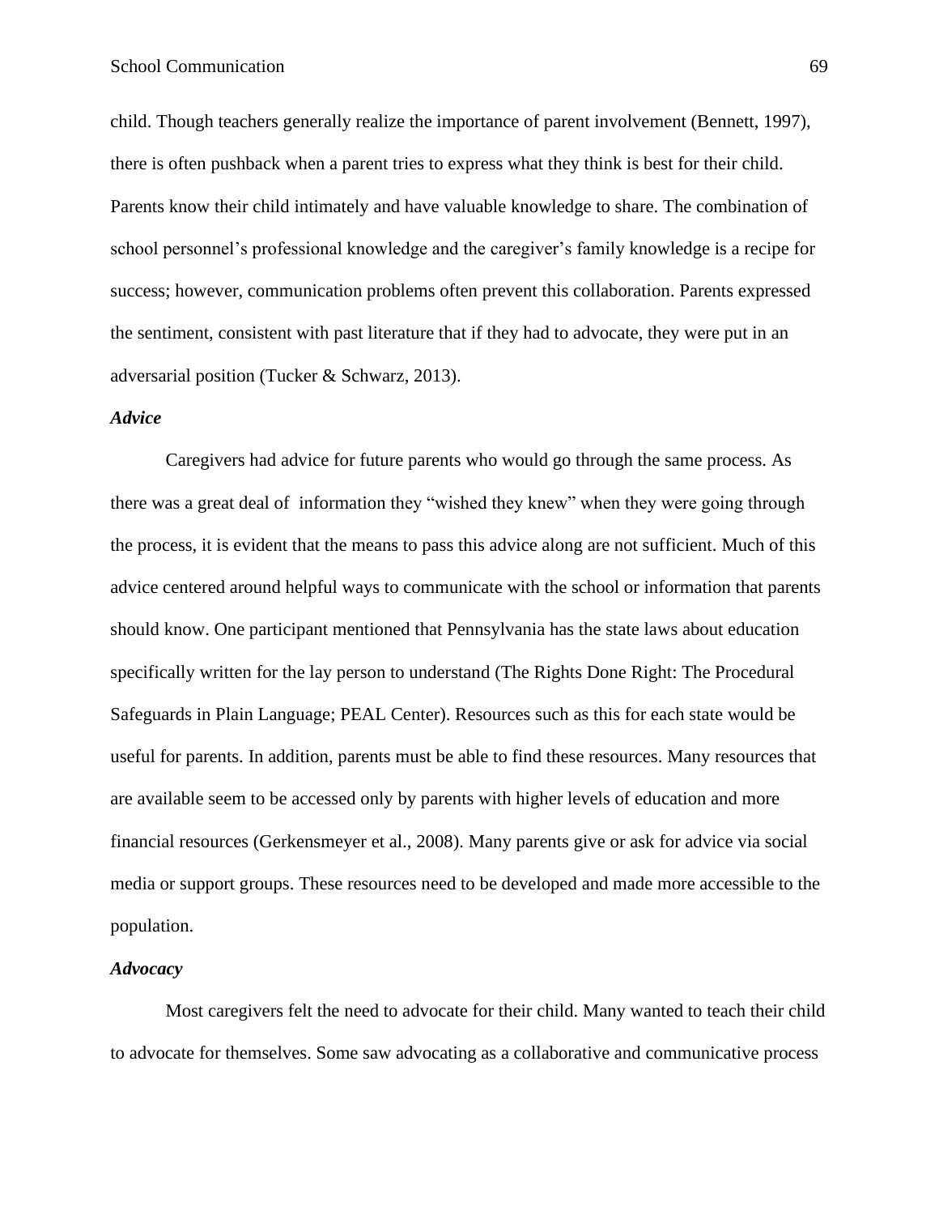child. Though teachers generally realize the importance of parent involvement (Bennett, 1997), there is often pushback when a parent tries to express what they think is best for their child. Parents know their child intimately and have valuable knowledge to share. The combination of school personnel's professional knowledge and the caregiver's family knowledge is a recipe for success; however, communication problems often prevent this collaboration. Parents expressed the sentiment, consistent with past literature that if they had to advocate, they were put in an adversarial position (Tucker & Schwarz, 2013).

### *Advice*

Caregivers had advice for future parents who would go through the same process. As there was a great deal of information they "wished they knew" when they were going through the process, it is evident that the means to pass this advice along are not sufficient. Much of this advice centered around helpful ways to communicate with the school or information that parents should know. One participant mentioned that Pennsylvania has the state laws about education specifically written for the lay person to understand (The Rights Done Right: The Procedural Safeguards in Plain Language; PEAL Center). Resources such as this for each state would be useful for parents. In addition, parents must be able to find these resources. Many resources that are available seem to be accessed only by parents with higher levels of education and more financial resources (Gerkensmeyer et al., 2008). Many parents give or ask for advice via social media or support groups. These resources need to be developed and made more accessible to the population.

### *Advocacy*

Most caregivers felt the need to advocate for their child. Many wanted to teach their child to advocate for themselves. Some saw advocating as a collaborative and communicative process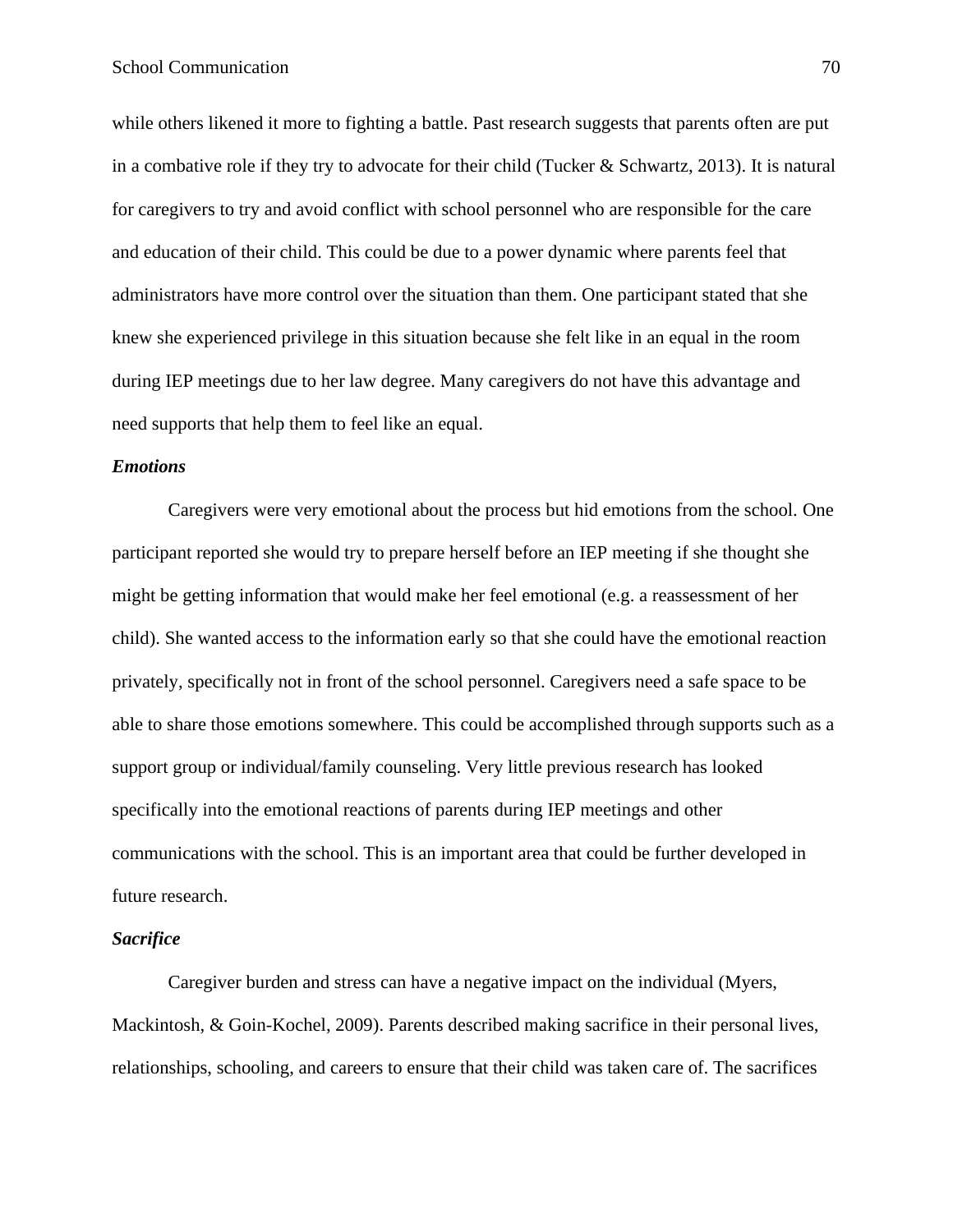while others likened it more to fighting a battle. Past research suggests that parents often are put in a combative role if they try to advocate for their child (Tucker & Schwartz, 2013). It is natural for caregivers to try and avoid conflict with school personnel who are responsible for the care and education of their child. This could be due to a power dynamic where parents feel that administrators have more control over the situation than them. One participant stated that she knew she experienced privilege in this situation because she felt like in an equal in the room during IEP meetings due to her law degree. Many caregivers do not have this advantage and need supports that help them to feel like an equal.

### *Emotions*

Caregivers were very emotional about the process but hid emotions from the school. One participant reported she would try to prepare herself before an IEP meeting if she thought she might be getting information that would make her feel emotional (e.g. a reassessment of her child). She wanted access to the information early so that she could have the emotional reaction privately, specifically not in front of the school personnel. Caregivers need a safe space to be able to share those emotions somewhere. This could be accomplished through supports such as a support group or individual/family counseling. Very little previous research has looked specifically into the emotional reactions of parents during IEP meetings and other communications with the school. This is an important area that could be further developed in future research.

### *Sacrifice*

Caregiver burden and stress can have a negative impact on the individual (Myers, Mackintosh, & Goin-Kochel, 2009). Parents described making sacrifice in their personal lives, relationships, schooling, and careers to ensure that their child was taken care of. The sacrifices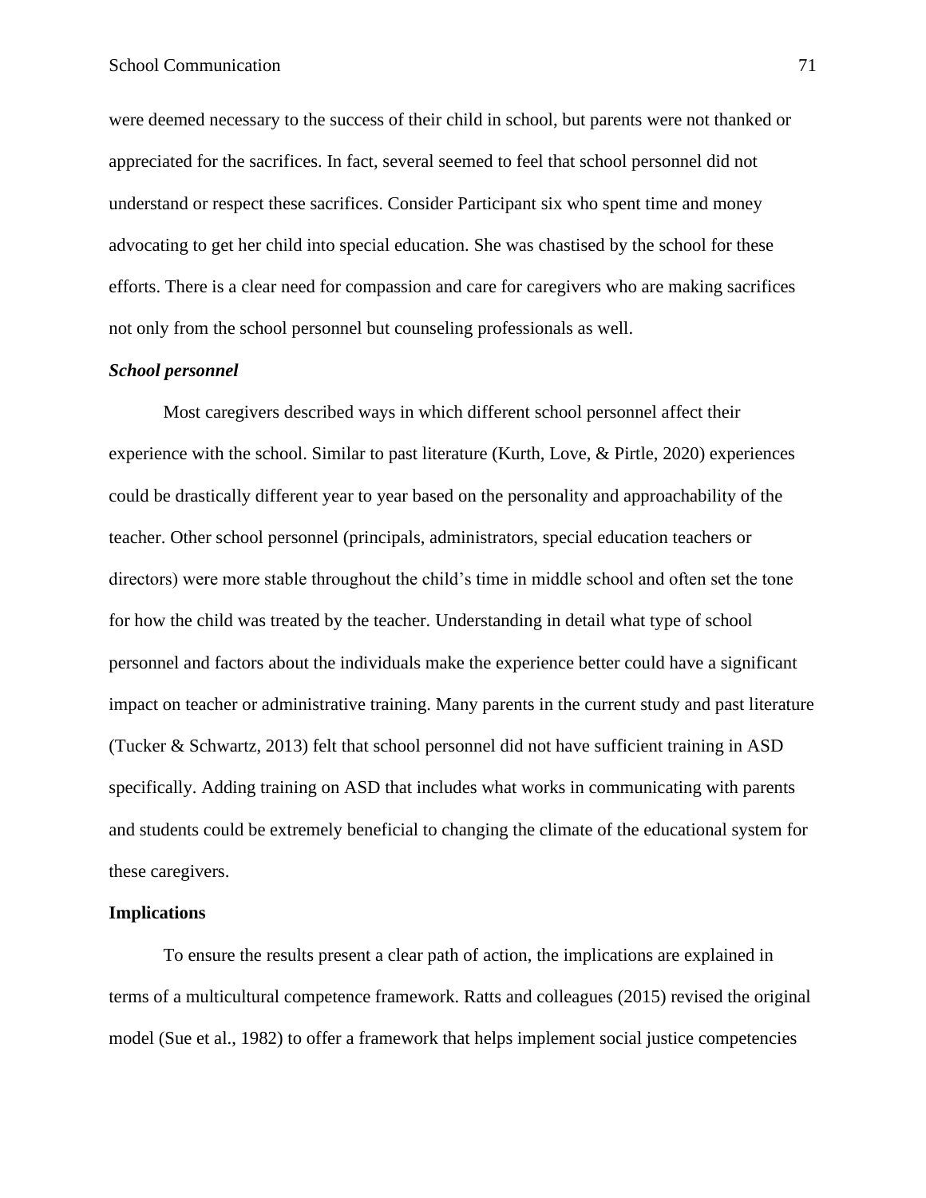were deemed necessary to the success of their child in school, but parents were not thanked or appreciated for the sacrifices. In fact, several seemed to feel that school personnel did not understand or respect these sacrifices. Consider Participant six who spent time and money advocating to get her child into special education. She was chastised by the school for these efforts. There is a clear need for compassion and care for caregivers who are making sacrifices not only from the school personnel but counseling professionals as well.

### *School personnel*

Most caregivers described ways in which different school personnel affect their experience with the school. Similar to past literature (Kurth, Love, & Pirtle, 2020) experiences could be drastically different year to year based on the personality and approachability of the teacher. Other school personnel (principals, administrators, special education teachers or directors) were more stable throughout the child's time in middle school and often set the tone for how the child was treated by the teacher. Understanding in detail what type of school personnel and factors about the individuals make the experience better could have a significant impact on teacher or administrative training. Many parents in the current study and past literature (Tucker & Schwartz, 2013) felt that school personnel did not have sufficient training in ASD specifically. Adding training on ASD that includes what works in communicating with parents and students could be extremely beneficial to changing the climate of the educational system for these caregivers.

## Implications

To ensure the results present a clear path of action, the implications are explained in terms of a multicultural competence framework. Ratts and colleagues (2015) revised the original model (Sue et al., 1982) to offer a framework that helps implement social justice competencies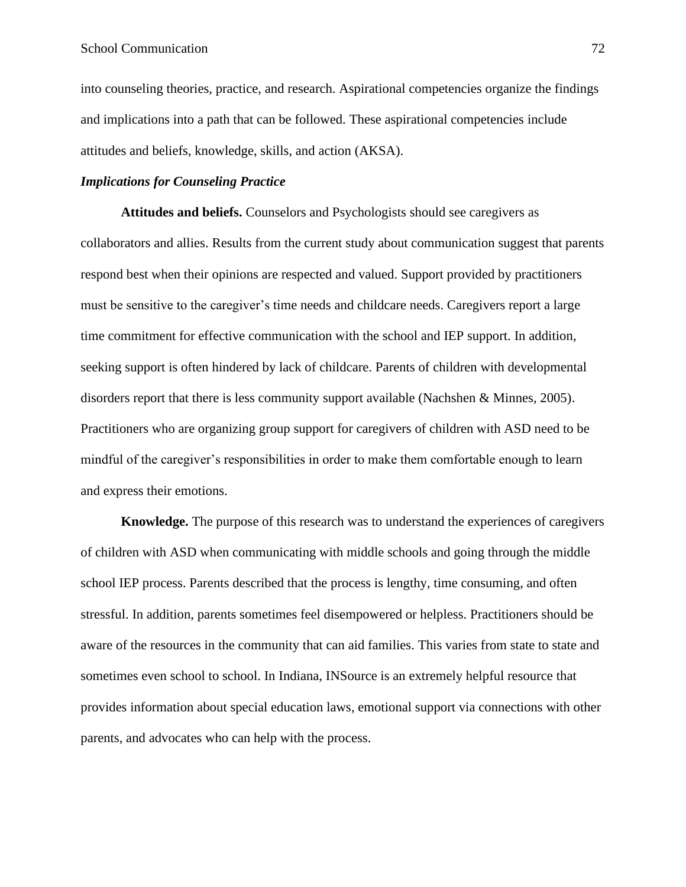into counseling theories, practice, and research. Aspirational competencies organize the findings and implications into a path that can be followed. These aspirational competencies include attitudes and beliefs, knowledge, skills, and action (AKSA).

### *Implications for Counseling Practice*

**Attitudes and beliefs.** Counselors and Psychologists should see caregivers as collaborators and allies. Results from the current study about communication suggest that parents respond best when their opinions are respected and valued. Support provided by practitioners must be sensitive to the caregiver's time needs and childcare needs. Caregivers report a large time commitment for effective communication with the school and IEP support. In addition, seeking support is often hindered by lack of childcare. Parents of children with developmental disorders report that there is less community support available (Nachshen & Minnes, 2005). Practitioners who are organizing group support for caregivers of children with ASD need to be mindful of the caregiver's responsibilities in order to make them comfortable enough to learn and express their emotions.

**Knowledge.** The purpose of this research was to understand the experiences of caregivers of children with ASD when communicating with middle schools and going through the middle school IEP process. Parents described that the process is lengthy, time consuming, and often stressful. In addition, parents sometimes feel disempowered or helpless. Practitioners should be aware of the resources in the community that can aid families. This varies from state to state and sometimes even school to school. In Indiana, INSource is an extremely helpful resource that provides information about special education laws, emotional support via connections with other parents, and advocates who can help with the process.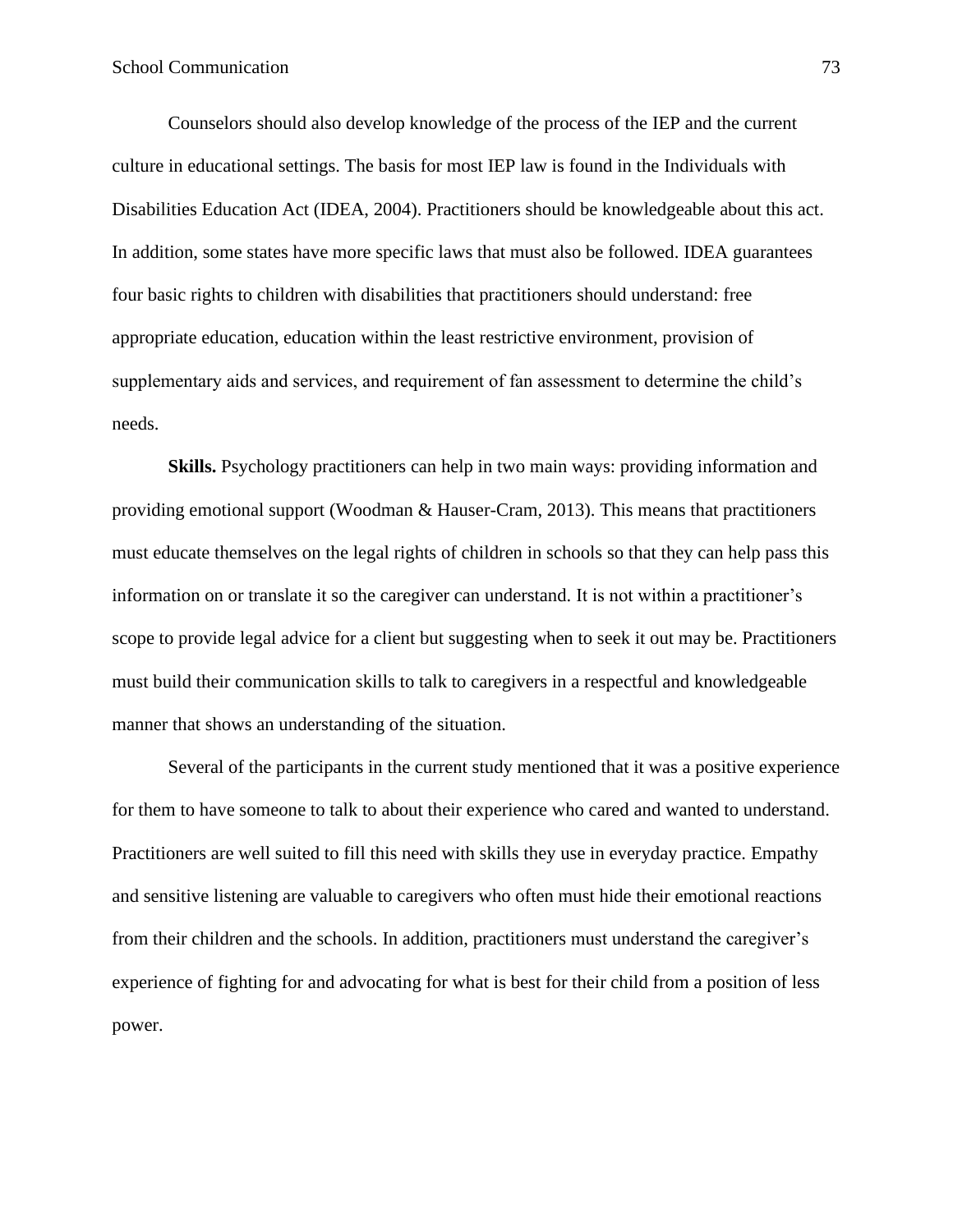Counselors should also develop knowledge of the process of the IEP and the current culture in educational settings. The basis for most IEP law is found in the Individuals with Disabilities Education Act (IDEA, 2004). Practitioners should be knowledgeable about this act. In addition, some states have more specific laws that must also be followed. IDEA guarantees four basic rights to children with disabilities that practitioners should understand: free appropriate education, education within the least restrictive environment, provision of supplementary aids and services, and requirement of fan assessment to determine the child's needs.

**Skills.** Psychology practitioners can help in two main ways: providing information and providing emotional support (Woodman & Hauser-Cram, 2013). This means that practitioners must educate themselves on the legal rights of children in schools so that they can help pass this information on or translate it so the caregiver can understand. It is not within a practitioner's scope to provide legal advice for a client but suggesting when to seek it out may be. Practitioners must build their communication skills to talk to caregivers in a respectful and knowledgeable manner that shows an understanding of the situation.

Several of the participants in the current study mentioned that it was a positive experience for them to have someone to talk to about their experience who cared and wanted to understand. Practitioners are well suited to fill this need with skills they use in everyday practice. Empathy and sensitive listening are valuable to caregivers who often must hide their emotional reactions from their children and the schools. In addition, practitioners must understand the caregiver's experience of fighting for and advocating for what is best for their child from a position of less power.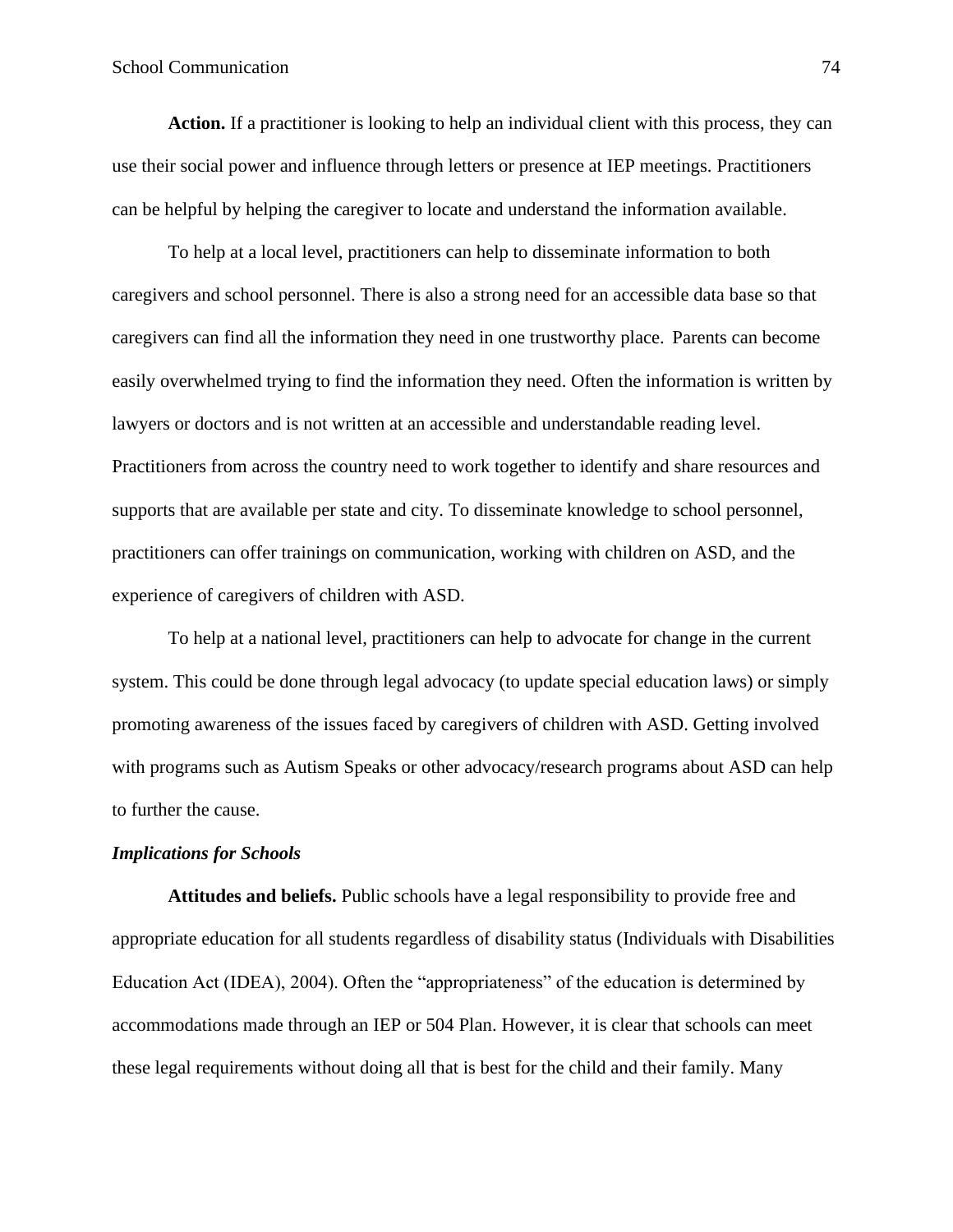**Action.** If a practitioner is looking to help an individual client with this process, they can use their social power and influence through letters or presence at IEP meetings. Practitioners can be helpful by helping the caregiver to locate and understand the information available.

To help at a local level, practitioners can help to disseminate information to both caregivers and school personnel. There is also a strong need for an accessible data base so that caregivers can find all the information they need in one trustworthy place. Parents can become easily overwhelmed trying to find the information they need. Often the information is written by lawyers or doctors and is not written at an accessible and understandable reading level. Practitioners from across the country need to work together to identify and share resources and supports that are available per state and city. To disseminate knowledge to school personnel, practitioners can offer trainings on communication, working with children on ASD, and the experience of caregivers of children with ASD.

To help at a national level, practitioners can help to advocate for change in the current system. This could be done through legal advocacy (to update special education laws) or simply promoting awareness of the issues faced by caregivers of children with ASD. Getting involved with programs such as Autism Speaks or other advocacy/research programs about ASD can help to further the cause.

### *Implications for Schools*

**Attitudes and beliefs.** Public schools have a legal responsibility to provide free and appropriate education for all students regardless of disability status (Individuals with Disabilities Education Act (IDEA), 2004). Often the "appropriateness" of the education is determined by accommodations made through an IEP or 504 Plan. However, it is clear that schools can meet these legal requirements without doing all that is best for the child and their family. Many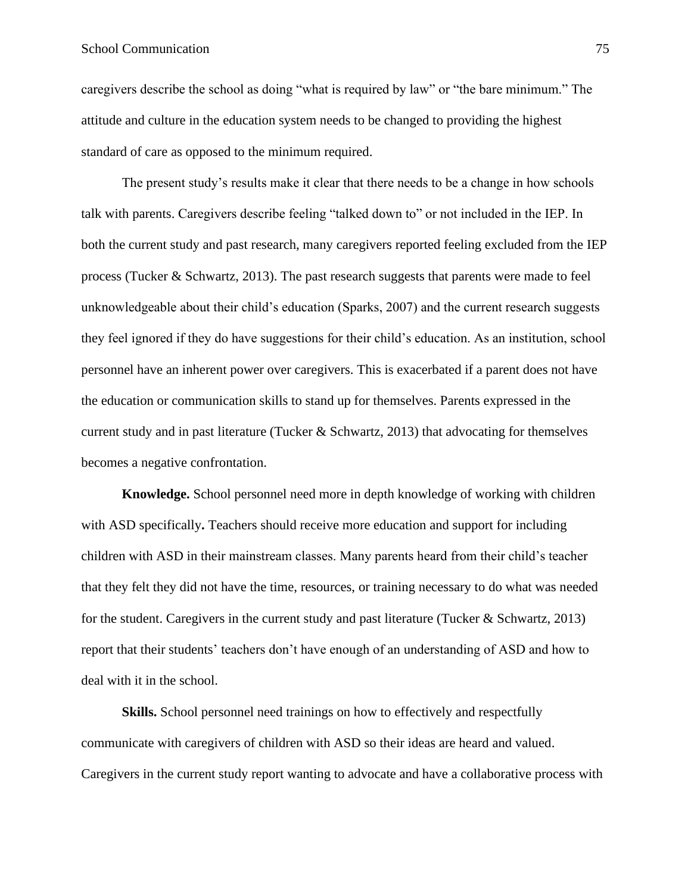caregivers describe the school as doing "what is required by law" or "the bare minimum." The attitude and culture in the education system needs to be changed to providing the highest standard of care as opposed to the minimum required.

The present study's results make it clear that there needs to be a change in how schools talk with parents. Caregivers describe feeling "talked down to" or not included in the IEP. In both the current study and past research, many caregivers reported feeling excluded from the IEP process (Tucker & Schwartz, 2013). The past research suggests that parents were made to feel unknowledgeable about their child's education (Sparks, 2007) and the current research suggests they feel ignored if they do have suggestions for their child's education. As an institution, school personnel have an inherent power over caregivers. This is exacerbated if a parent does not have the education or communication skills to stand up for themselves. Parents expressed in the current study and in past literature (Tucker & Schwartz, 2013) that advocating for themselves becomes a negative confrontation.

**Knowledge.** School personnel need more in depth knowledge of working with children with ASD specifically**.** Teachers should receive more education and support for including children with ASD in their mainstream classes. Many parents heard from their child's teacher that they felt they did not have the time, resources, or training necessary to do what was needed for the student. Caregivers in the current study and past literature (Tucker & Schwartz, 2013) report that their students' teachers don't have enough of an understanding of ASD and how to deal with it in the school.

**Skills.** School personnel need trainings on how to effectively and respectfully communicate with caregivers of children with ASD so their ideas are heard and valued. Caregivers in the current study report wanting to advocate and have a collaborative process with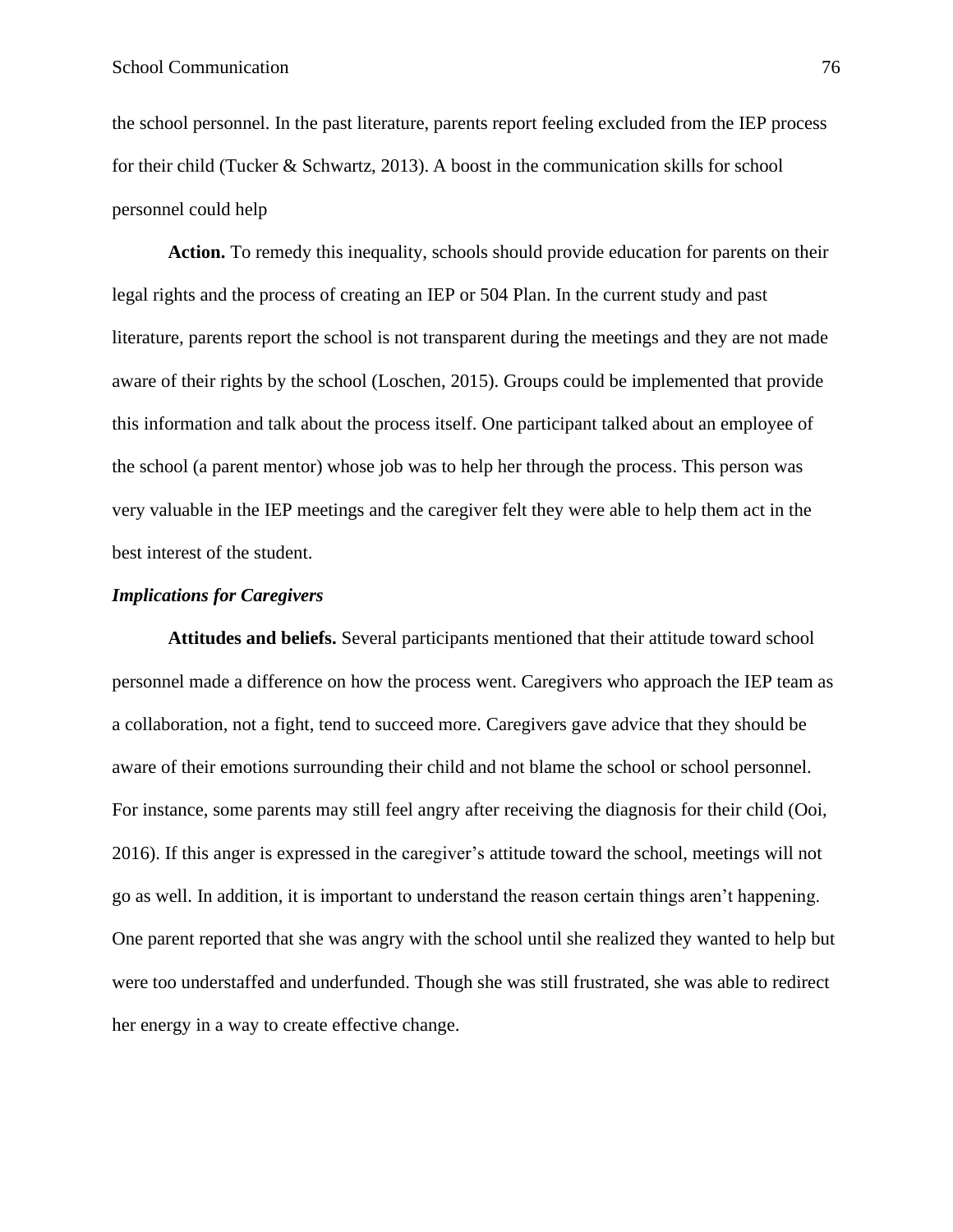the school personnel. In the past literature, parents report feeling excluded from the IEP process for their child (Tucker & Schwartz, 2013). A boost in the communication skills for school personnel could help

**Action.** To remedy this inequality, schools should provide education for parents on their legal rights and the process of creating an IEP or 504 Plan. In the current study and past literature, parents report the school is not transparent during the meetings and they are not made aware of their rights by the school (Loschen, 2015). Groups could be implemented that provide this information and talk about the process itself. One participant talked about an employee of the school (a parent mentor) whose job was to help her through the process. This person was very valuable in the IEP meetings and the caregiver felt they were able to help them act in the best interest of the student.

### *Implications for Caregivers*

**Attitudes and beliefs.** Several participants mentioned that their attitude toward school personnel made a difference on how the process went. Caregivers who approach the IEP team as a collaboration, not a fight, tend to succeed more. Caregivers gave advice that they should be aware of their emotions surrounding their child and not blame the school or school personnel. For instance, some parents may still feel angry after receiving the diagnosis for their child (Ooi, 2016). If this anger is expressed in the caregiver's attitude toward the school, meetings will not go as well. In addition, it is important to understand the reason certain things aren't happening. One parent reported that she was angry with the school until she realized they wanted to help but were too understaffed and underfunded. Though she was still frustrated, she was able to redirect her energy in a way to create effective change.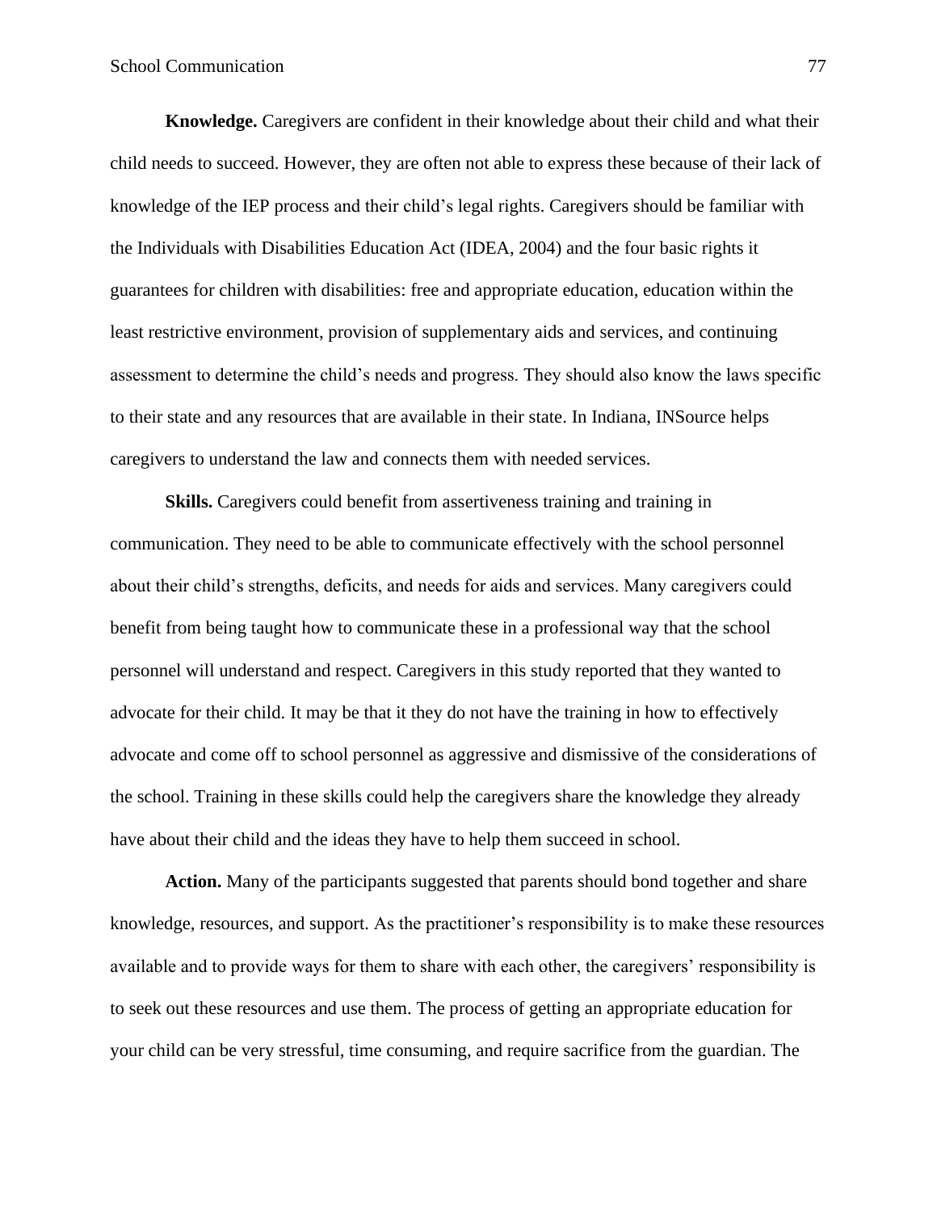**Knowledge.** Caregivers are confident in their knowledge about their child and what their child needs to succeed. However, they are often not able to express these because of their lack of knowledge of the IEP process and their child's legal rights. Caregivers should be familiar with the Individuals with Disabilities Education Act (IDEA, 2004) and the four basic rights it guarantees for children with disabilities: free and appropriate education, education within the least restrictive environment, provision of supplementary aids and services, and continuing assessment to determine the child's needs and progress. They should also know the laws specific to their state and any resources that are available in their state. In Indiana, INSource helps caregivers to understand the law and connects them with needed services.

**Skills.** Caregivers could benefit from assertiveness training and training in communication. They need to be able to communicate effectively with the school personnel about their child's strengths, deficits, and needs for aids and services. Many caregivers could benefit from being taught how to communicate these in a professional way that the school personnel will understand and respect. Caregivers in this study reported that they wanted to advocate for their child. It may be that it they do not have the training in how to effectively advocate and come off to school personnel as aggressive and dismissive of the considerations of the school. Training in these skills could help the caregivers share the knowledge they already have about their child and the ideas they have to help them succeed in school.

**Action.** Many of the participants suggested that parents should bond together and share knowledge, resources, and support. As the practitioner's responsibility is to make these resources available and to provide ways for them to share with each other, the caregivers' responsibility is to seek out these resources and use them. The process of getting an appropriate education for your child can be very stressful, time consuming, and require sacrifice from the guardian. The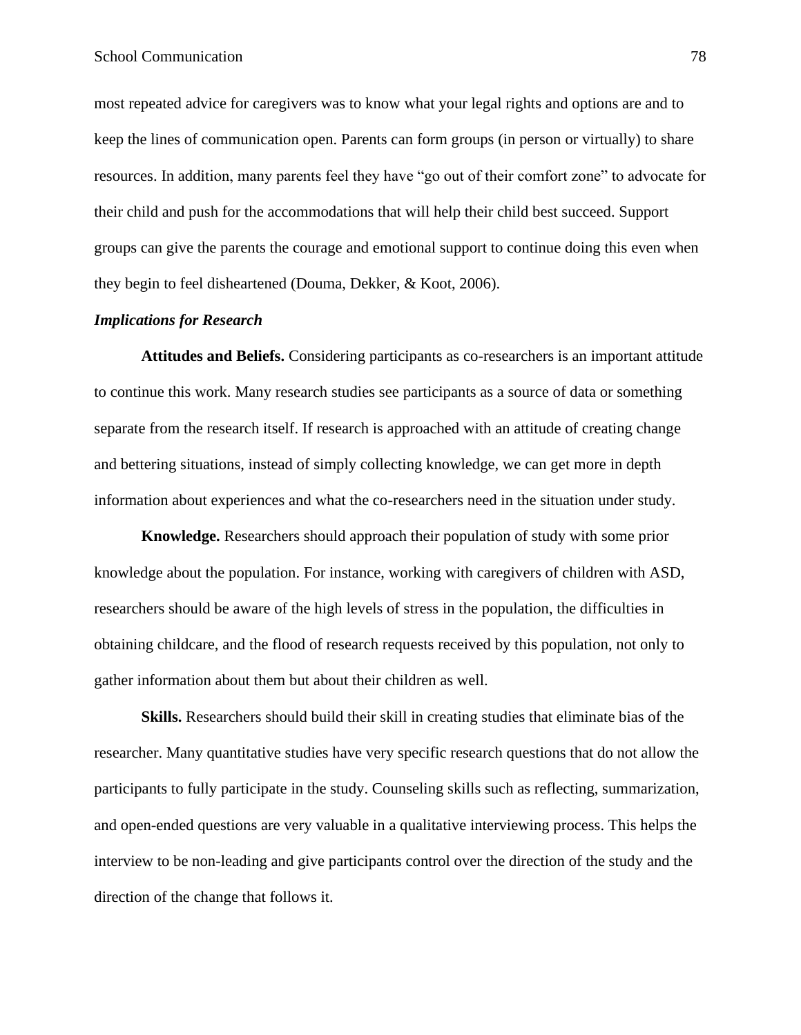most repeated advice for caregivers was to know what your legal rights and options are and to keep the lines of communication open. Parents can form groups (in person or virtually) to share resources. In addition, many parents feel they have "go out of their comfort zone" to advocate for their child and push for the accommodations that will help their child best succeed. Support groups can give the parents the courage and emotional support to continue doing this even when they begin to feel disheartened (Douma, Dekker, & Koot, 2006).

### *Implications for Research*

**Attitudes and Beliefs.** Considering participants as co-researchers is an important attitude to continue this work. Many research studies see participants as a source of data or something separate from the research itself. If research is approached with an attitude of creating change and bettering situations, instead of simply collecting knowledge, we can get more in depth information about experiences and what the co-researchers need in the situation under study.

**Knowledge.** Researchers should approach their population of study with some prior knowledge about the population. For instance, working with caregivers of children with ASD, researchers should be aware of the high levels of stress in the population, the difficulties in obtaining childcare, and the flood of research requests received by this population, not only to gather information about them but about their children as well.

**Skills.** Researchers should build their skill in creating studies that eliminate bias of the researcher. Many quantitative studies have very specific research questions that do not allow the participants to fully participate in the study. Counseling skills such as reflecting, summarization, and open-ended questions are very valuable in a qualitative interviewing process. This helps the interview to be non-leading and give participants control over the direction of the study and the direction of the change that follows it.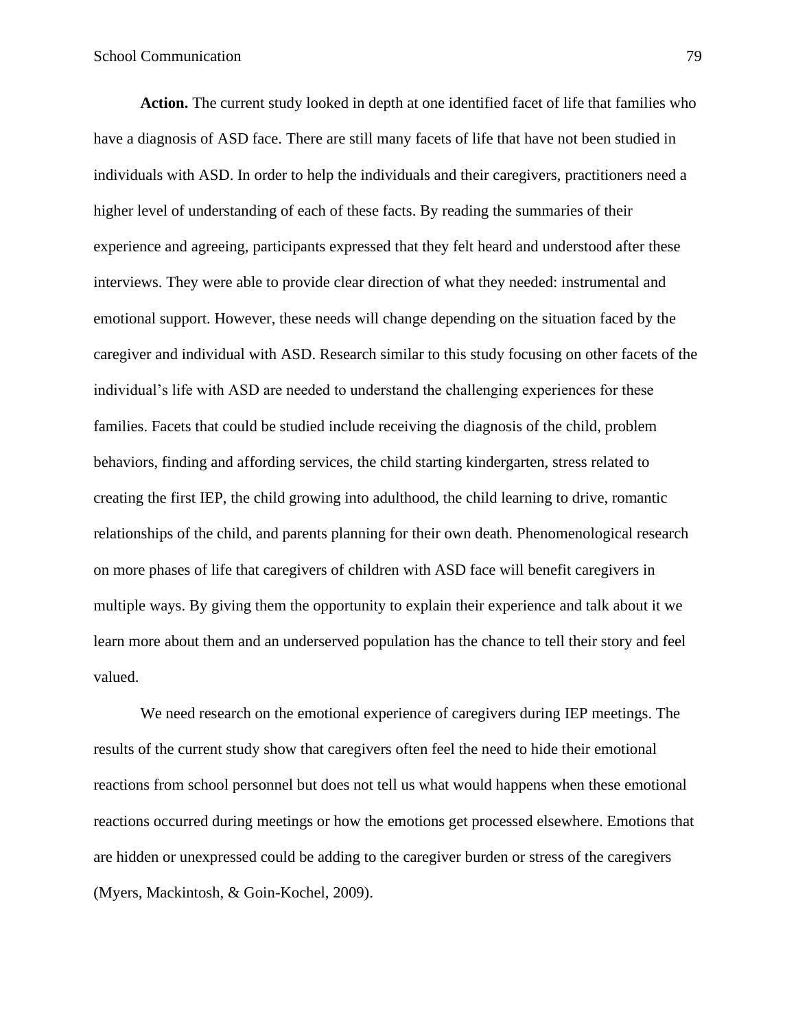**Action.** The current study looked in depth at one identified facet of life that families who have a diagnosis of ASD face. There are still many facets of life that have not been studied in individuals with ASD. In order to help the individuals and their caregivers, practitioners need a higher level of understanding of each of these facts. By reading the summaries of their experience and agreeing, participants expressed that they felt heard and understood after these interviews. They were able to provide clear direction of what they needed: instrumental and emotional support. However, these needs will change depending on the situation faced by the caregiver and individual with ASD. Research similar to this study focusing on other facets of the individual's life with ASD are needed to understand the challenging experiences for these families. Facets that could be studied include receiving the diagnosis of the child, problem behaviors, finding and affording services, the child starting kindergarten, stress related to creating the first IEP, the child growing into adulthood, the child learning to drive, romantic relationships of the child, and parents planning for their own death. Phenomenological research on more phases of life that caregivers of children with ASD face will benefit caregivers in multiple ways. By giving them the opportunity to explain their experience and talk about it we learn more about them and an underserved population has the chance to tell their story and feel valued.

We need research on the emotional experience of caregivers during IEP meetings. The results of the current study show that caregivers often feel the need to hide their emotional reactions from school personnel but does not tell us what would happens when these emotional reactions occurred during meetings or how the emotions get processed elsewhere. Emotions that are hidden or unexpressed could be adding to the caregiver burden or stress of the caregivers (Myers, Mackintosh, & Goin-Kochel, 2009).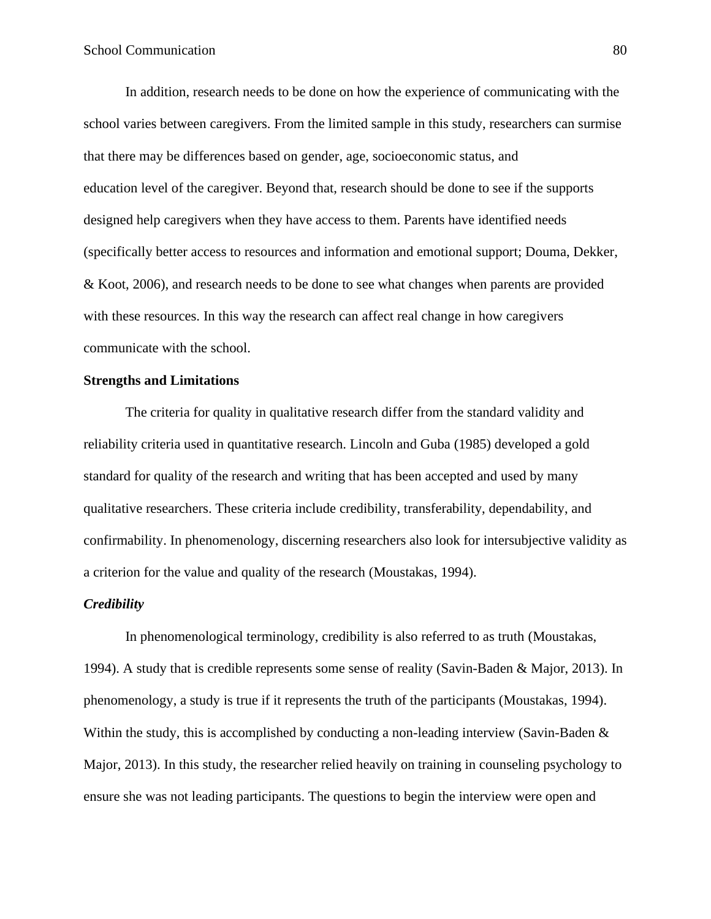In addition, research needs to be done on how the experience of communicating with the school varies between caregivers. From the limited sample in this study, researchers can surmise that there may be differences based on gender, age, socioeconomic status, and education level of the caregiver. Beyond that, research should be done to see if the supports designed help caregivers when they have access to them. Parents have identified needs (specifically better access to resources and information and emotional support; Douma, Dekker, & Koot, 2006), and research needs to be done to see what changes when parents are provided with these resources. In this way the research can affect real change in how caregivers communicate with the school.

## Strengths and Limitations

The criteria for quality in qualitative research differ from the standard validity and reliability criteria used in quantitative research. Lincoln and Guba (1985) developed a gold standard for quality of the research and writing that has been accepted and used by many qualitative researchers. These criteria include credibility, transferability, dependability, and confirmability. In phenomenology, discerning researchers also look for intersubjective validity as a criterion for the value and quality of the research (Moustakas, 1994).

### *Credibility*

In phenomenological terminology, credibility is also referred to as truth (Moustakas, 1994). A study that is credible represents some sense of reality (Savin-Baden & Major, 2013). In phenomenology, a study is true if it represents the truth of the participants (Moustakas, 1994). Within the study, this is accomplished by conducting a non-leading interview (Savin-Baden & Major, 2013). In this study, the researcher relied heavily on training in counseling psychology to ensure she was not leading participants. The questions to begin the interview were open and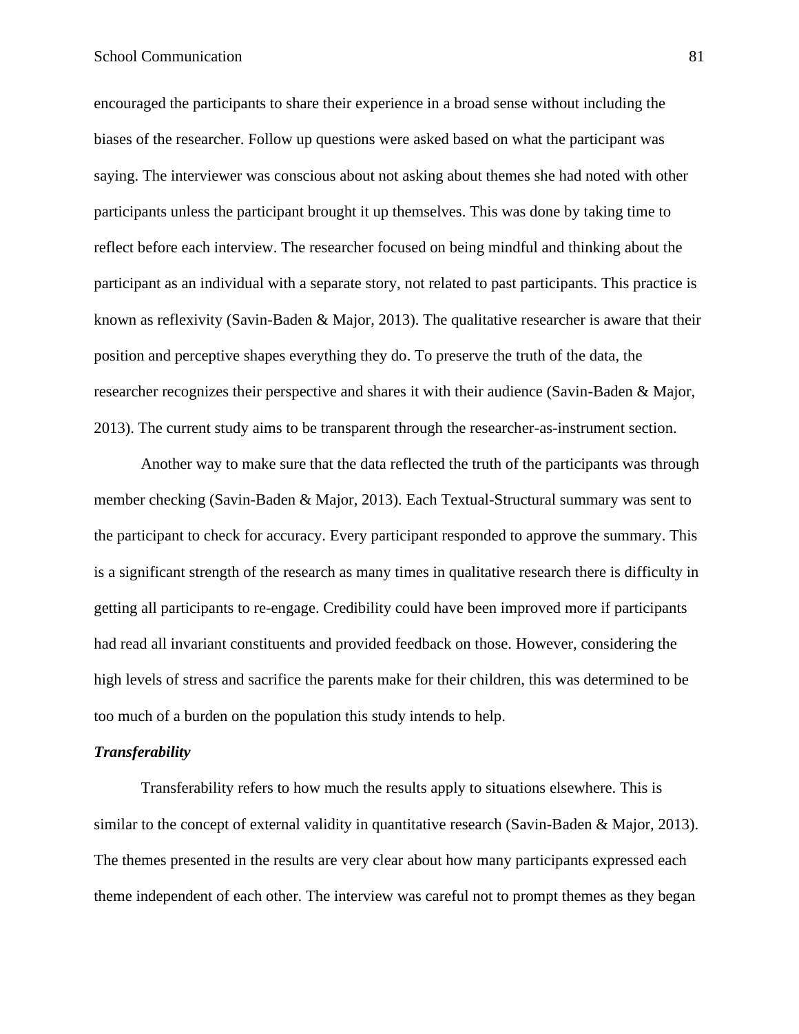encouraged the participants to share their experience in a broad sense without including the biases of the researcher. Follow up questions were asked based on what the participant was saying. The interviewer was conscious about not asking about themes she had noted with other participants unless the participant brought it up themselves. This was done by taking time to reflect before each interview. The researcher focused on being mindful and thinking about the participant as an individual with a separate story, not related to past participants. This practice is known as reflexivity (Savin-Baden & Major, 2013). The qualitative researcher is aware that their position and perceptive shapes everything they do. To preserve the truth of the data, the researcher recognizes their perspective and shares it with their audience (Savin-Baden & Major, 2013). The current study aims to be transparent through the researcher-as-instrument section.

Another way to make sure that the data reflected the truth of the participants was through member checking (Savin-Baden & Major, 2013). Each Textual-Structural summary was sent to the participant to check for accuracy. Every participant responded to approve the summary. This is a significant strength of the research as many times in qualitative research there is difficulty in getting all participants to re-engage. Credibility could have been improved more if participants had read all invariant constituents and provided feedback on those. However, considering the high levels of stress and sacrifice the parents make for their children, this was determined to be too much of a burden on the population this study intends to help.

### *Transferability*

Transferability refers to how much the results apply to situations elsewhere. This is similar to the concept of external validity in quantitative research (Savin-Baden & Major, 2013). The themes presented in the results are very clear about how many participants expressed each theme independent of each other. The interview was careful not to prompt themes as they began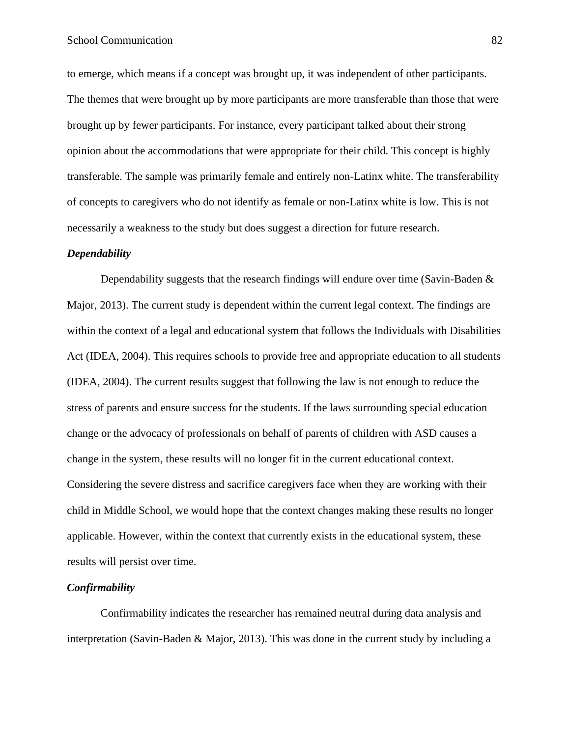to emerge, which means if a concept was brought up, it was independent of other participants. The themes that were brought up by more participants are more transferable than those that were brought up by fewer participants. For instance, every participant talked about their strong opinion about the accommodations that were appropriate for their child. This concept is highly transferable. The sample was primarily female and entirely non-Latinx white. The transferability of concepts to caregivers who do not identify as female or non-Latinx white is low. This is not necessarily a weakness to the study but does suggest a direction for future research.

### *Dependability*

Dependability suggests that the research findings will endure over time (Savin-Baden & Major, 2013). The current study is dependent within the current legal context. The findings are within the context of a legal and educational system that follows the Individuals with Disabilities Act (IDEA, 2004). This requires schools to provide free and appropriate education to all students (IDEA, 2004). The current results suggest that following the law is not enough to reduce the stress of parents and ensure success for the students. If the laws surrounding special education change or the advocacy of professionals on behalf of parents of children with ASD causes a change in the system, these results will no longer fit in the current educational context. Considering the severe distress and sacrifice caregivers face when they are working with their child in Middle School, we would hope that the context changes making these results no longer applicable. However, within the context that currently exists in the educational system, these results will persist over time.

### *Confirmability*

Confirmability indicates the researcher has remained neutral during data analysis and interpretation (Savin-Baden & Major, 2013). This was done in the current study by including a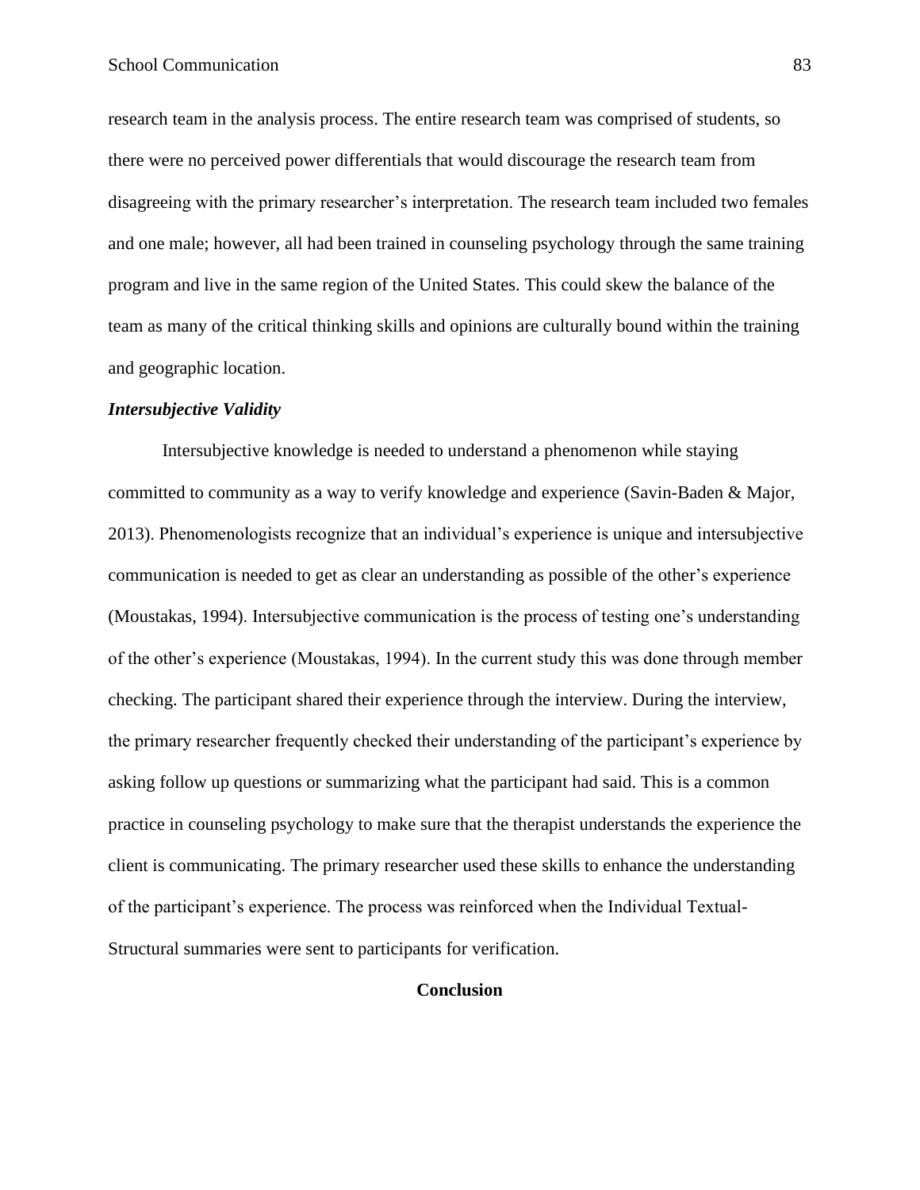research team in the analysis process. The entire research team was comprised of students, so there were no perceived power differentials that would discourage the research team from disagreeing with the primary researcher's interpretation. The research team included two females and one male; however, all had been trained in counseling psychology through the same training program and live in the same region of the United States. This could skew the balance of the team as many of the critical thinking skills and opinions are culturally bound within the training and geographic location.

### *Intersubjective Validity*

Intersubjective knowledge is needed to understand a phenomenon while staying committed to community as a way to verify knowledge and experience (Savin-Baden & Major, 2013). Phenomenologists recognize that an individual's experience is unique and intersubjective communication is needed to get as clear an understanding as possible of the other's experience (Moustakas, 1994). Intersubjective communication is the process of testing one's understanding of the other's experience (Moustakas, 1994). In the current study this was done through member checking. The participant shared their experience through the interview. During the interview, the primary researcher frequently checked their understanding of the participant's experience by asking follow up questions or summarizing what the participant had said. This is a common practice in counseling psychology to make sure that the therapist understands the experience the client is communicating. The primary researcher used these skills to enhance the understanding of the participant's experience. The process was reinforced when the Individual Textual-Structural summaries were sent to participants for verification.

## Conclusion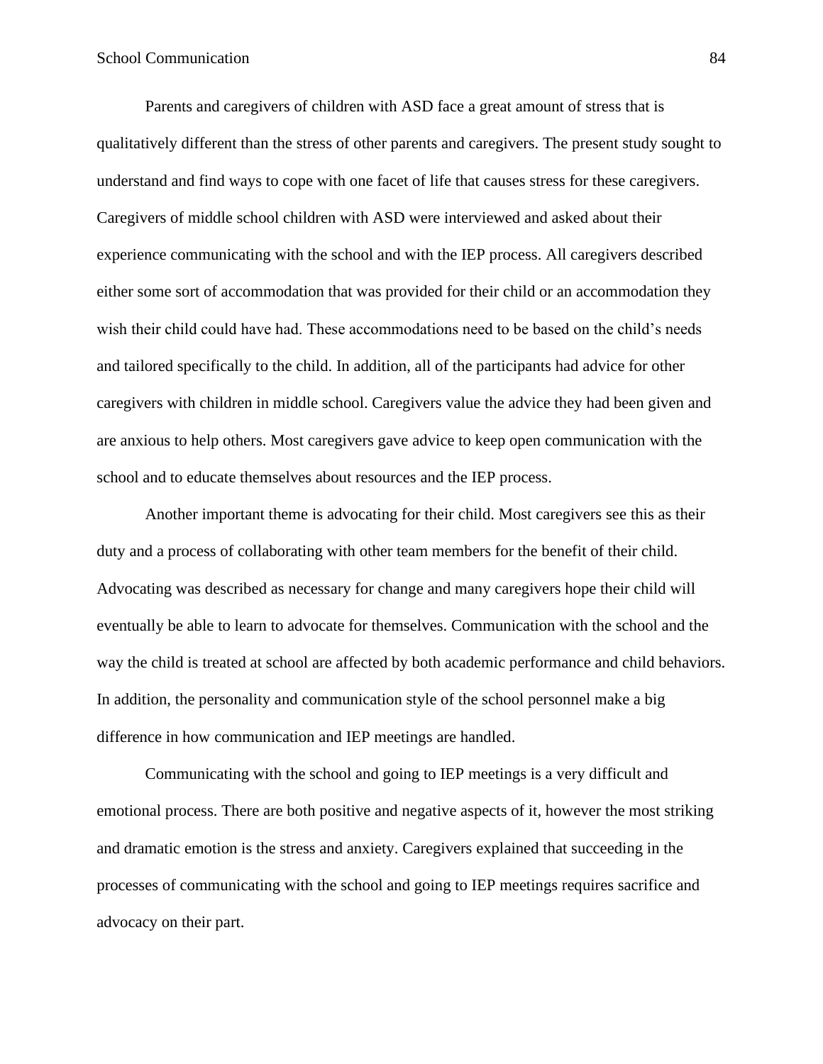Parents and caregivers of children with ASD face a great amount of stress that is qualitatively different than the stress of other parents and caregivers. The present study sought to understand and find ways to cope with one facet of life that causes stress for these caregivers. Caregivers of middle school children with ASD were interviewed and asked about their experience communicating with the school and with the IEP process. All caregivers described either some sort of accommodation that was provided for their child or an accommodation they wish their child could have had. These accommodations need to be based on the child's needs and tailored specifically to the child. In addition, all of the participants had advice for other caregivers with children in middle school. Caregivers value the advice they had been given and are anxious to help others. Most caregivers gave advice to keep open communication with the school and to educate themselves about resources and the IEP process.

Another important theme is advocating for their child. Most caregivers see this as their duty and a process of collaborating with other team members for the benefit of their child. Advocating was described as necessary for change and many caregivers hope their child will eventually be able to learn to advocate for themselves. Communication with the school and the way the child is treated at school are affected by both academic performance and child behaviors. In addition, the personality and communication style of the school personnel make a big difference in how communication and IEP meetings are handled.

Communicating with the school and going to IEP meetings is a very difficult and emotional process. There are both positive and negative aspects of it, however the most striking and dramatic emotion is the stress and anxiety. Caregivers explained that succeeding in the processes of communicating with the school and going to IEP meetings requires sacrifice and advocacy on their part.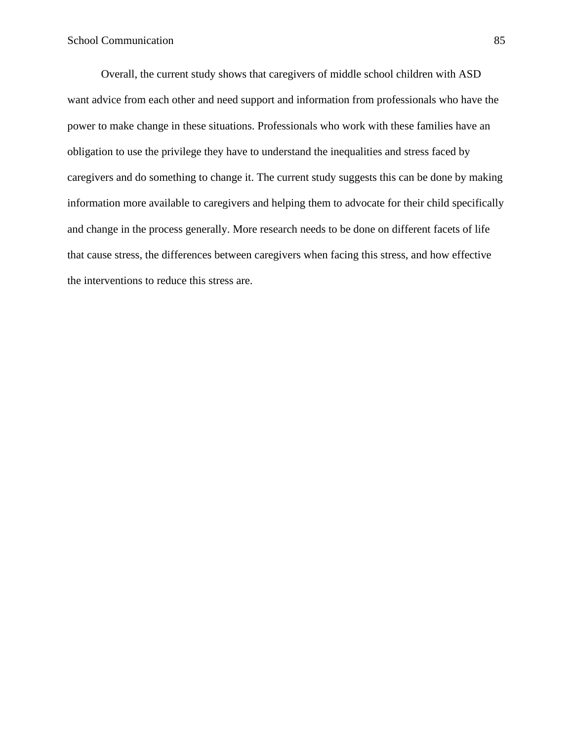Overall, the current study shows that caregivers of middle school children with ASD want advice from each other and need support and information from professionals who have the power to make change in these situations. Professionals who work with these families have an obligation to use the privilege they have to understand the inequalities and stress faced by caregivers and do something to change it. The current study suggests this can be done by making information more available to caregivers and helping them to advocate for their child specifically and change in the process generally. More research needs to be done on different facets of life that cause stress, the differences between caregivers when facing this stress, and how effective the interventions to reduce this stress are.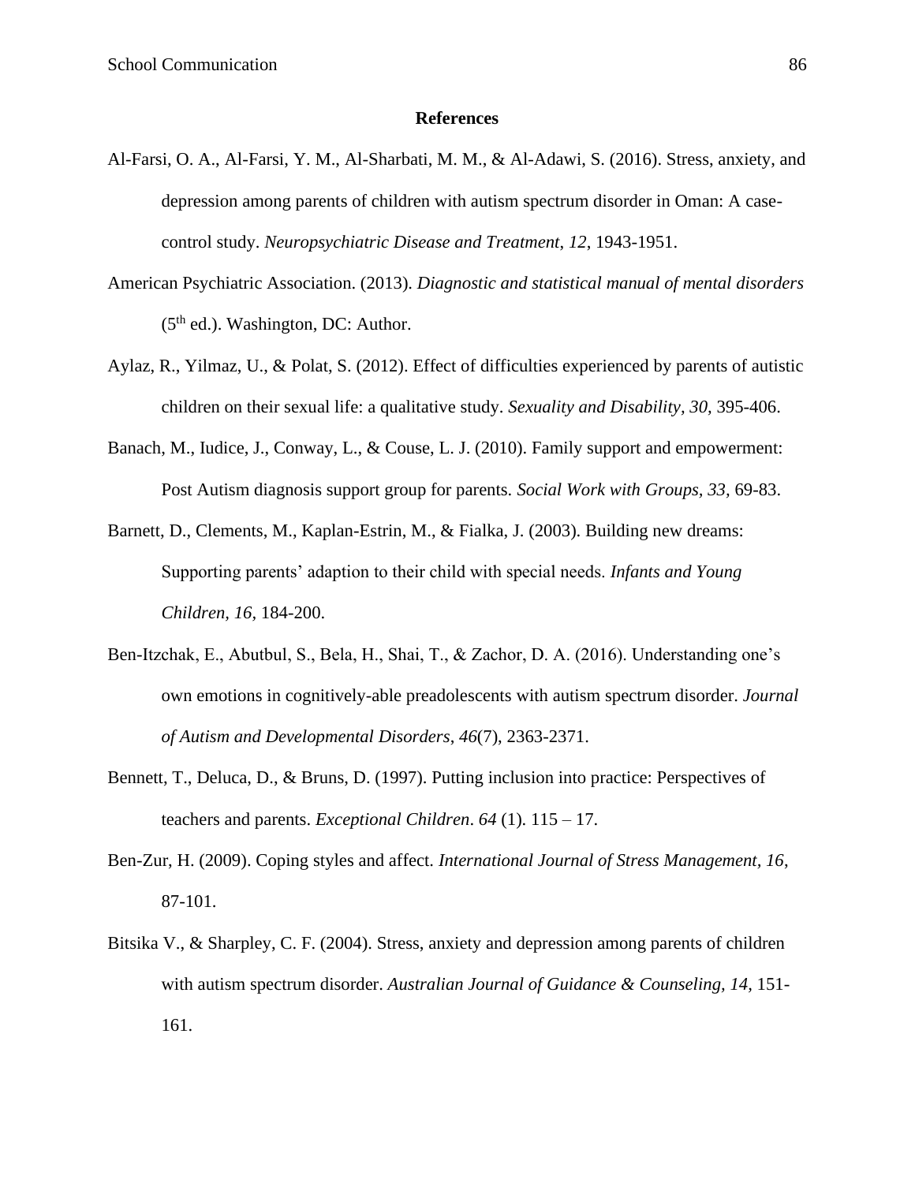**References**

Al-Farsi, O. A., Al-Farsi, Y. M., Al-Sharbati, M. M., & Al-Adawi, S. (2016). Stress, anxiety, and depression among parents of children with autism spectrum disorder in Oman: A case-control study. *Neuropsychiatric Disease and Treatment*, *12*, 1943-1951.

American Psychiatric Association. (2013). *Diagnostic and statistical manual of mental disorders* (5th ed.). Washington, DC: Author.

Aylaz, R., Yilmaz, U., & Polat, S. (2012). Effect of difficulties experienced by parents of autistic children on their sexual life: a qualitative study. *Sexuality and Disability, 30,* 395-406.

Banach, M., Iudice, J., Conway, L., & Couse, L. J. (2010). Family support and empowerment: Post Autism diagnosis support group for parents. *Social Work with Groups, 33,* 69-83.

Barnett, D., Clements, M., Kaplan-Estrin, M., & Fialka, J. (2003). Building new dreams: Supporting parents' adaption to their child with special needs. *Infants and Young Children, 16,* 184-200.

Ben-Itzchak, E., Abutbul, S., Bela, H., Shai, T., & Zachor, D. A. (2016). Understanding one's own emotions in cognitively-able preadolescents with autism spectrum disorder. *Journal of Autism and Developmental Disorders*, *46*(7), 2363-2371.

Bennett, T., Deluca, D., & Bruns, D. (1997). Putting inclusion into practice: Perspectives of teachers and parents. *Exceptional Children*. *64* (1). 115 – 17.

Ben-Zur, H. (2009). Coping styles and affect. *International Journal of Stress Management*, *16*, 87-101.

Bitsika V., & Sharpley, C. F. (2004). Stress, anxiety and depression among parents of children with autism spectrum disorder. *Australian Journal of Guidance & Counseling, 14,* 151-161.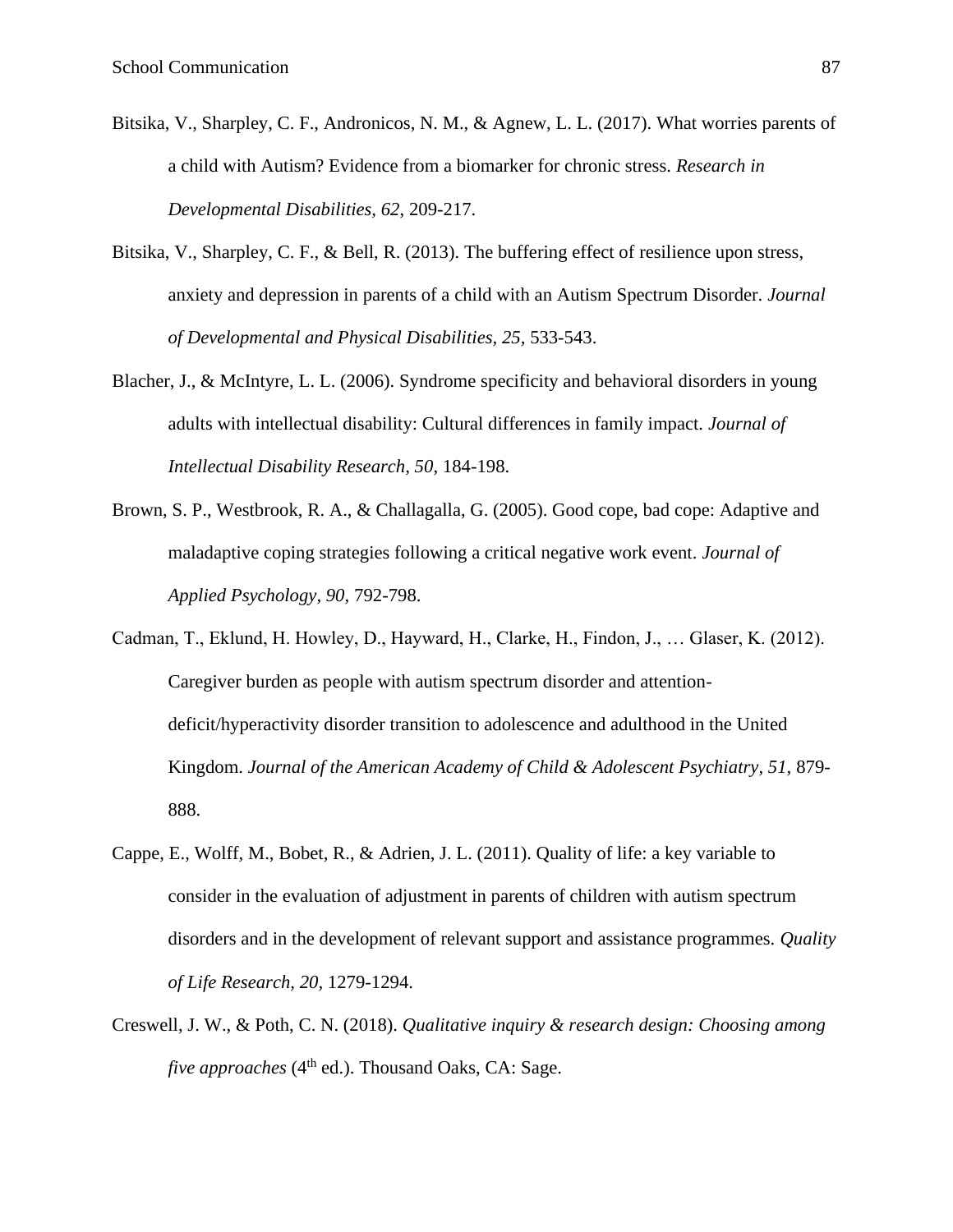Bitsika, V., Sharpley, C. F., Andronicos, N. M., & Agnew, L. L. (2017). What worries parents of a child with Autism? Evidence from a biomarker for chronic stress. *Research in Developmental Disabilities, 62*, 209-217.

Bitsika, V., Sharpley, C. F., & Bell, R. (2013). The buffering effect of resilience upon stress, anxiety and depression in parents of a child with an Autism Spectrum Disorder. *Journal of Developmental and Physical Disabilities, 25*, 533-543.

Blacher, J., & McIntyre, L. L. (2006). Syndrome specificity and behavioral disorders in young adults with intellectual disability: Cultural differences in family impact. *Journal of Intellectual Disability Research, 50*, 184-198.

Brown, S. P., Westbrook, R. A., & Challagalla, G. (2005). Good cope, bad cope: Adaptive and maladaptive coping strategies following a critical negative work event. *Journal of Applied Psychology, 90*, 792-798.

Cadman, T., Eklund, H. Howley, D., Hayward, H., Clarke, H., Findon, J., … Glaser, K. (2012). Caregiver burden as people with autism spectrum disorder and attention-deficit/hyperactivity disorder transition to adolescence and adulthood in the United Kingdom. *Journal of the American Academy of Child & Adolescent Psychiatry, 51,* 879-888.

Cappe, E., Wolff, M., Bobet, R., & Adrien, J. L. (2011). Quality of life: a key variable to consider in the evaluation of adjustment in parents of children with autism spectrum disorders and in the development of relevant support and assistance programmes. *Quality of Life Research, 20*, 1279-1294.

Creswell, J. W., & Poth, C. N. (2018). *Qualitative inquiry & research design: Choosing among five approaches* (4th ed.). Thousand Oaks, CA: Sage.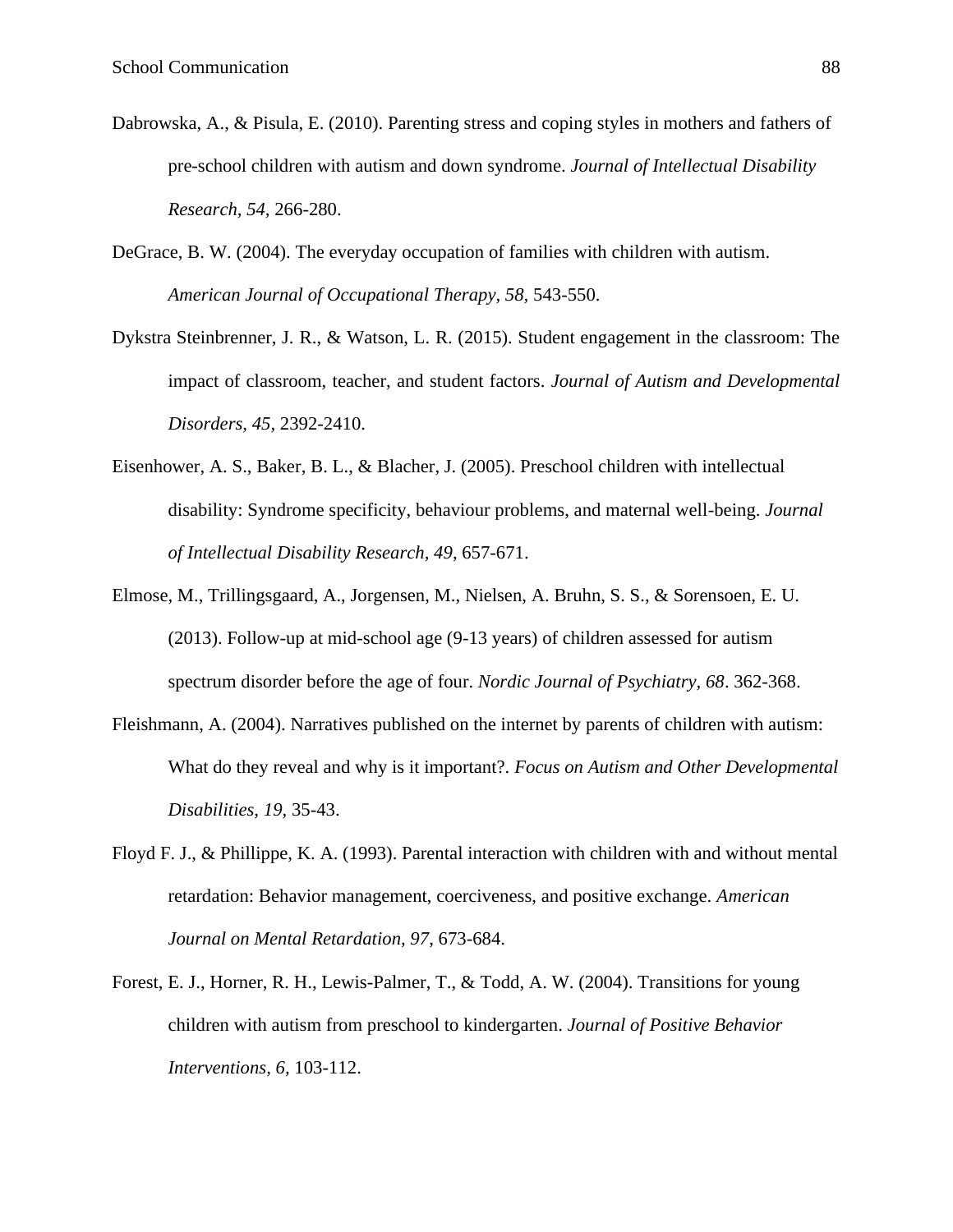Dabrowska, A., & Pisula, E. (2010). Parenting stress and coping styles in mothers and fathers of pre-school children with autism and down syndrome. *Journal of Intellectual Disability Research, 54,* 266-280.

DeGrace, B. W. (2004). The everyday occupation of families with children with autism. *American Journal of Occupational Therapy, 58*, 543-550.

Dykstra Steinbrenner, J. R., & Watson, L. R. (2015). Student engagement in the classroom: The impact of classroom, teacher, and student factors. *Journal of Autism and Developmental Disorders, 45,* 2392-2410.

Eisenhower, A. S., Baker, B. L., & Blacher, J. (2005). Preschool children with intellectual disability: Syndrome specificity, behaviour problems, and maternal well-being. *Journal of Intellectual Disability Research, 49*, 657-671.

Elmose, M., Trillingsgaard, A., Jorgensen, M., Nielsen, A. Bruhn, S. S., & Sorensoen, E. U. (2013). Follow-up at mid-school age (9-13 years) of children assessed for autism spectrum disorder before the age of four. *Nordic Journal of Psychiatry, 68*. 362-368.

Fleishmann, A. (2004). Narratives published on the internet by parents of children with autism: What do they reveal and why is it important?. *Focus on Autism and Other Developmental Disabilities*, *19*, 35-43.

Floyd F. J., & Phillippe, K. A. (1993). Parental interaction with children with and without mental retardation: Behavior management, coerciveness, and positive exchange. *American Journal on Mental Retardation, 97*, 673-684.

Forest, E. J., Horner, R. H., Lewis-Palmer, T., & Todd, A. W. (2004). Transitions for young children with autism from preschool to kindergarten. *Journal of Positive Behavior Interventions, 6,* 103-112.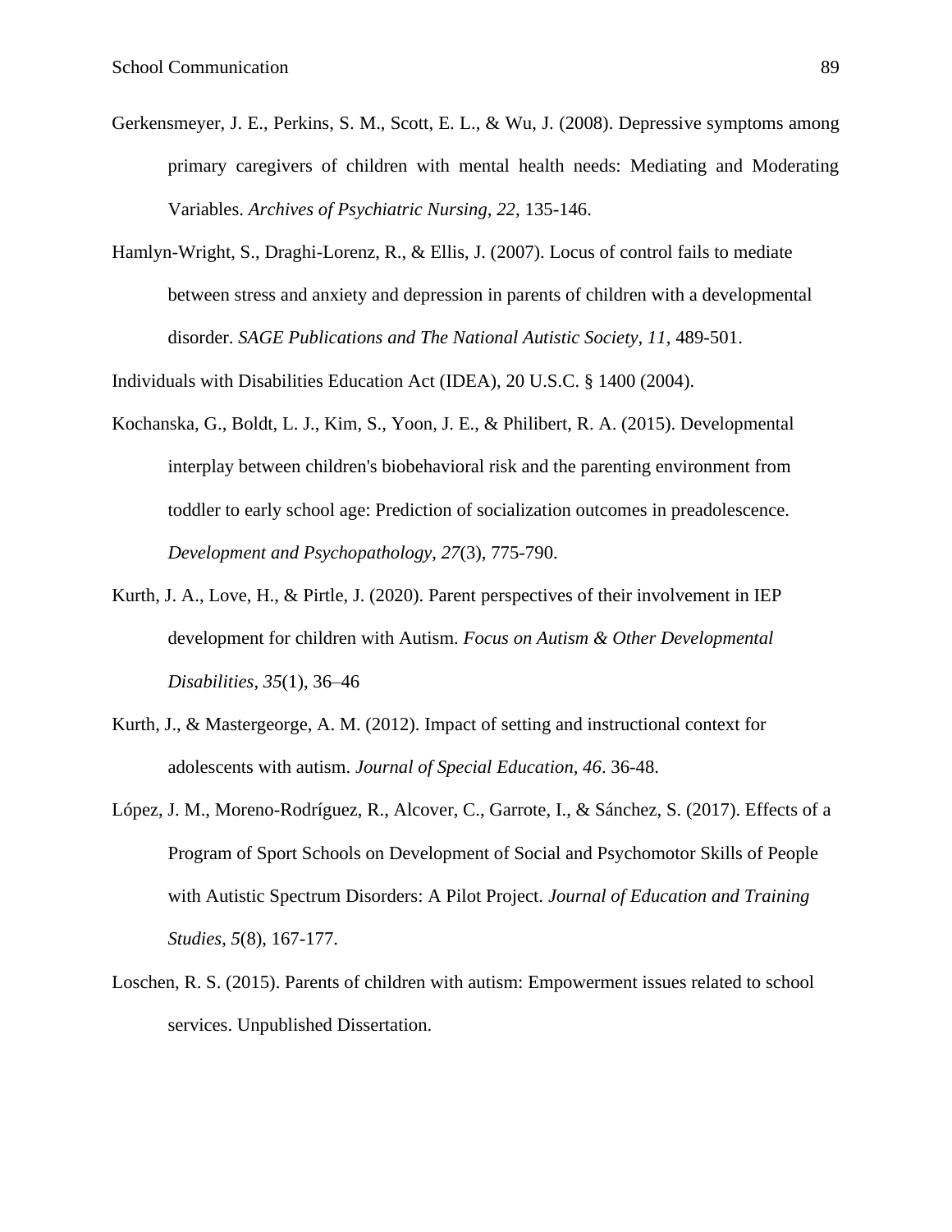Gerkensmeyer, J. E., Perkins, S. M., Scott, E. L., & Wu, J. (2008). Depressive symptoms among primary caregivers of children with mental health needs: Mediating and Moderating Variables. *Archives of Psychiatric Nursing, 22*, 135-146.

Hamlyn-Wright, S., Draghi-Lorenz, R., & Ellis, J. (2007). Locus of control fails to mediate between stress and anxiety and depression in parents of children with a developmental disorder. *SAGE Publications and The National Autistic Society, 11*, 489-501.

Individuals with Disabilities Education Act (IDEA), 20 U.S.C. § 1400 (2004).

Kochanska, G., Boldt, L. J., Kim, S., Yoon, J. E., & Philibert, R. A. (2015). Developmental interplay between children's biobehavioral risk and the parenting environment from toddler to early school age: Prediction of socialization outcomes in preadolescence. *Development and Psychopathology*, *27*(3), 775-790.

Kurth, J. A., Love, H., & Pirtle, J. (2020). Parent perspectives of their involvement in IEP development for children with Autism. *Focus on Autism & Other Developmental Disabilities*, *35*(1), 36–46

Kurth, J., & Mastergeorge, A. M. (2012). Impact of setting and instructional context for adolescents with autism. *Journal of Special Education, 46*. 36-48.

López, J. M., Moreno-Rodríguez, R., Alcover, C., Garrote, I., & Sánchez, S. (2017). Effects of a Program of Sport Schools on Development of Social and Psychomotor Skills of People with Autistic Spectrum Disorders: A Pilot Project. *Journal of Education and Training Studies*, *5*(8), 167-177.

Loschen, R. S. (2015). Parents of children with autism: Empowerment issues related to school services. Unpublished Dissertation.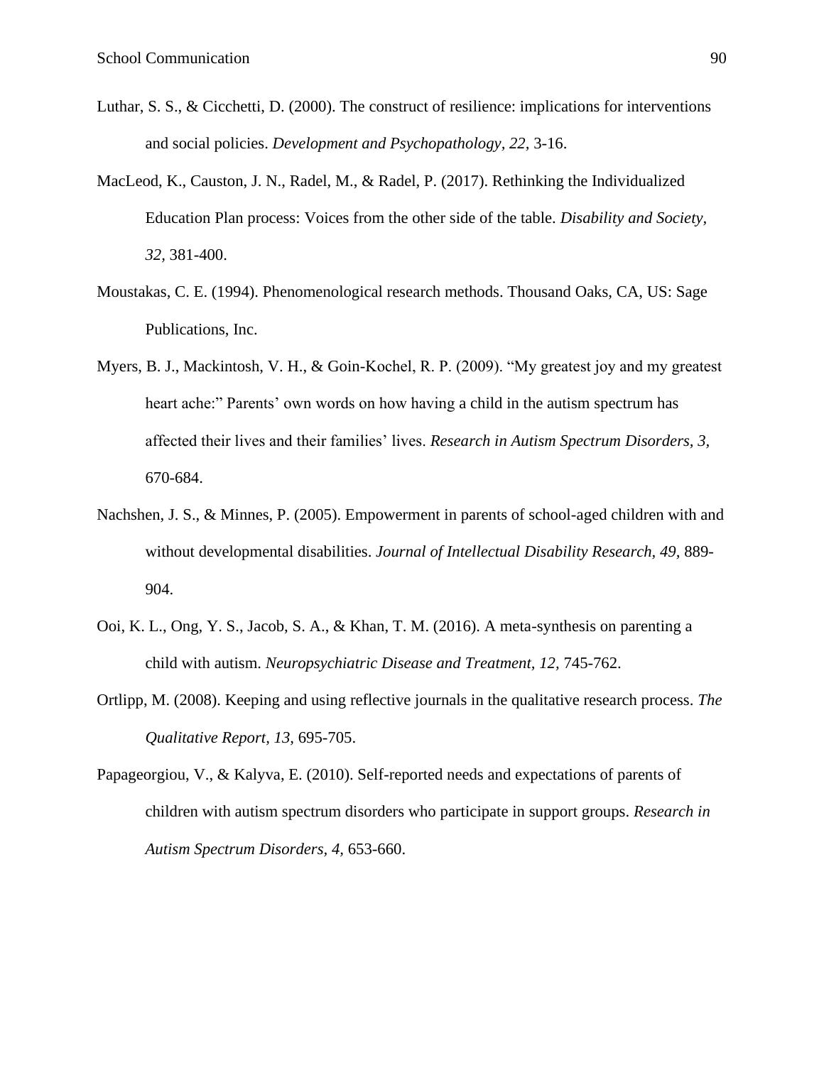Luthar, S. S., & Cicchetti, D. (2000). The construct of resilience: implications for interventions and social policies. *Development and Psychopathology, 22,* 3-16.

MacLeod, K., Causton, J. N., Radel, M., & Radel, P. (2017). Rethinking the Individualized Education Plan process: Voices from the other side of the table. *Disability and Society, 32,* 381-400.

Moustakas, C. E. (1994). Phenomenological research methods. Thousand Oaks, CA, US: Sage Publications, Inc.

Myers, B. J., Mackintosh, V. H., & Goin-Kochel, R. P. (2009). "My greatest joy and my greatest heart ache:" Parents' own words on how having a child in the autism spectrum has affected their lives and their families' lives. *Research in Autism Spectrum Disorders, 3,* 670-684.

Nachshen, J. S., & Minnes, P. (2005). Empowerment in parents of school-aged children with and without developmental disabilities. *Journal of Intellectual Disability Research, 49,* 889-904.

Ooi, K. L., Ong, Y. S., Jacob, S. A., & Khan, T. M. (2016). A meta-synthesis on parenting a child with autism. *Neuropsychiatric Disease and Treatment, 12,* 745-762.

Ortlipp, M. (2008). Keeping and using reflective journals in the qualitative research process. *The Qualitative Report, 13,* 695-705.

Papageorgiou, V., & Kalyva, E. (2010). Self-reported needs and expectations of parents of children with autism spectrum disorders who participate in support groups. *Research in Autism Spectrum Disorders, 4,* 653-660.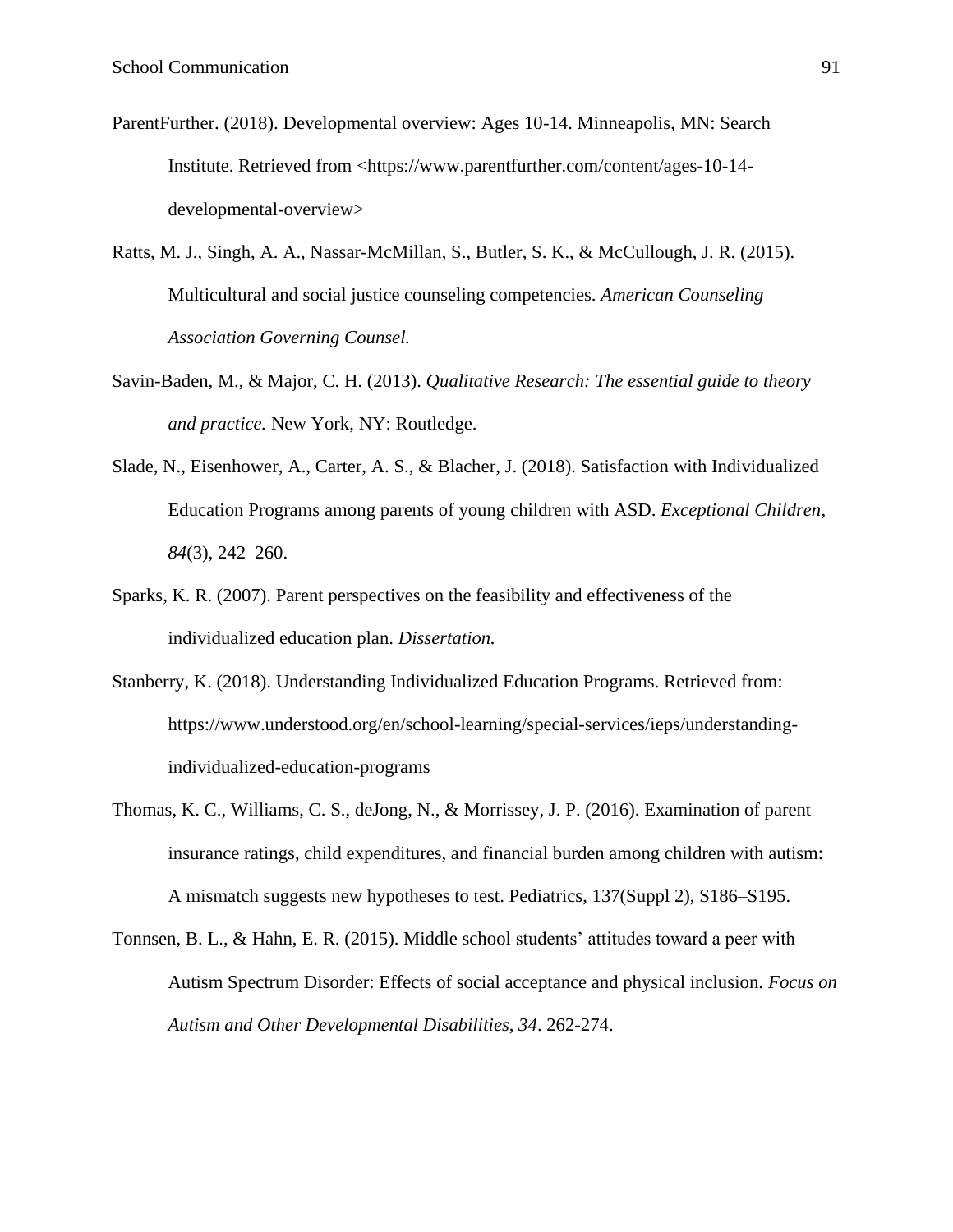ParentFurther. (2018). Developmental overview: Ages 10-14. Minneapolis, MN: Search Institute. Retrieved from <https://www.parentfurther.com/content/ages-10-14-developmental-overview>

Ratts, M. J., Singh, A. A., Nassar-McMillan, S., Butler, S. K., & McCullough, J. R. (2015). Multicultural and social justice counseling competencies. *American Counseling Association Governing Counsel.*

Savin-Baden, M., & Major, C. H. (2013). *Qualitative Research: The essential guide to theory and practice.* New York, NY: Routledge.

Slade, N., Eisenhower, A., Carter, A. S., & Blacher, J. (2018). Satisfaction with Individualized Education Programs among parents of young children with ASD. *Exceptional Children*, *84*(3), 242–260.

Sparks, K. R. (2007). Parent perspectives on the feasibility and effectiveness of the individualized education plan. *Dissertation.*

Stanberry, K. (2018). Understanding Individualized Education Programs. Retrieved from: https://www.understood.org/en/school-learning/special-services/ieps/understanding-individualized-education-programs

Thomas, K. C., Williams, C. S., deJong, N., & Morrissey, J. P. (2016). Examination of parent insurance ratings, child expenditures, and financial burden among children with autism: A mismatch suggests new hypotheses to test. Pediatrics, 137(Suppl 2), S186–S195.

Tonnsen, B. L., & Hahn, E. R. (2015). Middle school students' attitudes toward a peer with Autism Spectrum Disorder: Effects of social acceptance and physical inclusion. *Focus on Autism and Other Developmental Disabilities, 34*. 262-274.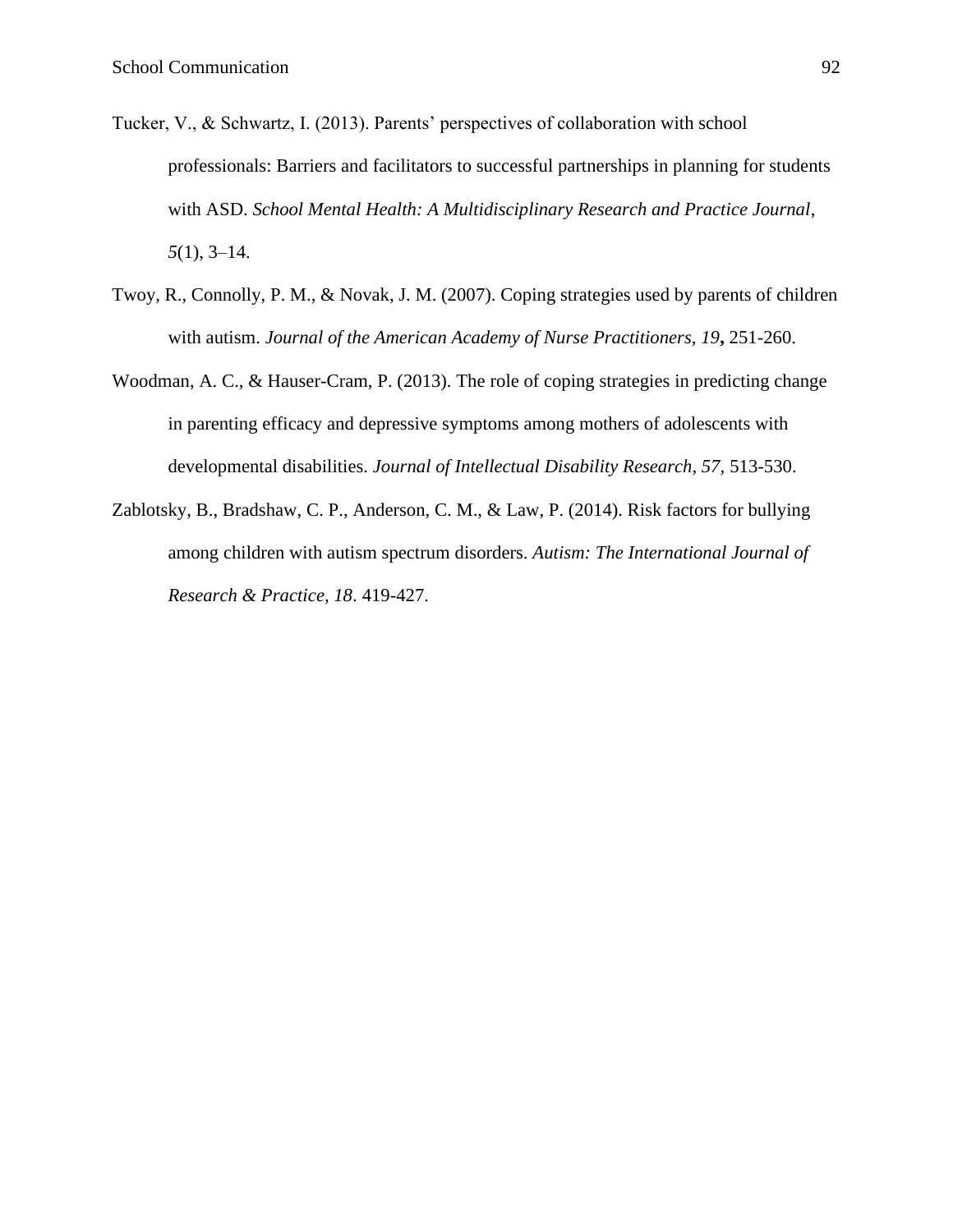Tucker, V., & Schwartz, I. (2013). Parents' perspectives of collaboration with school professionals: Barriers and facilitators to successful partnerships in planning for students with ASD. *School Mental Health: A Multidisciplinary Research and Practice Journal*, *5*(1), 3–14.

Twoy, R., Connolly, P. M., & Novak, J. M. (2007). Coping strategies used by parents of children with autism. *Journal of the American Academy of Nurse Practitioners, 19***,** 251-260.

Woodman, A. C., & Hauser-Cram, P. (2013). The role of coping strategies in predicting change in parenting efficacy and depressive symptoms among mothers of adolescents with developmental disabilities. *Journal of Intellectual Disability Research, 57,* 513-530.

Zablotsky, B., Bradshaw, C. P., Anderson, C. M., & Law, P. (2014). Risk factors for bullying among children with autism spectrum disorders. *Autism: The International Journal of Research & Practice, 18*. 419-427.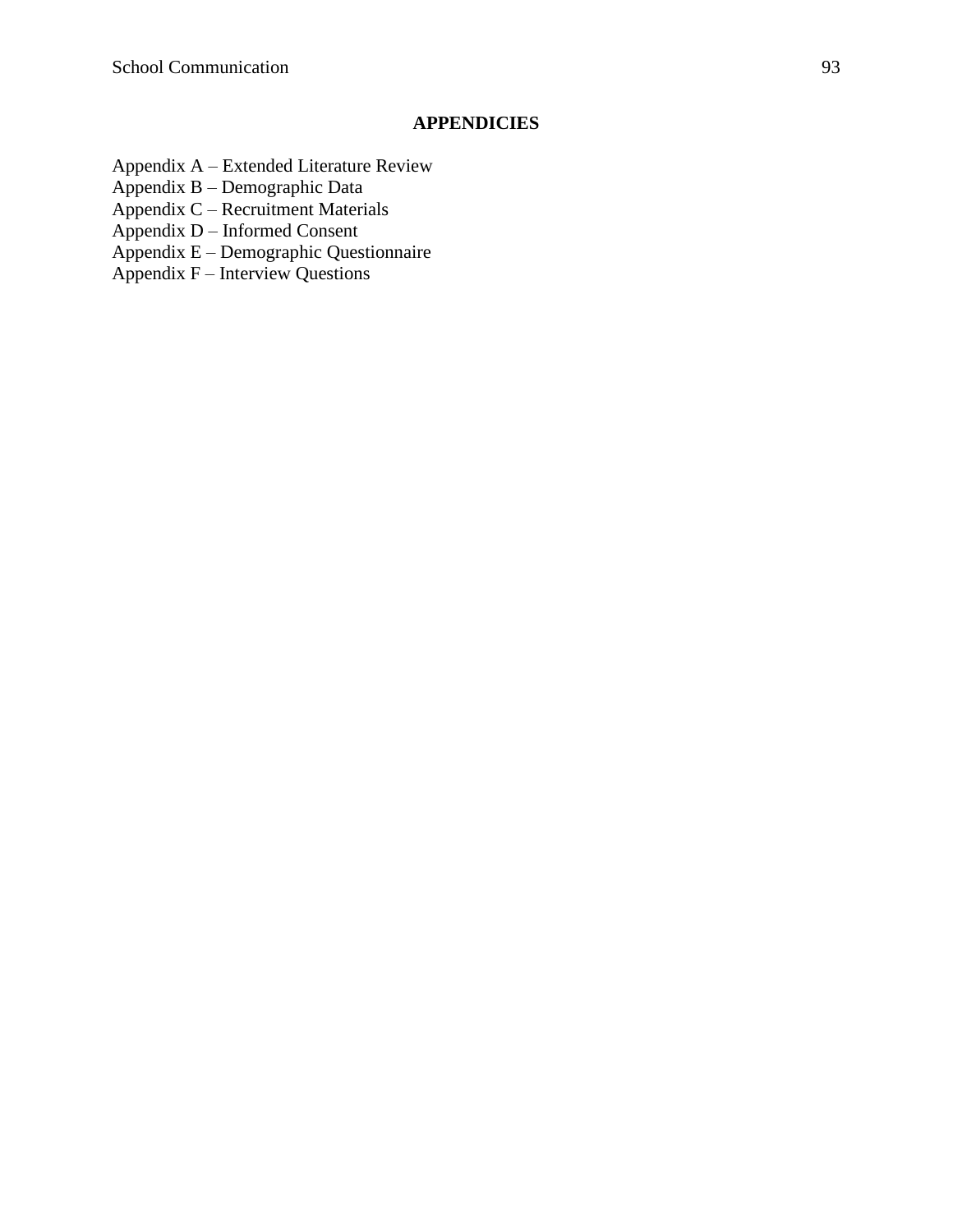# APPENDICIES

Appendix A – Extended Literature Review
Appendix B – Demographic Data
Appendix C – Recruitment Materials
Appendix D – Informed Consent
Appendix E – Demographic Questionnaire
Appendix F – Interview Questions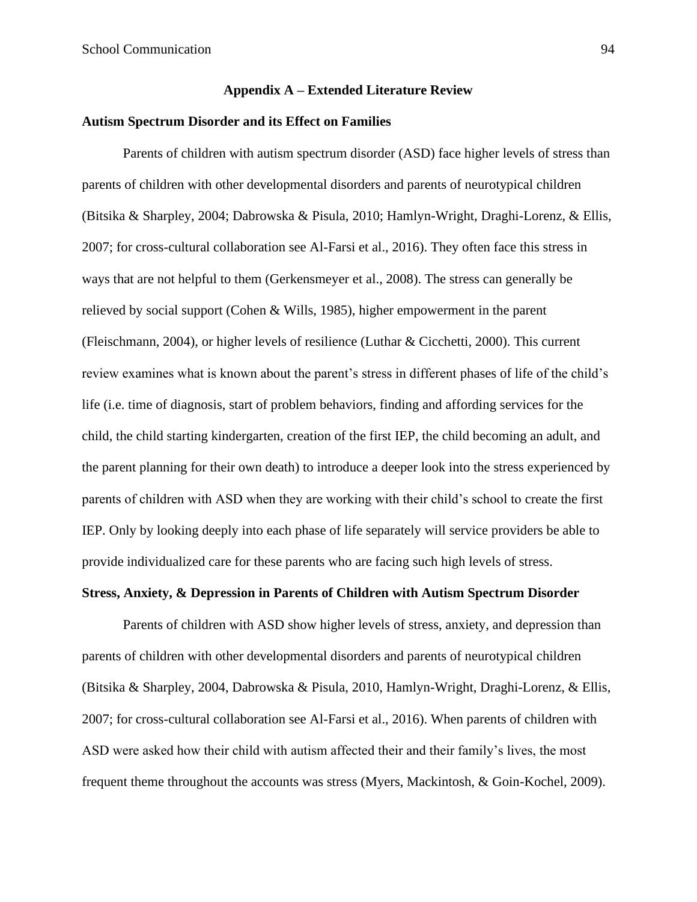## Appendix A – Extended Literature Review

### Autism Spectrum Disorder and its Effect on Families

Parents of children with autism spectrum disorder (ASD) face higher levels of stress than parents of children with other developmental disorders and parents of neurotypical children (Bitsika & Sharpley, 2004; Dabrowska & Pisula, 2010; Hamlyn-Wright, Draghi-Lorenz, & Ellis, 2007; for cross-cultural collaboration see Al-Farsi et al., 2016). They often face this stress in ways that are not helpful to them (Gerkensmeyer et al., 2008). The stress can generally be relieved by social support (Cohen & Wills, 1985), higher empowerment in the parent (Fleischmann, 2004), or higher levels of resilience (Luthar & Cicchetti, 2000). This current review examines what is known about the parent's stress in different phases of life of the child's life (i.e. time of diagnosis, start of problem behaviors, finding and affording services for the child, the child starting kindergarten, creation of the first IEP, the child becoming an adult, and the parent planning for their own death) to introduce a deeper look into the stress experienced by parents of children with ASD when they are working with their child's school to create the first IEP. Only by looking deeply into each phase of life separately will service providers be able to provide individualized care for these parents who are facing such high levels of stress.

### Stress, Anxiety, & Depression in Parents of Children with Autism Spectrum Disorder

Parents of children with ASD show higher levels of stress, anxiety, and depression than parents of children with other developmental disorders and parents of neurotypical children (Bitsika & Sharpley, 2004, Dabrowska & Pisula, 2010, Hamlyn-Wright, Draghi-Lorenz, & Ellis, 2007; for cross-cultural collaboration see Al-Farsi et al., 2016). When parents of children with ASD were asked how their child with autism affected their and their family's lives, the most frequent theme throughout the accounts was stress (Myers, Mackintosh, & Goin-Kochel, 2009).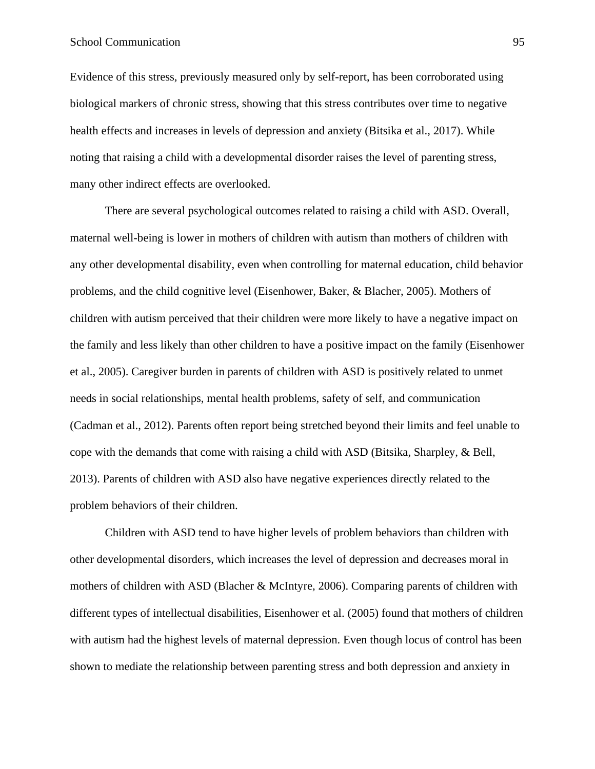Evidence of this stress, previously measured only by self-report, has been corroborated using biological markers of chronic stress, showing that this stress contributes over time to negative health effects and increases in levels of depression and anxiety (Bitsika et al., 2017). While noting that raising a child with a developmental disorder raises the level of parenting stress, many other indirect effects are overlooked.

There are several psychological outcomes related to raising a child with ASD. Overall, maternal well-being is lower in mothers of children with autism than mothers of children with any other developmental disability, even when controlling for maternal education, child behavior problems, and the child cognitive level (Eisenhower, Baker, & Blacher, 2005). Mothers of children with autism perceived that their children were more likely to have a negative impact on the family and less likely than other children to have a positive impact on the family (Eisenhower et al., 2005). Caregiver burden in parents of children with ASD is positively related to unmet needs in social relationships, mental health problems, safety of self, and communication (Cadman et al., 2012). Parents often report being stretched beyond their limits and feel unable to cope with the demands that come with raising a child with ASD (Bitsika, Sharpley, & Bell, 2013). Parents of children with ASD also have negative experiences directly related to the problem behaviors of their children.

Children with ASD tend to have higher levels of problem behaviors than children with other developmental disorders, which increases the level of depression and decreases moral in mothers of children with ASD (Blacher & McIntyre, 2006). Comparing parents of children with different types of intellectual disabilities, Eisenhower et al. (2005) found that mothers of children with autism had the highest levels of maternal depression. Even though locus of control has been shown to mediate the relationship between parenting stress and both depression and anxiety in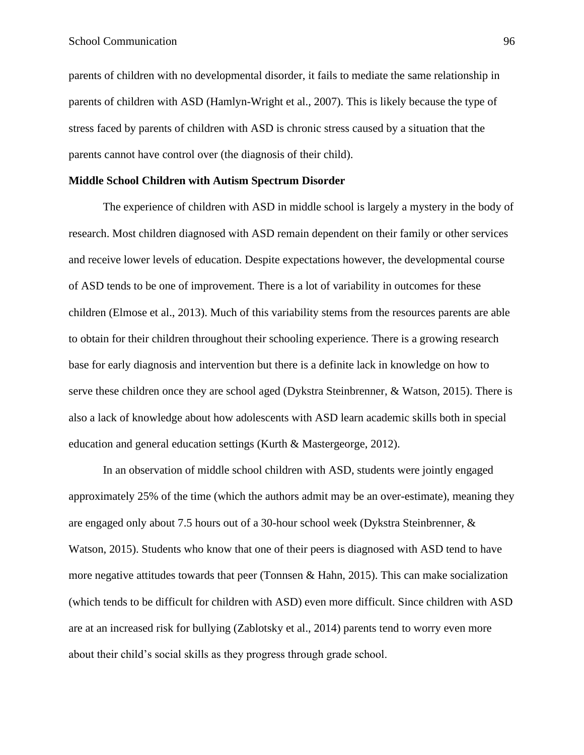parents of children with no developmental disorder, it fails to mediate the same relationship in parents of children with ASD (Hamlyn-Wright et al., 2007). This is likely because the type of stress faced by parents of children with ASD is chronic stress caused by a situation that the parents cannot have control over (the diagnosis of their child).

**Middle School Children with Autism Spectrum Disorder**

The experience of children with ASD in middle school is largely a mystery in the body of research. Most children diagnosed with ASD remain dependent on their family or other services and receive lower levels of education. Despite expectations however, the developmental course of ASD tends to be one of improvement. There is a lot of variability in outcomes for these children (Elmose et al., 2013). Much of this variability stems from the resources parents are able to obtain for their children throughout their schooling experience. There is a growing research base for early diagnosis and intervention but there is a definite lack in knowledge on how to serve these children once they are school aged (Dykstra Steinbrenner, & Watson, 2015). There is also a lack of knowledge about how adolescents with ASD learn academic skills both in special education and general education settings (Kurth & Mastergeorge, 2012).

In an observation of middle school children with ASD, students were jointly engaged approximately 25% of the time (which the authors admit may be an over-estimate), meaning they are engaged only about 7.5 hours out of a 30-hour school week (Dykstra Steinbrenner, & Watson, 2015). Students who know that one of their peers is diagnosed with ASD tend to have more negative attitudes towards that peer (Tonnsen & Hahn, 2015). This can make socialization (which tends to be difficult for children with ASD) even more difficult. Since children with ASD are at an increased risk for bullying (Zablotsky et al., 2014) parents tend to worry even more about their child's social skills as they progress through grade school.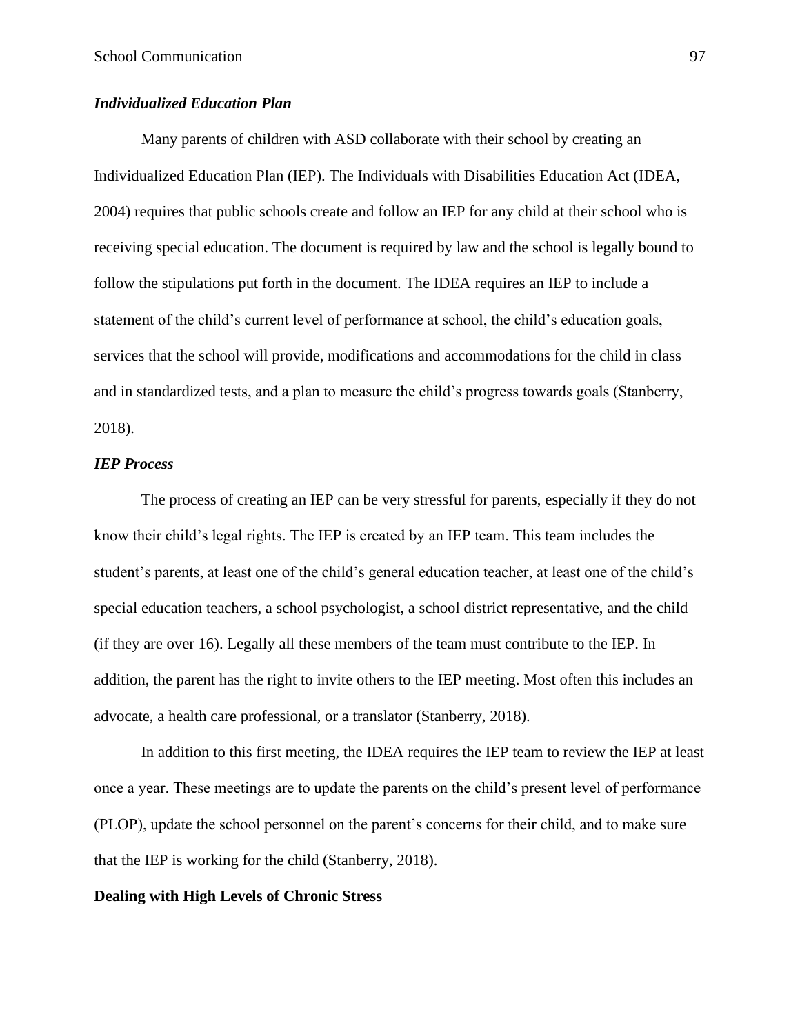### ***Individualized Education Plan***

Many parents of children with ASD collaborate with their school by creating an Individualized Education Plan (IEP). The Individuals with Disabilities Education Act (IDEA, 2004) requires that public schools create and follow an IEP for any child at their school who is receiving special education. The document is required by law and the school is legally bound to follow the stipulations put forth in the document. The IDEA requires an IEP to include a statement of the child's current level of performance at school, the child's education goals, services that the school will provide, modifications and accommodations for the child in class and in standardized tests, and a plan to measure the child's progress towards goals (Stanberry, 2018).

### ***IEP Process***

The process of creating an IEP can be very stressful for parents, especially if they do not know their child's legal rights. The IEP is created by an IEP team. This team includes the student's parents, at least one of the child's general education teacher, at least one of the child's special education teachers, a school psychologist, a school district representative, and the child (if they are over 16). Legally all these members of the team must contribute to the IEP. In addition, the parent has the right to invite others to the IEP meeting. Most often this includes an advocate, a health care professional, or a translator (Stanberry, 2018).

In addition to this first meeting, the IDEA requires the IEP team to review the IEP at least once a year. These meetings are to update the parents on the child's present level of performance (PLOP), update the school personnel on the parent's concerns for their child, and to make sure that the IEP is working for the child (Stanberry, 2018).

## **Dealing with High Levels of Chronic Stress**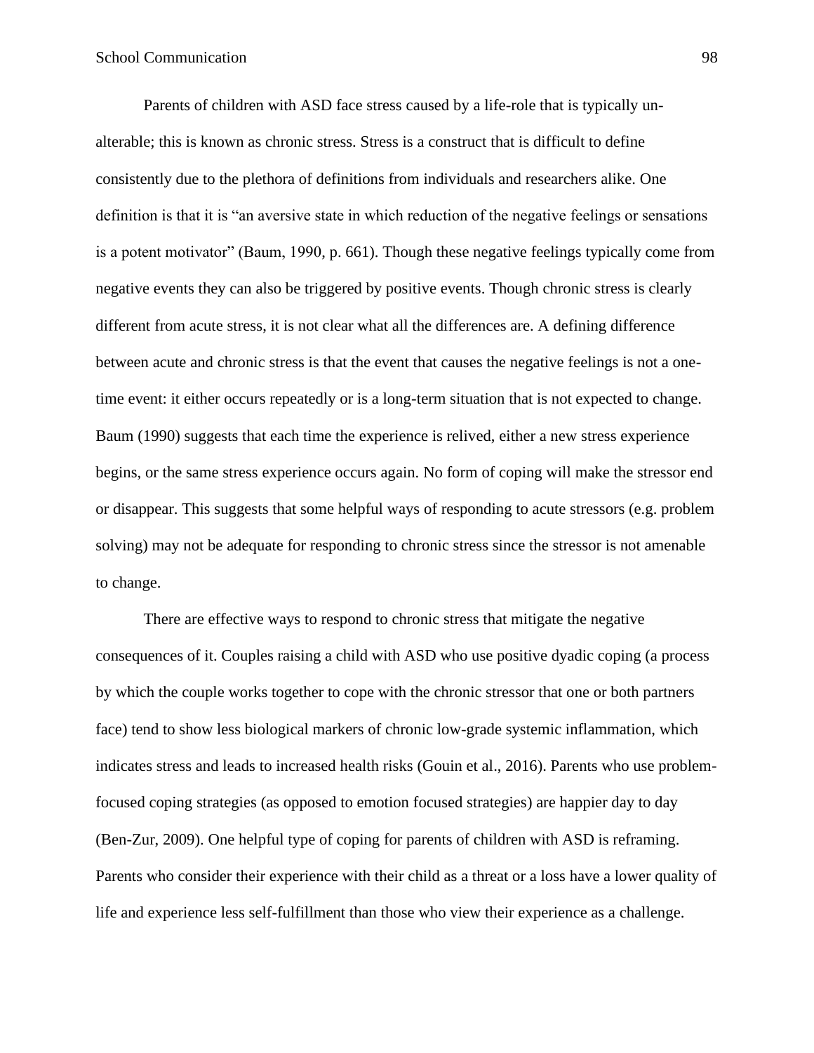Parents of children with ASD face stress caused by a life-role that is typically un-alterable; this is known as chronic stress. Stress is a construct that is difficult to define consistently due to the plethora of definitions from individuals and researchers alike. One definition is that it is "an aversive state in which reduction of the negative feelings or sensations is a potent motivator" (Baum, 1990, p. 661). Though these negative feelings typically come from negative events they can also be triggered by positive events. Though chronic stress is clearly different from acute stress, it is not clear what all the differences are. A defining difference between acute and chronic stress is that the event that causes the negative feelings is not a one-time event: it either occurs repeatedly or is a long-term situation that is not expected to change. Baum (1990) suggests that each time the experience is relived, either a new stress experience begins, or the same stress experience occurs again. No form of coping will make the stressor end or disappear. This suggests that some helpful ways of responding to acute stressors (e.g. problem solving) may not be adequate for responding to chronic stress since the stressor is not amenable to change.

There are effective ways to respond to chronic stress that mitigate the negative consequences of it. Couples raising a child with ASD who use positive dyadic coping (a process by which the couple works together to cope with the chronic stressor that one or both partners face) tend to show less biological markers of chronic low-grade systemic inflammation, which indicates stress and leads to increased health risks (Gouin et al., 2016). Parents who use problem-focused coping strategies (as opposed to emotion focused strategies) are happier day to day (Ben-Zur, 2009). One helpful type of coping for parents of children with ASD is reframing. Parents who consider their experience with their child as a threat or a loss have a lower quality of life and experience less self-fulfillment than those who view their experience as a challenge.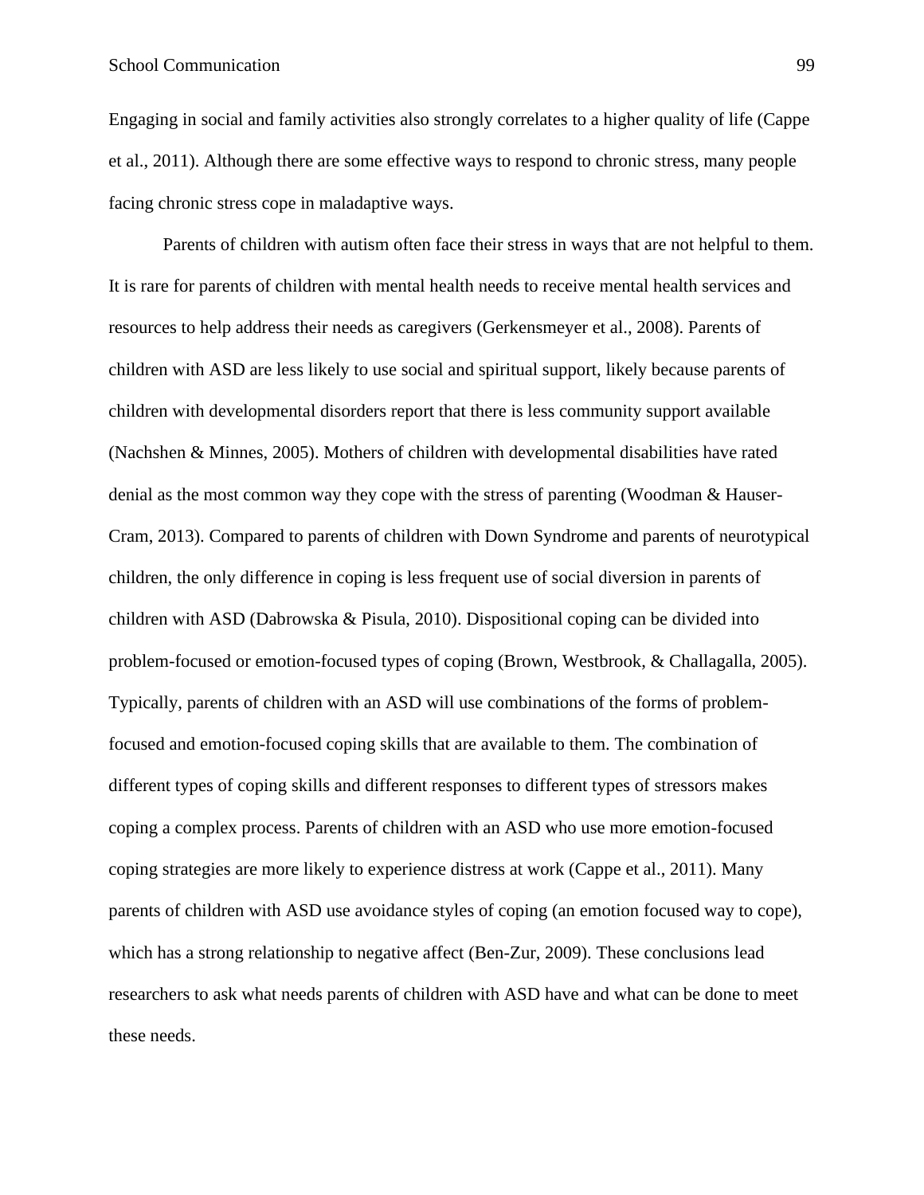Engaging in social and family activities also strongly correlates to a higher quality of life (Cappe et al., 2011). Although there are some effective ways to respond to chronic stress, many people facing chronic stress cope in maladaptive ways.

Parents of children with autism often face their stress in ways that are not helpful to them. It is rare for parents of children with mental health needs to receive mental health services and resources to help address their needs as caregivers (Gerkensmeyer et al., 2008). Parents of children with ASD are less likely to use social and spiritual support, likely because parents of children with developmental disorders report that there is less community support available (Nachshen & Minnes, 2005). Mothers of children with developmental disabilities have rated denial as the most common way they cope with the stress of parenting (Woodman & Hauser-Cram, 2013). Compared to parents of children with Down Syndrome and parents of neurotypical children, the only difference in coping is less frequent use of social diversion in parents of children with ASD (Dabrowska & Pisula, 2010). Dispositional coping can be divided into problem-focused or emotion-focused types of coping (Brown, Westbrook, & Challagalla, 2005). Typically, parents of children with an ASD will use combinations of the forms of problem-focused and emotion-focused coping skills that are available to them. The combination of different types of coping skills and different responses to different types of stressors makes coping a complex process. Parents of children with an ASD who use more emotion-focused coping strategies are more likely to experience distress at work (Cappe et al., 2011). Many parents of children with ASD use avoidance styles of coping (an emotion focused way to cope), which has a strong relationship to negative affect (Ben-Zur, 2009). These conclusions lead researchers to ask what needs parents of children with ASD have and what can be done to meet these needs.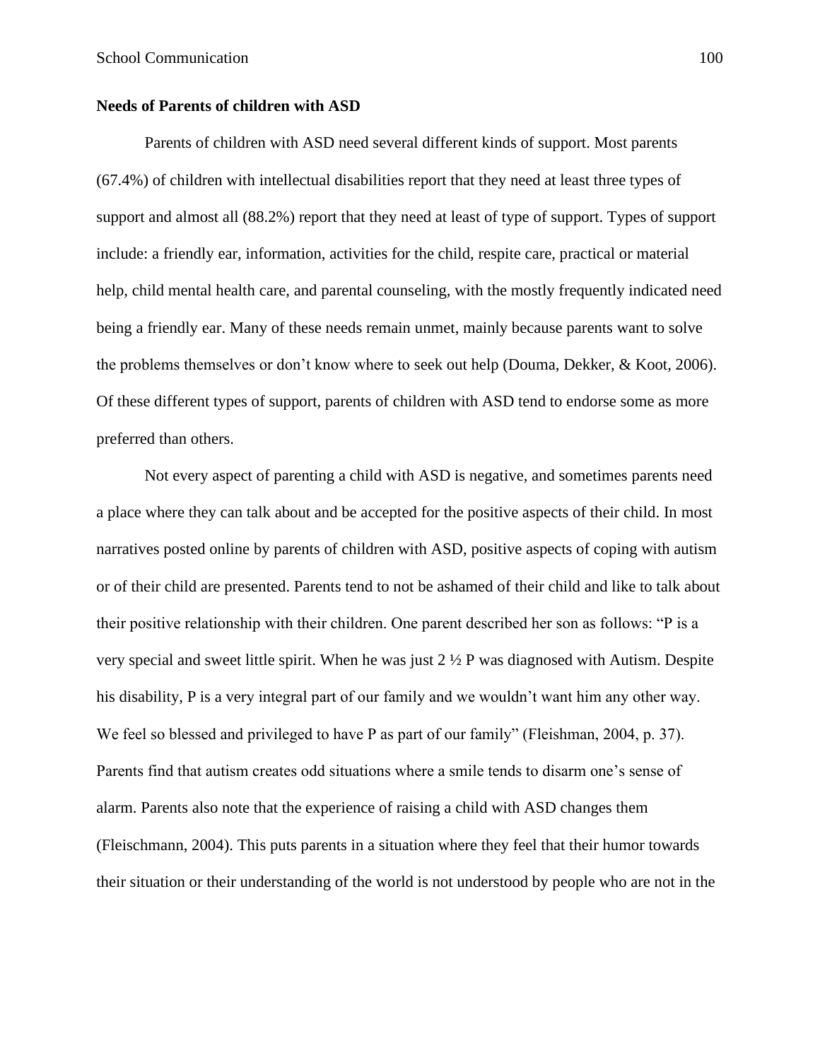**Needs of Parents of children with ASD**

Parents of children with ASD need several different kinds of support. Most parents (67.4%) of children with intellectual disabilities report that they need at least three types of support and almost all (88.2%) report that they need at least of type of support. Types of support include: a friendly ear, information, activities for the child, respite care, practical or material help, child mental health care, and parental counseling, with the mostly frequently indicated need being a friendly ear. Many of these needs remain unmet, mainly because parents want to solve the problems themselves or don't know where to seek out help (Douma, Dekker, & Koot, 2006). Of these different types of support, parents of children with ASD tend to endorse some as more preferred than others.

Not every aspect of parenting a child with ASD is negative, and sometimes parents need a place where they can talk about and be accepted for the positive aspects of their child. In most narratives posted online by parents of children with ASD, positive aspects of coping with autism or of their child are presented. Parents tend to not be ashamed of their child and like to talk about their positive relationship with their children. One parent described her son as follows: "P is a very special and sweet little spirit. When he was just 2 ½ P was diagnosed with Autism. Despite his disability, P is a very integral part of our family and we wouldn't want him any other way. We feel so blessed and privileged to have P as part of our family" (Fleishman, 2004, p. 37). Parents find that autism creates odd situations where a smile tends to disarm one's sense of alarm. Parents also note that the experience of raising a child with ASD changes them (Fleischmann, 2004). This puts parents in a situation where they feel that their humor towards their situation or their understanding of the world is not understood by people who are not in the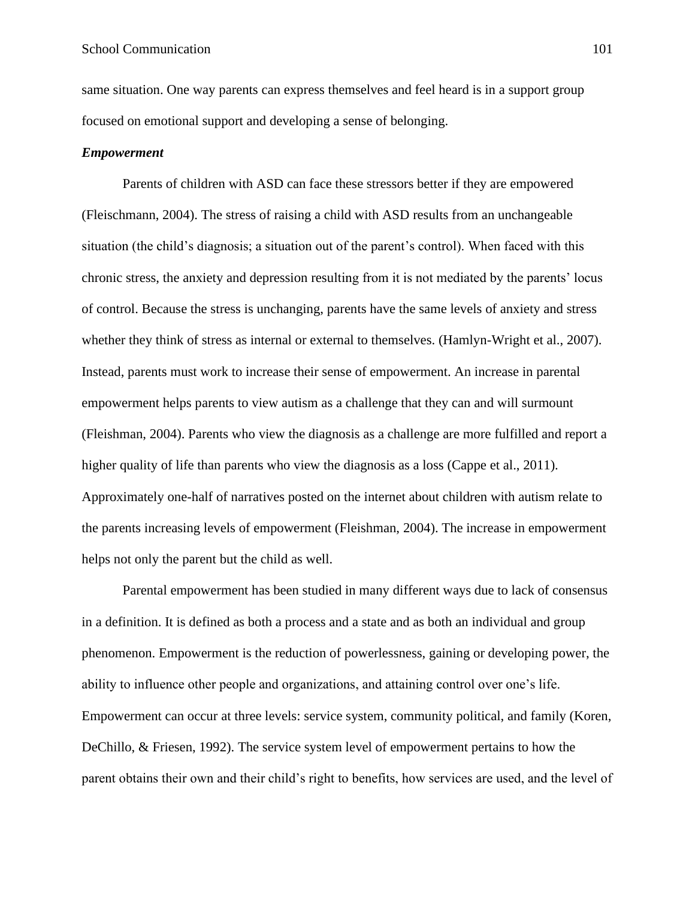same situation. One way parents can express themselves and feel heard is in a support group focused on emotional support and developing a sense of belonging.

### *Empowerment*

Parents of children with ASD can face these stressors better if they are empowered (Fleischmann, 2004). The stress of raising a child with ASD results from an unchangeable situation (the child's diagnosis; a situation out of the parent's control). When faced with this chronic stress, the anxiety and depression resulting from it is not mediated by the parents' locus of control. Because the stress is unchanging, parents have the same levels of anxiety and stress whether they think of stress as internal or external to themselves. (Hamlyn-Wright et al., 2007). Instead, parents must work to increase their sense of empowerment. An increase in parental empowerment helps parents to view autism as a challenge that they can and will surmount (Fleishman, 2004). Parents who view the diagnosis as a challenge are more fulfilled and report a higher quality of life than parents who view the diagnosis as a loss (Cappe et al., 2011). Approximately one-half of narratives posted on the internet about children with autism relate to the parents increasing levels of empowerment (Fleishman, 2004). The increase in empowerment helps not only the parent but the child as well.

Parental empowerment has been studied in many different ways due to lack of consensus in a definition. It is defined as both a process and a state and as both an individual and group phenomenon. Empowerment is the reduction of powerlessness, gaining or developing power, the ability to influence other people and organizations, and attaining control over one's life. Empowerment can occur at three levels: service system, community political, and family (Koren, DeChillo, & Friesen, 1992). The service system level of empowerment pertains to how the parent obtains their own and their child's right to benefits, how services are used, and the level of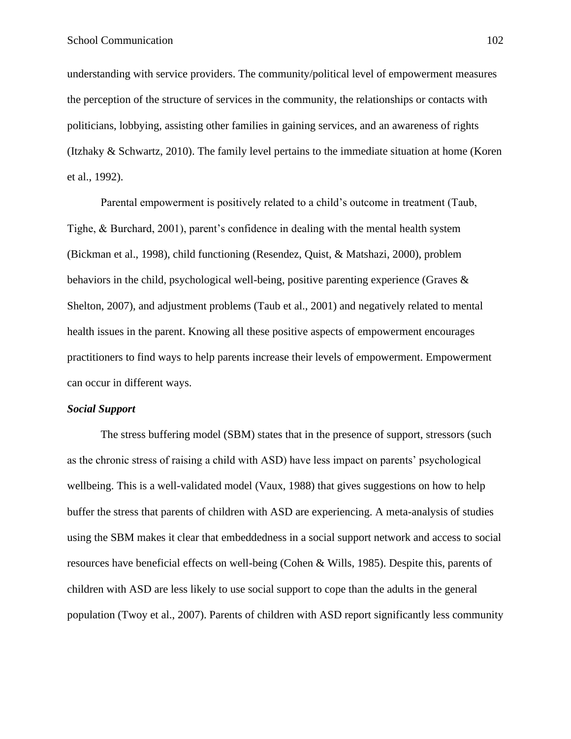understanding with service providers. The community/political level of empowerment measures the perception of the structure of services in the community, the relationships or contacts with politicians, lobbying, assisting other families in gaining services, and an awareness of rights (Itzhaky & Schwartz, 2010). The family level pertains to the immediate situation at home (Koren et al., 1992).

Parental empowerment is positively related to a child's outcome in treatment (Taub, Tighe, & Burchard, 2001), parent's confidence in dealing with the mental health system (Bickman et al., 1998), child functioning (Resendez, Quist, & Matshazi, 2000), problem behaviors in the child, psychological well-being, positive parenting experience (Graves & Shelton, 2007), and adjustment problems (Taub et al., 2001) and negatively related to mental health issues in the parent. Knowing all these positive aspects of empowerment encourages practitioners to find ways to help parents increase their levels of empowerment. Empowerment can occur in different ways.

### ***Social Support***

The stress buffering model (SBM) states that in the presence of support, stressors (such as the chronic stress of raising a child with ASD) have less impact on parents' psychological wellbeing. This is a well-validated model (Vaux, 1988) that gives suggestions on how to help buffer the stress that parents of children with ASD are experiencing. A meta-analysis of studies using the SBM makes it clear that embeddedness in a social support network and access to social resources have beneficial effects on well-being (Cohen & Wills, 1985). Despite this, parents of children with ASD are less likely to use social support to cope than the adults in the general population (Twoy et al., 2007). Parents of children with ASD report significantly less community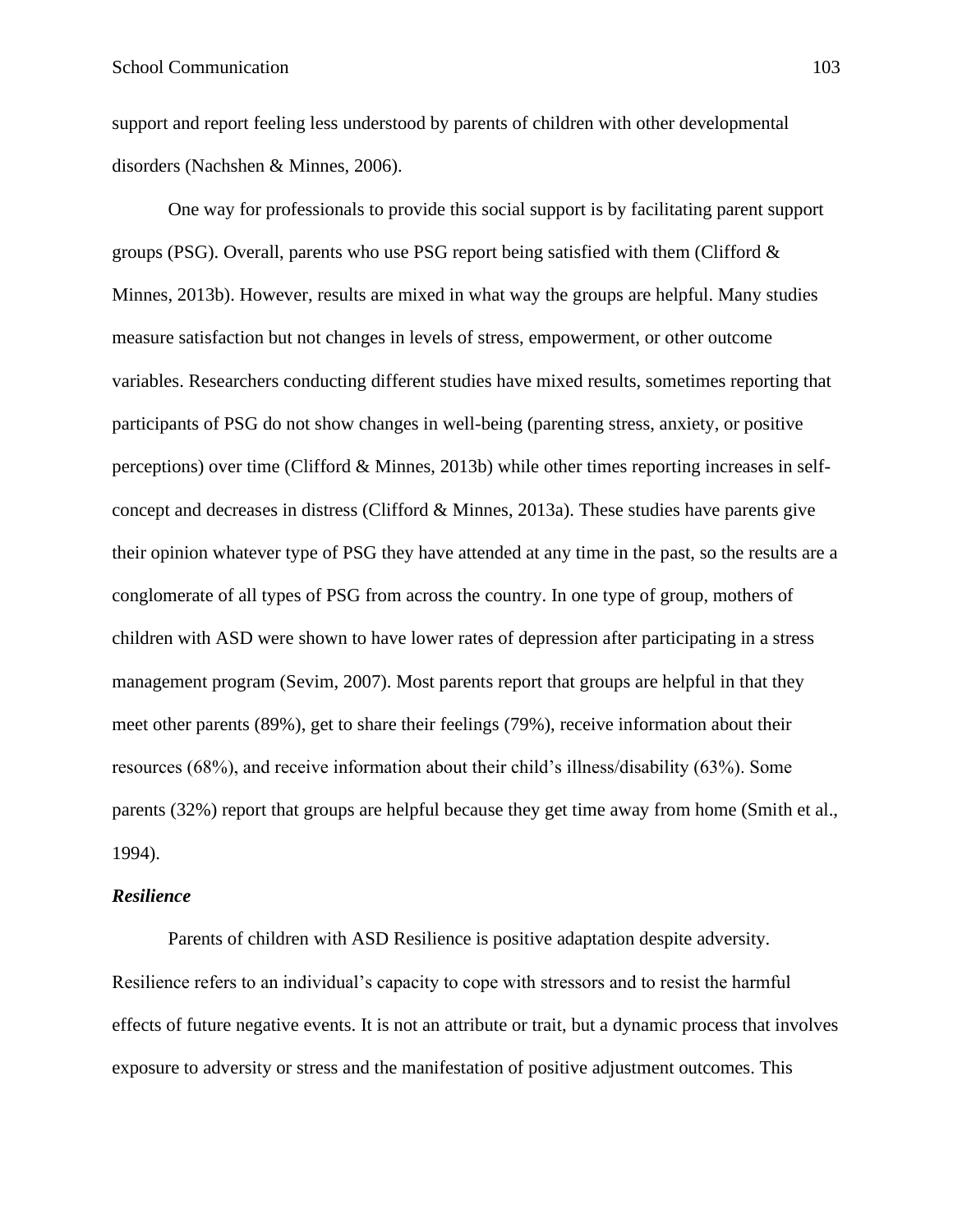support and report feeling less understood by parents of children with other developmental disorders (Nachshen & Minnes, 2006).

One way for professionals to provide this social support is by facilitating parent support groups (PSG). Overall, parents who use PSG report being satisfied with them (Clifford & Minnes, 2013b). However, results are mixed in what way the groups are helpful. Many studies measure satisfaction but not changes in levels of stress, empowerment, or other outcome variables. Researchers conducting different studies have mixed results, sometimes reporting that participants of PSG do not show changes in well-being (parenting stress, anxiety, or positive perceptions) over time (Clifford & Minnes, 2013b) while other times reporting increases in self-concept and decreases in distress (Clifford & Minnes, 2013a). These studies have parents give their opinion whatever type of PSG they have attended at any time in the past, so the results are a conglomerate of all types of PSG from across the country. In one type of group, mothers of children with ASD were shown to have lower rates of depression after participating in a stress management program (Sevim, 2007). Most parents report that groups are helpful in that they meet other parents (89%), get to share their feelings (79%), receive information about their resources (68%), and receive information about their child's illness/disability (63%). Some parents (32%) report that groups are helpful because they get time away from home (Smith et al., 1994).

### *Resilience*

Parents of children with ASD Resilience is positive adaptation despite adversity. Resilience refers to an individual's capacity to cope with stressors and to resist the harmful effects of future negative events. It is not an attribute or trait, but a dynamic process that involves exposure to adversity or stress and the manifestation of positive adjustment outcomes. This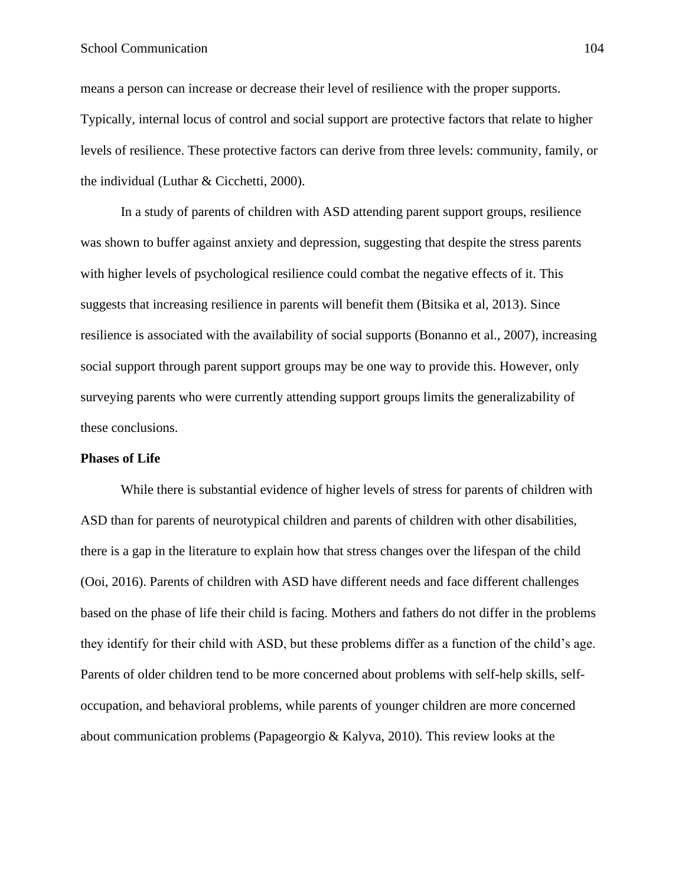means a person can increase or decrease their level of resilience with the proper supports. Typically, internal locus of control and social support are protective factors that relate to higher levels of resilience. These protective factors can derive from three levels: community, family, or the individual (Luthar & Cicchetti, 2000).

In a study of parents of children with ASD attending parent support groups, resilience was shown to buffer against anxiety and depression, suggesting that despite the stress parents with higher levels of psychological resilience could combat the negative effects of it. This suggests that increasing resilience in parents will benefit them (Bitsika et al, 2013). Since resilience is associated with the availability of social supports (Bonanno et al., 2007), increasing social support through parent support groups may be one way to provide this. However, only surveying parents who were currently attending support groups limits the generalizability of these conclusions.

**Phases of Life**

While there is substantial evidence of higher levels of stress for parents of children with ASD than for parents of neurotypical children and parents of children with other disabilities, there is a gap in the literature to explain how that stress changes over the lifespan of the child (Ooi, 2016). Parents of children with ASD have different needs and face different challenges based on the phase of life their child is facing. Mothers and fathers do not differ in the problems they identify for their child with ASD, but these problems differ as a function of the child's age. Parents of older children tend to be more concerned about problems with self-help skills, self-occupation, and behavioral problems, while parents of younger children are more concerned about communication problems (Papageorgio & Kalyva, 2010). This review looks at the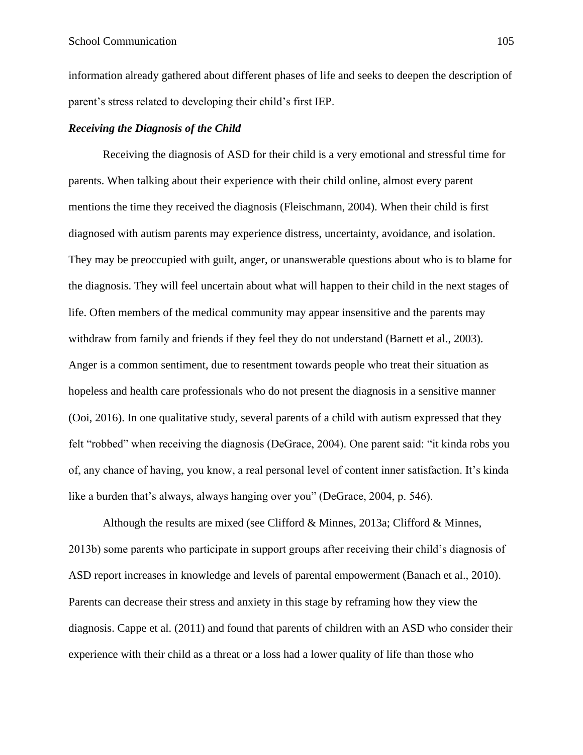information already gathered about different phases of life and seeks to deepen the description of parent's stress related to developing their child's first IEP.

### *Receiving the Diagnosis of the Child*

Receiving the diagnosis of ASD for their child is a very emotional and stressful time for parents. When talking about their experience with their child online, almost every parent mentions the time they received the diagnosis (Fleischmann, 2004). When their child is first diagnosed with autism parents may experience distress, uncertainty, avoidance, and isolation. They may be preoccupied with guilt, anger, or unanswerable questions about who is to blame for the diagnosis. They will feel uncertain about what will happen to their child in the next stages of life. Often members of the medical community may appear insensitive and the parents may withdraw from family and friends if they feel they do not understand (Barnett et al., 2003). Anger is a common sentiment, due to resentment towards people who treat their situation as hopeless and health care professionals who do not present the diagnosis in a sensitive manner (Ooi, 2016). In one qualitative study, several parents of a child with autism expressed that they felt "robbed" when receiving the diagnosis (DeGrace, 2004). One parent said: "it kinda robs you of, any chance of having, you know, a real personal level of content inner satisfaction. It's kinda like a burden that's always, always hanging over you" (DeGrace, 2004, p. 546).

Although the results are mixed (see Clifford & Minnes, 2013a; Clifford & Minnes, 2013b) some parents who participate in support groups after receiving their child's diagnosis of ASD report increases in knowledge and levels of parental empowerment (Banach et al., 2010). Parents can decrease their stress and anxiety in this stage by reframing how they view the diagnosis. Cappe et al. (2011) and found that parents of children with an ASD who consider their experience with their child as a threat or a loss had a lower quality of life than those who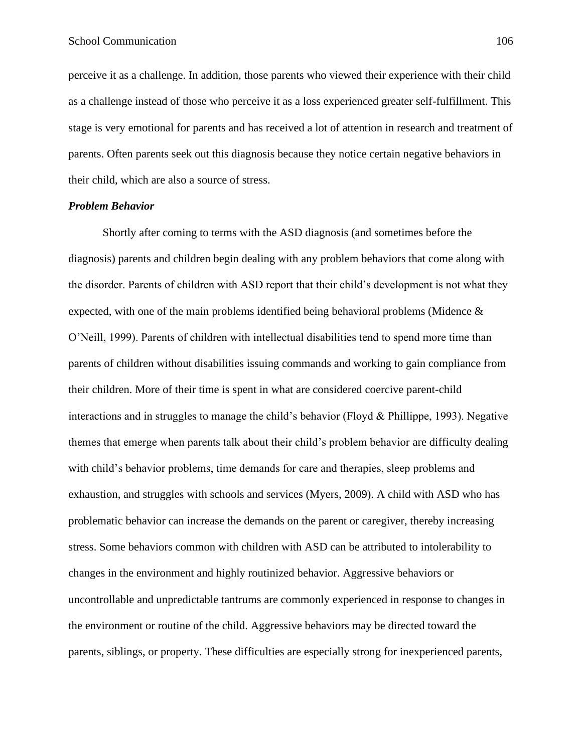perceive it as a challenge. In addition, those parents who viewed their experience with their child as a challenge instead of those who perceive it as a loss experienced greater self-fulfillment. This stage is very emotional for parents and has received a lot of attention in research and treatment of parents. Often parents seek out this diagnosis because they notice certain negative behaviors in their child, which are also a source of stress.

***Problem Behavior***

Shortly after coming to terms with the ASD diagnosis (and sometimes before the diagnosis) parents and children begin dealing with any problem behaviors that come along with the disorder. Parents of children with ASD report that their child's development is not what they expected, with one of the main problems identified being behavioral problems (Midence & O'Neill, 1999). Parents of children with intellectual disabilities tend to spend more time than parents of children without disabilities issuing commands and working to gain compliance from their children. More of their time is spent in what are considered coercive parent-child interactions and in struggles to manage the child's behavior (Floyd & Phillippe, 1993). Negative themes that emerge when parents talk about their child's problem behavior are difficulty dealing with child's behavior problems, time demands for care and therapies, sleep problems and exhaustion, and struggles with schools and services (Myers, 2009). A child with ASD who has problematic behavior can increase the demands on the parent or caregiver, thereby increasing stress. Some behaviors common with children with ASD can be attributed to intolerability to changes in the environment and highly routinized behavior. Aggressive behaviors or uncontrollable and unpredictable tantrums are commonly experienced in response to changes in the environment or routine of the child. Aggressive behaviors may be directed toward the parents, siblings, or property. These difficulties are especially strong for inexperienced parents,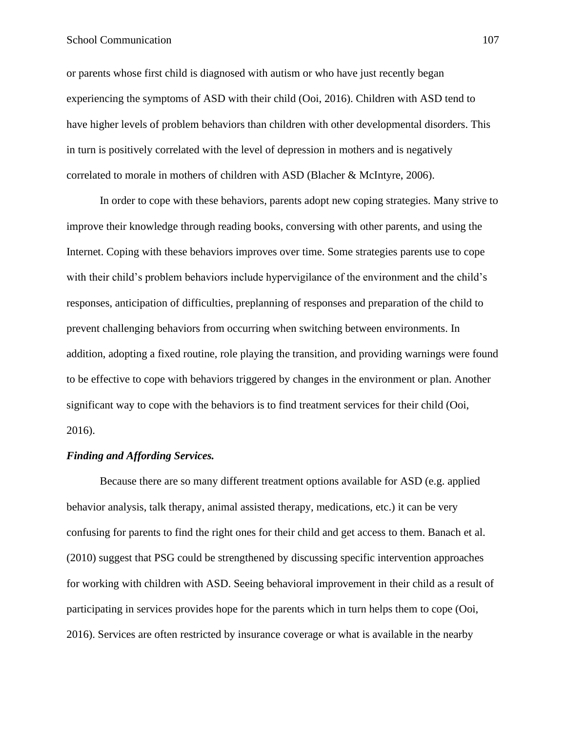or parents whose first child is diagnosed with autism or who have just recently began experiencing the symptoms of ASD with their child (Ooi, 2016). Children with ASD tend to have higher levels of problem behaviors than children with other developmental disorders. This in turn is positively correlated with the level of depression in mothers and is negatively correlated to morale in mothers of children with ASD (Blacher & McIntyre, 2006).

In order to cope with these behaviors, parents adopt new coping strategies. Many strive to improve their knowledge through reading books, conversing with other parents, and using the Internet. Coping with these behaviors improves over time. Some strategies parents use to cope with their child's problem behaviors include hypervigilance of the environment and the child's responses, anticipation of difficulties, preplanning of responses and preparation of the child to prevent challenging behaviors from occurring when switching between environments. In addition, adopting a fixed routine, role playing the transition, and providing warnings were found to be effective to cope with behaviors triggered by changes in the environment or plan. Another significant way to cope with the behaviors is to find treatment services for their child (Ooi, 2016).

***Finding and Affording Services.***

Because there are so many different treatment options available for ASD (e.g. applied behavior analysis, talk therapy, animal assisted therapy, medications, etc.) it can be very confusing for parents to find the right ones for their child and get access to them. Banach et al. (2010) suggest that PSG could be strengthened by discussing specific intervention approaches for working with children with ASD. Seeing behavioral improvement in their child as a result of participating in services provides hope for the parents which in turn helps them to cope (Ooi, 2016). Services are often restricted by insurance coverage or what is available in the nearby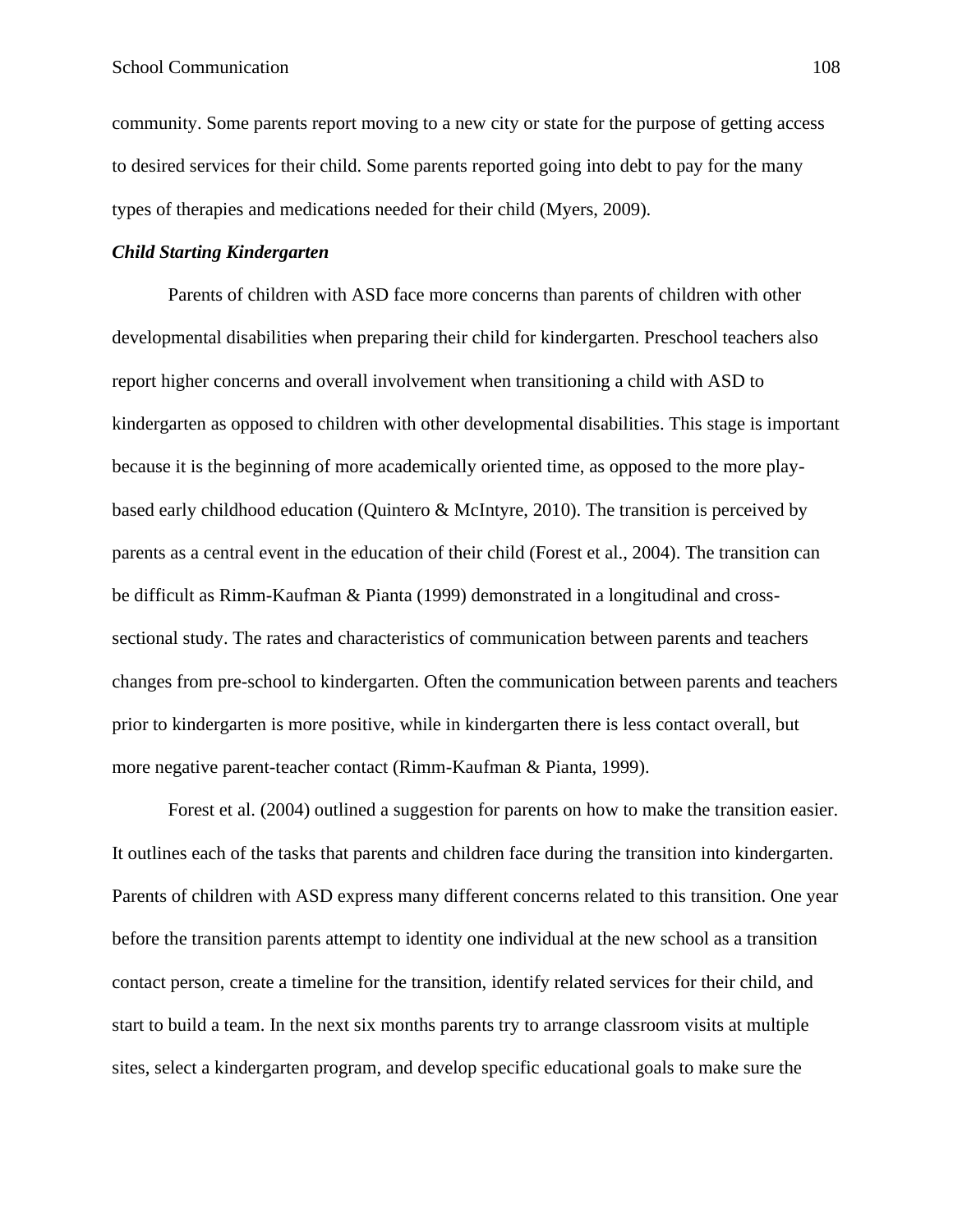community. Some parents report moving to a new city or state for the purpose of getting access to desired services for their child. Some parents reported going into debt to pay for the many types of therapies and medications needed for their child (Myers, 2009).

### *Child Starting Kindergarten*

Parents of children with ASD face more concerns than parents of children with other developmental disabilities when preparing their child for kindergarten. Preschool teachers also report higher concerns and overall involvement when transitioning a child with ASD to kindergarten as opposed to children with other developmental disabilities. This stage is important because it is the beginning of more academically oriented time, as opposed to the more play-based early childhood education (Quintero & McIntyre, 2010). The transition is perceived by parents as a central event in the education of their child (Forest et al., 2004). The transition can be difficult as Rimm-Kaufman & Pianta (1999) demonstrated in a longitudinal and cross-sectional study. The rates and characteristics of communication between parents and teachers changes from pre-school to kindergarten. Often the communication between parents and teachers prior to kindergarten is more positive, while in kindergarten there is less contact overall, but more negative parent-teacher contact (Rimm-Kaufman & Pianta, 1999).

Forest et al. (2004) outlined a suggestion for parents on how to make the transition easier. It outlines each of the tasks that parents and children face during the transition into kindergarten. Parents of children with ASD express many different concerns related to this transition. One year before the transition parents attempt to identity one individual at the new school as a transition contact person, create a timeline for the transition, identify related services for their child, and start to build a team. In the next six months parents try to arrange classroom visits at multiple sites, select a kindergarten program, and develop specific educational goals to make sure the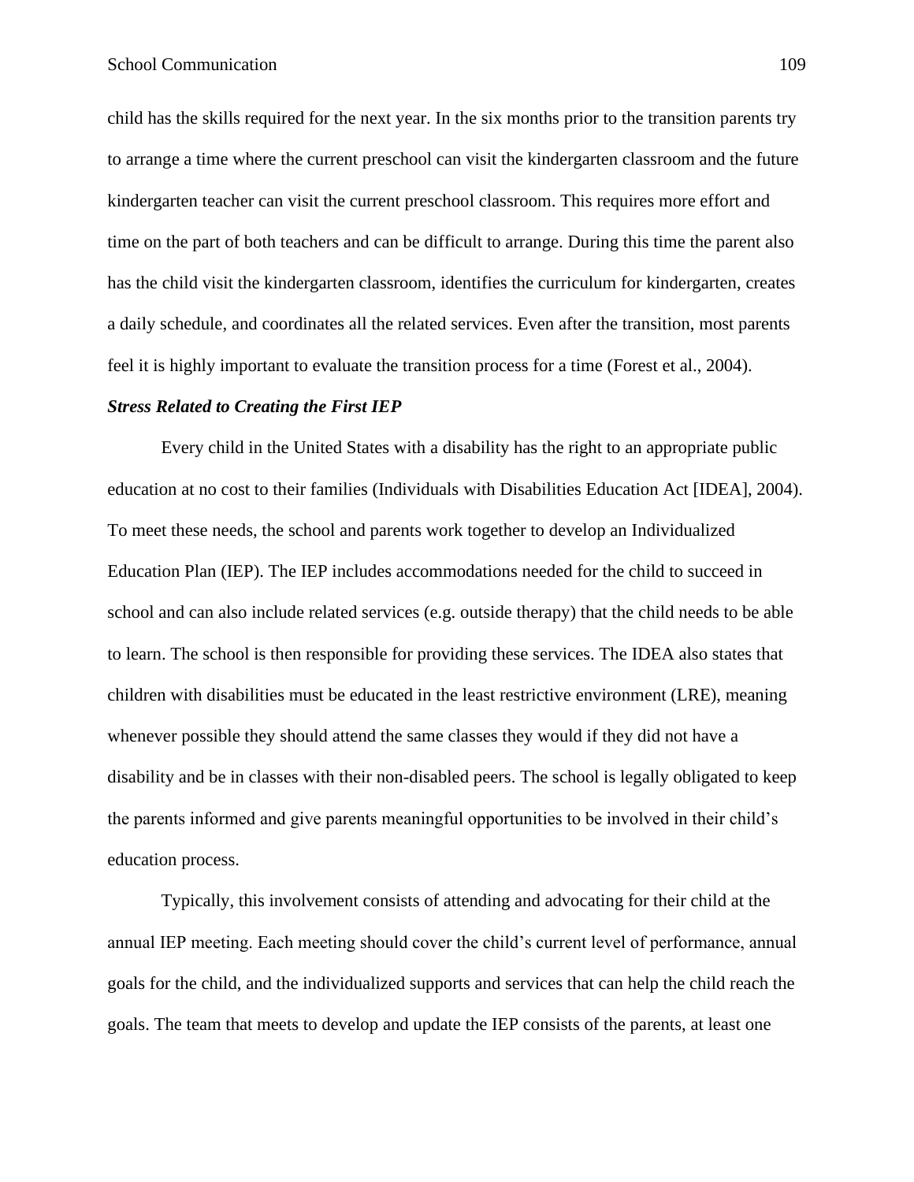child has the skills required for the next year. In the six months prior to the transition parents try to arrange a time where the current preschool can visit the kindergarten classroom and the future kindergarten teacher can visit the current preschool classroom. This requires more effort and time on the part of both teachers and can be difficult to arrange. During this time the parent also has the child visit the kindergarten classroom, identifies the curriculum for kindergarten, creates a daily schedule, and coordinates all the related services. Even after the transition, most parents feel it is highly important to evaluate the transition process for a time (Forest et al., 2004).

### *Stress Related to Creating the First IEP*

Every child in the United States with a disability has the right to an appropriate public education at no cost to their families (Individuals with Disabilities Education Act [IDEA], 2004). To meet these needs, the school and parents work together to develop an Individualized Education Plan (IEP). The IEP includes accommodations needed for the child to succeed in school and can also include related services (e.g. outside therapy) that the child needs to be able to learn. The school is then responsible for providing these services. The IDEA also states that children with disabilities must be educated in the least restrictive environment (LRE), meaning whenever possible they should attend the same classes they would if they did not have a disability and be in classes with their non-disabled peers. The school is legally obligated to keep the parents informed and give parents meaningful opportunities to be involved in their child's education process.

Typically, this involvement consists of attending and advocating for their child at the annual IEP meeting. Each meeting should cover the child's current level of performance, annual goals for the child, and the individualized supports and services that can help the child reach the goals. The team that meets to develop and update the IEP consists of the parents, at least one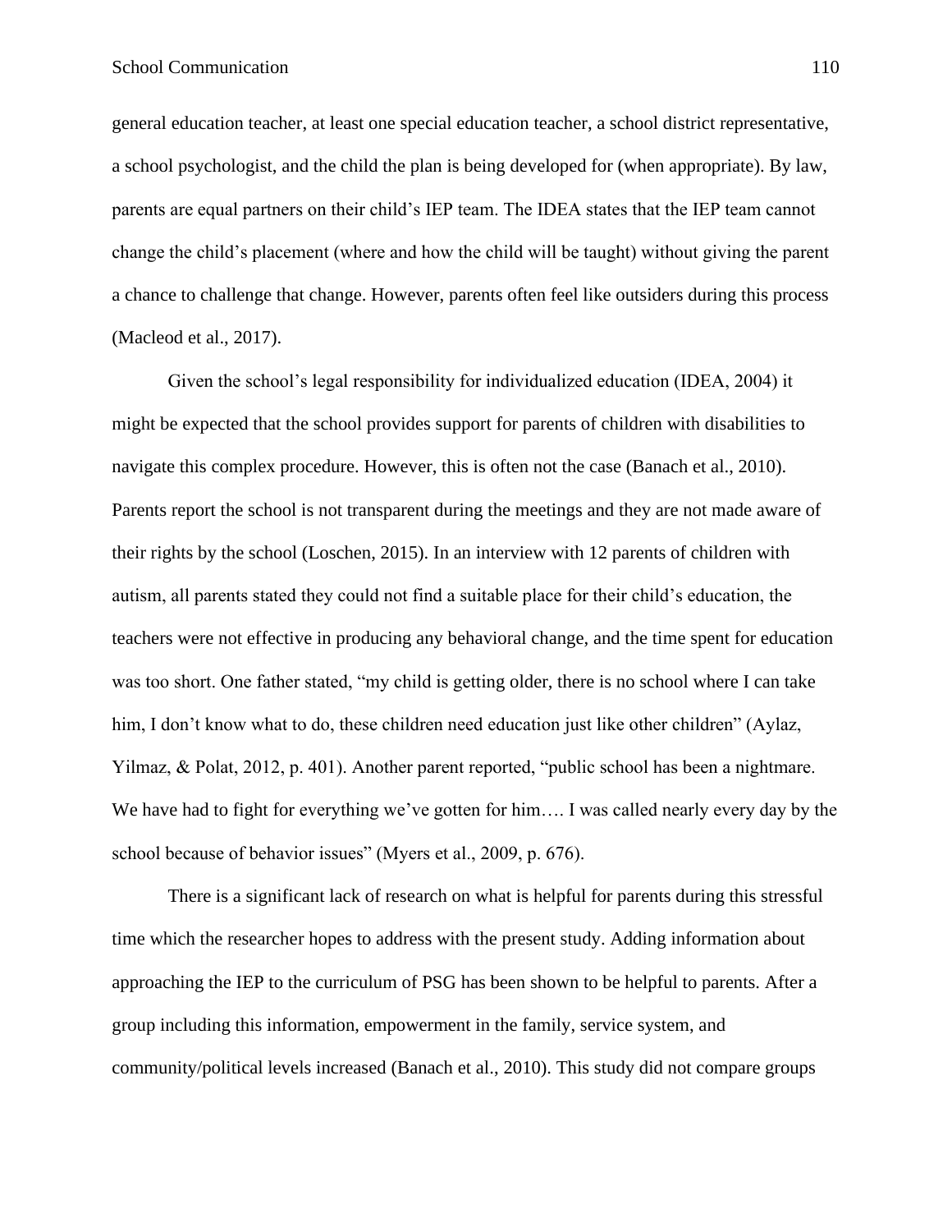general education teacher, at least one special education teacher, a school district representative, a school psychologist, and the child the plan is being developed for (when appropriate). By law, parents are equal partners on their child's IEP team. The IDEA states that the IEP team cannot change the child's placement (where and how the child will be taught) without giving the parent a chance to challenge that change. However, parents often feel like outsiders during this process (Macleod et al., 2017).

Given the school's legal responsibility for individualized education (IDEA, 2004) it might be expected that the school provides support for parents of children with disabilities to navigate this complex procedure. However, this is often not the case (Banach et al., 2010). Parents report the school is not transparent during the meetings and they are not made aware of their rights by the school (Loschen, 2015). In an interview with 12 parents of children with autism, all parents stated they could not find a suitable place for their child's education, the teachers were not effective in producing any behavioral change, and the time spent for education was too short. One father stated, "my child is getting older, there is no school where I can take him, I don't know what to do, these children need education just like other children" (Aylaz, Yilmaz, & Polat, 2012, p. 401). Another parent reported, "public school has been a nightmare. We have had to fight for everything we've gotten for him…. I was called nearly every day by the school because of behavior issues" (Myers et al., 2009, p. 676).

There is a significant lack of research on what is helpful for parents during this stressful time which the researcher hopes to address with the present study. Adding information about approaching the IEP to the curriculum of PSG has been shown to be helpful to parents. After a group including this information, empowerment in the family, service system, and community/political levels increased (Banach et al., 2010). This study did not compare groups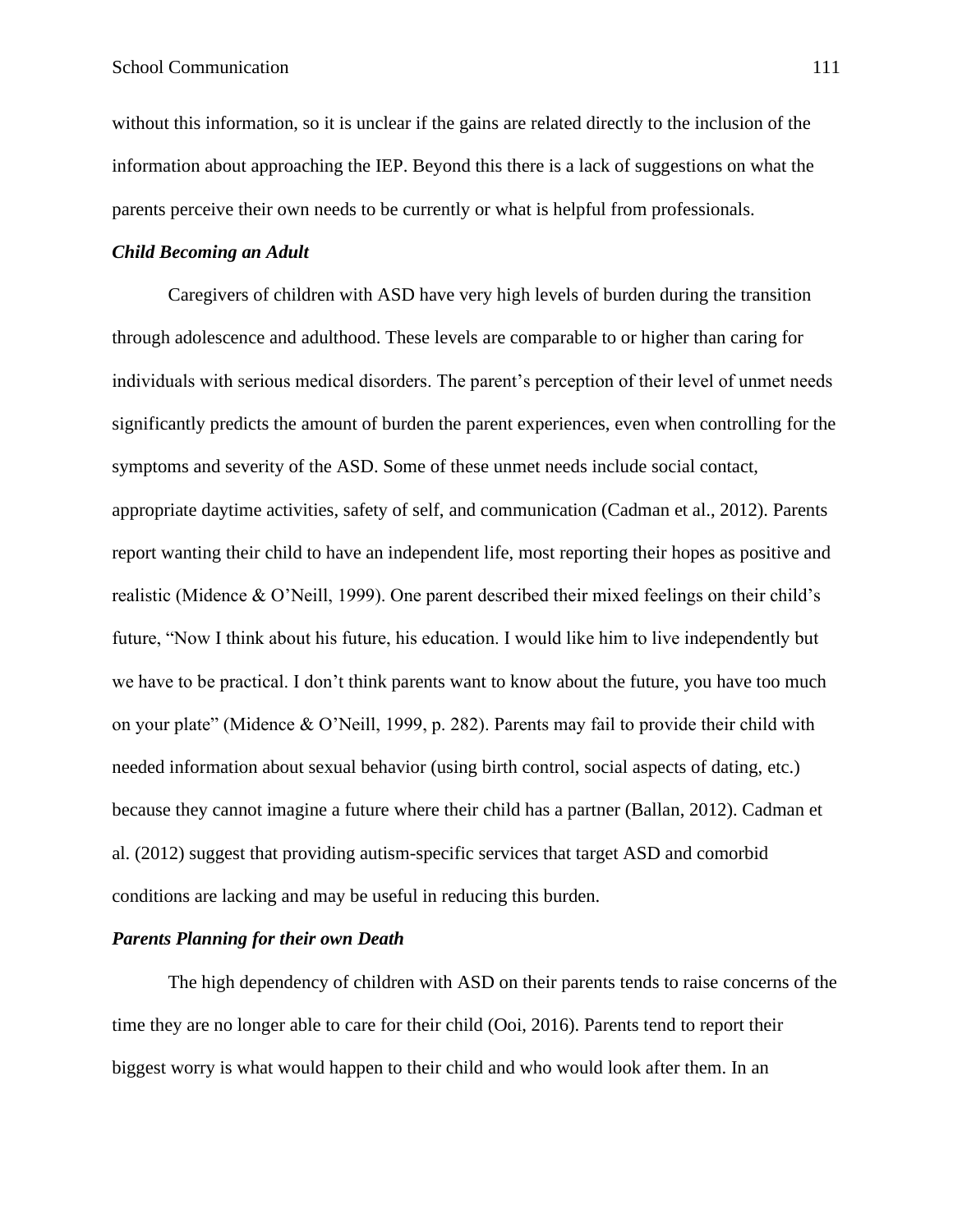without this information, so it is unclear if the gains are related directly to the inclusion of the information about approaching the IEP. Beyond this there is a lack of suggestions on what the parents perceive their own needs to be currently or what is helpful from professionals.

### *Child Becoming an Adult*

Caregivers of children with ASD have very high levels of burden during the transition through adolescence and adulthood. These levels are comparable to or higher than caring for individuals with serious medical disorders. The parent's perception of their level of unmet needs significantly predicts the amount of burden the parent experiences, even when controlling for the symptoms and severity of the ASD. Some of these unmet needs include social contact, appropriate daytime activities, safety of self, and communication (Cadman et al., 2012). Parents report wanting their child to have an independent life, most reporting their hopes as positive and realistic (Midence & O'Neill, 1999). One parent described their mixed feelings on their child's future, "Now I think about his future, his education. I would like him to live independently but we have to be practical. I don't think parents want to know about the future, you have too much on your plate" (Midence & O'Neill, 1999, p. 282). Parents may fail to provide their child with needed information about sexual behavior (using birth control, social aspects of dating, etc.) because they cannot imagine a future where their child has a partner (Ballan, 2012). Cadman et al. (2012) suggest that providing autism-specific services that target ASD and comorbid conditions are lacking and may be useful in reducing this burden.

### *Parents Planning for their own Death*

The high dependency of children with ASD on their parents tends to raise concerns of the time they are no longer able to care for their child (Ooi, 2016). Parents tend to report their biggest worry is what would happen to their child and who would look after them. In an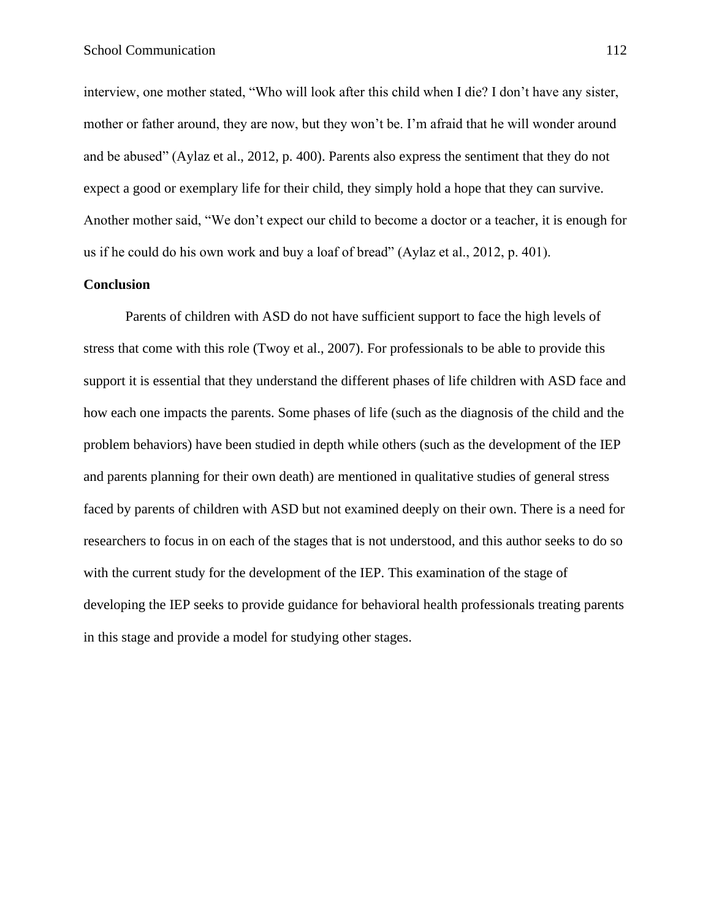interview, one mother stated, “Who will look after this child when I die? I don’t have any sister, mother or father around, they are now, but they won’t be. I’m afraid that he will wonder around and be abused” (Aylaz et al., 2012, p. 400). Parents also express the sentiment that they do not expect a good or exemplary life for their child, they simply hold a hope that they can survive. Another mother said, “We don’t expect our child to become a doctor or a teacher, it is enough for us if he could do his own work and buy a loaf of bread” (Aylaz et al., 2012, p. 401).

**Conclusion**

Parents of children with ASD do not have sufficient support to face the high levels of stress that come with this role (Twoy et al., 2007). For professionals to be able to provide this support it is essential that they understand the different phases of life children with ASD face and how each one impacts the parents. Some phases of life (such as the diagnosis of the child and the problem behaviors) have been studied in depth while others (such as the development of the IEP and parents planning for their own death) are mentioned in qualitative studies of general stress faced by parents of children with ASD but not examined deeply on their own. There is a need for researchers to focus in on each of the stages that is not understood, and this author seeks to do so with the current study for the development of the IEP. This examination of the stage of developing the IEP seeks to provide guidance for behavioral health professionals treating parents in this stage and provide a model for studying other stages.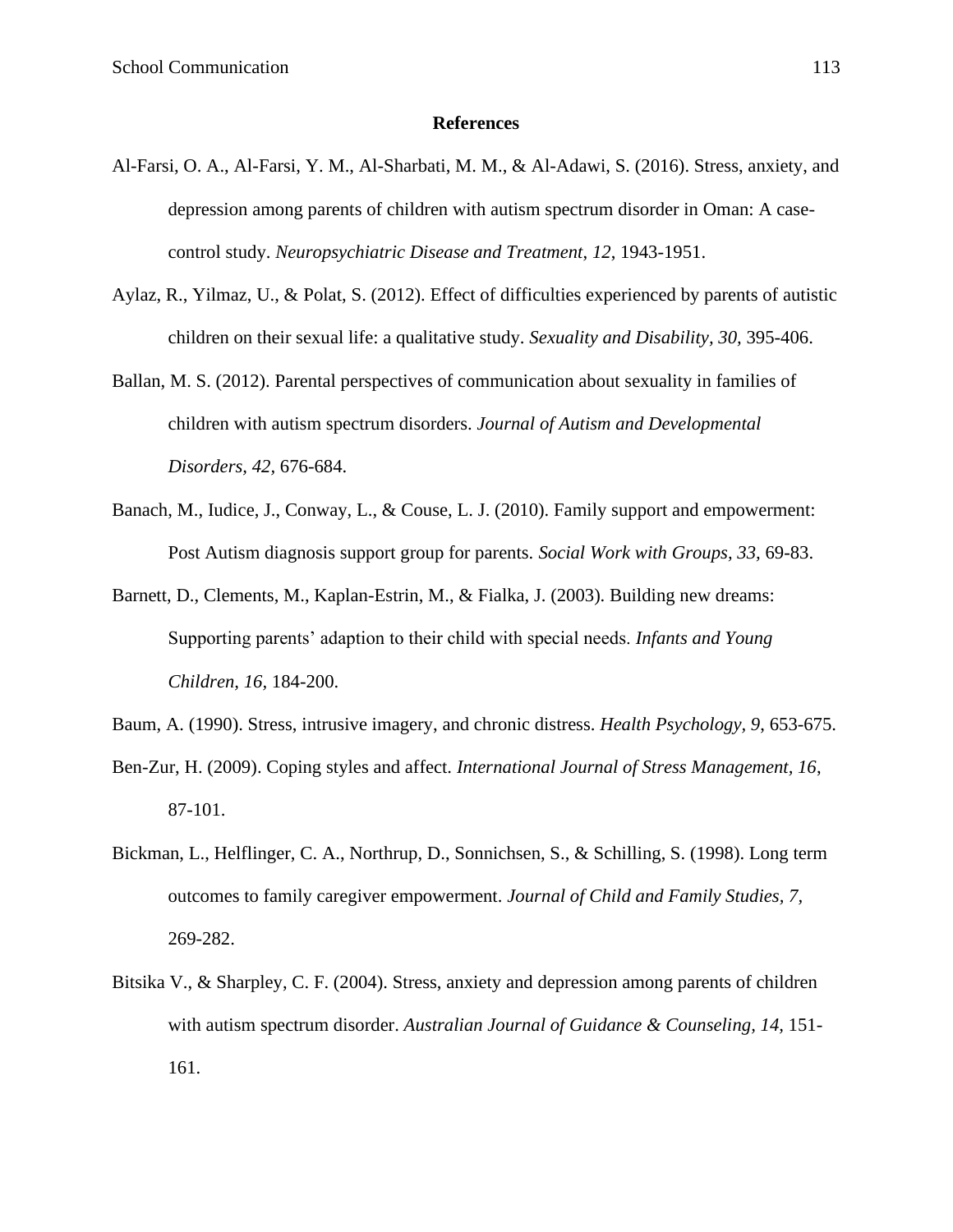# References

Al-Farsi, O. A., Al-Farsi, Y. M., Al-Sharbati, M. M., & Al-Adawi, S. (2016). Stress, anxiety, and depression among parents of children with autism spectrum disorder in Oman: A case-control study. *Neuropsychiatric Disease and Treatment*, *12*, 1943-1951.

Aylaz, R., Yilmaz, U., & Polat, S. (2012). Effect of difficulties experienced by parents of autistic children on their sexual life: a qualitative study. *Sexuality and Disability, 30,* 395-406.

Ballan, M. S. (2012). Parental perspectives of communication about sexuality in families of children with autism spectrum disorders. *Journal of Autism and Developmental Disorders, 42*, 676-684.

Banach, M., Iudice, J., Conway, L., & Couse, L. J. (2010). Family support and empowerment: Post Autism diagnosis support group for parents. *Social Work with Groups, 33,* 69-83.

Barnett, D., Clements, M., Kaplan-Estrin, M., & Fialka, J. (2003). Building new dreams: Supporting parents' adaption to their child with special needs. *Infants and Young Children, 16,* 184-200.

Baum, A. (1990). Stress, intrusive imagery, and chronic distress. *Health Psychology, 9*, 653-675.

Ben-Zur, H. (2009). Coping styles and affect. *International Journal of Stress Management, 16*, 87-101.

Bickman, L., Helflinger, C. A., Northrup, D., Sonnichsen, S., & Schilling, S. (1998). Long term outcomes to family caregiver empowerment. *Journal of Child and Family Studies, 7,* 269-282.

Bitsika V., & Sharpley, C. F. (2004). Stress, anxiety and depression among parents of children with autism spectrum disorder. *Australian Journal of Guidance & Counseling, 14,* 151-161.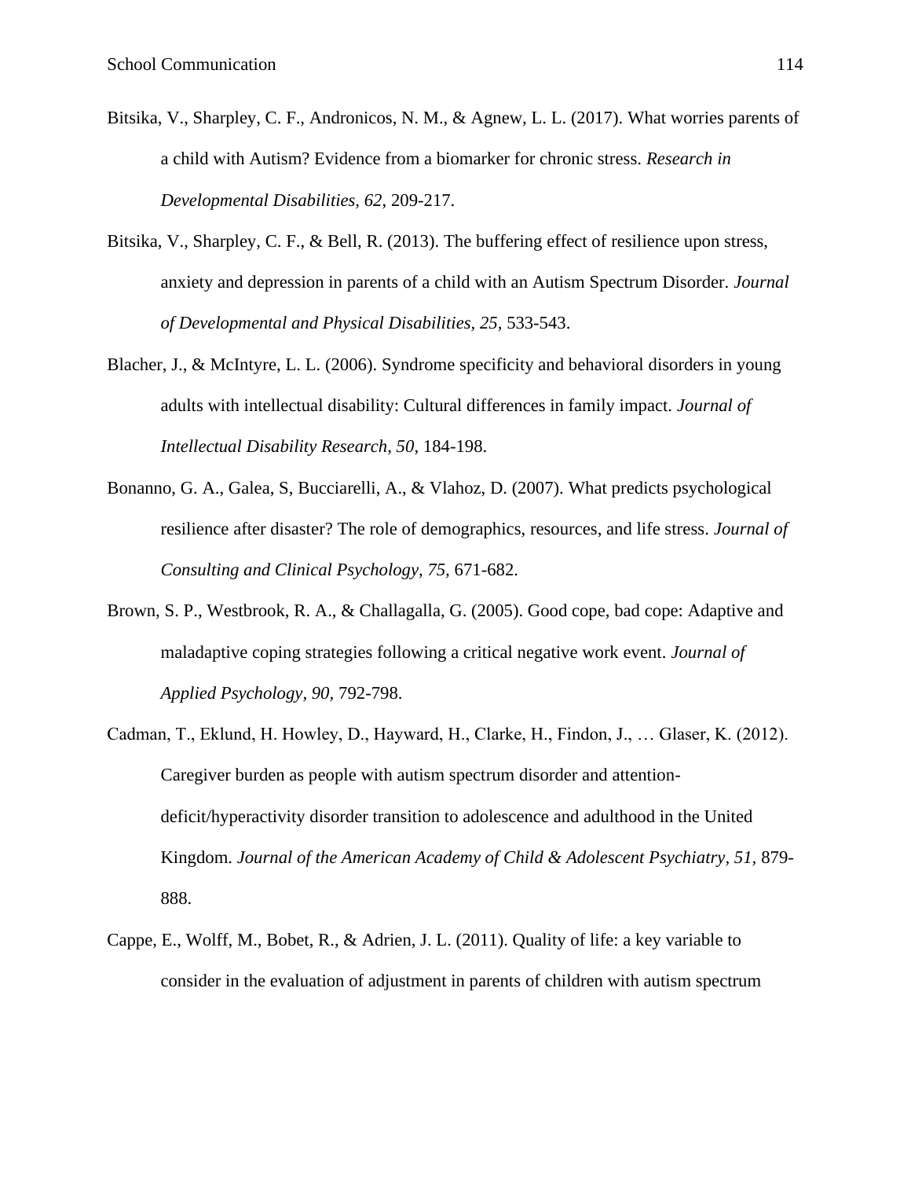Bitsika, V., Sharpley, C. F., Andronicos, N. M., & Agnew, L. L. (2017). What worries parents of a child with Autism? Evidence from a biomarker for chronic stress. *Research in Developmental Disabilities, 62*, 209-217.

Bitsika, V., Sharpley, C. F., & Bell, R. (2013). The buffering effect of resilience upon stress, anxiety and depression in parents of a child with an Autism Spectrum Disorder. *Journal of Developmental and Physical Disabilities, 25*, 533-543.

Blacher, J., & McIntyre, L. L. (2006). Syndrome specificity and behavioral disorders in young adults with intellectual disability: Cultural differences in family impact. *Journal of Intellectual Disability Research, 50*, 184-198.

Bonanno, G. A., Galea, S, Bucciarelli, A., & Vlahoz, D. (2007). What predicts psychological resilience after disaster? The role of demographics, resources, and life stress. *Journal of Consulting and Clinical Psychology, 75,* 671-682.

Brown, S. P., Westbrook, R. A., & Challagalla, G. (2005). Good cope, bad cope: Adaptive and maladaptive coping strategies following a critical negative work event. *Journal of Applied Psychology, 90*, 792-798.

Cadman, T., Eklund, H. Howley, D., Hayward, H., Clarke, H., Findon, J., … Glaser, K. (2012). Caregiver burden as people with autism spectrum disorder and attention-deficit/hyperactivity disorder transition to adolescence and adulthood in the United Kingdom. *Journal of the American Academy of Child & Adolescent Psychiatry, 51,* 879-888.

Cappe, E., Wolff, M., Bobet, R., & Adrien, J. L. (2011). Quality of life: a key variable to consider in the evaluation of adjustment in parents of children with autism spectrum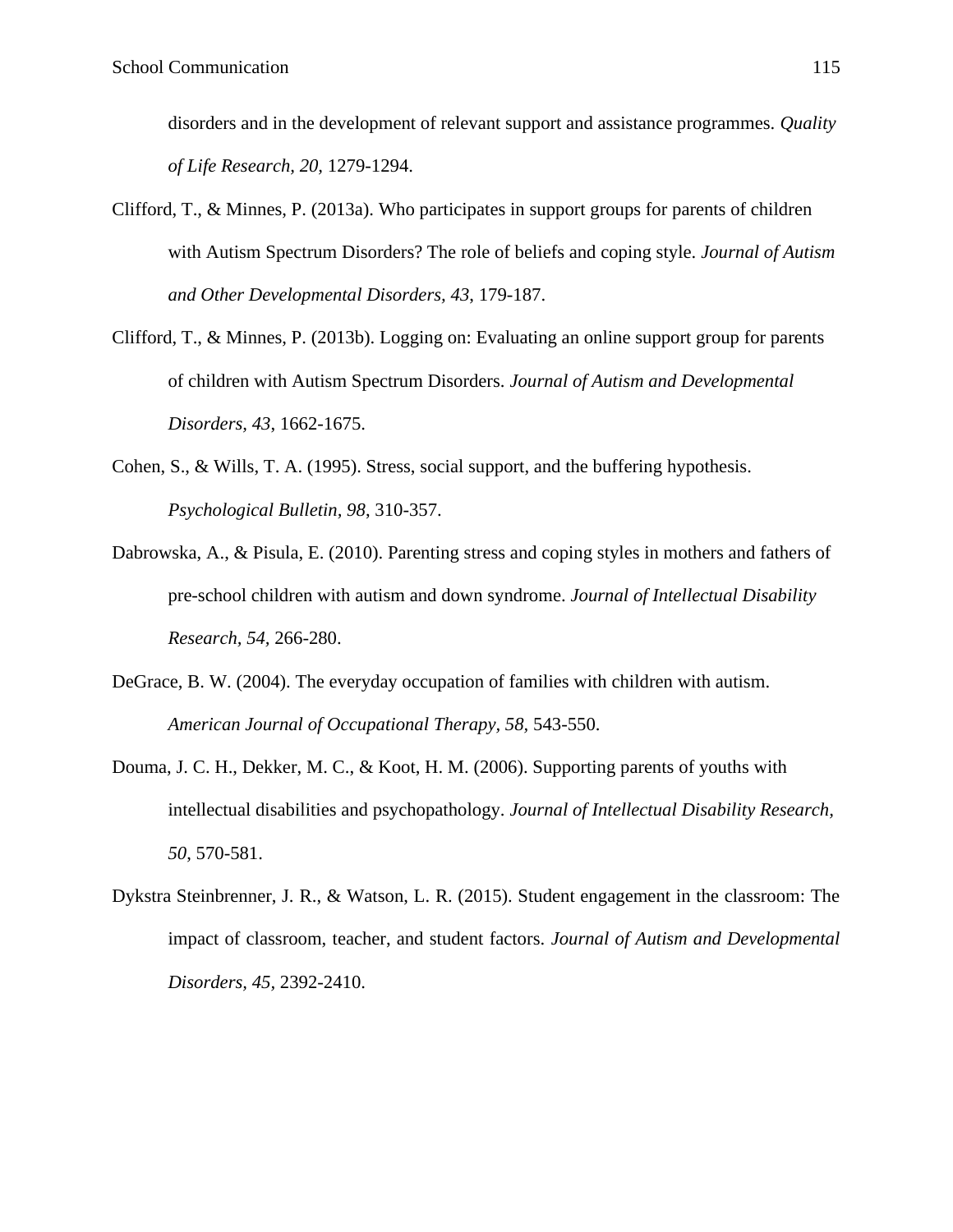disorders and in the development of relevant support and assistance programmes. *Quality of Life Research, 20*, 1279-1294.

Clifford, T., & Minnes, P. (2013a). Who participates in support groups for parents of children with Autism Spectrum Disorders? The role of beliefs and coping style. *Journal of Autism and Other Developmental Disorders, 43*, 179-187.

Clifford, T., & Minnes, P. (2013b). Logging on: Evaluating an online support group for parents of children with Autism Spectrum Disorders. *Journal of Autism and Developmental Disorders, 43*, 1662-1675.

Cohen, S., & Wills, T. A. (1995). Stress, social support, and the buffering hypothesis. *Psychological Bulletin, 98*, 310-357.

Dabrowska, A., & Pisula, E. (2010). Parenting stress and coping styles in mothers and fathers of pre-school children with autism and down syndrome. *Journal of Intellectual Disability Research, 54*, 266-280.

DeGrace, B. W. (2004). The everyday occupation of families with children with autism. *American Journal of Occupational Therapy, 58*, 543-550.

Douma, J. C. H., Dekker, M. C., & Koot, H. M. (2006). Supporting parents of youths with intellectual disabilities and psychopathology. *Journal of Intellectual Disability Research, 50*, 570-581.

Dykstra Steinbrenner, J. R., & Watson, L. R. (2015). Student engagement in the classroom: The impact of classroom, teacher, and student factors. *Journal of Autism and Developmental Disorders, 45*, 2392-2410.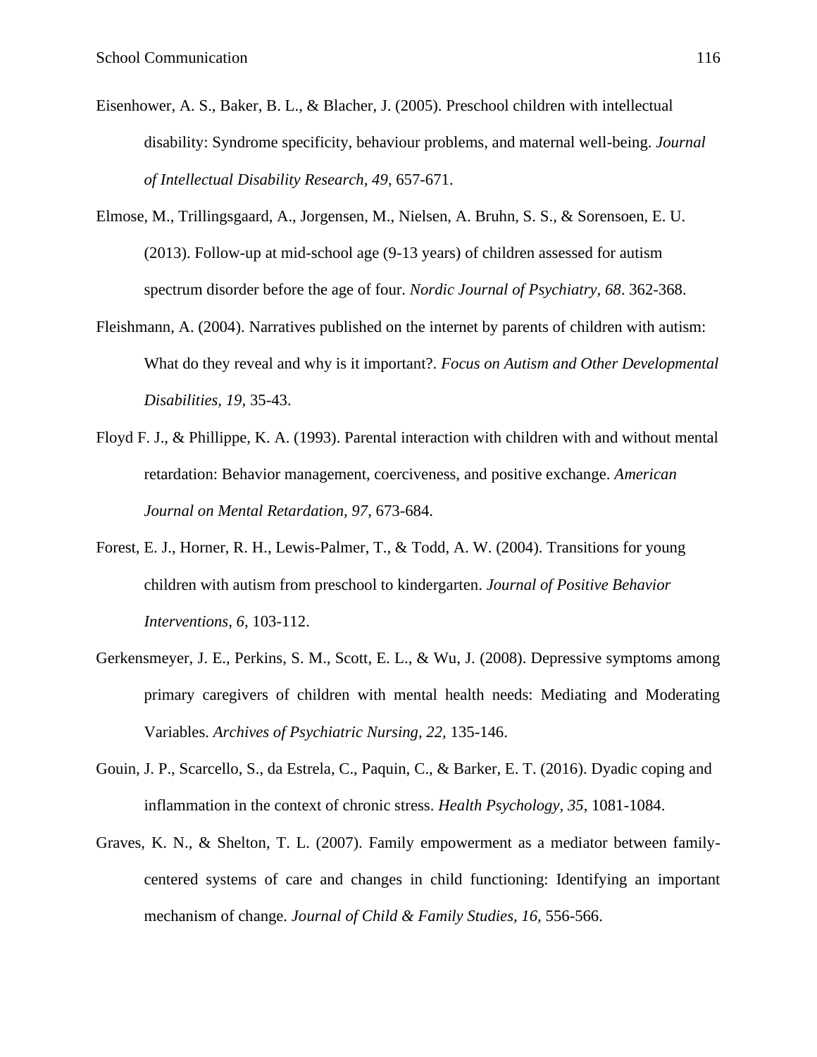Eisenhower, A. S., Baker, B. L., & Blacher, J. (2005). Preschool children with intellectual disability: Syndrome specificity, behaviour problems, and maternal well-being. *Journal of Intellectual Disability Research, 49*, 657-671.

Elmose, M., Trillingsgaard, A., Jorgensen, M., Nielsen, A. Bruhn, S. S., & Sorensoen, E. U. (2013). Follow-up at mid-school age (9-13 years) of children assessed for autism spectrum disorder before the age of four. *Nordic Journal of Psychiatry, 68*. 362-368.

Fleishmann, A. (2004). Narratives published on the internet by parents of children with autism: What do they reveal and why is it important?. *Focus on Autism and Other Developmental Disabilities, 19*, 35-43.

Floyd F. J., & Phillippe, K. A. (1993). Parental interaction with children with and without mental retardation: Behavior management, coerciveness, and positive exchange. *American Journal on Mental Retardation, 97*, 673-684.

Forest, E. J., Horner, R. H., Lewis-Palmer, T., & Todd, A. W. (2004). Transitions for young children with autism from preschool to kindergarten. *Journal of Positive Behavior Interventions, 6,* 103-112.

Gerkensmeyer, J. E., Perkins, S. M., Scott, E. L., & Wu, J. (2008). Depressive symptoms among primary caregivers of children with mental health needs: Mediating and Moderating Variables. *Archives of Psychiatric Nursing, 22,* 135-146.

Gouin, J. P., Scarcello, S., da Estrela, C., Paquin, C., & Barker, E. T. (2016). Dyadic coping and inflammation in the context of chronic stress. *Health Psychology, 35*, 1081-1084.

Graves, K. N., & Shelton, T. L. (2007). Family empowerment as a mediator between family-centered systems of care and changes in child functioning: Identifying an important mechanism of change. *Journal of Child & Family Studies, 16,* 556-566.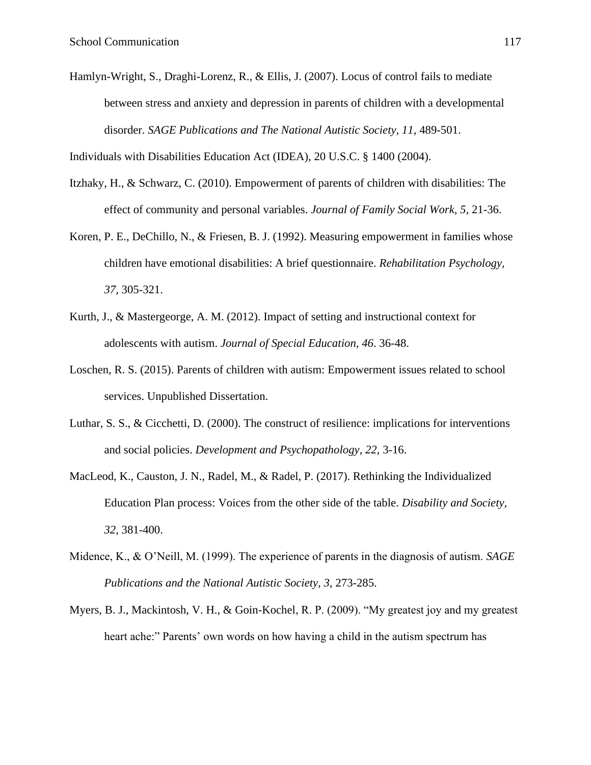Hamlyn-Wright, S., Draghi-Lorenz, R., & Ellis, J. (2007). Locus of control fails to mediate between stress and anxiety and depression in parents of children with a developmental disorder. *SAGE Publications and The National Autistic Society, 11*, 489-501.

Individuals with Disabilities Education Act (IDEA), 20 U.S.C. § 1400 (2004).

Itzhaky, H., & Schwarz, C. (2010). Empowerment of parents of children with disabilities: The effect of community and personal variables. *Journal of Family Social Work, 5*, 21-36.

Koren, P. E., DeChillo, N., & Friesen, B. J. (1992). Measuring empowerment in families whose children have emotional disabilities: A brief questionnaire. *Rehabilitation Psychology, 37,* 305-321.

Kurth, J., & Mastergeorge, A. M. (2012). Impact of setting and instructional context for adolescents with autism. *Journal of Special Education, 46*. 36-48.

Loschen, R. S. (2015). Parents of children with autism: Empowerment issues related to school services. Unpublished Dissertation.

Luthar, S. S., & Cicchetti, D. (2000). The construct of resilience: implications for interventions and social policies. *Development and Psychopathology*, *22,* 3-16.

MacLeod, K., Causton, J. N., Radel, M., & Radel, P. (2017). Rethinking the Individualized Education Plan process: Voices from the other side of the table. *Disability and Society, 32,* 381-400.

Midence, K., & O'Neill, M. (1999). The experience of parents in the diagnosis of autism. *SAGE Publications and the National Autistic Society, 3,* 273-285.

Myers, B. J., Mackintosh, V. H., & Goin-Kochel, R. P. (2009). "My greatest joy and my greatest heart ache:" Parents' own words on how having a child in the autism spectrum has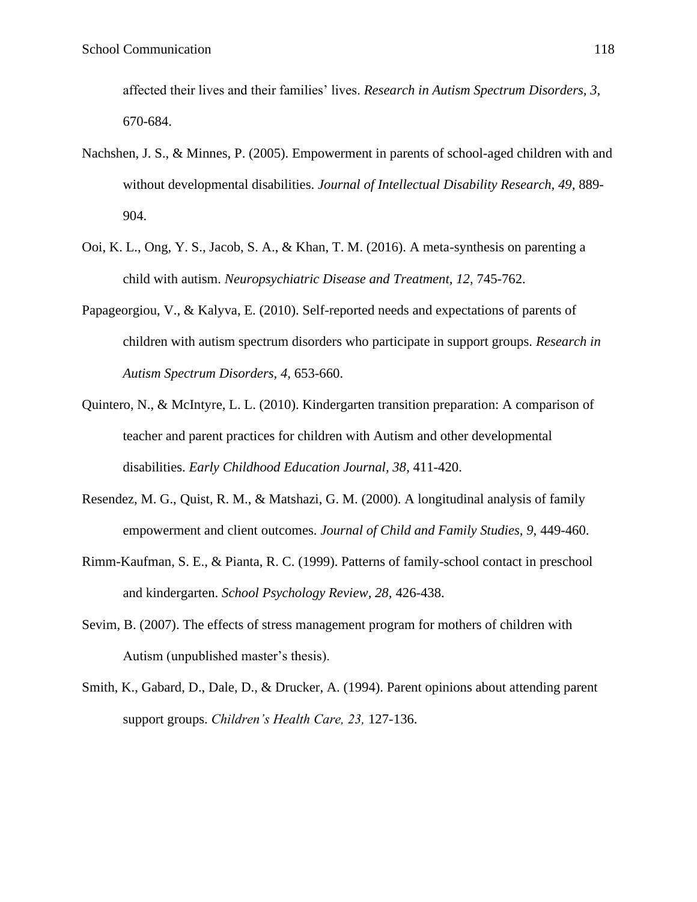affected their lives and their families' lives. *Research in Autism Spectrum Disorders, 3*, 670-684.

Nachshen, J. S., & Minnes, P. (2005). Empowerment in parents of school-aged children with and without developmental disabilities. *Journal of Intellectual Disability Research*, *49*, 889-904.

Ooi, K. L., Ong, Y. S., Jacob, S. A., & Khan, T. M. (2016). A meta-synthesis on parenting a child with autism. *Neuropsychiatric Disease and Treatment, 12,* 745-762.

Papageorgiou, V., & Kalyva, E. (2010). Self-reported needs and expectations of parents of children with autism spectrum disorders who participate in support groups. *Research in Autism Spectrum Disorders, 4,* 653-660.

Quintero, N., & McIntyre, L. L. (2010). Kindergarten transition preparation: A comparison of teacher and parent practices for children with Autism and other developmental disabilities. *Early Childhood Education Journal, 38,* 411-420.

Resendez, M. G., Quist, R. M., & Matshazi, G. M. (2000). A longitudinal analysis of family empowerment and client outcomes. *Journal of Child and Family Studies, 9*, 449-460.

Rimm-Kaufman, S. E., & Pianta, R. C. (1999). Patterns of family-school contact in preschool and kindergarten. *School Psychology Review, 28,* 426-438.

Sevim, B. (2007). The effects of stress management program for mothers of children with Autism (unpublished master's thesis).

Smith, K., Gabard, D., Dale, D., & Drucker, A. (1994). Parent opinions about attending parent support groups. *Children's Health Care, 23,* 127-136.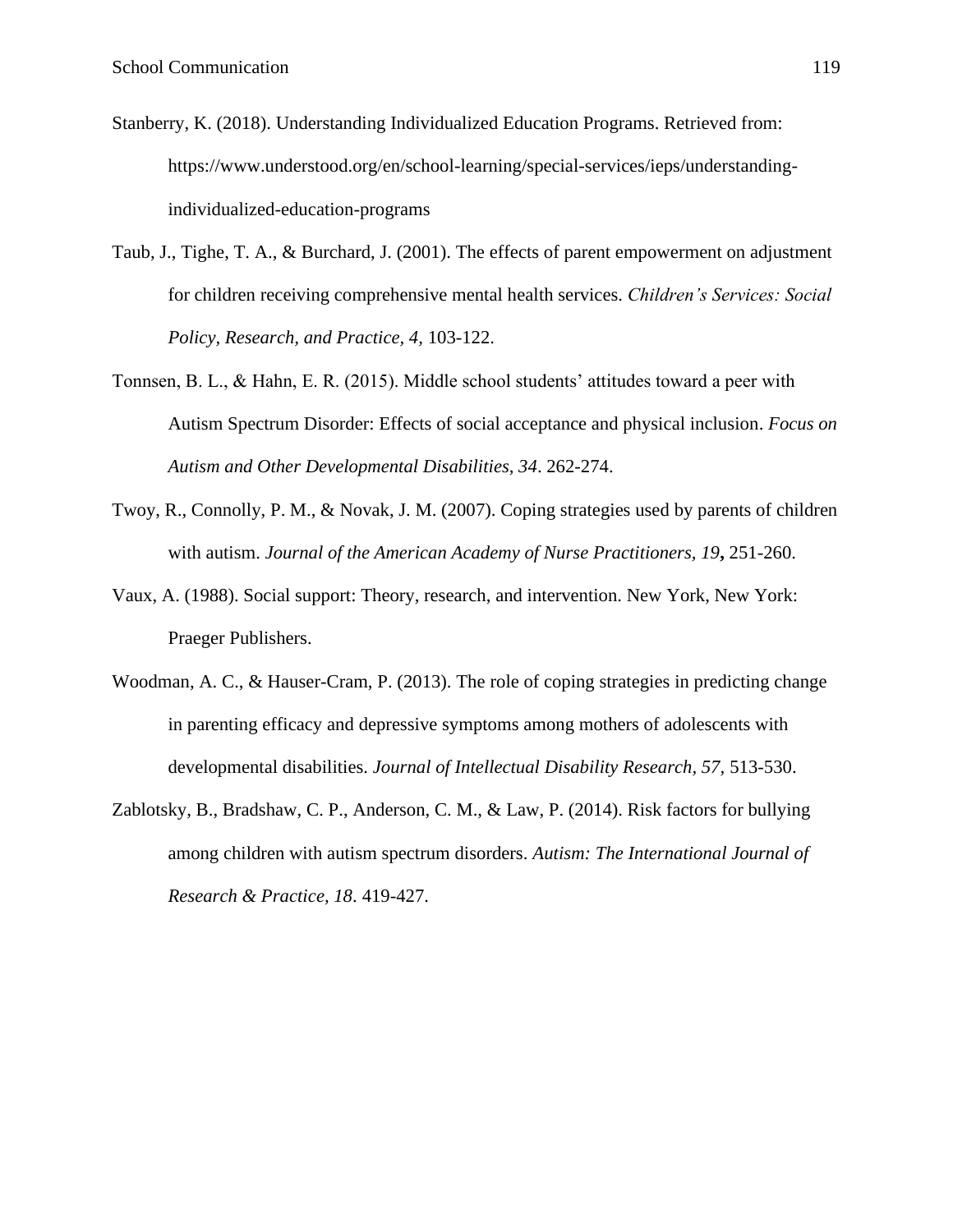Stanberry, K. (2018). Understanding Individualized Education Programs. Retrieved from: https://www.understood.org/en/school-learning/special-services/ieps/understanding-individualized-education-programs

Taub, J., Tighe, T. A., & Burchard, J. (2001). The effects of parent empowerment on adjustment for children receiving comprehensive mental health services. *Children's Services: Social Policy, Research, and Practice, 4*, 103-122.

Tonnsen, B. L., & Hahn, E. R. (2015). Middle school students' attitudes toward a peer with Autism Spectrum Disorder: Effects of social acceptance and physical inclusion. *Focus on Autism and Other Developmental Disabilities, 34*. 262-274.

Twoy, R., Connolly, P. M., & Novak, J. M. (2007). Coping strategies used by parents of children with autism. *Journal of the American Academy of Nurse Practitioners*, *19***,** 251-260.

Vaux, A. (1988). Social support: Theory, research, and intervention. New York, New York: Praeger Publishers.

Woodman, A. C., & Hauser-Cram, P. (2013). The role of coping strategies in predicting change in parenting efficacy and depressive symptoms among mothers of adolescents with developmental disabilities. *Journal of Intellectual Disability Research*, *57*, 513-530.

Zablotsky, B., Bradshaw, C. P., Anderson, C. M., & Law, P. (2014). Risk factors for bullying among children with autism spectrum disorders. *Autism: The International Journal of Research & Practice, 18*. 419-427.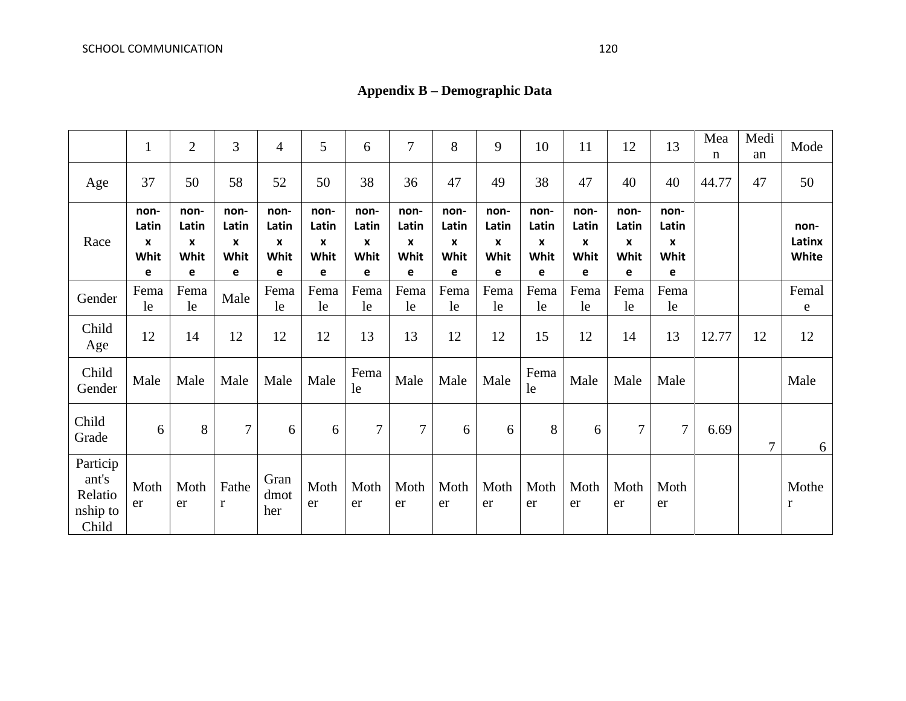## Appendix B – Demographic Data

|  | 1 | 2 | 3 | 4 | 5 | 6 | 7 | 8 | 9 | 10 | 11 | 12 | 13 | Mean | Median | Mode |
|---|---|---|---|---|---|---|---|---|---|---|---|---|---|---|---|---|
| Age | 37 | 50 | 58 | 52 | 50 | 38 | 36 | 47 | 49 | 38 | 47 | 40 | 40 | 44.77 | 47 | 50 |
| Race | non-Latinx White | non-Latinx White | non-Latinx White | non-Latinx White | non-Latinx White | non-Latinx White | non-Latinx White | non-Latinx White | non-Latinx White | non-Latinx White | non-Latinx White | non-Latinx White | non-Latinx White |  |  | non-Latinx White |
| Gender | Female | Female | Male | Female | Female | Female | Female | Female | Female | Female | Female | Female | Female |  |  | Female |
| Child Age | 12 | 14 | 12 | 12 | 12 | 13 | 13 | 12 | 12 | 15 | 12 | 14 | 13 | 12.77 | 12 | 12 |
| Child Gender | Male | Male | Male | Male | Male | Female | Male | Male | Male | Female | Male | Male | Male |  |  | Male |
| Child Grade | 6 | 8 | 7 | 6 | 6 | 7 | 7 | 6 | 6 | 8 | 6 | 7 | 7 | 6.69 | 7 | 6 |
| Participant's Relationship to Child | Mother | Mother | Father | Grandmother | Mother | Mother | Mother | Mother | Mother | Mother | Mother | Mother | Mother |  |  | Mother |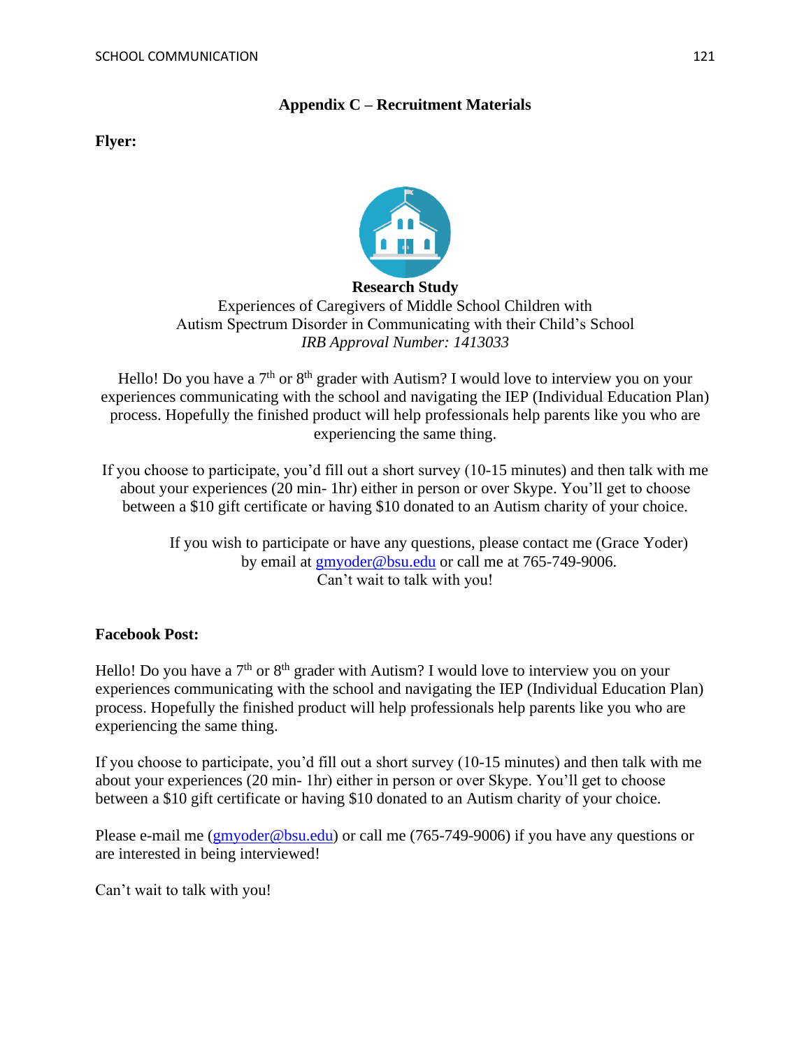## Appendix C – Recruitment Materials

**Flyer:**

**Research Study**

Experiences of Caregivers of Middle School Children with Autism Spectrum Disorder in Communicating with their Child's School

*IRB Approval Number: 1413033*

Hello! Do you have a 7th or 8th grader with Autism? I would love to interview you on your experiences communicating with the school and navigating the IEP (Individual Education Plan) process. Hopefully the finished product will help professionals help parents like you who are experiencing the same thing.

If you choose to participate, you'd fill out a short survey (10-15 minutes) and then talk with me about your experiences (20 min- 1hr) either in person or over Skype. You'll get to choose between a $10 gift certificate or having $10 donated to an Autism charity of your choice.

If you wish to participate or have any questions, please contact me (Grace Yoder) by email at gmyoder@bsu.edu or call me at 765-749-9006.
Can't wait to talk with you!

**Facebook Post:**

Hello! Do you have a 7th or 8th grader with Autism? I would love to interview you on your experiences communicating with the school and navigating the IEP (Individual Education Plan) process. Hopefully the finished product will help professionals help parents like you who are experiencing the same thing.

If you choose to participate, you'd fill out a short survey (10-15 minutes) and then talk with me about your experiences (20 min- 1hr) either in person or over Skype. You'll get to choose between a $10 gift certificate or having $10 donated to an Autism charity of your choice.

Please e-mail me (gmyoder@bsu.edu) or call me (765-749-9006) if you have any questions or are interested in being interviewed!

Can't wait to talk with you!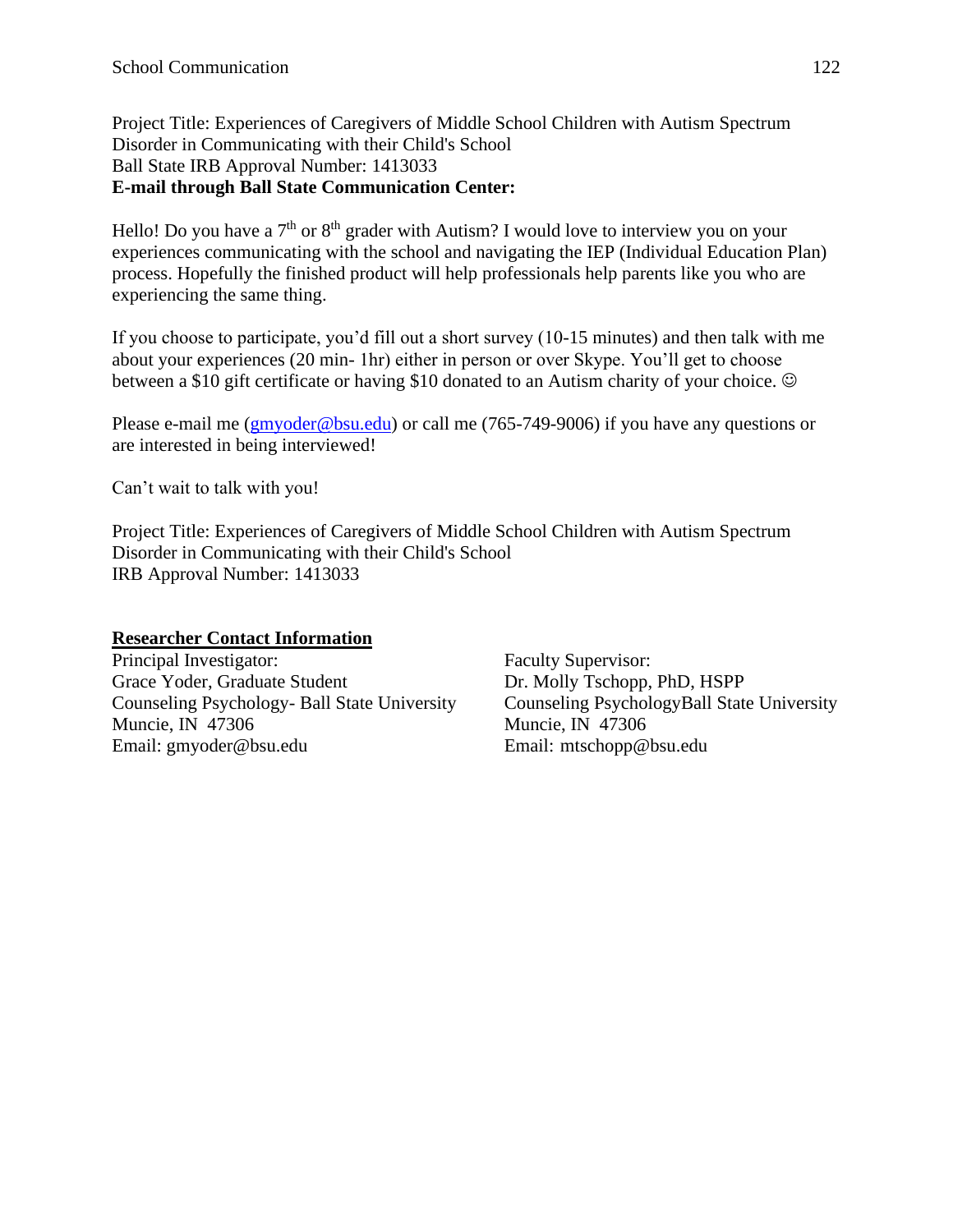Project Title: Experiences of Caregivers of Middle School Children with Autism Spectrum Disorder in Communicating with their Child's School
Ball State IRB Approval Number: 1413033
**E-mail through Ball State Communication Center:**

Hello! Do you have a 7th or 8th grader with Autism? I would love to interview you on your experiences communicating with the school and navigating the IEP (Individual Education Plan) process. Hopefully the finished product will help professionals help parents like you who are experiencing the same thing.

If you choose to participate, you'd fill out a short survey (10-15 minutes) and then talk with me about your experiences (20 min- 1hr) either in person or over Skype. You'll get to choose between a $10 gift certificate or having $10 donated to an Autism charity of your choice. ☺

Please e-mail me (gmyoder@bsu.edu) or call me (765-749-9006) if you have any questions or are interested in being interviewed!

Can't wait to talk with you!

Project Title: Experiences of Caregivers of Middle School Children with Autism Spectrum Disorder in Communicating with their Child's School
IRB Approval Number: 1413033

**Researcher Contact Information**

Principal Investigator:
Grace Yoder, Graduate Student
Counseling Psychology- Ball State University
Muncie, IN 47306
Email: gmyoder@bsu.edu

Faculty Supervisor:
Dr. Molly Tschopp, PhD, HSPP
Counseling PsychologyBall State University
Muncie, IN 47306
Email: mtschopp@bsu.edu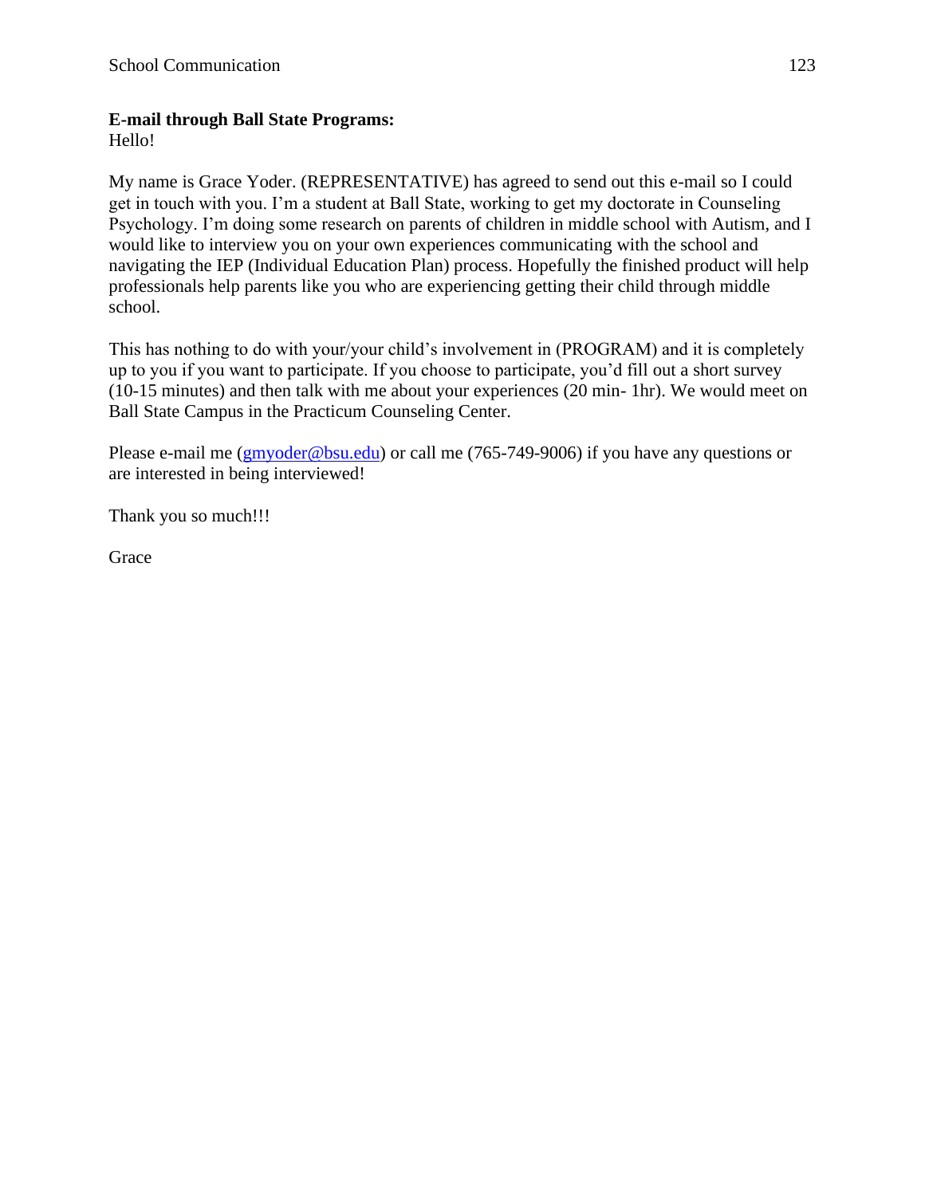**E-mail through Ball State Programs:**
Hello!

My name is Grace Yoder. (REPRESENTATIVE) has agreed to send out this e-mail so I could get in touch with you. I'm a student at Ball State, working to get my doctorate in Counseling Psychology. I'm doing some research on parents of children in middle school with Autism, and I would like to interview you on your own experiences communicating with the school and navigating the IEP (Individual Education Plan) process. Hopefully the finished product will help professionals help parents like you who are experiencing getting their child through middle school.

This has nothing to do with your/your child's involvement in (PROGRAM) and it is completely up to you if you want to participate. If you choose to participate, you'd fill out a short survey (10-15 minutes) and then talk with me about your experiences (20 min- 1hr). We would meet on Ball State Campus in the Practicum Counseling Center.

Please e-mail me (gmyoder@bsu.edu) or call me (765-749-9006) if you have any questions or are interested in being interviewed!

Thank you so much!!!

Grace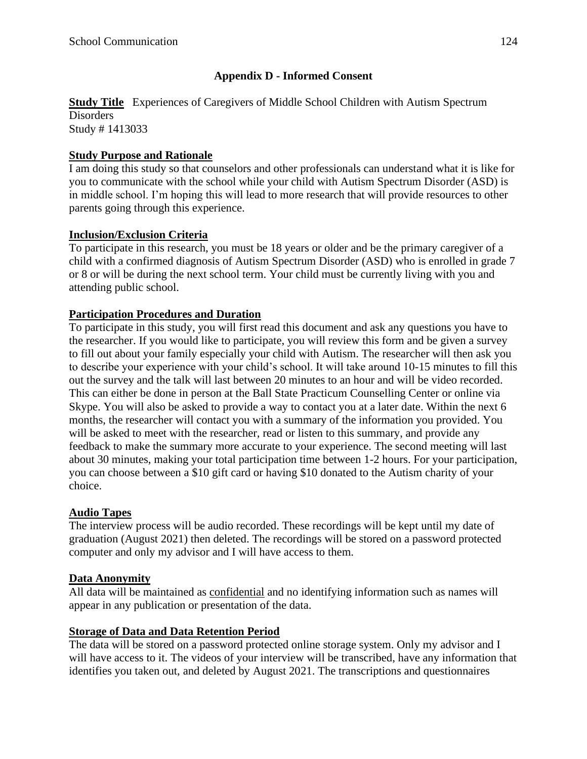## Appendix D - Informed Consent

**Study Title** Experiences of Caregivers of Middle School Children with Autism Spectrum Disorders
Study # 1413033

**Study Purpose and Rationale**

I am doing this study so that counselors and other professionals can understand what it is like for you to communicate with the school while your child with Autism Spectrum Disorder (ASD) is in middle school. I'm hoping this will lead to more research that will provide resources to other parents going through this experience.

**Inclusion/Exclusion Criteria**

To participate in this research, you must be 18 years or older and be the primary caregiver of a child with a confirmed diagnosis of Autism Spectrum Disorder (ASD) who is enrolled in grade 7 or 8 or will be during the next school term. Your child must be currently living with you and attending public school.

**Participation Procedures and Duration**

To participate in this study, you will first read this document and ask any questions you have to the researcher. If you would like to participate, you will review this form and be given a survey to fill out about your family especially your child with Autism. The researcher will then ask you to describe your experience with your child's school. It will take around 10-15 minutes to fill this out the survey and the talk will last between 20 minutes to an hour and will be video recorded. This can either be done in person at the Ball State Practicum Counselling Center or online via Skype. You will also be asked to provide a way to contact you at a later date. Within the next 6 months, the researcher will contact you with a summary of the information you provided. You will be asked to meet with the researcher, read or listen to this summary, and provide any feedback to make the summary more accurate to your experience. The second meeting will last about 30 minutes, making your total participation time between 1-2 hours. For your participation, you can choose between a $10 gift card or having $10 donated to the Autism charity of your choice.

**Audio Tapes**

The interview process will be audio recorded. These recordings will be kept until my date of graduation (August 2021) then deleted. The recordings will be stored on a password protected computer and only my advisor and I will have access to them.

**Data Anonymity**

All data will be maintained as confidential and no identifying information such as names will appear in any publication or presentation of the data.

**Storage of Data and Data Retention Period**

The data will be stored on a password protected online storage system. Only my advisor and I will have access to it. The videos of your interview will be transcribed, have any information that identifies you taken out, and deleted by August 2021. The transcriptions and questionnaires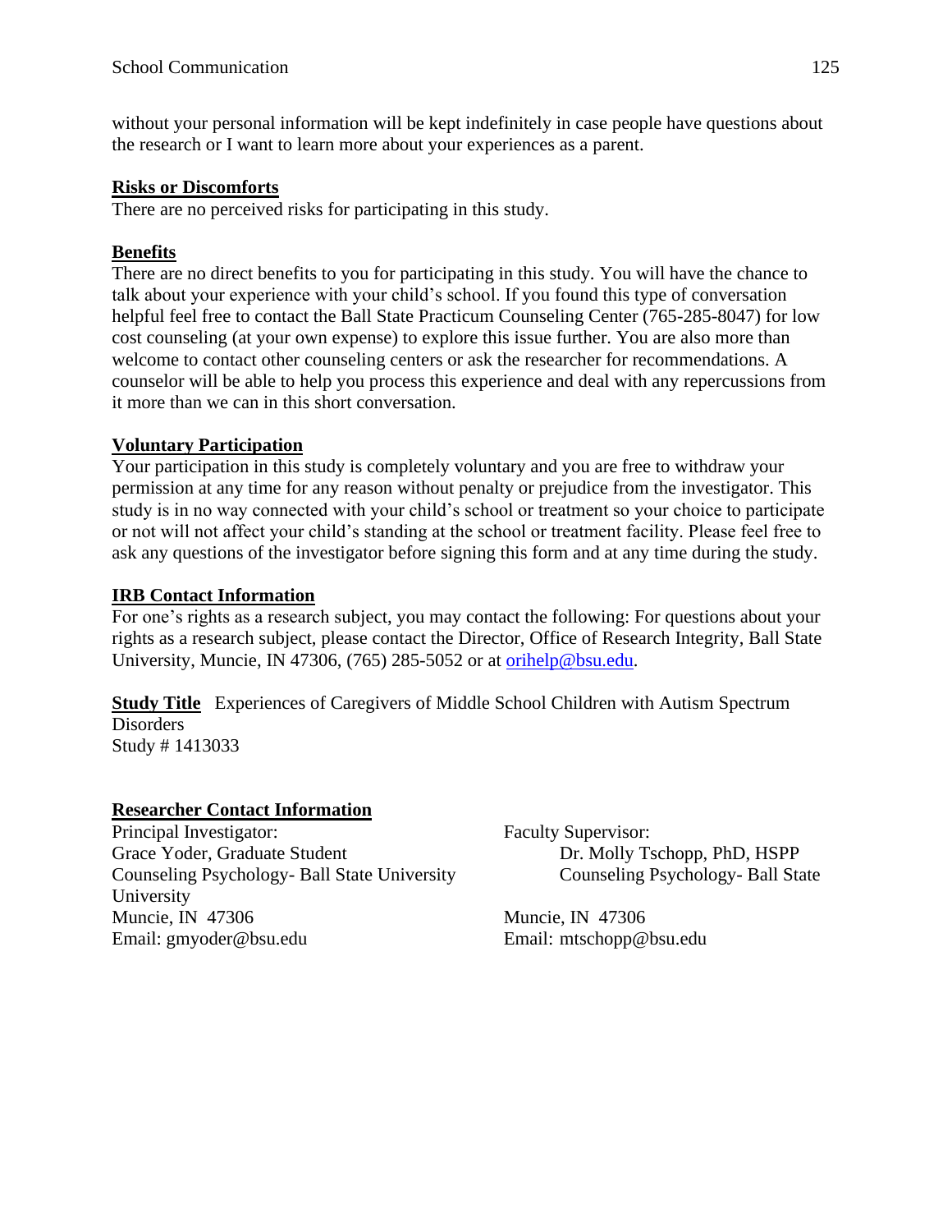without your personal information will be kept indefinitely in case people have questions about the research or I want to learn more about your experiences as a parent.

**Risks or Discomforts**

There are no perceived risks for participating in this study.

**Benefits**

There are no direct benefits to you for participating in this study. You will have the chance to talk about your experience with your child's school. If you found this type of conversation helpful feel free to contact the Ball State Practicum Counseling Center (765-285-8047) for low cost counseling (at your own expense) to explore this issue further. You are also more than welcome to contact other counseling centers or ask the researcher for recommendations. A counselor will be able to help you process this experience and deal with any repercussions from it more than we can in this short conversation.

**Voluntary Participation**

Your participation in this study is completely voluntary and you are free to withdraw your permission at any time for any reason without penalty or prejudice from the investigator. This study is in no way connected with your child's school or treatment so your choice to participate or not will not affect your child's standing at the school or treatment facility. Please feel free to ask any questions of the investigator before signing this form and at any time during the study.

**IRB Contact Information**

For one's rights as a research subject, you may contact the following: For questions about your rights as a research subject, please contact the Director, Office of Research Integrity, Ball State University, Muncie, IN 47306, (765) 285-5052 or at orihelp@bsu.edu.

**Study Title** Experiences of Caregivers of Middle School Children with Autism Spectrum Disorders
Study # 1413033

**Researcher Contact Information**

Principal Investigator:
Grace Yoder, Graduate Student
Counseling Psychology- Ball State University
University
Muncie, IN 47306
Email: gmyoder@bsu.edu

Faculty Supervisor:
Dr. Molly Tschopp, PhD, HSPP
Counseling Psychology- Ball State

Muncie, IN 47306
Email: mtschopp@bsu.edu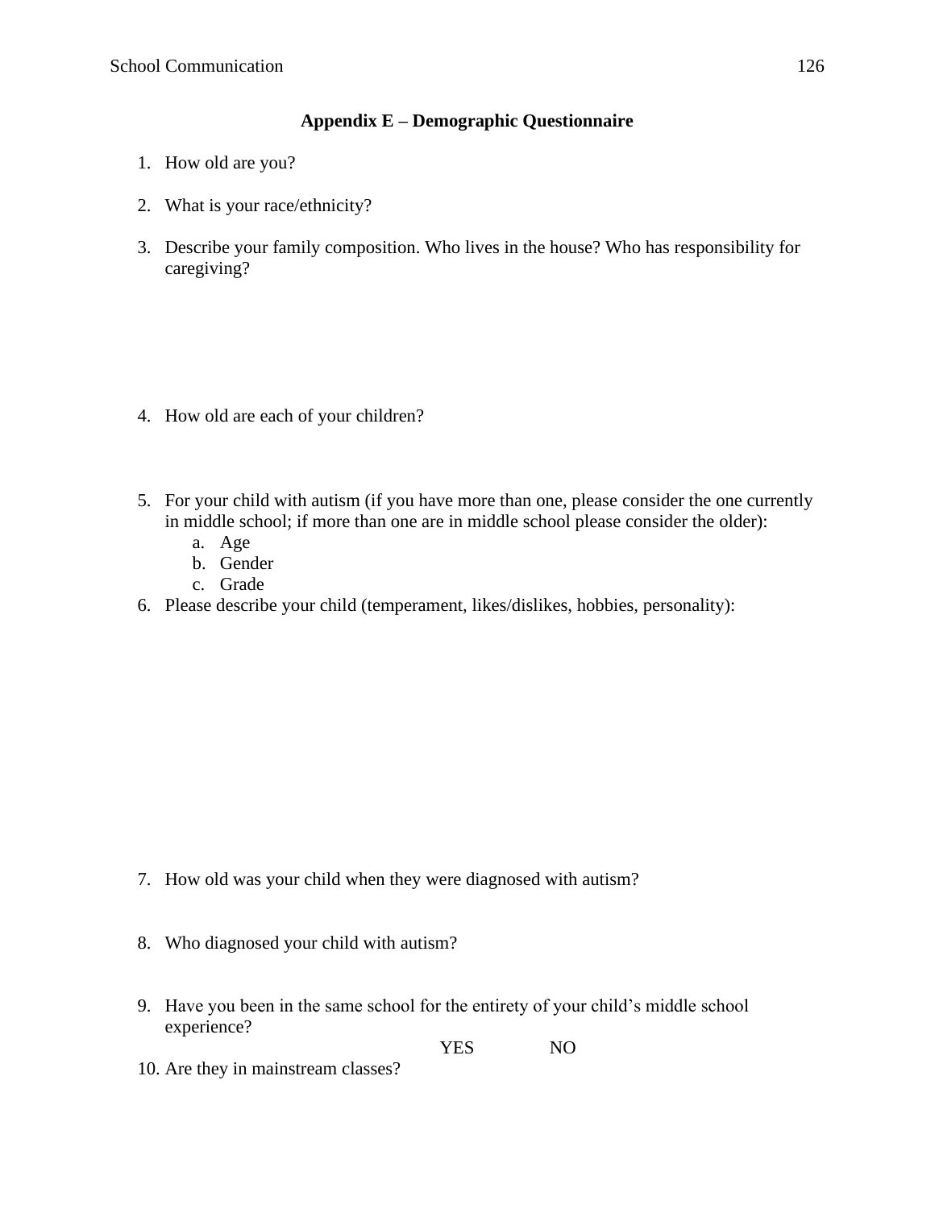**Appendix E – Demographic Questionnaire**

1. How old are you?

2. What is your race/ethnicity?

3. Describe your family composition. Who lives in the house? Who has responsibility for caregiving?

4. How old are each of your children?

5. For your child with autism (if you have more than one, please consider the one currently in middle school; if more than one are in middle school please consider the older):
   a. Age
   b. Gender
   c. Grade
6. Please describe your child (temperament, likes/dislikes, hobbies, personality):

7. How old was your child when they were diagnosed with autism?

8. Who diagnosed your child with autism?

9. Have you been in the same school for the entirety of your child's middle school experience?

   YES NO
10. Are they in mainstream classes?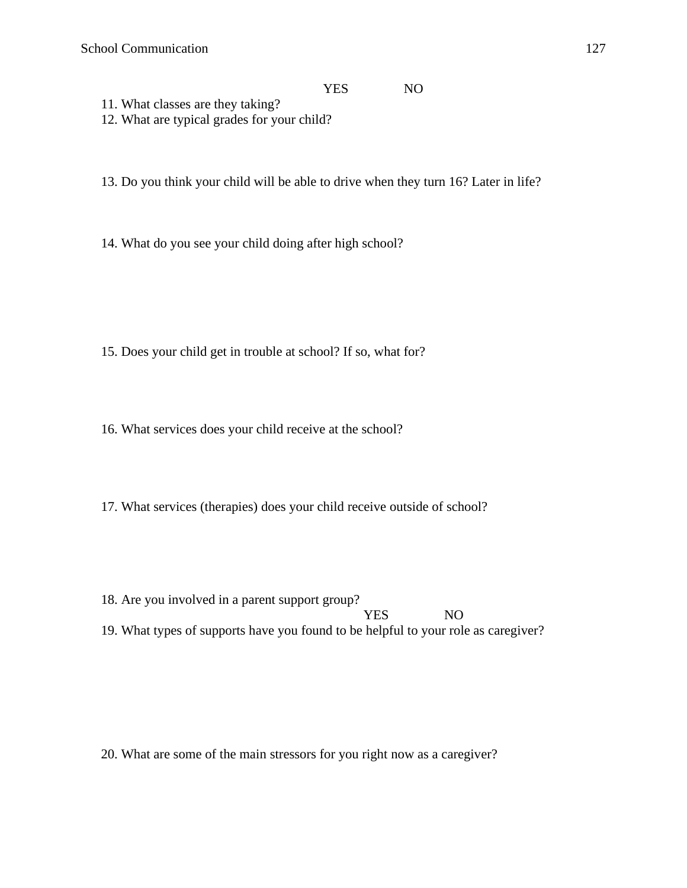YES NO

11. What classes are they taking?
12. What are typical grades for your child?

13. Do you think your child will be able to drive when they turn 16? Later in life?

14. What do you see your child doing after high school?

15. Does your child get in trouble at school? If so, what for?

16. What services does your child receive at the school?

17. What services (therapies) does your child receive outside of school?

18. Are you involved in a parent support group?

YES NO

19. What types of supports have you found to be helpful to your role as caregiver?

20. What are some of the main stressors for you right now as a caregiver?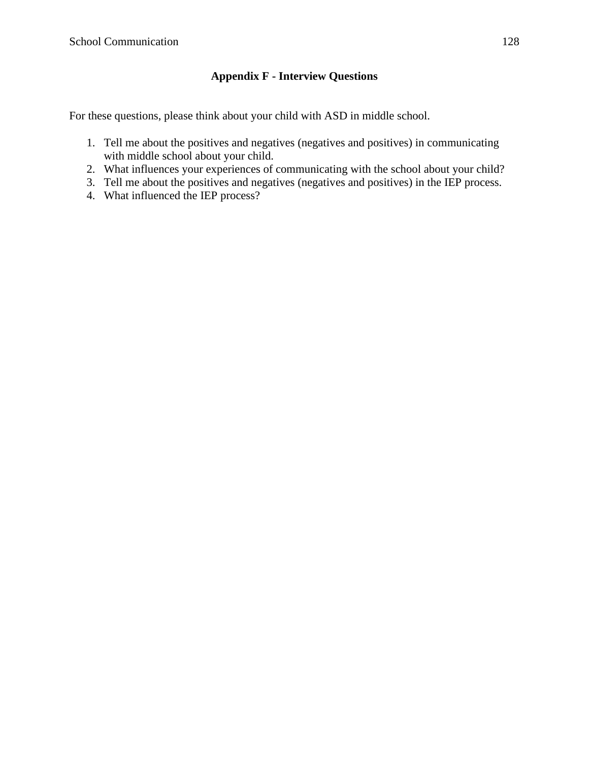## Appendix F - Interview Questions

For these questions, please think about your child with ASD in middle school.

1. Tell me about the positives and negatives (negatives and positives) in communicating with middle school about your child.
2. What influences your experiences of communicating with the school about your child?
3. Tell me about the positives and negatives (negatives and positives) in the IEP process.
4. What influenced the IEP process?